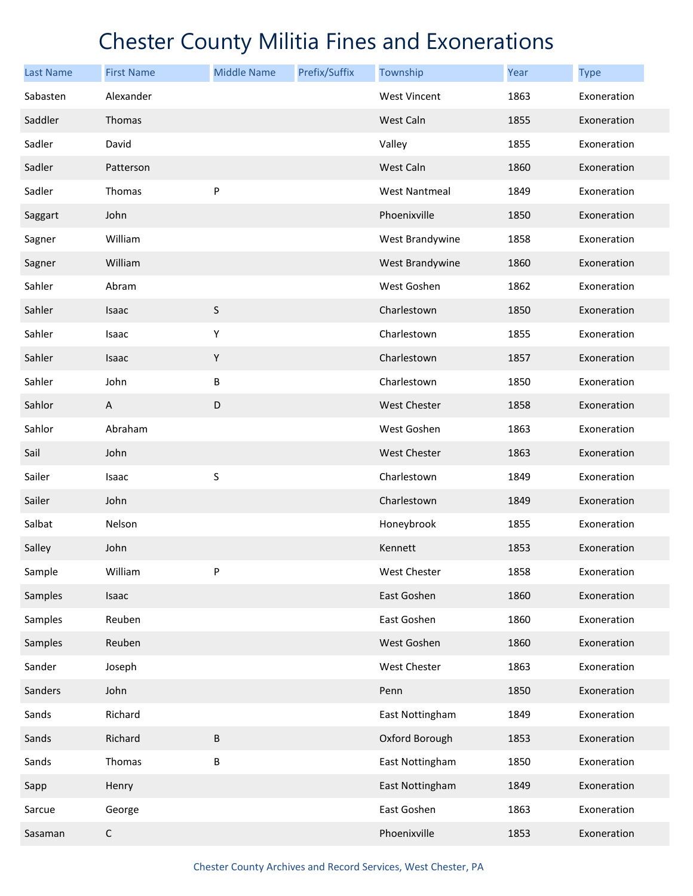# Chester County Militia Fines and Exonerations

| Last Name | First Name | Middle Name | Prefix/Suffix | Township | Year | Type |
|---|---|---|---|---|---|---|
| Sabasten | Alexander | | | West Vincent | 1863 | Exoneration |
| Saddler | Thomas | | | West Caln | 1855 | Exoneration |
| Sadler | David | | | Valley | 1855 | Exoneration |
| Sadler | Patterson | | | West Caln | 1860 | Exoneration |
| Sadler | Thomas | P | | West Nantmeal | 1849 | Exoneration |
| Saggart | John | | | Phoenixville | 1850 | Exoneration |
| Sagner | William | | | West Brandywine | 1858 | Exoneration |
| Sagner | William | | | West Brandywine | 1860 | Exoneration |
| Sahler | Abram | | | West Goshen | 1862 | Exoneration |
| Sahler | Isaac | S | | Charlestown | 1850 | Exoneration |
| Sahler | Isaac | Y | | Charlestown | 1855 | Exoneration |
| Sahler | Isaac | Y | | Charlestown | 1857 | Exoneration |
| Sahler | John | B | | Charlestown | 1850 | Exoneration |
| Sahlor | A | D | | West Chester | 1858 | Exoneration |
| Sahlor | Abraham | | | West Goshen | 1863 | Exoneration |
| Sail | John | | | West Chester | 1863 | Exoneration |
| Sailer | Isaac | S | | Charlestown | 1849 | Exoneration |
| Sailer | John | | | Charlestown | 1849 | Exoneration |
| Salbat | Nelson | | | Honeybrook | 1855 | Exoneration |
| Salley | John | | | Kennett | 1853 | Exoneration |
| Sample | William | P | | West Chester | 1858 | Exoneration |
| Samples | Isaac | | | East Goshen | 1860 | Exoneration |
| Samples | Reuben | | | East Goshen | 1860 | Exoneration |
| Samples | Reuben | | | West Goshen | 1860 | Exoneration |
| Sander | Joseph | | | West Chester | 1863 | Exoneration |
| Sanders | John | | | Penn | 1850 | Exoneration |
| Sands | Richard | | | East Nottingham | 1849 | Exoneration |
| Sands | Richard | B | | Oxford Borough | 1853 | Exoneration |
| Sands | Thomas | B | | East Nottingham | 1850 | Exoneration |
| Sapp | Henry | | | East Nottingham | 1849 | Exoneration |
| Sarcue | George | | | East Goshen | 1863 | Exoneration |
| Sasaman | C | | | Phoenixville | 1853 | Exoneration |

Chester County Archives and Record Services, West Chester, PA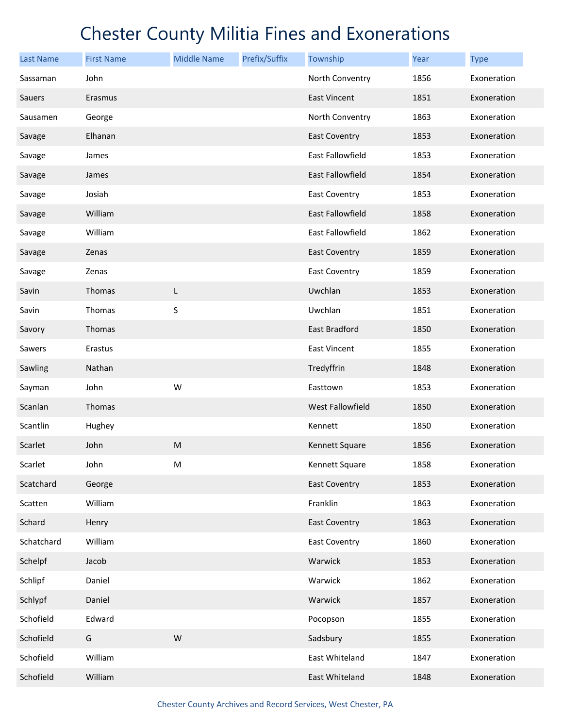# Chester County Militia Fines and Exonerations

| Last Name | First Name | Middle Name | Prefix/Suffix | Township | Year | Type |
|---|---|---|---|---|---|---|
| Sassaman | John | | | North Conventry | 1856 | Exoneration |
| Sauers | Erasmus | | | East Vincent | 1851 | Exoneration |
| Sausamen | George | | | North Conventry | 1863 | Exoneration |
| Savage | Elhanan | | | East Coventry | 1853 | Exoneration |
| Savage | James | | | East Fallowfield | 1853 | Exoneration |
| Savage | James | | | East Fallowfield | 1854 | Exoneration |
| Savage | Josiah | | | East Coventry | 1853 | Exoneration |
| Savage | William | | | East Fallowfield | 1858 | Exoneration |
| Savage | William | | | East Fallowfield | 1862 | Exoneration |
| Savage | Zenas | | | East Coventry | 1859 | Exoneration |
| Savage | Zenas | | | East Coventry | 1859 | Exoneration |
| Savin | Thomas | L | | Uwchlan | 1853 | Exoneration |
| Savin | Thomas | S | | Uwchlan | 1851 | Exoneration |
| Savory | Thomas | | | East Bradford | 1850 | Exoneration |
| Sawers | Erastus | | | East Vincent | 1855 | Exoneration |
| Sawling | Nathan | | | Tredyffrin | 1848 | Exoneration |
| Sayman | John | W | | Easttown | 1853 | Exoneration |
| Scanlan | Thomas | | | West Fallowfield | 1850 | Exoneration |
| Scantlin | Hughey | | | Kennett | 1850 | Exoneration |
| Scarlet | John | M | | Kennett Square | 1856 | Exoneration |
| Scarlet | John | M | | Kennett Square | 1858 | Exoneration |
| Scatchard | George | | | East Coventry | 1853 | Exoneration |
| Scatten | William | | | Franklin | 1863 | Exoneration |
| Schard | Henry | | | East Coventry | 1863 | Exoneration |
| Schatchard | William | | | East Coventry | 1860 | Exoneration |
| Schelpf | Jacob | | | Warwick | 1853 | Exoneration |
| Schlipf | Daniel | | | Warwick | 1862 | Exoneration |
| Schlypf | Daniel | | | Warwick | 1857 | Exoneration |
| Schofield | Edward | | | Pocopson | 1855 | Exoneration |
| Schofield | G | W | | Sadsbury | 1855 | Exoneration |
| Schofield | William | | | East Whiteland | 1847 | Exoneration |
| Schofield | William | | | East Whiteland | 1848 | Exoneration |

Chester County Archives and Record Services, West Chester, PA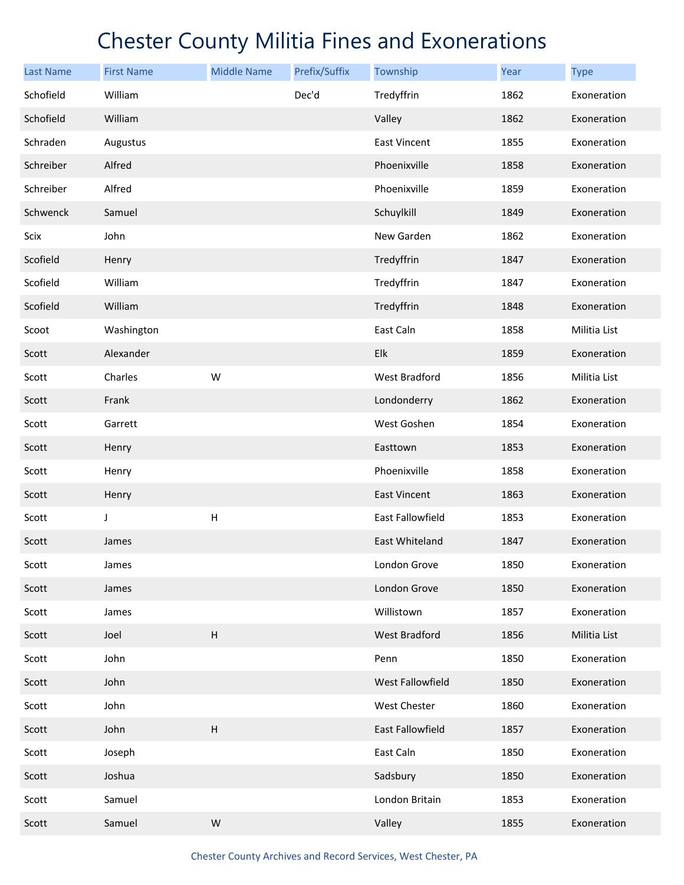# Chester County Militia Fines and Exonerations

| Last Name | First Name | Middle Name | Prefix/Suffix | Township | Year | Type |
|---|---|---|---|---|---|---|
| Schofield | William | | Dec'd | Tredyffrin | 1862 | Exoneration |
| Schofield | William | | | Valley | 1862 | Exoneration |
| Schraden | Augustus | | | East Vincent | 1855 | Exoneration |
| Schreiber | Alfred | | | Phoenixville | 1858 | Exoneration |
| Schreiber | Alfred | | | Phoenixville | 1859 | Exoneration |
| Schwenck | Samuel | | | Schuylkill | 1849 | Exoneration |
| Scix | John | | | New Garden | 1862 | Exoneration |
| Scofield | Henry | | | Tredyffrin | 1847 | Exoneration |
| Scofield | William | | | Tredyffrin | 1847 | Exoneration |
| Scofield | William | | | Tredyffrin | 1848 | Exoneration |
| Scoot | Washington | | | East Caln | 1858 | Militia List |
| Scott | Alexander | | | Elk | 1859 | Exoneration |
| Scott | Charles | W | | West Bradford | 1856 | Militia List |
| Scott | Frank | | | Londonderry | 1862 | Exoneration |
| Scott | Garrett | | | West Goshen | 1854 | Exoneration |
| Scott | Henry | | | Easttown | 1853 | Exoneration |
| Scott | Henry | | | Phoenixville | 1858 | Exoneration |
| Scott | Henry | | | East Vincent | 1863 | Exoneration |
| Scott | J | H | | East Fallowfield | 1853 | Exoneration |
| Scott | James | | | East Whiteland | 1847 | Exoneration |
| Scott | James | | | London Grove | 1850 | Exoneration |
| Scott | James | | | London Grove | 1850 | Exoneration |
| Scott | James | | | Willistown | 1857 | Exoneration |
| Scott | Joel | H | | West Bradford | 1856 | Militia List |
| Scott | John | | | Penn | 1850 | Exoneration |
| Scott | John | | | West Fallowfield | 1850 | Exoneration |
| Scott | John | | | West Chester | 1860 | Exoneration |
| Scott | John | H | | East Fallowfield | 1857 | Exoneration |
| Scott | Joseph | | | East Caln | 1850 | Exoneration |
| Scott | Joshua | | | Sadsbury | 1850 | Exoneration |
| Scott | Samuel | | | London Britain | 1853 | Exoneration |
| Scott | Samuel | W | | Valley | 1855 | Exoneration |

Chester County Archives and Record Services, West Chester, PA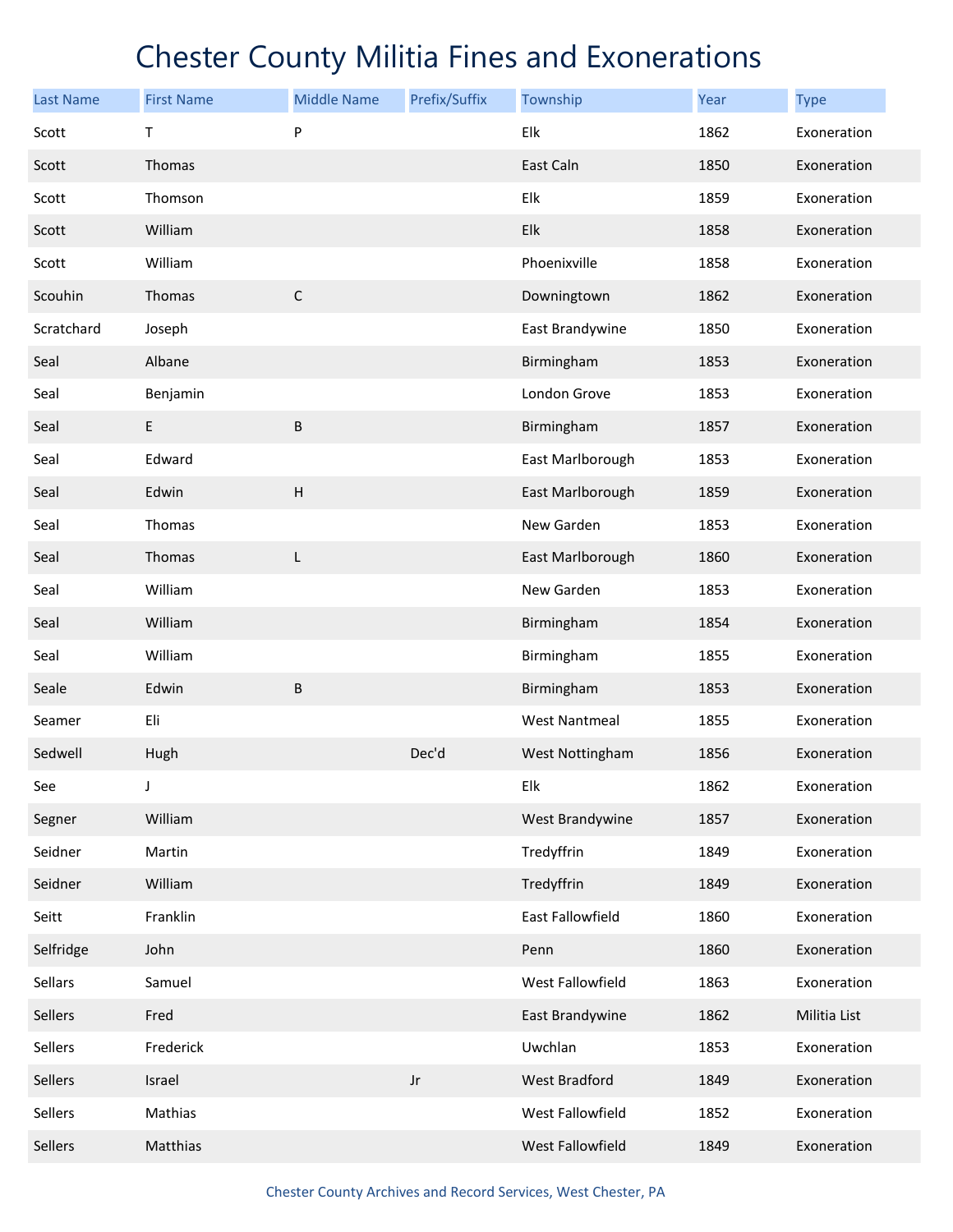# Chester County Militia Fines and Exonerations

| Last Name | First Name | Middle Name | Prefix/Suffix | Township | Year | Type |
|---|---|---|---|---|---|---|
| Scott | T | P | | Elk | 1862 | Exoneration |
| Scott | Thomas | | | East Caln | 1850 | Exoneration |
| Scott | Thomson | | | Elk | 1859 | Exoneration |
| Scott | William | | | Elk | 1858 | Exoneration |
| Scott | William | | | Phoenixville | 1858 | Exoneration |
| Scouhin | Thomas | C | | Downingtown | 1862 | Exoneration |
| Scratchard | Joseph | | | East Brandywine | 1850 | Exoneration |
| Seal | Albane | | | Birmingham | 1853 | Exoneration |
| Seal | Benjamin | | | London Grove | 1853 | Exoneration |
| Seal | E | B | | Birmingham | 1857 | Exoneration |
| Seal | Edward | | | East Marlborough | 1853 | Exoneration |
| Seal | Edwin | H | | East Marlborough | 1859 | Exoneration |
| Seal | Thomas | | | New Garden | 1853 | Exoneration |
| Seal | Thomas | L | | East Marlborough | 1860 | Exoneration |
| Seal | William | | | New Garden | 1853 | Exoneration |
| Seal | William | | | Birmingham | 1854 | Exoneration |
| Seal | William | | | Birmingham | 1855 | Exoneration |
| Seale | Edwin | B | | Birmingham | 1853 | Exoneration |
| Seamer | Eli | | | West Nantmeal | 1855 | Exoneration |
| Sedwell | Hugh | | Dec'd | West Nottingham | 1856 | Exoneration |
| See | J | | | Elk | 1862 | Exoneration |
| Segner | William | | | West Brandywine | 1857 | Exoneration |
| Seidner | Martin | | | Tredyffrin | 1849 | Exoneration |
| Seidner | William | | | Tredyffrin | 1849 | Exoneration |
| Seitt | Franklin | | | East Fallowfield | 1860 | Exoneration |
| Selfridge | John | | | Penn | 1860 | Exoneration |
| Sellars | Samuel | | | West Fallowfield | 1863 | Exoneration |
| Sellers | Fred | | | East Brandywine | 1862 | Militia List |
| Sellers | Frederick | | | Uwchlan | 1853 | Exoneration |
| Sellers | Israel | | Jr | West Bradford | 1849 | Exoneration |
| Sellers | Mathias | | | West Fallowfield | 1852 | Exoneration |
| Sellers | Matthias | | | West Fallowfield | 1849 | Exoneration |

Chester County Archives and Record Services, West Chester, PA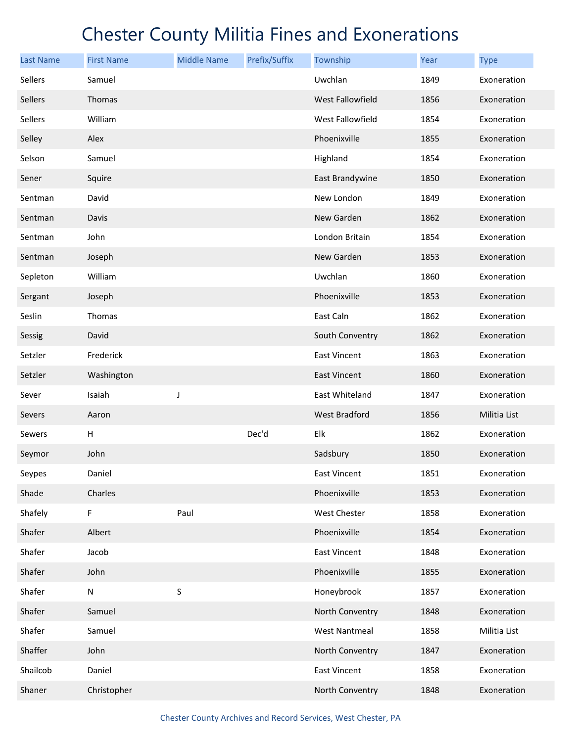# Chester County Militia Fines and Exonerations

| Last Name | First Name | Middle Name | Prefix/Suffix | Township | Year | Type |
|---|---|---|---|---|---|---|
| Sellers | Samuel | | | Uwchlan | 1849 | Exoneration |
| Sellers | Thomas | | | West Fallowfield | 1856 | Exoneration |
| Sellers | William | | | West Fallowfield | 1854 | Exoneration |
| Selley | Alex | | | Phoenixville | 1855 | Exoneration |
| Selson | Samuel | | | Highland | 1854 | Exoneration |
| Sener | Squire | | | East Brandywine | 1850 | Exoneration |
| Sentman | David | | | New London | 1849 | Exoneration |
| Sentman | Davis | | | New Garden | 1862 | Exoneration |
| Sentman | John | | | London Britain | 1854 | Exoneration |
| Sentman | Joseph | | | New Garden | 1853 | Exoneration |
| Sepleton | William | | | Uwchlan | 1860 | Exoneration |
| Sergant | Joseph | | | Phoenixville | 1853 | Exoneration |
| Seslin | Thomas | | | East Caln | 1862 | Exoneration |
| Sessig | David | | | South Conventry | 1862 | Exoneration |
| Setzler | Frederick | | | East Vincent | 1863 | Exoneration |
| Setzler | Washington | | | East Vincent | 1860 | Exoneration |
| Sever | Isaiah | J | | East Whiteland | 1847 | Exoneration |
| Severs | Aaron | | | West Bradford | 1856 | Militia List |
| Sewers | H | | Dec'd | Elk | 1862 | Exoneration |
| Seymor | John | | | Sadsbury | 1850 | Exoneration |
| Seypes | Daniel | | | East Vincent | 1851 | Exoneration |
| Shade | Charles | | | Phoenixville | 1853 | Exoneration |
| Shafely | F | Paul | | West Chester | 1858 | Exoneration |
| Shafer | Albert | | | Phoenixville | 1854 | Exoneration |
| Shafer | Jacob | | | East Vincent | 1848 | Exoneration |
| Shafer | John | | | Phoenixville | 1855 | Exoneration |
| Shafer | N | S | | Honeybrook | 1857 | Exoneration |
| Shafer | Samuel | | | North Conventry | 1848 | Exoneration |
| Shafer | Samuel | | | West Nantmeal | 1858 | Militia List |
| Shaffer | John | | | North Conventry | 1847 | Exoneration |
| Shailcob | Daniel | | | East Vincent | 1858 | Exoneration |
| Shaner | Christopher | | | North Conventry | 1848 | Exoneration |

Chester County Archives and Record Services, West Chester, PA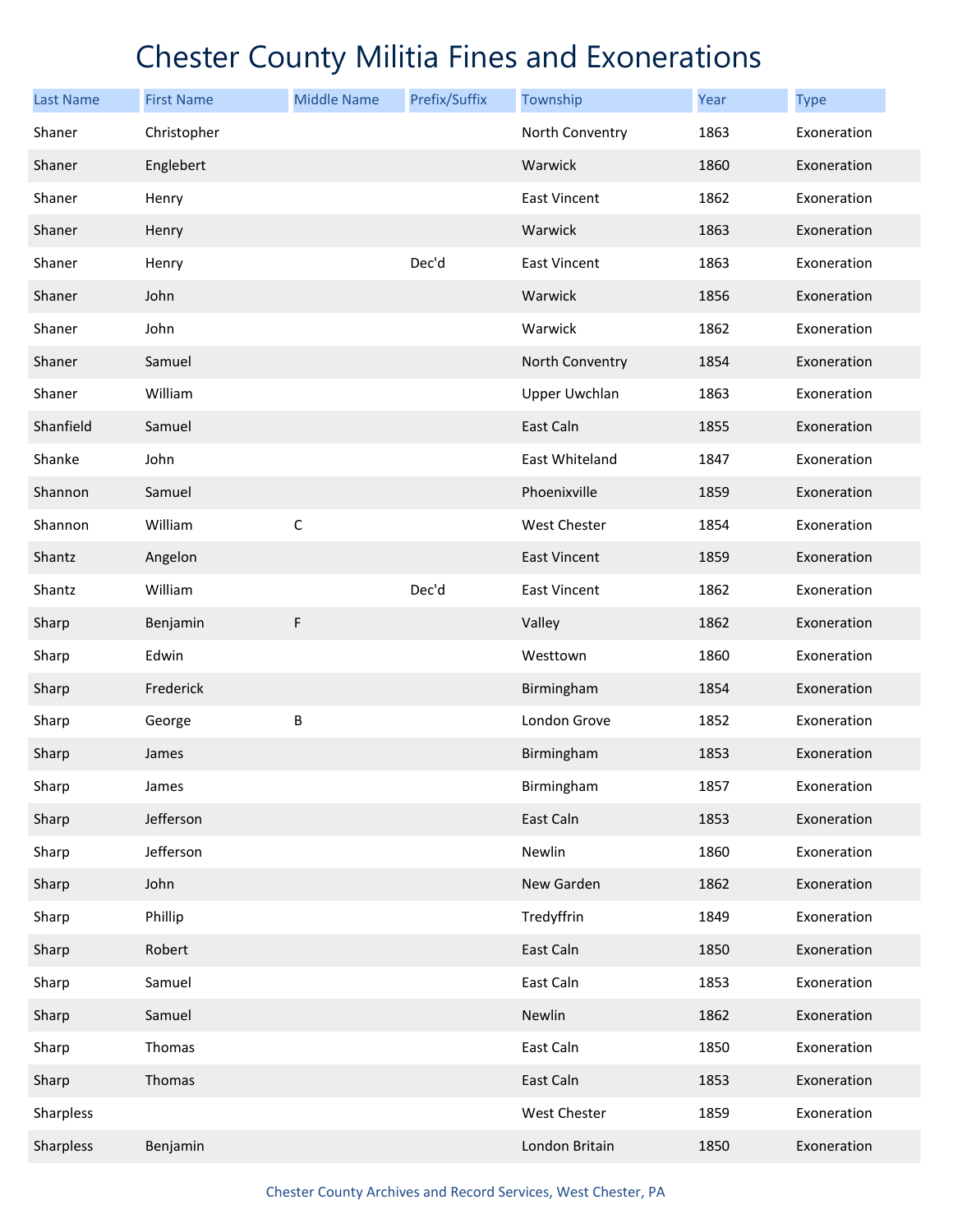# Chester County Militia Fines and Exonerations

| Last Name | First Name | Middle Name | Prefix/Suffix | Township | Year | Type |
|---|---|---|---|---|---|---|
| Shaner | Christopher | | | North Conventry | 1863 | Exoneration |
| Shaner | Englebert | | | Warwick | 1860 | Exoneration |
| Shaner | Henry | | | East Vincent | 1862 | Exoneration |
| Shaner | Henry | | | Warwick | 1863 | Exoneration |
| Shaner | Henry | | Dec'd | East Vincent | 1863 | Exoneration |
| Shaner | John | | | Warwick | 1856 | Exoneration |
| Shaner | John | | | Warwick | 1862 | Exoneration |
| Shaner | Samuel | | | North Conventry | 1854 | Exoneration |
| Shaner | William | | | Upper Uwchlan | 1863 | Exoneration |
| Shanfield | Samuel | | | East Caln | 1855 | Exoneration |
| Shanke | John | | | East Whiteland | 1847 | Exoneration |
| Shannon | Samuel | | | Phoenixville | 1859 | Exoneration |
| Shannon | William | C | | West Chester | 1854 | Exoneration |
| Shantz | Angelon | | | East Vincent | 1859 | Exoneration |
| Shantz | William | | Dec'd | East Vincent | 1862 | Exoneration |
| Sharp | Benjamin | F | | Valley | 1862 | Exoneration |
| Sharp | Edwin | | | Westtown | 1860 | Exoneration |
| Sharp | Frederick | | | Birmingham | 1854 | Exoneration |
| Sharp | George | B | | London Grove | 1852 | Exoneration |
| Sharp | James | | | Birmingham | 1853 | Exoneration |
| Sharp | James | | | Birmingham | 1857 | Exoneration |
| Sharp | Jefferson | | | East Caln | 1853 | Exoneration |
| Sharp | Jefferson | | | Newlin | 1860 | Exoneration |
| Sharp | John | | | New Garden | 1862 | Exoneration |
| Sharp | Phillip | | | Tredyffrin | 1849 | Exoneration |
| Sharp | Robert | | | East Caln | 1850 | Exoneration |
| Sharp | Samuel | | | East Caln | 1853 | Exoneration |
| Sharp | Samuel | | | Newlin | 1862 | Exoneration |
| Sharp | Thomas | | | East Caln | 1850 | Exoneration |
| Sharp | Thomas | | | East Caln | 1853 | Exoneration |
| Sharpless | | | | West Chester | 1859 | Exoneration |
| Sharpless | Benjamin | | | London Britain | 1850 | Exoneration |

Chester County Archives and Record Services, West Chester, PA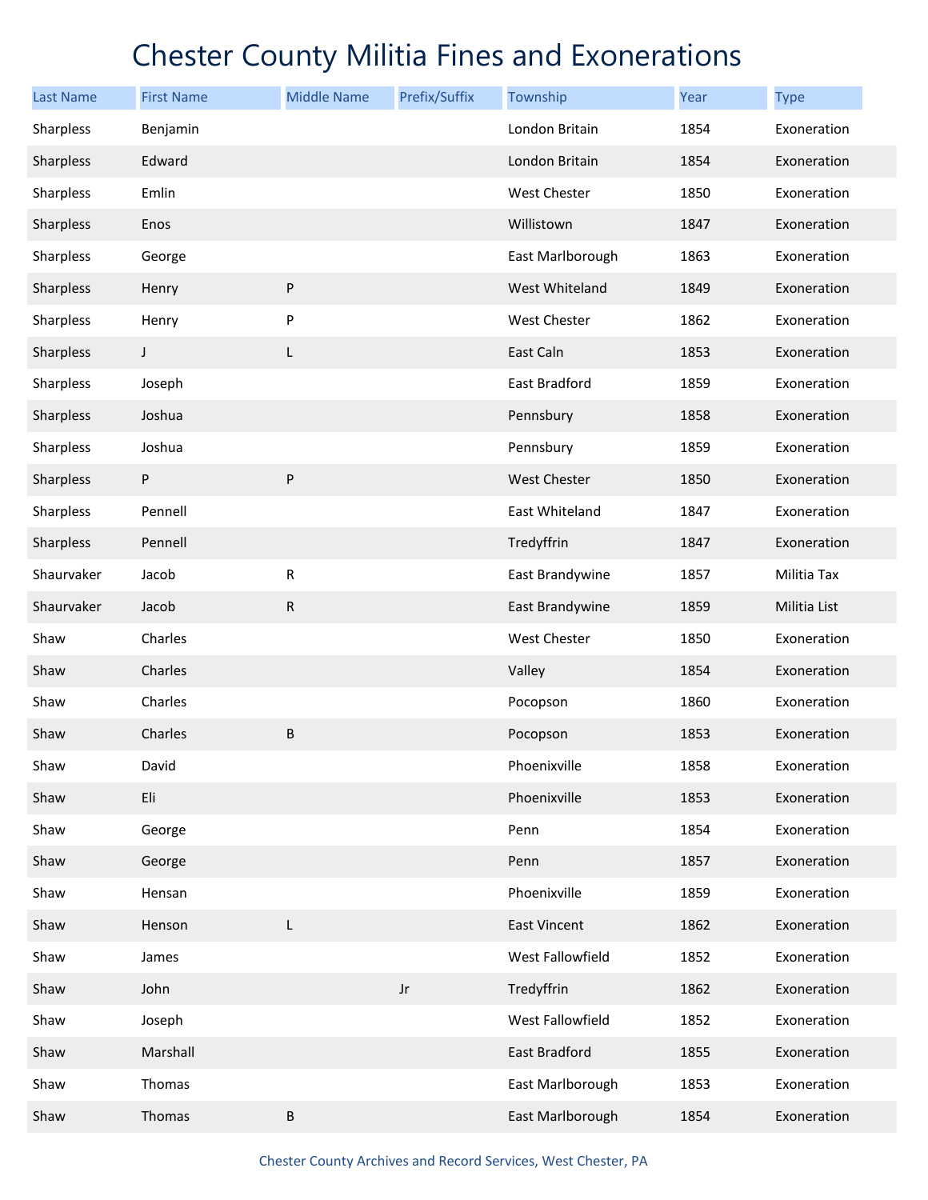# Chester County Militia Fines and Exonerations

| Last Name | First Name | Middle Name | Prefix/Suffix | Township | Year | Type |
|---|---|---|---|---|---|---|
| Sharpless | Benjamin | | | London Britain | 1854 | Exoneration |
| Sharpless | Edward | | | London Britain | 1854 | Exoneration |
| Sharpless | Emlin | | | West Chester | 1850 | Exoneration |
| Sharpless | Enos | | | Willistown | 1847 | Exoneration |
| Sharpless | George | | | East Marlborough | 1863 | Exoneration |
| Sharpless | Henry | P | | West Whiteland | 1849 | Exoneration |
| Sharpless | Henry | P | | West Chester | 1862 | Exoneration |
| Sharpless | J | L | | East Caln | 1853 | Exoneration |
| Sharpless | Joseph | | | East Bradford | 1859 | Exoneration |
| Sharpless | Joshua | | | Pennsbury | 1858 | Exoneration |
| Sharpless | Joshua | | | Pennsbury | 1859 | Exoneration |
| Sharpless | P | P | | West Chester | 1850 | Exoneration |
| Sharpless | Pennell | | | East Whiteland | 1847 | Exoneration |
| Sharpless | Pennell | | | Tredyffrin | 1847 | Exoneration |
| Shaurvaker | Jacob | R | | East Brandywine | 1857 | Militia Tax |
| Shaurvaker | Jacob | R | | East Brandywine | 1859 | Militia List |
| Shaw | Charles | | | West Chester | 1850 | Exoneration |
| Shaw | Charles | | | Valley | 1854 | Exoneration |
| Shaw | Charles | | | Pocopson | 1860 | Exoneration |
| Shaw | Charles | B | | Pocopson | 1853 | Exoneration |
| Shaw | David | | | Phoenixville | 1858 | Exoneration |
| Shaw | Eli | | | Phoenixville | 1853 | Exoneration |
| Shaw | George | | | Penn | 1854 | Exoneration |
| Shaw | George | | | Penn | 1857 | Exoneration |
| Shaw | Hensan | | | Phoenixville | 1859 | Exoneration |
| Shaw | Henson | L | | East Vincent | 1862 | Exoneration |
| Shaw | James | | | West Fallowfield | 1852 | Exoneration |
| Shaw | John | | Jr | Tredyffrin | 1862 | Exoneration |
| Shaw | Joseph | | | West Fallowfield | 1852 | Exoneration |
| Shaw | Marshall | | | East Bradford | 1855 | Exoneration |
| Shaw | Thomas | | | East Marlborough | 1853 | Exoneration |
| Shaw | Thomas | B | | East Marlborough | 1854 | Exoneration |

Chester County Archives and Record Services, West Chester, PA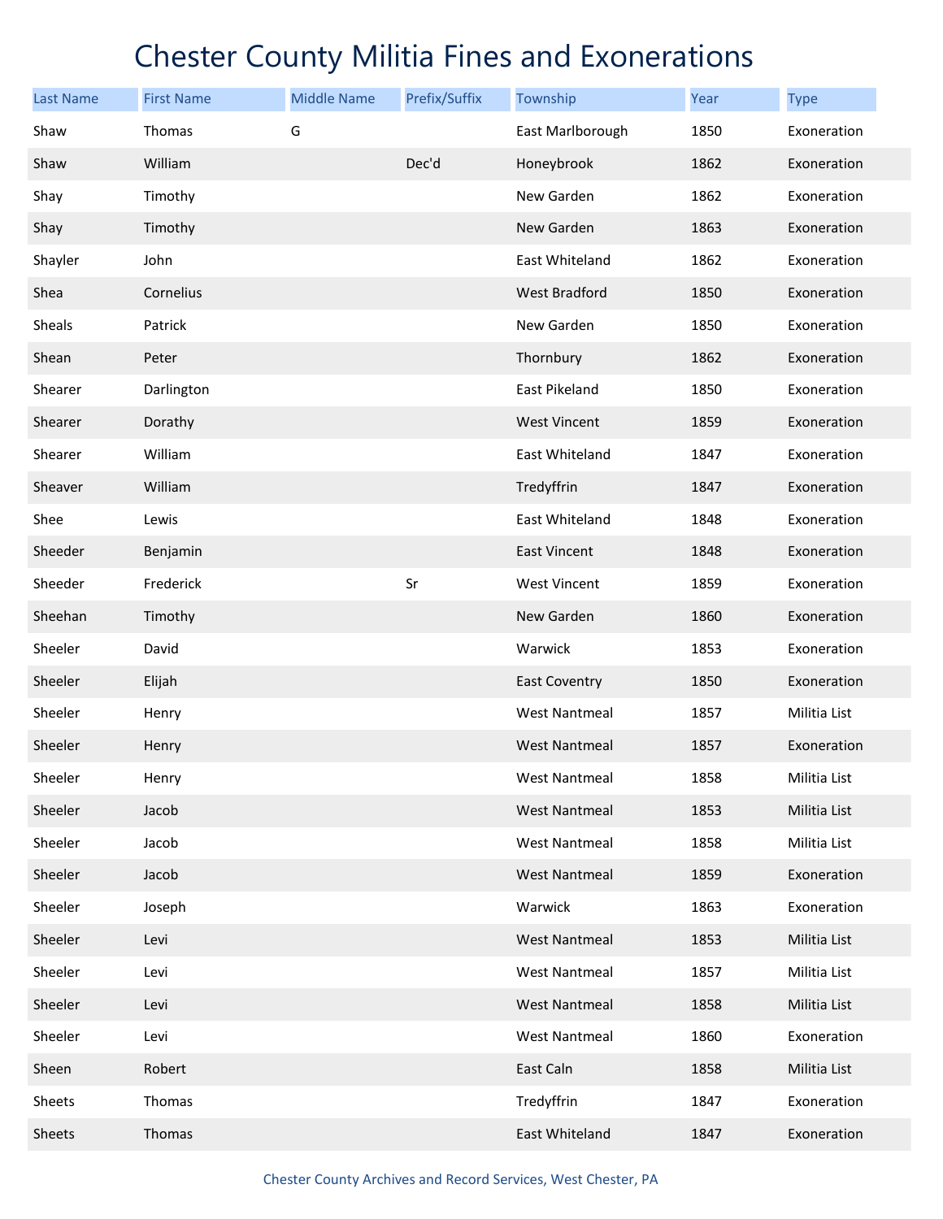# Chester County Militia Fines and Exonerations

| Last Name | First Name | Middle Name | Prefix/Suffix | Township | Year | Type |
|---|---|---|---|---|---|---|
| Shaw | Thomas | G | | East Marlborough | 1850 | Exoneration |
| Shaw | William | | Dec'd | Honeybrook | 1862 | Exoneration |
| Shay | Timothy | | | New Garden | 1862 | Exoneration |
| Shay | Timothy | | | New Garden | 1863 | Exoneration |
| Shayler | John | | | East Whiteland | 1862 | Exoneration |
| Shea | Cornelius | | | West Bradford | 1850 | Exoneration |
| Sheals | Patrick | | | New Garden | 1850 | Exoneration |
| Shean | Peter | | | Thornbury | 1862 | Exoneration |
| Shearer | Darlington | | | East Pikeland | 1850 | Exoneration |
| Shearer | Dorathy | | | West Vincent | 1859 | Exoneration |
| Shearer | William | | | East Whiteland | 1847 | Exoneration |
| Sheaver | William | | | Tredyffrin | 1847 | Exoneration |
| Shee | Lewis | | | East Whiteland | 1848 | Exoneration |
| Sheeder | Benjamin | | | East Vincent | 1848 | Exoneration |
| Sheeder | Frederick | | Sr | West Vincent | 1859 | Exoneration |
| Sheehan | Timothy | | | New Garden | 1860 | Exoneration |
| Sheeler | David | | | Warwick | 1853 | Exoneration |
| Sheeler | Elijah | | | East Coventry | 1850 | Exoneration |
| Sheeler | Henry | | | West Nantmeal | 1857 | Militia List |
| Sheeler | Henry | | | West Nantmeal | 1857 | Exoneration |
| Sheeler | Henry | | | West Nantmeal | 1858 | Militia List |
| Sheeler | Jacob | | | West Nantmeal | 1853 | Militia List |
| Sheeler | Jacob | | | West Nantmeal | 1858 | Militia List |
| Sheeler | Jacob | | | West Nantmeal | 1859 | Exoneration |
| Sheeler | Joseph | | | Warwick | 1863 | Exoneration |
| Sheeler | Levi | | | West Nantmeal | 1853 | Militia List |
| Sheeler | Levi | | | West Nantmeal | 1857 | Militia List |
| Sheeler | Levi | | | West Nantmeal | 1858 | Militia List |
| Sheeler | Levi | | | West Nantmeal | 1860 | Exoneration |
| Sheen | Robert | | | East Caln | 1858 | Militia List |
| Sheets | Thomas | | | Tredyffrin | 1847 | Exoneration |
| Sheets | Thomas | | | East Whiteland | 1847 | Exoneration |

Chester County Archives and Record Services, West Chester, PA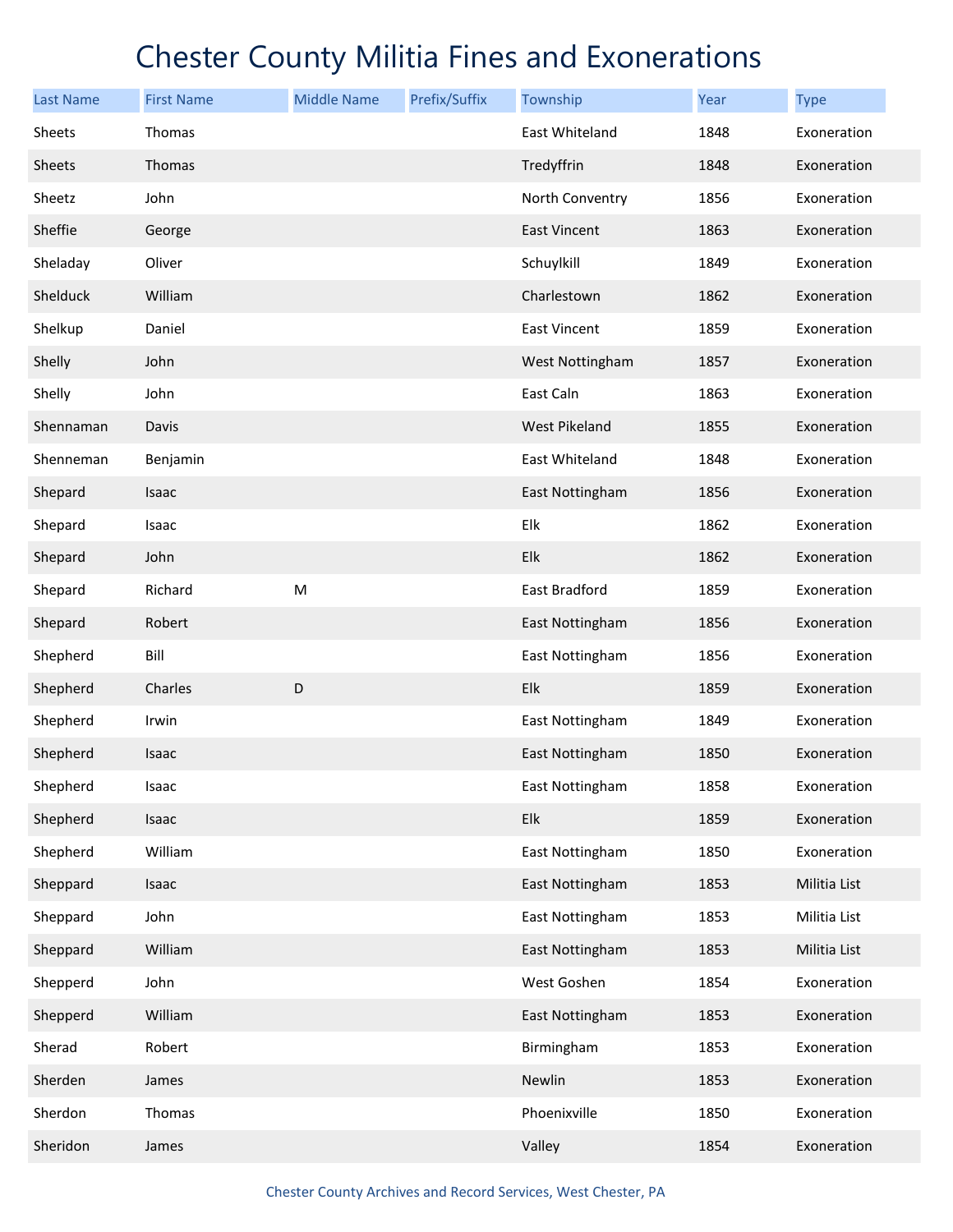# Chester County Militia Fines and Exonerations

| Last Name | First Name | Middle Name | Prefix/Suffix | Township | Year | Type |
|---|---|---|---|---|---|---|
| Sheets | Thomas | | | East Whiteland | 1848 | Exoneration |
| Sheets | Thomas | | | Tredyffrin | 1848 | Exoneration |
| Sheetz | John | | | North Conventry | 1856 | Exoneration |
| Sheffie | George | | | East Vincent | 1863 | Exoneration |
| Sheladay | Oliver | | | Schuylkill | 1849 | Exoneration |
| Shelduck | William | | | Charlestown | 1862 | Exoneration |
| Shelkup | Daniel | | | East Vincent | 1859 | Exoneration |
| Shelly | John | | | West Nottingham | 1857 | Exoneration |
| Shelly | John | | | East Caln | 1863 | Exoneration |
| Shennaman | Davis | | | West Pikeland | 1855 | Exoneration |
| Shenneman | Benjamin | | | East Whiteland | 1848 | Exoneration |
| Shepard | Isaac | | | East Nottingham | 1856 | Exoneration |
| Shepard | Isaac | | | Elk | 1862 | Exoneration |
| Shepard | John | | | Elk | 1862 | Exoneration |
| Shepard | Richard | M | | East Bradford | 1859 | Exoneration |
| Shepard | Robert | | | East Nottingham | 1856 | Exoneration |
| Shepherd | Bill | | | East Nottingham | 1856 | Exoneration |
| Shepherd | Charles | D | | Elk | 1859 | Exoneration |
| Shepherd | Irwin | | | East Nottingham | 1849 | Exoneration |
| Shepherd | Isaac | | | East Nottingham | 1850 | Exoneration |
| Shepherd | Isaac | | | East Nottingham | 1858 | Exoneration |
| Shepherd | Isaac | | | Elk | 1859 | Exoneration |
| Shepherd | William | | | East Nottingham | 1850 | Exoneration |
| Sheppard | Isaac | | | East Nottingham | 1853 | Militia List |
| Sheppard | John | | | East Nottingham | 1853 | Militia List |
| Sheppard | William | | | East Nottingham | 1853 | Militia List |
| Shepperd | John | | | West Goshen | 1854 | Exoneration |
| Shepperd | William | | | East Nottingham | 1853 | Exoneration |
| Sherad | Robert | | | Birmingham | 1853 | Exoneration |
| Sherden | James | | | Newlin | 1853 | Exoneration |
| Sherdon | Thomas | | | Phoenixville | 1850 | Exoneration |
| Sheridon | James | | | Valley | 1854 | Exoneration |

Chester County Archives and Record Services, West Chester, PA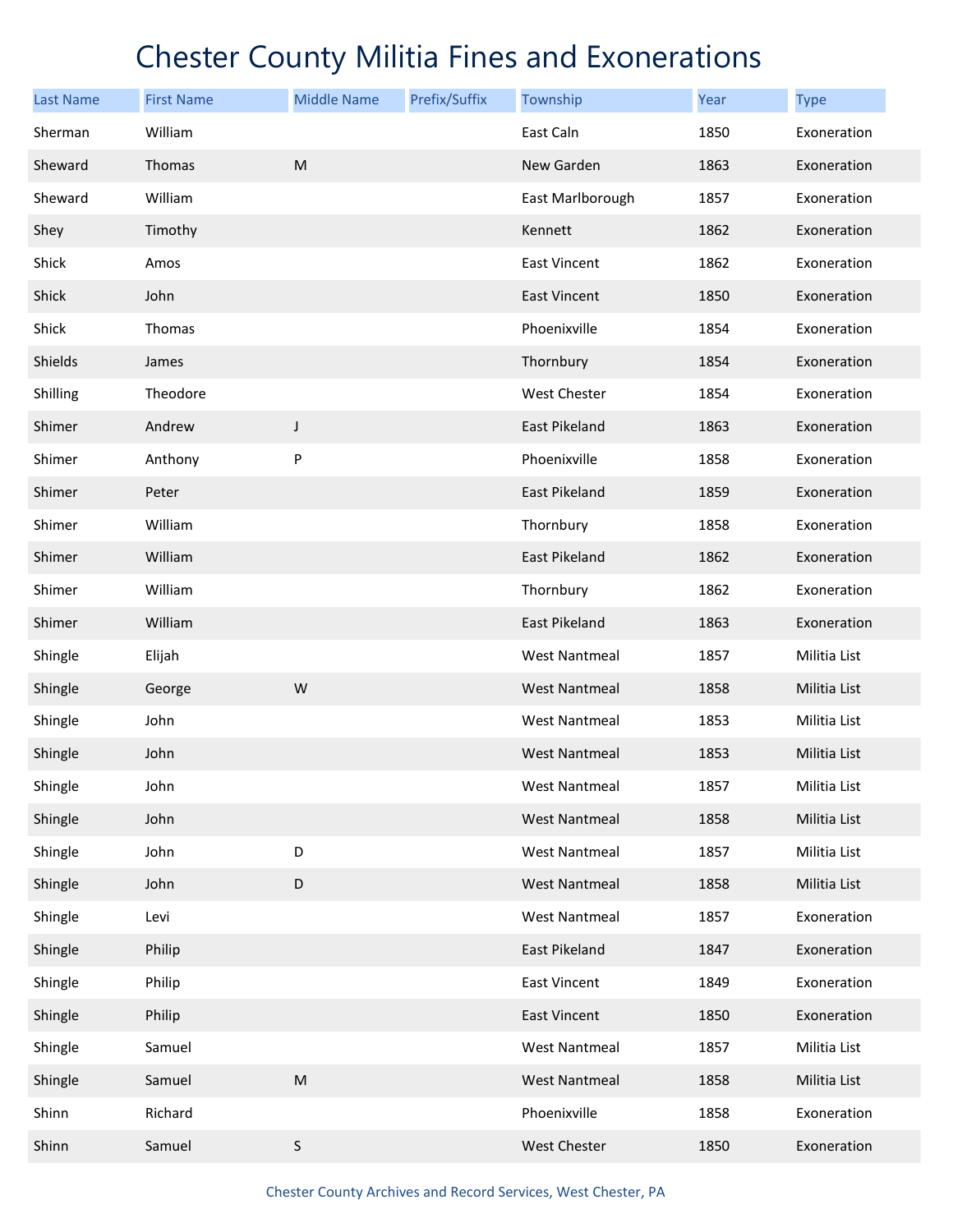# Chester County Militia Fines and Exonerations

| Last Name | First Name | Middle Name | Prefix/Suffix | Township | Year | Type |
|---|---|---|---|---|---|---|
| Sherman | William | | | East Caln | 1850 | Exoneration |
| Sheward | Thomas | M | | New Garden | 1863 | Exoneration |
| Sheward | William | | | East Marlborough | 1857 | Exoneration |
| Shey | Timothy | | | Kennett | 1862 | Exoneration |
| Shick | Amos | | | East Vincent | 1862 | Exoneration |
| Shick | John | | | East Vincent | 1850 | Exoneration |
| Shick | Thomas | | | Phoenixville | 1854 | Exoneration |
| Shields | James | | | Thornbury | 1854 | Exoneration |
| Shilling | Theodore | | | West Chester | 1854 | Exoneration |
| Shimer | Andrew | J | | East Pikeland | 1863 | Exoneration |
| Shimer | Anthony | P | | Phoenixville | 1858 | Exoneration |
| Shimer | Peter | | | East Pikeland | 1859 | Exoneration |
| Shimer | William | | | Thornbury | 1858 | Exoneration |
| Shimer | William | | | East Pikeland | 1862 | Exoneration |
| Shimer | William | | | Thornbury | 1862 | Exoneration |
| Shimer | William | | | East Pikeland | 1863 | Exoneration |
| Shingle | Elijah | | | West Nantmeal | 1857 | Militia List |
| Shingle | George | W | | West Nantmeal | 1858 | Militia List |
| Shingle | John | | | West Nantmeal | 1853 | Militia List |
| Shingle | John | | | West Nantmeal | 1853 | Militia List |
| Shingle | John | | | West Nantmeal | 1857 | Militia List |
| Shingle | John | | | West Nantmeal | 1858 | Militia List |
| Shingle | John | D | | West Nantmeal | 1857 | Militia List |
| Shingle | John | D | | West Nantmeal | 1858 | Militia List |
| Shingle | Levi | | | West Nantmeal | 1857 | Exoneration |
| Shingle | Philip | | | East Pikeland | 1847 | Exoneration |
| Shingle | Philip | | | East Vincent | 1849 | Exoneration |
| Shingle | Philip | | | East Vincent | 1850 | Exoneration |
| Shingle | Samuel | | | West Nantmeal | 1857 | Militia List |
| Shingle | Samuel | M | | West Nantmeal | 1858 | Militia List |
| Shinn | Richard | | | Phoenixville | 1858 | Exoneration |
| Shinn | Samuel | S | | West Chester | 1850 | Exoneration |

Chester County Archives and Record Services, West Chester, PA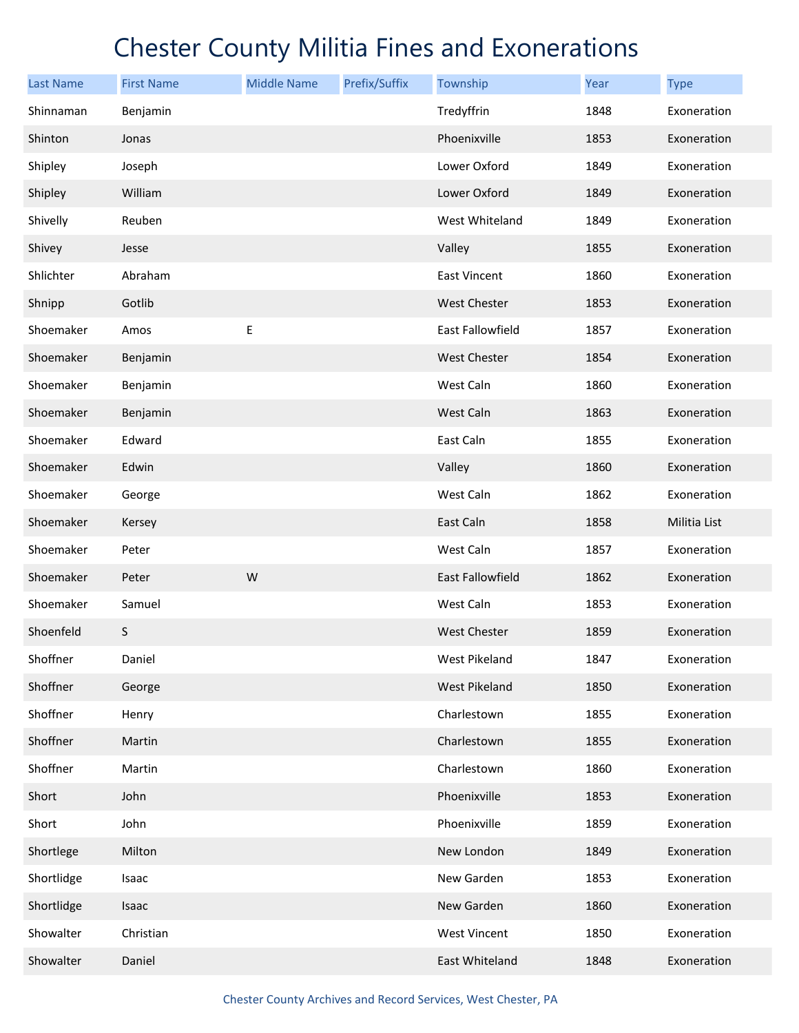# Chester County Militia Fines and Exonerations

| Last Name | First Name | Middle Name | Prefix/Suffix | Township | Year | Type |
|---|---|---|---|---|---|---|
| Shinnaman | Benjamin | | | Tredyffrin | 1848 | Exoneration |
| Shinton | Jonas | | | Phoenixville | 1853 | Exoneration |
| Shipley | Joseph | | | Lower Oxford | 1849 | Exoneration |
| Shipley | William | | | Lower Oxford | 1849 | Exoneration |
| Shivelly | Reuben | | | West Whiteland | 1849 | Exoneration |
| Shivey | Jesse | | | Valley | 1855 | Exoneration |
| Shlichter | Abraham | | | East Vincent | 1860 | Exoneration |
| Shnipp | Gotlib | | | West Chester | 1853 | Exoneration |
| Shoemaker | Amos | E | | East Fallowfield | 1857 | Exoneration |
| Shoemaker | Benjamin | | | West Chester | 1854 | Exoneration |
| Shoemaker | Benjamin | | | West Caln | 1860 | Exoneration |
| Shoemaker | Benjamin | | | West Caln | 1863 | Exoneration |
| Shoemaker | Edward | | | East Caln | 1855 | Exoneration |
| Shoemaker | Edwin | | | Valley | 1860 | Exoneration |
| Shoemaker | George | | | West Caln | 1862 | Exoneration |
| Shoemaker | Kersey | | | East Caln | 1858 | Militia List |
| Shoemaker | Peter | | | West Caln | 1857 | Exoneration |
| Shoemaker | Peter | W | | East Fallowfield | 1862 | Exoneration |
| Shoemaker | Samuel | | | West Caln | 1853 | Exoneration |
| Shoenfeld | S | | | West Chester | 1859 | Exoneration |
| Shoffner | Daniel | | | West Pikeland | 1847 | Exoneration |
| Shoffner | George | | | West Pikeland | 1850 | Exoneration |
| Shoffner | Henry | | | Charlestown | 1855 | Exoneration |
| Shoffner | Martin | | | Charlestown | 1855 | Exoneration |
| Shoffner | Martin | | | Charlestown | 1860 | Exoneration |
| Short | John | | | Phoenixville | 1853 | Exoneration |
| Short | John | | | Phoenixville | 1859 | Exoneration |
| Shortlege | Milton | | | New London | 1849 | Exoneration |
| Shortlidge | Isaac | | | New Garden | 1853 | Exoneration |
| Shortlidge | Isaac | | | New Garden | 1860 | Exoneration |
| Showalter | Christian | | | West Vincent | 1850 | Exoneration |
| Showalter | Daniel | | | East Whiteland | 1848 | Exoneration |

Chester County Archives and Record Services, West Chester, PA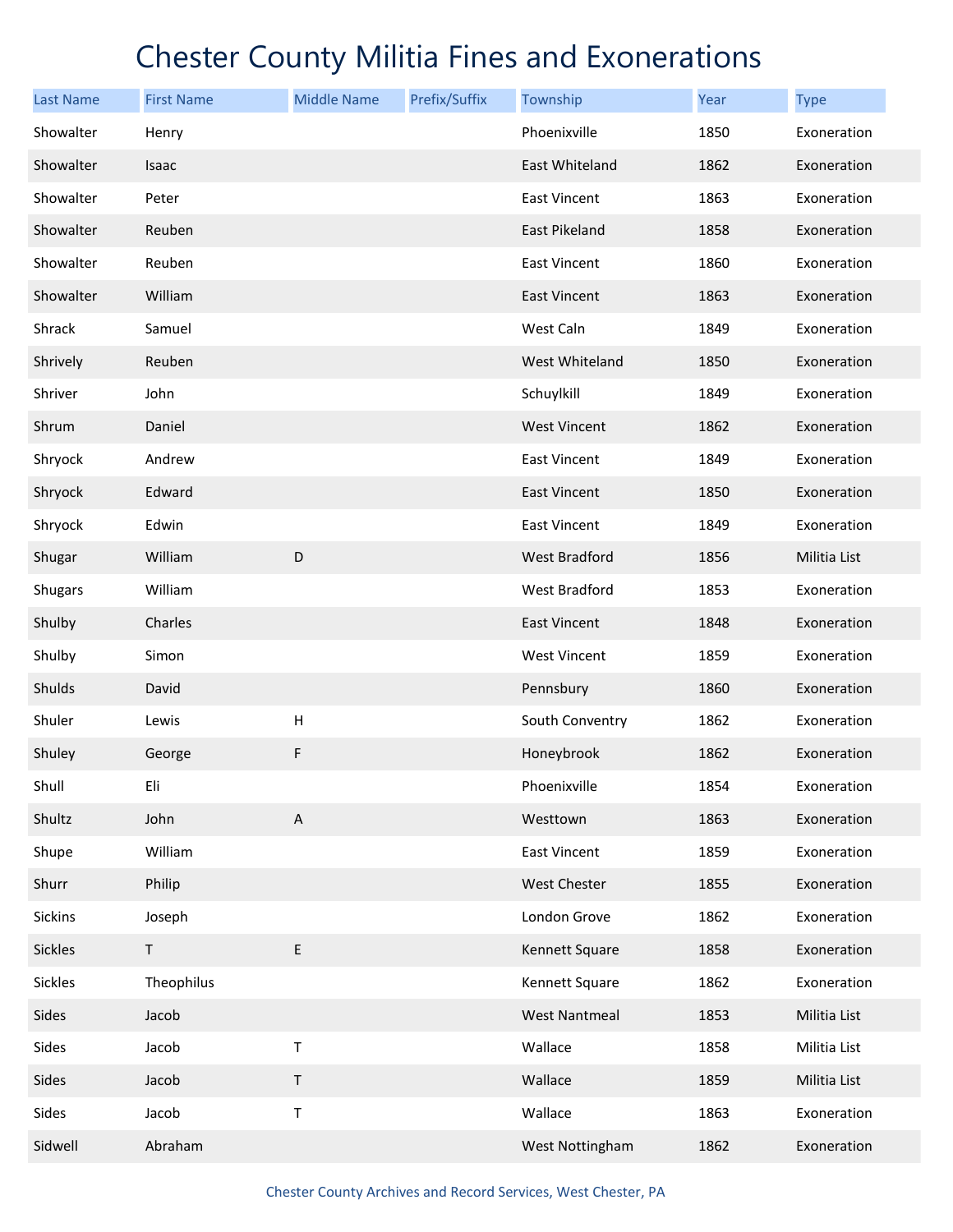# Chester County Militia Fines and Exonerations

| Last Name | First Name | Middle Name | Prefix/Suffix | Township | Year | Type |
|---|---|---|---|---|---|---|
| Showalter | Henry | | | Phoenixville | 1850 | Exoneration |
| Showalter | Isaac | | | East Whiteland | 1862 | Exoneration |
| Showalter | Peter | | | East Vincent | 1863 | Exoneration |
| Showalter | Reuben | | | East Pikeland | 1858 | Exoneration |
| Showalter | Reuben | | | East Vincent | 1860 | Exoneration |
| Showalter | William | | | East Vincent | 1863 | Exoneration |
| Shrack | Samuel | | | West Caln | 1849 | Exoneration |
| Shrively | Reuben | | | West Whiteland | 1850 | Exoneration |
| Shriver | John | | | Schuylkill | 1849 | Exoneration |
| Shrum | Daniel | | | West Vincent | 1862 | Exoneration |
| Shryock | Andrew | | | East Vincent | 1849 | Exoneration |
| Shryock | Edward | | | East Vincent | 1850 | Exoneration |
| Shryock | Edwin | | | East Vincent | 1849 | Exoneration |
| Shugar | William | D | | West Bradford | 1856 | Militia List |
| Shugars | William | | | West Bradford | 1853 | Exoneration |
| Shulby | Charles | | | East Vincent | 1848 | Exoneration |
| Shulby | Simon | | | West Vincent | 1859 | Exoneration |
| Shulds | David | | | Pennsbury | 1860 | Exoneration |
| Shuler | Lewis | H | | South Conventry | 1862 | Exoneration |
| Shuley | George | F | | Honeybrook | 1862 | Exoneration |
| Shull | Eli | | | Phoenixville | 1854 | Exoneration |
| Shultz | John | A | | Westtown | 1863 | Exoneration |
| Shupe | William | | | East Vincent | 1859 | Exoneration |
| Shurr | Philip | | | West Chester | 1855 | Exoneration |
| Sickins | Joseph | | | London Grove | 1862 | Exoneration |
| Sickles | T | E | | Kennett Square | 1858 | Exoneration |
| Sickles | Theophilus | | | Kennett Square | 1862 | Exoneration |
| Sides | Jacob | | | West Nantmeal | 1853 | Militia List |
| Sides | Jacob | T | | Wallace | 1858 | Militia List |
| Sides | Jacob | T | | Wallace | 1859 | Militia List |
| Sides | Jacob | T | | Wallace | 1863 | Exoneration |
| Sidwell | Abraham | | | West Nottingham | 1862 | Exoneration |

Chester County Archives and Record Services, West Chester, PA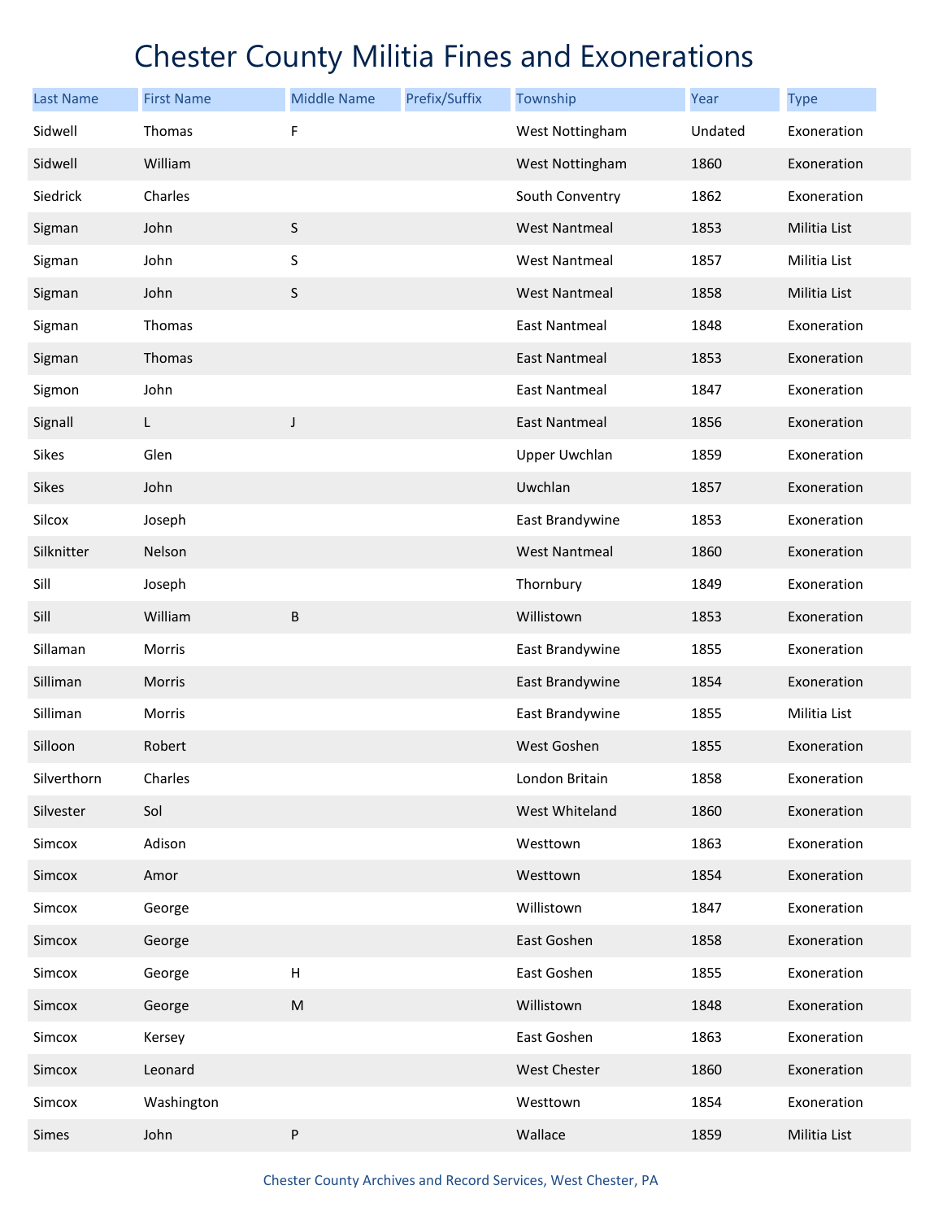# Chester County Militia Fines and Exonerations

| Last Name | First Name | Middle Name | Prefix/Suffix | Township | Year | Type |
|---|---|---|---|---|---|---|
| Sidwell | Thomas | F | | West Nottingham | Undated | Exoneration |
| Sidwell | William | | | West Nottingham | 1860 | Exoneration |
| Siedrick | Charles | | | South Conventry | 1862 | Exoneration |
| Sigman | John | S | | West Nantmeal | 1853 | Militia List |
| Sigman | John | S | | West Nantmeal | 1857 | Militia List |
| Sigman | John | S | | West Nantmeal | 1858 | Militia List |
| Sigman | Thomas | | | East Nantmeal | 1848 | Exoneration |
| Sigman | Thomas | | | East Nantmeal | 1853 | Exoneration |
| Sigmon | John | | | East Nantmeal | 1847 | Exoneration |
| Signall | L | J | | East Nantmeal | 1856 | Exoneration |
| Sikes | Glen | | | Upper Uwchlan | 1859 | Exoneration |
| Sikes | John | | | Uwchlan | 1857 | Exoneration |
| Silcox | Joseph | | | East Brandywine | 1853 | Exoneration |
| Silknitter | Nelson | | | West Nantmeal | 1860 | Exoneration |
| Sill | Joseph | | | Thornbury | 1849 | Exoneration |
| Sill | William | B | | Willistown | 1853 | Exoneration |
| Sillaman | Morris | | | East Brandywine | 1855 | Exoneration |
| Silliman | Morris | | | East Brandywine | 1854 | Exoneration |
| Silliman | Morris | | | East Brandywine | 1855 | Militia List |
| Silloon | Robert | | | West Goshen | 1855 | Exoneration |
| Silverthorn | Charles | | | London Britain | 1858 | Exoneration |
| Silvester | Sol | | | West Whiteland | 1860 | Exoneration |
| Simcox | Adison | | | Westtown | 1863 | Exoneration |
| Simcox | Amor | | | Westtown | 1854 | Exoneration |
| Simcox | George | | | Willistown | 1847 | Exoneration |
| Simcox | George | | | East Goshen | 1858 | Exoneration |
| Simcox | George | H | | East Goshen | 1855 | Exoneration |
| Simcox | George | M | | Willistown | 1848 | Exoneration |
| Simcox | Kersey | | | East Goshen | 1863 | Exoneration |
| Simcox | Leonard | | | West Chester | 1860 | Exoneration |
| Simcox | Washington | | | Westtown | 1854 | Exoneration |
| Simes | John | P | | Wallace | 1859 | Militia List |

Chester County Archives and Record Services, West Chester, PA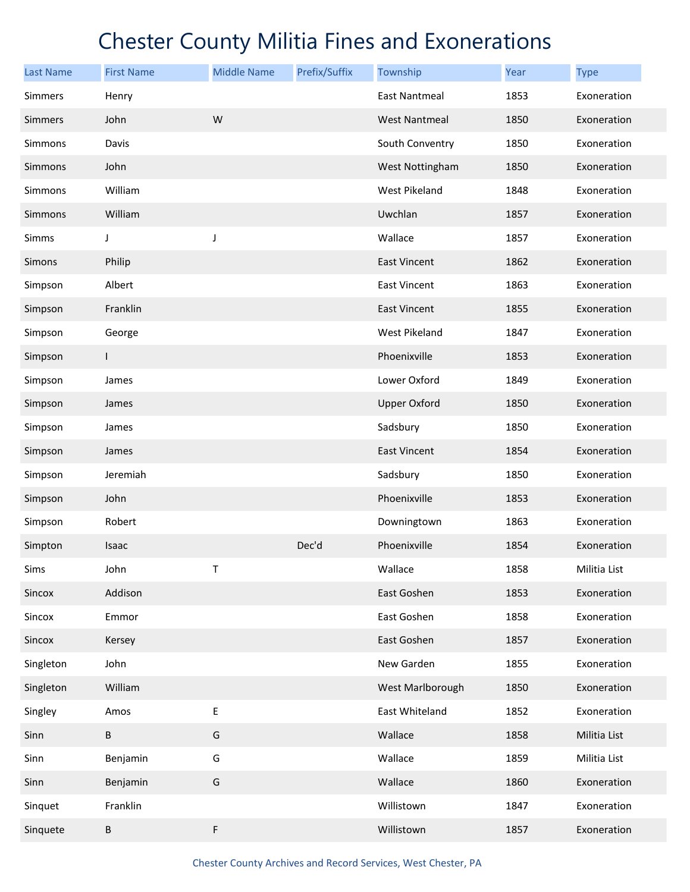# Chester County Militia Fines and Exonerations

| Last Name | First Name | Middle Name | Prefix/Suffix | Township | Year | Type |
|---|---|---|---|---|---|---|
| Simmers | Henry | | | East Nantmeal | 1853 | Exoneration |
| Simmers | John | W | | West Nantmeal | 1850 | Exoneration |
| Simmons | Davis | | | South Conventry | 1850 | Exoneration |
| Simmons | John | | | West Nottingham | 1850 | Exoneration |
| Simmons | William | | | West Pikeland | 1848 | Exoneration |
| Simmons | William | | | Uwchlan | 1857 | Exoneration |
| Simms | J | J | | Wallace | 1857 | Exoneration |
| Simons | Philip | | | East Vincent | 1862 | Exoneration |
| Simpson | Albert | | | East Vincent | 1863 | Exoneration |
| Simpson | Franklin | | | East Vincent | 1855 | Exoneration |
| Simpson | George | | | West Pikeland | 1847 | Exoneration |
| Simpson | I | | | Phoenixville | 1853 | Exoneration |
| Simpson | James | | | Lower Oxford | 1849 | Exoneration |
| Simpson | James | | | Upper Oxford | 1850 | Exoneration |
| Simpson | James | | | Sadsbury | 1850 | Exoneration |
| Simpson | James | | | East Vincent | 1854 | Exoneration |
| Simpson | Jeremiah | | | Sadsbury | 1850 | Exoneration |
| Simpson | John | | | Phoenixville | 1853 | Exoneration |
| Simpson | Robert | | | Downingtown | 1863 | Exoneration |
| Simpton | Isaac | | Dec'd | Phoenixville | 1854 | Exoneration |
| Sims | John | T | | Wallace | 1858 | Militia List |
| Sincox | Addison | | | East Goshen | 1853 | Exoneration |
| Sincox | Emmor | | | East Goshen | 1858 | Exoneration |
| Sincox | Kersey | | | East Goshen | 1857 | Exoneration |
| Singleton | John | | | New Garden | 1855 | Exoneration |
| Singleton | William | | | West Marlborough | 1850 | Exoneration |
| Singley | Amos | E | | East Whiteland | 1852 | Exoneration |
| Sinn | B | G | | Wallace | 1858 | Militia List |
| Sinn | Benjamin | G | | Wallace | 1859 | Militia List |
| Sinn | Benjamin | G | | Wallace | 1860 | Exoneration |
| Sinquet | Franklin | | | Willistown | 1847 | Exoneration |
| Sinquete | B | F | | Willistown | 1857 | Exoneration |

Chester County Archives and Record Services, West Chester, PA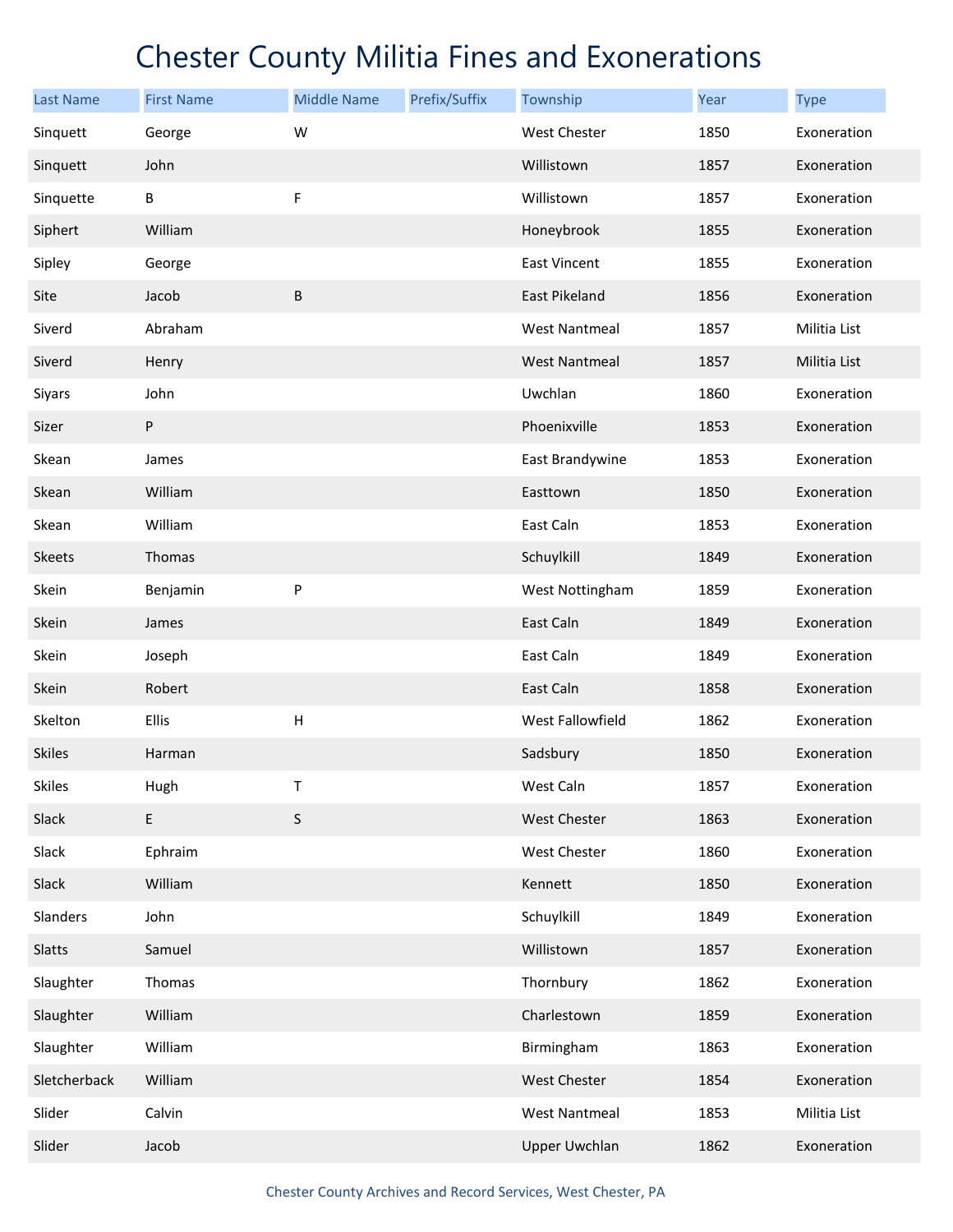# Chester County Militia Fines and Exonerations

| Last Name | First Name | Middle Name | Prefix/Suffix | Township | Year | Type |
|---|---|---|---|---|---|---|
| Sinquett | George | W | | West Chester | 1850 | Exoneration |
| Sinquett | John | | | Willistown | 1857 | Exoneration |
| Sinquette | B | F | | Willistown | 1857 | Exoneration |
| Siphert | William | | | Honeybrook | 1855 | Exoneration |
| Sipley | George | | | East Vincent | 1855 | Exoneration |
| Site | Jacob | B | | East Pikeland | 1856 | Exoneration |
| Siverd | Abraham | | | West Nantmeal | 1857 | Militia List |
| Siverd | Henry | | | West Nantmeal | 1857 | Militia List |
| Siyars | John | | | Uwchlan | 1860 | Exoneration |
| Sizer | P | | | Phoenixville | 1853 | Exoneration |
| Skean | James | | | East Brandywine | 1853 | Exoneration |
| Skean | William | | | Easttown | 1850 | Exoneration |
| Skean | William | | | East Caln | 1853 | Exoneration |
| Skeets | Thomas | | | Schuylkill | 1849 | Exoneration |
| Skein | Benjamin | P | | West Nottingham | 1859 | Exoneration |
| Skein | James | | | East Caln | 1849 | Exoneration |
| Skein | Joseph | | | East Caln | 1849 | Exoneration |
| Skein | Robert | | | East Caln | 1858 | Exoneration |
| Skelton | Ellis | H | | West Fallowfield | 1862 | Exoneration |
| Skiles | Harman | | | Sadsbury | 1850 | Exoneration |
| Skiles | Hugh | T | | West Caln | 1857 | Exoneration |
| Slack | E | S | | West Chester | 1863 | Exoneration |
| Slack | Ephraim | | | West Chester | 1860 | Exoneration |
| Slack | William | | | Kennett | 1850 | Exoneration |
| Slanders | John | | | Schuylkill | 1849 | Exoneration |
| Slatts | Samuel | | | Willistown | 1857 | Exoneration |
| Slaughter | Thomas | | | Thornbury | 1862 | Exoneration |
| Slaughter | William | | | Charlestown | 1859 | Exoneration |
| Slaughter | William | | | Birmingham | 1863 | Exoneration |
| Sletcherback | William | | | West Chester | 1854 | Exoneration |
| Slider | Calvin | | | West Nantmeal | 1853 | Militia List |
| Slider | Jacob | | | Upper Uwchlan | 1862 | Exoneration |

Chester County Archives and Record Services, West Chester, PA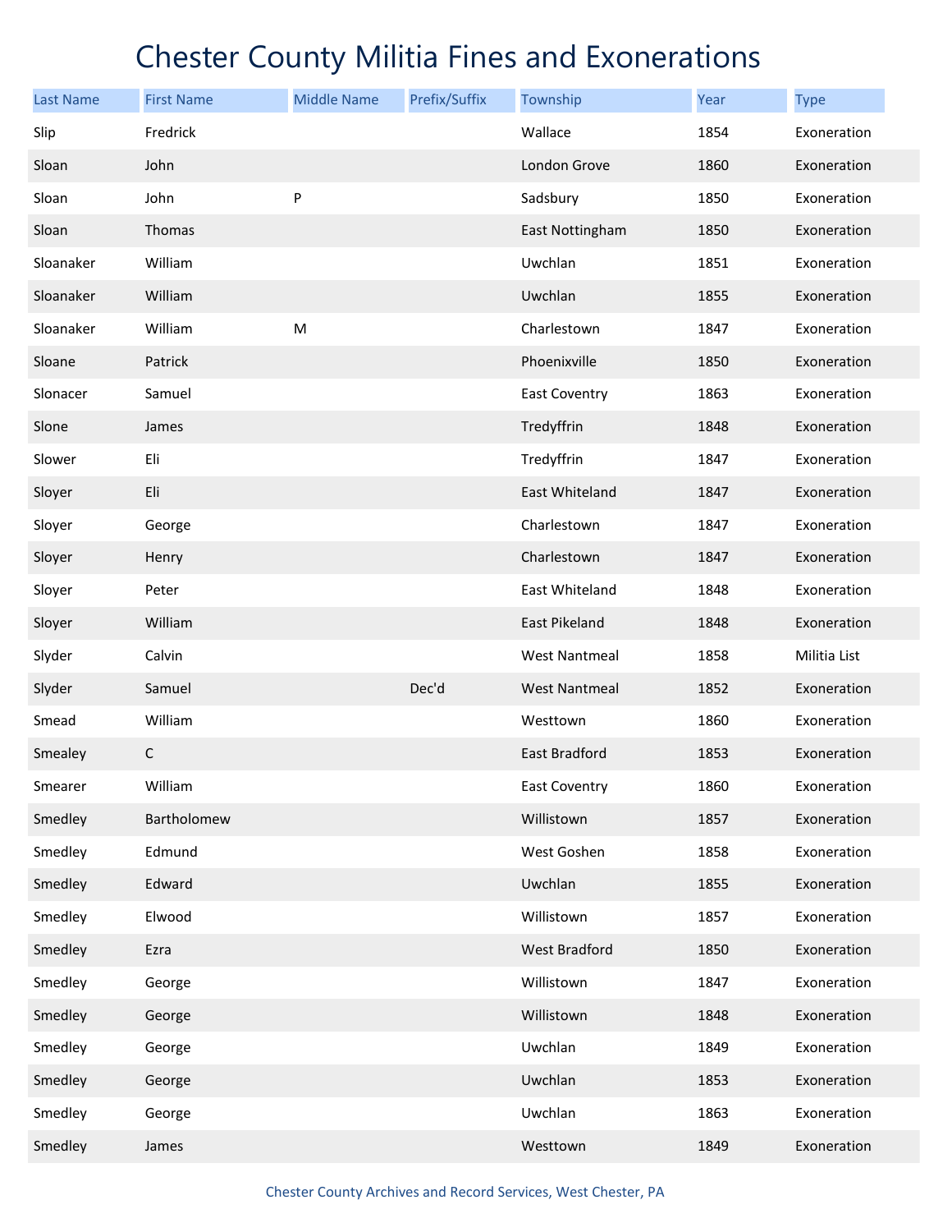# Chester County Militia Fines and Exonerations

| Last Name | First Name | Middle Name | Prefix/Suffix | Township | Year | Type |
|---|---|---|---|---|---|---|
| Slip | Fredrick | | | Wallace | 1854 | Exoneration |
| Sloan | John | | | London Grove | 1860 | Exoneration |
| Sloan | John | P | | Sadsbury | 1850 | Exoneration |
| Sloan | Thomas | | | East Nottingham | 1850 | Exoneration |
| Sloanaker | William | | | Uwchlan | 1851 | Exoneration |
| Sloanaker | William | | | Uwchlan | 1855 | Exoneration |
| Sloanaker | William | M | | Charlestown | 1847 | Exoneration |
| Sloane | Patrick | | | Phoenixville | 1850 | Exoneration |
| Slonacer | Samuel | | | East Coventry | 1863 | Exoneration |
| Slone | James | | | Tredyffrin | 1848 | Exoneration |
| Slower | Eli | | | Tredyffrin | 1847 | Exoneration |
| Sloyer | Eli | | | East Whiteland | 1847 | Exoneration |
| Sloyer | George | | | Charlestown | 1847 | Exoneration |
| Sloyer | Henry | | | Charlestown | 1847 | Exoneration |
| Sloyer | Peter | | | East Whiteland | 1848 | Exoneration |
| Sloyer | William | | | East Pikeland | 1848 | Exoneration |
| Slyder | Calvin | | | West Nantmeal | 1858 | Militia List |
| Slyder | Samuel | | Dec'd | West Nantmeal | 1852 | Exoneration |
| Smead | William | | | Westtown | 1860 | Exoneration |
| Smealey | C | | | East Bradford | 1853 | Exoneration |
| Smearer | William | | | East Coventry | 1860 | Exoneration |
| Smedley | Bartholomew | | | Willistown | 1857 | Exoneration |
| Smedley | Edmund | | | West Goshen | 1858 | Exoneration |
| Smedley | Edward | | | Uwchlan | 1855 | Exoneration |
| Smedley | Elwood | | | Willistown | 1857 | Exoneration |
| Smedley | Ezra | | | West Bradford | 1850 | Exoneration |
| Smedley | George | | | Willistown | 1847 | Exoneration |
| Smedley | George | | | Willistown | 1848 | Exoneration |
| Smedley | George | | | Uwchlan | 1849 | Exoneration |
| Smedley | George | | | Uwchlan | 1853 | Exoneration |
| Smedley | George | | | Uwchlan | 1863 | Exoneration |
| Smedley | James | | | Westtown | 1849 | Exoneration |

Chester County Archives and Record Services, West Chester, PA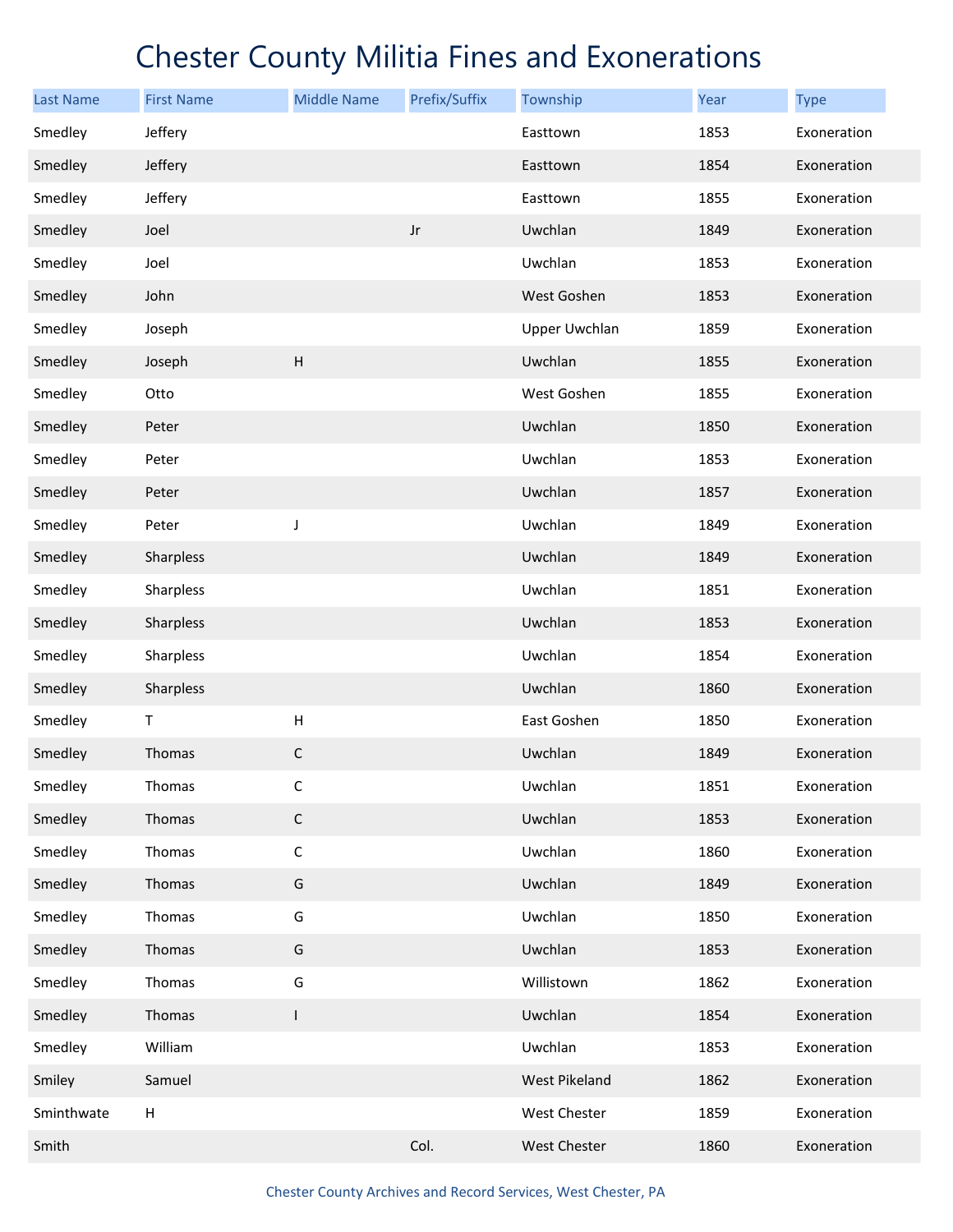# Chester County Militia Fines and Exonerations

| Last Name | First Name | Middle Name | Prefix/Suffix | Township | Year | Type |
|---|---|---|---|---|---|---|
| Smedley | Jeffery | | | Easttown | 1853 | Exoneration |
| Smedley | Jeffery | | | Easttown | 1854 | Exoneration |
| Smedley | Jeffery | | | Easttown | 1855 | Exoneration |
| Smedley | Joel | | Jr | Uwchlan | 1849 | Exoneration |
| Smedley | Joel | | | Uwchlan | 1853 | Exoneration |
| Smedley | John | | | West Goshen | 1853 | Exoneration |
| Smedley | Joseph | | | Upper Uwchlan | 1859 | Exoneration |
| Smedley | Joseph | H | | Uwchlan | 1855 | Exoneration |
| Smedley | Otto | | | West Goshen | 1855 | Exoneration |
| Smedley | Peter | | | Uwchlan | 1850 | Exoneration |
| Smedley | Peter | | | Uwchlan | 1853 | Exoneration |
| Smedley | Peter | | | Uwchlan | 1857 | Exoneration |
| Smedley | Peter | J | | Uwchlan | 1849 | Exoneration |
| Smedley | Sharpless | | | Uwchlan | 1849 | Exoneration |
| Smedley | Sharpless | | | Uwchlan | 1851 | Exoneration |
| Smedley | Sharpless | | | Uwchlan | 1853 | Exoneration |
| Smedley | Sharpless | | | Uwchlan | 1854 | Exoneration |
| Smedley | Sharpless | | | Uwchlan | 1860 | Exoneration |
| Smedley | T | H | | East Goshen | 1850 | Exoneration |
| Smedley | Thomas | C | | Uwchlan | 1849 | Exoneration |
| Smedley | Thomas | C | | Uwchlan | 1851 | Exoneration |
| Smedley | Thomas | C | | Uwchlan | 1853 | Exoneration |
| Smedley | Thomas | C | | Uwchlan | 1860 | Exoneration |
| Smedley | Thomas | G | | Uwchlan | 1849 | Exoneration |
| Smedley | Thomas | G | | Uwchlan | 1850 | Exoneration |
| Smedley | Thomas | G | | Uwchlan | 1853 | Exoneration |
| Smedley | Thomas | G | | Willistown | 1862 | Exoneration |
| Smedley | Thomas | I | | Uwchlan | 1854 | Exoneration |
| Smedley | William | | | Uwchlan | 1853 | Exoneration |
| Smiley | Samuel | | | West Pikeland | 1862 | Exoneration |
| Sminthwate | H | | | West Chester | 1859 | Exoneration |
| Smith | | | Col. | West Chester | 1860 | Exoneration |

Chester County Archives and Record Services, West Chester, PA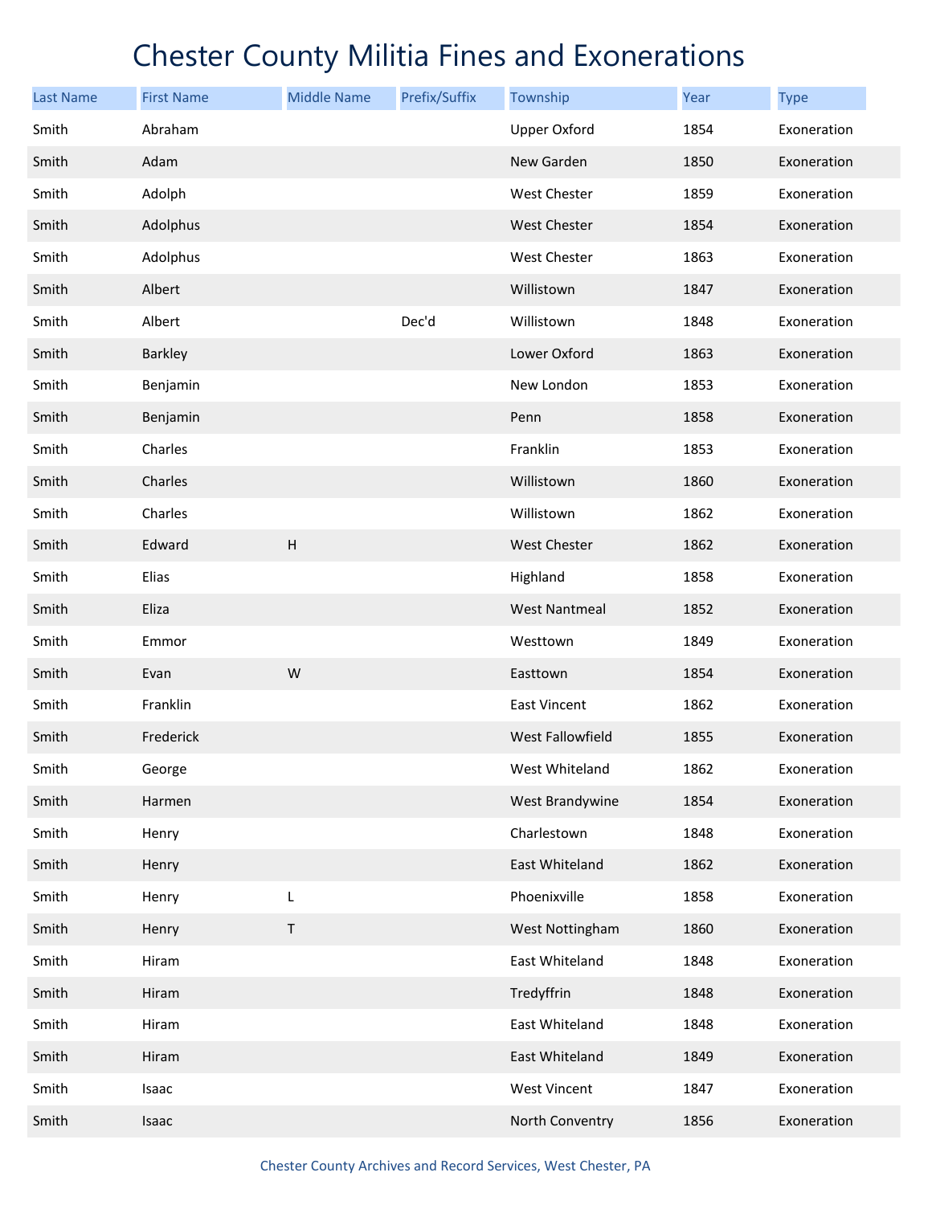# Chester County Militia Fines and Exonerations

| Last Name | First Name | Middle Name | Prefix/Suffix | Township | Year | Type |
|---|---|---|---|---|---|---|
| Smith | Abraham | | | Upper Oxford | 1854 | Exoneration |
| Smith | Adam | | | New Garden | 1850 | Exoneration |
| Smith | Adolph | | | West Chester | 1859 | Exoneration |
| Smith | Adolphus | | | West Chester | 1854 | Exoneration |
| Smith | Adolphus | | | West Chester | 1863 | Exoneration |
| Smith | Albert | | | Willistown | 1847 | Exoneration |
| Smith | Albert | | Dec'd | Willistown | 1848 | Exoneration |
| Smith | Barkley | | | Lower Oxford | 1863 | Exoneration |
| Smith | Benjamin | | | New London | 1853 | Exoneration |
| Smith | Benjamin | | | Penn | 1858 | Exoneration |
| Smith | Charles | | | Franklin | 1853 | Exoneration |
| Smith | Charles | | | Willistown | 1860 | Exoneration |
| Smith | Charles | | | Willistown | 1862 | Exoneration |
| Smith | Edward | H | | West Chester | 1862 | Exoneration |
| Smith | Elias | | | Highland | 1858 | Exoneration |
| Smith | Eliza | | | West Nantmeal | 1852 | Exoneration |
| Smith | Emmor | | | Westtown | 1849 | Exoneration |
| Smith | Evan | W | | Easttown | 1854 | Exoneration |
| Smith | Franklin | | | East Vincent | 1862 | Exoneration |
| Smith | Frederick | | | West Fallowfield | 1855 | Exoneration |
| Smith | George | | | West Whiteland | 1862 | Exoneration |
| Smith | Harmen | | | West Brandywine | 1854 | Exoneration |
| Smith | Henry | | | Charlestown | 1848 | Exoneration |
| Smith | Henry | | | East Whiteland | 1862 | Exoneration |
| Smith | Henry | L | | Phoenixville | 1858 | Exoneration |
| Smith | Henry | T | | West Nottingham | 1860 | Exoneration |
| Smith | Hiram | | | East Whiteland | 1848 | Exoneration |
| Smith | Hiram | | | Tredyffrin | 1848 | Exoneration |
| Smith | Hiram | | | East Whiteland | 1848 | Exoneration |
| Smith | Hiram | | | East Whiteland | 1849 | Exoneration |
| Smith | Isaac | | | West Vincent | 1847 | Exoneration |
| Smith | Isaac | | | North Conventry | 1856 | Exoneration |

Chester County Archives and Record Services, West Chester, PA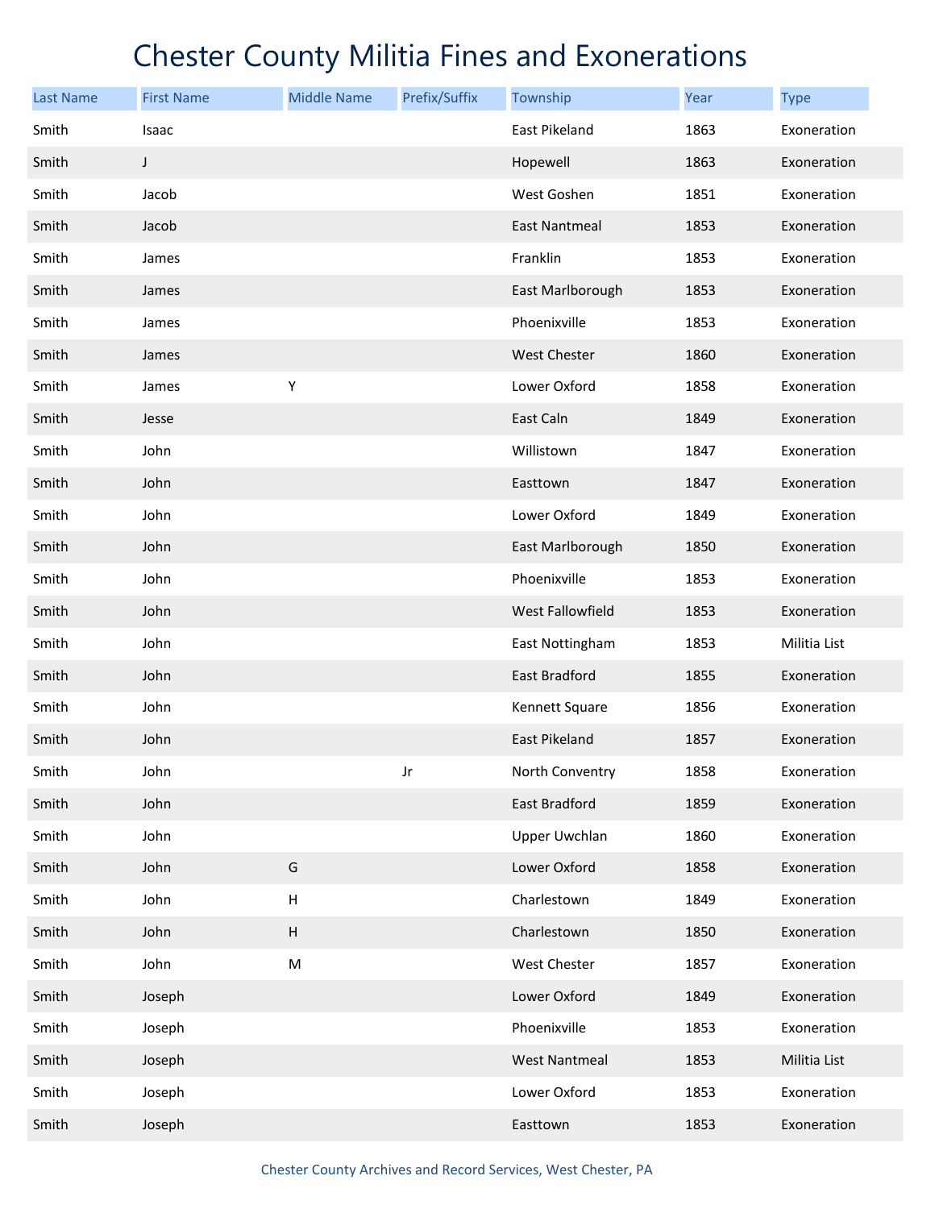# Chester County Militia Fines and Exonerations

| Last Name | First Name | Middle Name | Prefix/Suffix | Township | Year | Type |
|---|---|---|---|---|---|---|
| Smith | Isaac | | | East Pikeland | 1863 | Exoneration |
| Smith | J | | | Hopewell | 1863 | Exoneration |
| Smith | Jacob | | | West Goshen | 1851 | Exoneration |
| Smith | Jacob | | | East Nantmeal | 1853 | Exoneration |
| Smith | James | | | Franklin | 1853 | Exoneration |
| Smith | James | | | East Marlborough | 1853 | Exoneration |
| Smith | James | | | Phoenixville | 1853 | Exoneration |
| Smith | James | | | West Chester | 1860 | Exoneration |
| Smith | James | Y | | Lower Oxford | 1858 | Exoneration |
| Smith | Jesse | | | East Caln | 1849 | Exoneration |
| Smith | John | | | Willistown | 1847 | Exoneration |
| Smith | John | | | Easttown | 1847 | Exoneration |
| Smith | John | | | Lower Oxford | 1849 | Exoneration |
| Smith | John | | | East Marlborough | 1850 | Exoneration |
| Smith | John | | | Phoenixville | 1853 | Exoneration |
| Smith | John | | | West Fallowfield | 1853 | Exoneration |
| Smith | John | | | East Nottingham | 1853 | Militia List |
| Smith | John | | | East Bradford | 1855 | Exoneration |
| Smith | John | | | Kennett Square | 1856 | Exoneration |
| Smith | John | | | East Pikeland | 1857 | Exoneration |
| Smith | John | | Jr | North Conventry | 1858 | Exoneration |
| Smith | John | | | East Bradford | 1859 | Exoneration |
| Smith | John | | | Upper Uwchlan | 1860 | Exoneration |
| Smith | John | G | | Lower Oxford | 1858 | Exoneration |
| Smith | John | H | | Charlestown | 1849 | Exoneration |
| Smith | John | H | | Charlestown | 1850 | Exoneration |
| Smith | John | M | | West Chester | 1857 | Exoneration |
| Smith | Joseph | | | Lower Oxford | 1849 | Exoneration |
| Smith | Joseph | | | Phoenixville | 1853 | Exoneration |
| Smith | Joseph | | | West Nantmeal | 1853 | Militia List |
| Smith | Joseph | | | Lower Oxford | 1853 | Exoneration |
| Smith | Joseph | | | Easttown | 1853 | Exoneration |

Chester County Archives and Record Services, West Chester, PA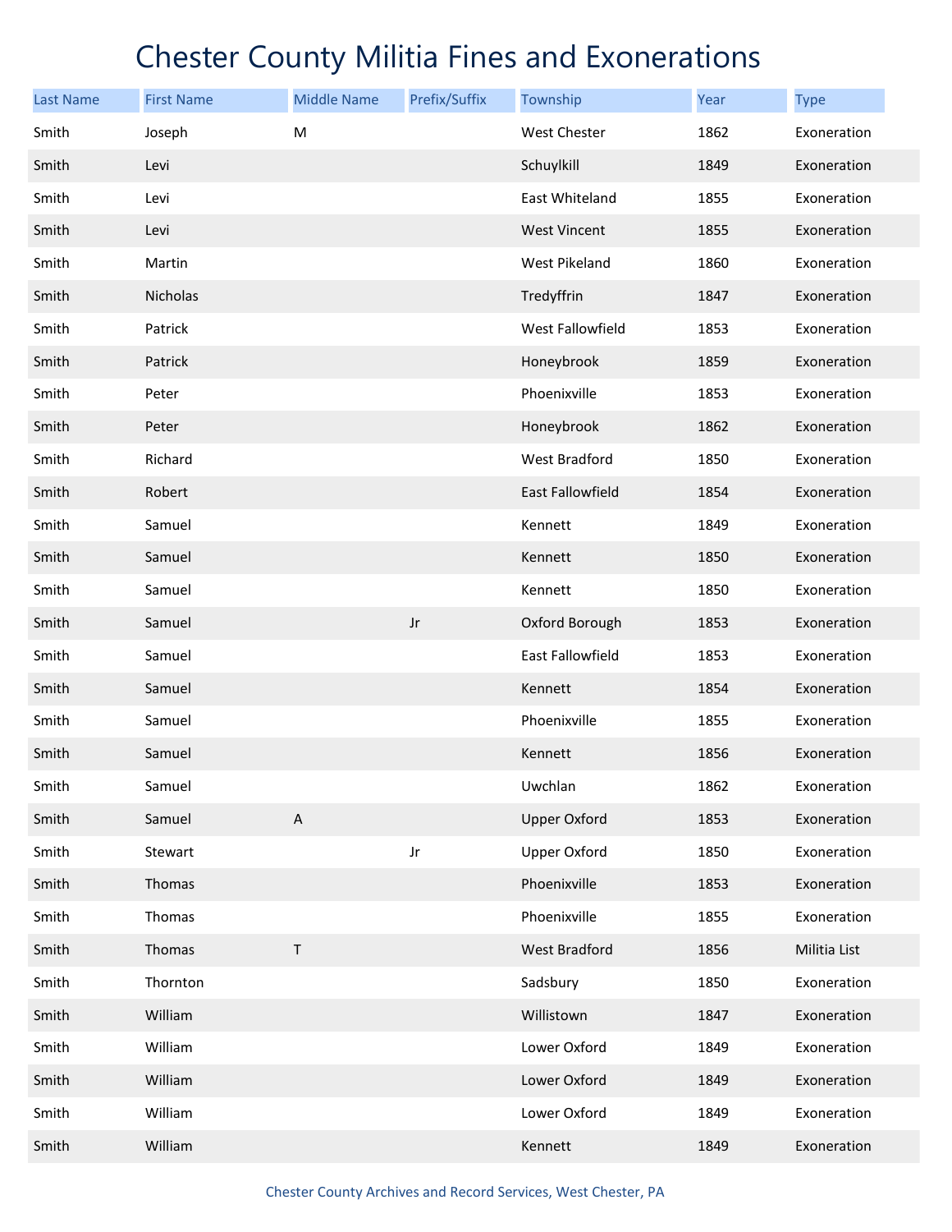# Chester County Militia Fines and Exonerations

| Last Name | First Name | Middle Name | Prefix/Suffix | Township | Year | Type |
|---|---|---|---|---|---|---|
| Smith | Joseph | M | | West Chester | 1862 | Exoneration |
| Smith | Levi | | | Schuylkill | 1849 | Exoneration |
| Smith | Levi | | | East Whiteland | 1855 | Exoneration |
| Smith | Levi | | | West Vincent | 1855 | Exoneration |
| Smith | Martin | | | West Pikeland | 1860 | Exoneration |
| Smith | Nicholas | | | Tredyffrin | 1847 | Exoneration |
| Smith | Patrick | | | West Fallowfield | 1853 | Exoneration |
| Smith | Patrick | | | Honeybrook | 1859 | Exoneration |
| Smith | Peter | | | Phoenixville | 1853 | Exoneration |
| Smith | Peter | | | Honeybrook | 1862 | Exoneration |
| Smith | Richard | | | West Bradford | 1850 | Exoneration |
| Smith | Robert | | | East Fallowfield | 1854 | Exoneration |
| Smith | Samuel | | | Kennett | 1849 | Exoneration |
| Smith | Samuel | | | Kennett | 1850 | Exoneration |
| Smith | Samuel | | | Kennett | 1850 | Exoneration |
| Smith | Samuel | | Jr | Oxford Borough | 1853 | Exoneration |
| Smith | Samuel | | | East Fallowfield | 1853 | Exoneration |
| Smith | Samuel | | | Kennett | 1854 | Exoneration |
| Smith | Samuel | | | Phoenixville | 1855 | Exoneration |
| Smith | Samuel | | | Kennett | 1856 | Exoneration |
| Smith | Samuel | | | Uwchlan | 1862 | Exoneration |
| Smith | Samuel | A | | Upper Oxford | 1853 | Exoneration |
| Smith | Stewart | | Jr | Upper Oxford | 1850 | Exoneration |
| Smith | Thomas | | | Phoenixville | 1853 | Exoneration |
| Smith | Thomas | | | Phoenixville | 1855 | Exoneration |
| Smith | Thomas | T | | West Bradford | 1856 | Militia List |
| Smith | Thornton | | | Sadsbury | 1850 | Exoneration |
| Smith | William | | | Willistown | 1847 | Exoneration |
| Smith | William | | | Lower Oxford | 1849 | Exoneration |
| Smith | William | | | Lower Oxford | 1849 | Exoneration |
| Smith | William | | | Lower Oxford | 1849 | Exoneration |
| Smith | William | | | Kennett | 1849 | Exoneration |

Chester County Archives and Record Services, West Chester, PA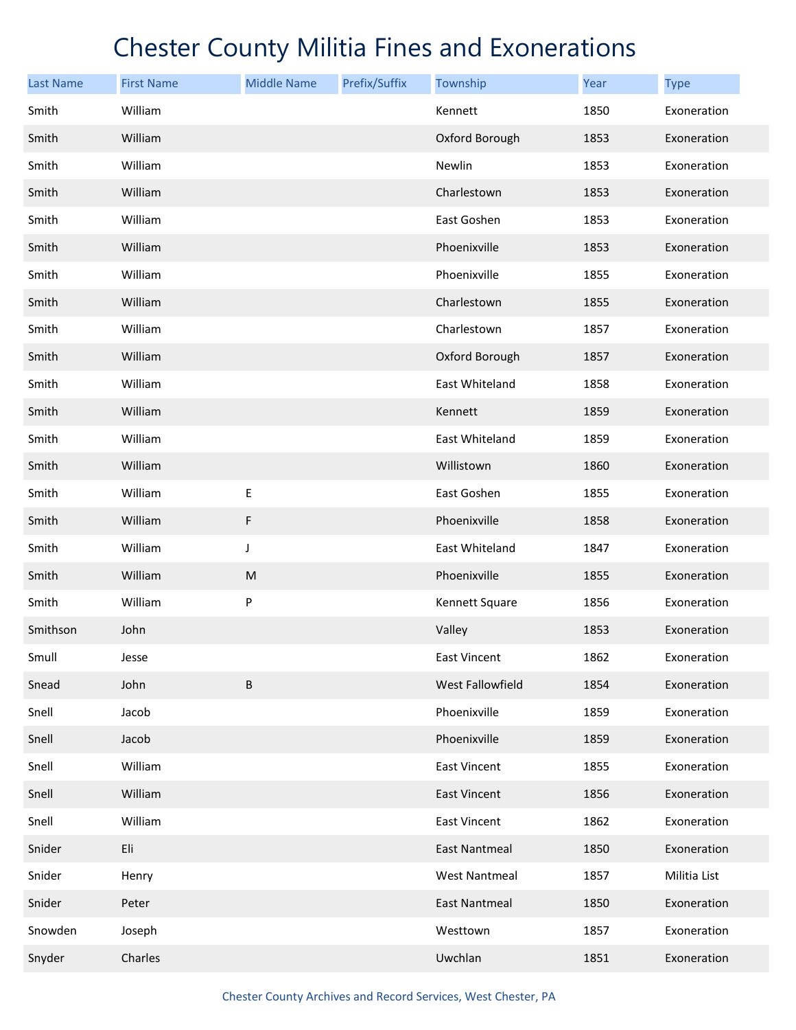# Chester County Militia Fines and Exonerations

| Last Name | First Name | Middle Name | Prefix/Suffix | Township | Year | Type |
|---|---|---|---|---|---|---|
| Smith | William | | | Kennett | 1850 | Exoneration |
| Smith | William | | | Oxford Borough | 1853 | Exoneration |
| Smith | William | | | Newlin | 1853 | Exoneration |
| Smith | William | | | Charlestown | 1853 | Exoneration |
| Smith | William | | | East Goshen | 1853 | Exoneration |
| Smith | William | | | Phoenixville | 1853 | Exoneration |
| Smith | William | | | Phoenixville | 1855 | Exoneration |
| Smith | William | | | Charlestown | 1855 | Exoneration |
| Smith | William | | | Charlestown | 1857 | Exoneration |
| Smith | William | | | Oxford Borough | 1857 | Exoneration |
| Smith | William | | | East Whiteland | 1858 | Exoneration |
| Smith | William | | | Kennett | 1859 | Exoneration |
| Smith | William | | | East Whiteland | 1859 | Exoneration |
| Smith | William | | | Willistown | 1860 | Exoneration |
| Smith | William | E | | East Goshen | 1855 | Exoneration |
| Smith | William | F | | Phoenixville | 1858 | Exoneration |
| Smith | William | J | | East Whiteland | 1847 | Exoneration |
| Smith | William | M | | Phoenixville | 1855 | Exoneration |
| Smith | William | P | | Kennett Square | 1856 | Exoneration |
| Smithson | John | | | Valley | 1853 | Exoneration |
| Smull | Jesse | | | East Vincent | 1862 | Exoneration |
| Snead | John | B | | West Fallowfield | 1854 | Exoneration |
| Snell | Jacob | | | Phoenixville | 1859 | Exoneration |
| Snell | Jacob | | | Phoenixville | 1859 | Exoneration |
| Snell | William | | | East Vincent | 1855 | Exoneration |
| Snell | William | | | East Vincent | 1856 | Exoneration |
| Snell | William | | | East Vincent | 1862 | Exoneration |
| Snider | Eli | | | East Nantmeal | 1850 | Exoneration |
| Snider | Henry | | | West Nantmeal | 1857 | Militia List |
| Snider | Peter | | | East Nantmeal | 1850 | Exoneration |
| Snowden | Joseph | | | Westtown | 1857 | Exoneration |
| Snyder | Charles | | | Uwchlan | 1851 | Exoneration |

Chester County Archives and Record Services, West Chester, PA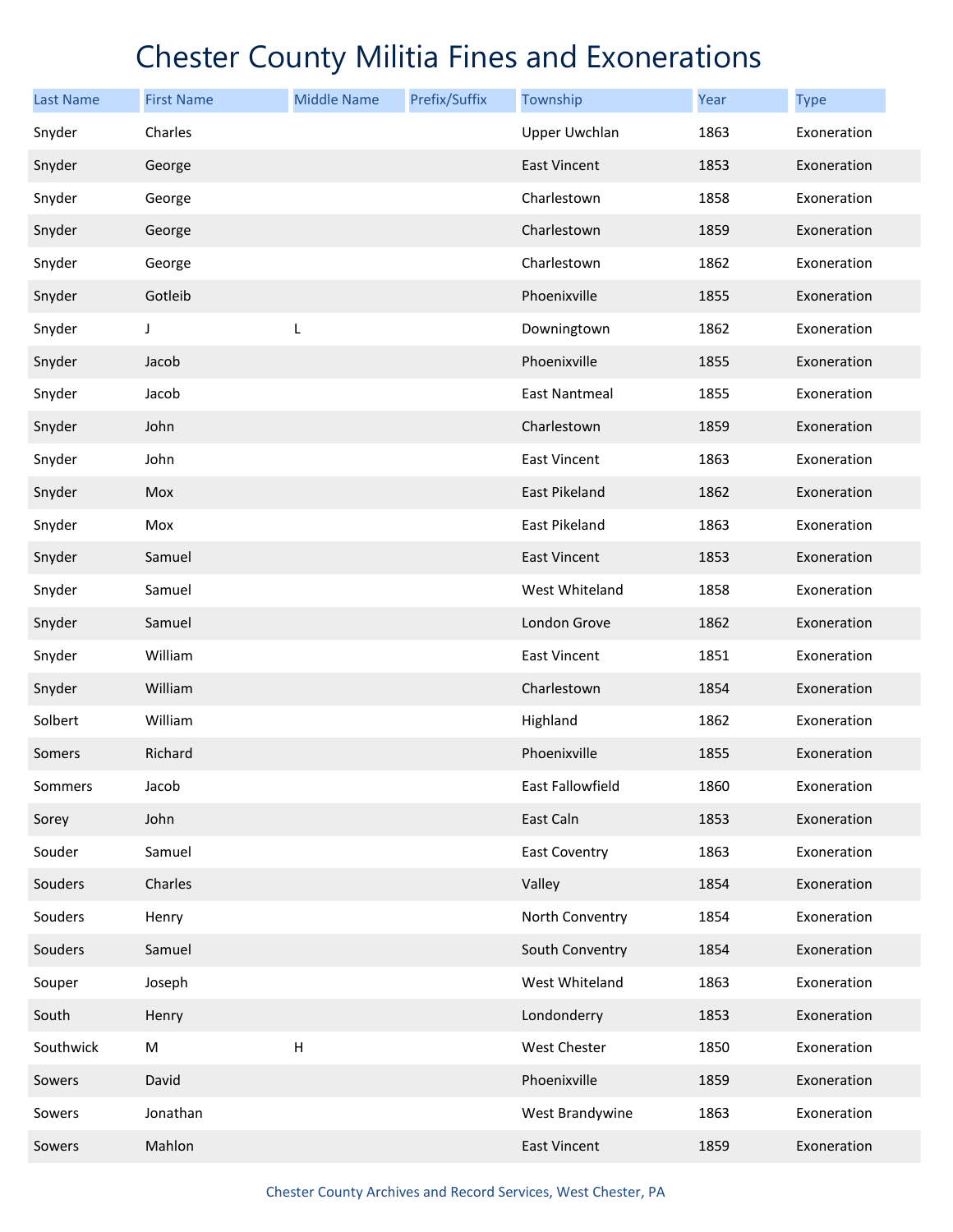# Chester County Militia Fines and Exonerations

| Last Name | First Name | Middle Name | Prefix/Suffix | Township | Year | Type |
|---|---|---|---|---|---|---|
| Snyder | Charles | | | Upper Uwchlan | 1863 | Exoneration |
| Snyder | George | | | East Vincent | 1853 | Exoneration |
| Snyder | George | | | Charlestown | 1858 | Exoneration |
| Snyder | George | | | Charlestown | 1859 | Exoneration |
| Snyder | George | | | Charlestown | 1862 | Exoneration |
| Snyder | Gotleib | | | Phoenixville | 1855 | Exoneration |
| Snyder | J | L | | Downingtown | 1862 | Exoneration |
| Snyder | Jacob | | | Phoenixville | 1855 | Exoneration |
| Snyder | Jacob | | | East Nantmeal | 1855 | Exoneration |
| Snyder | John | | | Charlestown | 1859 | Exoneration |
| Snyder | John | | | East Vincent | 1863 | Exoneration |
| Snyder | Mox | | | East Pikeland | 1862 | Exoneration |
| Snyder | Mox | | | East Pikeland | 1863 | Exoneration |
| Snyder | Samuel | | | East Vincent | 1853 | Exoneration |
| Snyder | Samuel | | | West Whiteland | 1858 | Exoneration |
| Snyder | Samuel | | | London Grove | 1862 | Exoneration |
| Snyder | William | | | East Vincent | 1851 | Exoneration |
| Snyder | William | | | Charlestown | 1854 | Exoneration |
| Solbert | William | | | Highland | 1862 | Exoneration |
| Somers | Richard | | | Phoenixville | 1855 | Exoneration |
| Sommers | Jacob | | | East Fallowfield | 1860 | Exoneration |
| Sorey | John | | | East Caln | 1853 | Exoneration |
| Souder | Samuel | | | East Coventry | 1863 | Exoneration |
| Souders | Charles | | | Valley | 1854 | Exoneration |
| Souders | Henry | | | North Conventry | 1854 | Exoneration |
| Souders | Samuel | | | South Conventry | 1854 | Exoneration |
| Souper | Joseph | | | West Whiteland | 1863 | Exoneration |
| South | Henry | | | Londonderry | 1853 | Exoneration |
| Southwick | M | H | | West Chester | 1850 | Exoneration |
| Sowers | David | | | Phoenixville | 1859 | Exoneration |
| Sowers | Jonathan | | | West Brandywine | 1863 | Exoneration |
| Sowers | Mahlon | | | East Vincent | 1859 | Exoneration |

Chester County Archives and Record Services, West Chester, PA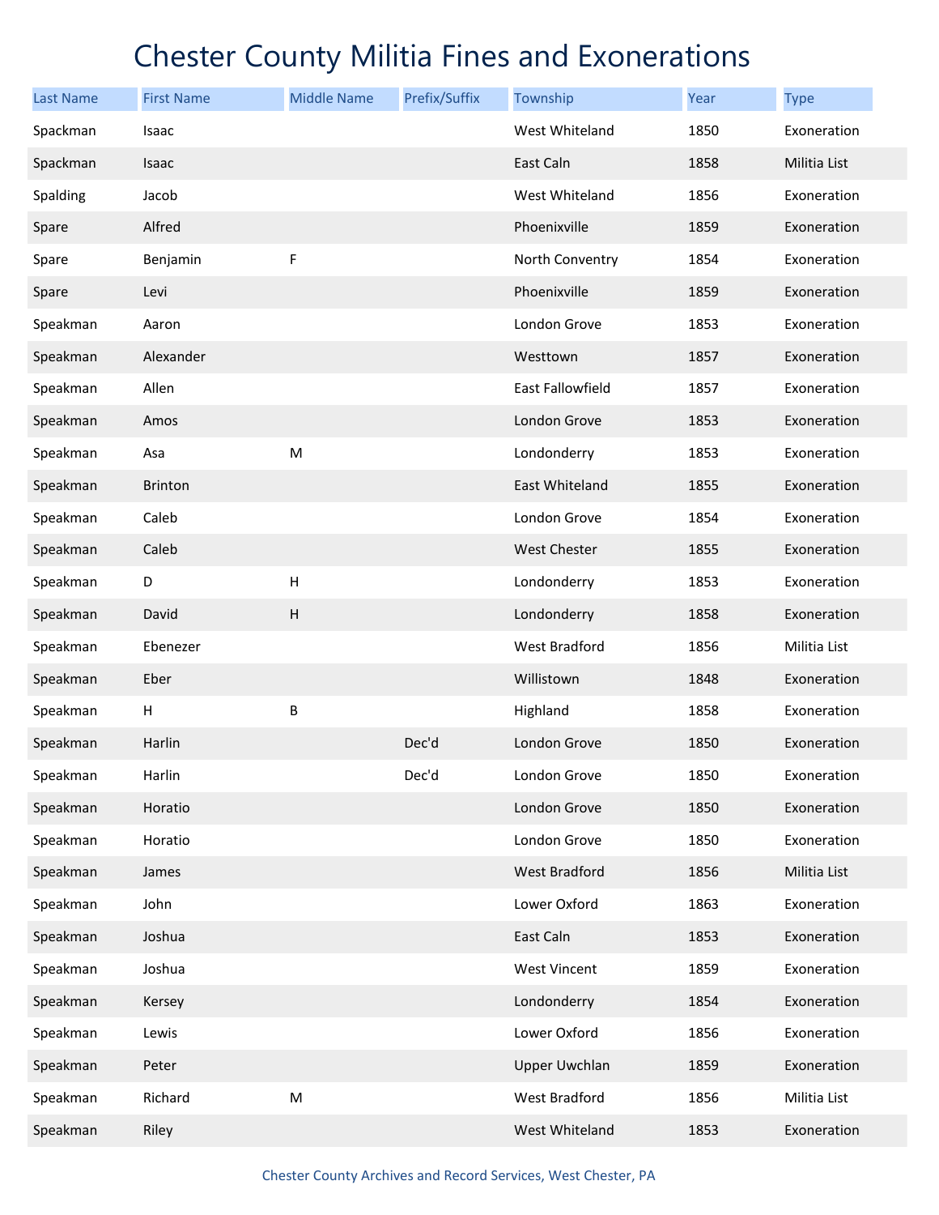# Chester County Militia Fines and Exonerations

| Last Name | First Name | Middle Name | Prefix/Suffix | Township | Year | Type |
|---|---|---|---|---|---|---|
| Spackman | Isaac | | | West Whiteland | 1850 | Exoneration |
| Spackman | Isaac | | | East Caln | 1858 | Militia List |
| Spalding | Jacob | | | West Whiteland | 1856 | Exoneration |
| Spare | Alfred | | | Phoenixville | 1859 | Exoneration |
| Spare | Benjamin | F | | North Conventry | 1854 | Exoneration |
| Spare | Levi | | | Phoenixville | 1859 | Exoneration |
| Speakman | Aaron | | | London Grove | 1853 | Exoneration |
| Speakman | Alexander | | | Westtown | 1857 | Exoneration |
| Speakman | Allen | | | East Fallowfield | 1857 | Exoneration |
| Speakman | Amos | | | London Grove | 1853 | Exoneration |
| Speakman | Asa | M | | Londonderry | 1853 | Exoneration |
| Speakman | Brinton | | | East Whiteland | 1855 | Exoneration |
| Speakman | Caleb | | | London Grove | 1854 | Exoneration |
| Speakman | Caleb | | | West Chester | 1855 | Exoneration |
| Speakman | D | H | | Londonderry | 1853 | Exoneration |
| Speakman | David | H | | Londonderry | 1858 | Exoneration |
| Speakman | Ebenezer | | | West Bradford | 1856 | Militia List |
| Speakman | Eber | | | Willistown | 1848 | Exoneration |
| Speakman | H | B | | Highland | 1858 | Exoneration |
| Speakman | Harlin | | Dec'd | London Grove | 1850 | Exoneration |
| Speakman | Harlin | | Dec'd | London Grove | 1850 | Exoneration |
| Speakman | Horatio | | | London Grove | 1850 | Exoneration |
| Speakman | Horatio | | | London Grove | 1850 | Exoneration |
| Speakman | James | | | West Bradford | 1856 | Militia List |
| Speakman | John | | | Lower Oxford | 1863 | Exoneration |
| Speakman | Joshua | | | East Caln | 1853 | Exoneration |
| Speakman | Joshua | | | West Vincent | 1859 | Exoneration |
| Speakman | Kersey | | | Londonderry | 1854 | Exoneration |
| Speakman | Lewis | | | Lower Oxford | 1856 | Exoneration |
| Speakman | Peter | | | Upper Uwchlan | 1859 | Exoneration |
| Speakman | Richard | M | | West Bradford | 1856 | Militia List |
| Speakman | Riley | | | West Whiteland | 1853 | Exoneration |

Chester County Archives and Record Services, West Chester, PA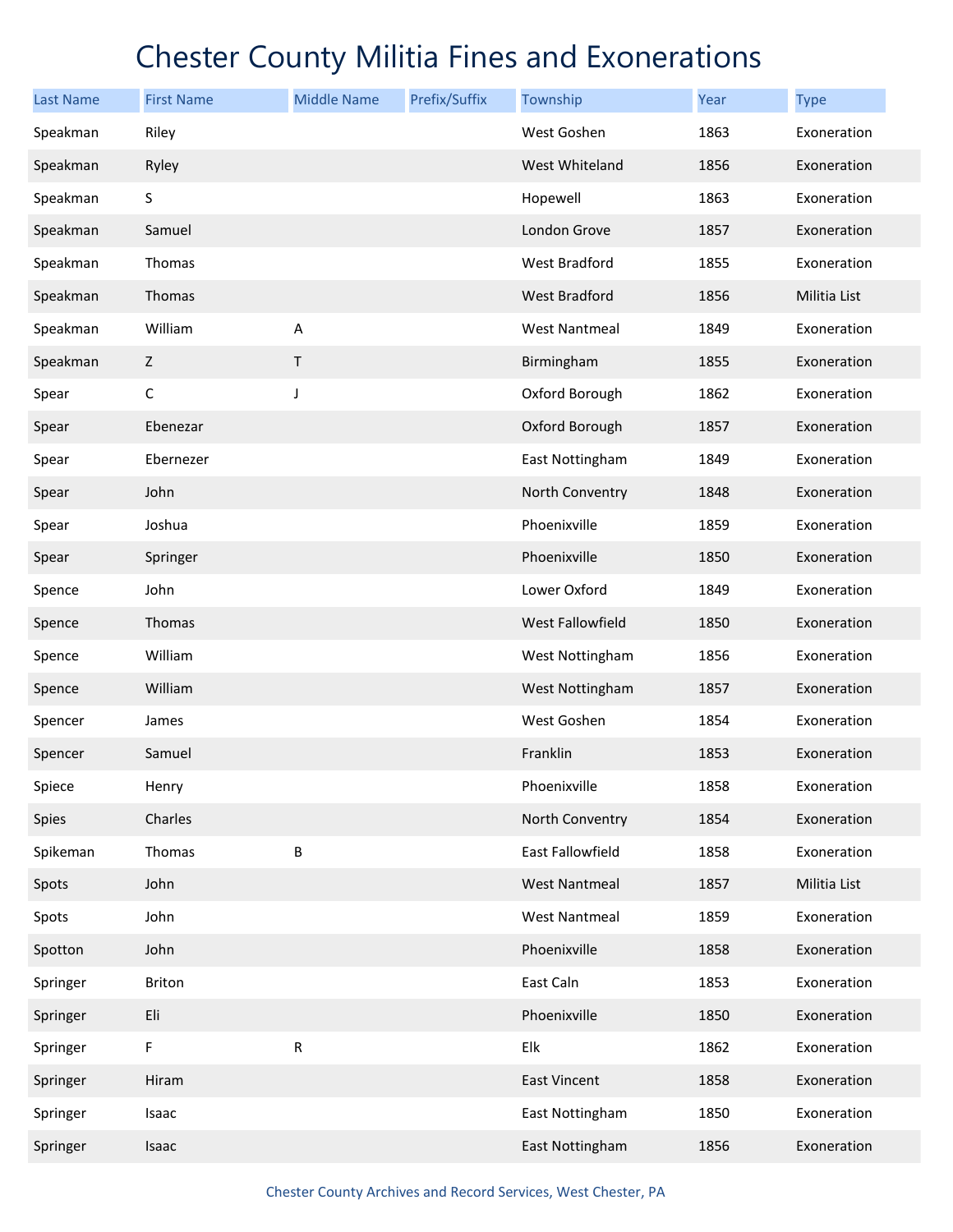# Chester County Militia Fines and Exonerations

| Last Name | First Name | Middle Name | Prefix/Suffix | Township | Year | Type |
| --- | --- | --- | --- | --- | --- | --- |
| Speakman | Riley | | | West Goshen | 1863 | Exoneration |
| Speakman | Ryley | | | West Whiteland | 1856 | Exoneration |
| Speakman | S | | | Hopewell | 1863 | Exoneration |
| Speakman | Samuel | | | London Grove | 1857 | Exoneration |
| Speakman | Thomas | | | West Bradford | 1855 | Exoneration |
| Speakman | Thomas | | | West Bradford | 1856 | Militia List |
| Speakman | William | A | | West Nantmeal | 1849 | Exoneration |
| Speakman | Z | T | | Birmingham | 1855 | Exoneration |
| Spear | C | J | | Oxford Borough | 1862 | Exoneration |
| Spear | Ebenezar | | | Oxford Borough | 1857 | Exoneration |
| Spear | Ebernezer | | | East Nottingham | 1849 | Exoneration |
| Spear | John | | | North Conventry | 1848 | Exoneration |
| Spear | Joshua | | | Phoenixville | 1859 | Exoneration |
| Spear | Springer | | | Phoenixville | 1850 | Exoneration |
| Spence | John | | | Lower Oxford | 1849 | Exoneration |
| Spence | Thomas | | | West Fallowfield | 1850 | Exoneration |
| Spence | William | | | West Nottingham | 1856 | Exoneration |
| Spence | William | | | West Nottingham | 1857 | Exoneration |
| Spencer | James | | | West Goshen | 1854 | Exoneration |
| Spencer | Samuel | | | Franklin | 1853 | Exoneration |
| Spiece | Henry | | | Phoenixville | 1858 | Exoneration |
| Spies | Charles | | | North Conventry | 1854 | Exoneration |
| Spikeman | Thomas | B | | East Fallowfield | 1858 | Exoneration |
| Spots | John | | | West Nantmeal | 1857 | Militia List |
| Spots | John | | | West Nantmeal | 1859 | Exoneration |
| Spotton | John | | | Phoenixville | 1858 | Exoneration |
| Springer | Briton | | | East Caln | 1853 | Exoneration |
| Springer | Eli | | | Phoenixville | 1850 | Exoneration |
| Springer | F | R | | Elk | 1862 | Exoneration |
| Springer | Hiram | | | East Vincent | 1858 | Exoneration |
| Springer | Isaac | | | East Nottingham | 1850 | Exoneration |
| Springer | Isaac | | | East Nottingham | 1856 | Exoneration |

Chester County Archives and Record Services, West Chester, PA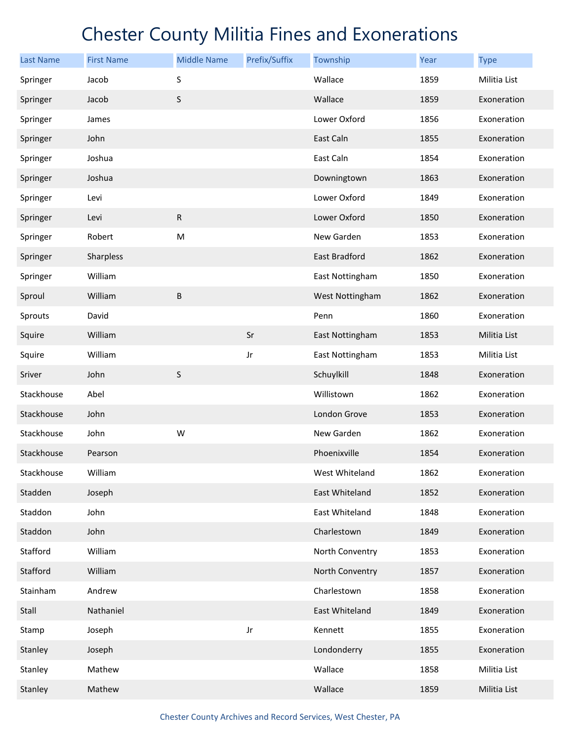# Chester County Militia Fines and Exonerations

| Last Name | First Name | Middle Name | Prefix/Suffix | Township | Year | Type |
|---|---|---|---|---|---|---|
| Springer | Jacob | S | | Wallace | 1859 | Militia List |
| Springer | Jacob | S | | Wallace | 1859 | Exoneration |
| Springer | James | | | Lower Oxford | 1856 | Exoneration |
| Springer | John | | | East Caln | 1855 | Exoneration |
| Springer | Joshua | | | East Caln | 1854 | Exoneration |
| Springer | Joshua | | | Downingtown | 1863 | Exoneration |
| Springer | Levi | | | Lower Oxford | 1849 | Exoneration |
| Springer | Levi | R | | Lower Oxford | 1850 | Exoneration |
| Springer | Robert | M | | New Garden | 1853 | Exoneration |
| Springer | Sharpless | | | East Bradford | 1862 | Exoneration |
| Springer | William | | | East Nottingham | 1850 | Exoneration |
| Sproul | William | B | | West Nottingham | 1862 | Exoneration |
| Sprouts | David | | | Penn | 1860 | Exoneration |
| Squire | William | | Sr | East Nottingham | 1853 | Militia List |
| Squire | William | | Jr | East Nottingham | 1853 | Militia List |
| Sriver | John | S | | Schuylkill | 1848 | Exoneration |
| Stackhouse | Abel | | | Willistown | 1862 | Exoneration |
| Stackhouse | John | | | London Grove | 1853 | Exoneration |
| Stackhouse | John | W | | New Garden | 1862 | Exoneration |
| Stackhouse | Pearson | | | Phoenixville | 1854 | Exoneration |
| Stackhouse | William | | | West Whiteland | 1862 | Exoneration |
| Stadden | Joseph | | | East Whiteland | 1852 | Exoneration |
| Staddon | John | | | East Whiteland | 1848 | Exoneration |
| Staddon | John | | | Charlestown | 1849 | Exoneration |
| Stafford | William | | | North Conventry | 1853 | Exoneration |
| Stafford | William | | | North Conventry | 1857 | Exoneration |
| Stainham | Andrew | | | Charlestown | 1858 | Exoneration |
| Stall | Nathaniel | | | East Whiteland | 1849 | Exoneration |
| Stamp | Joseph | | Jr | Kennett | 1855 | Exoneration |
| Stanley | Joseph | | | Londonderry | 1855 | Exoneration |
| Stanley | Mathew | | | Wallace | 1858 | Militia List |
| Stanley | Mathew | | | Wallace | 1859 | Militia List |

Chester County Archives and Record Services, West Chester, PA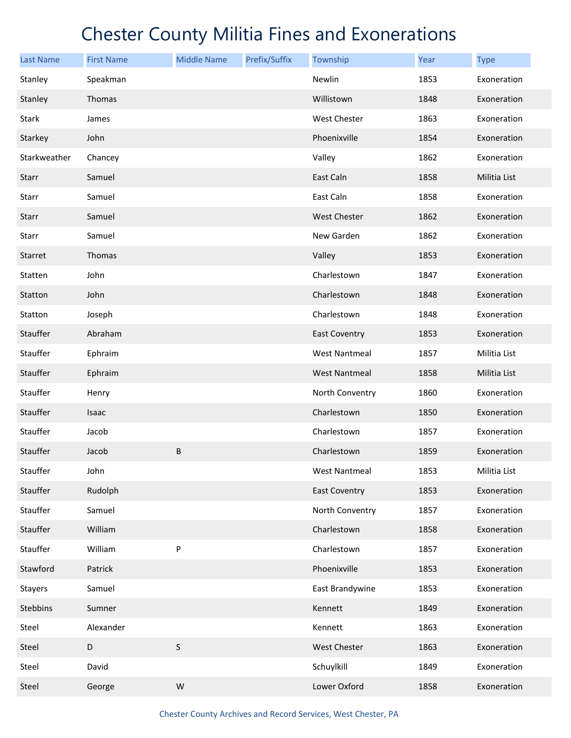# Chester County Militia Fines and Exonerations

| Last Name | First Name | Middle Name | Prefix/Suffix | Township | Year | Type |
|---|---|---|---|---|---|---|
| Stanley | Speakman | | | Newlin | 1853 | Exoneration |
| Stanley | Thomas | | | Willistown | 1848 | Exoneration |
| Stark | James | | | West Chester | 1863 | Exoneration |
| Starkey | John | | | Phoenixville | 1854 | Exoneration |
| Starkweather | Chancey | | | Valley | 1862 | Exoneration |
| Starr | Samuel | | | East Caln | 1858 | Militia List |
| Starr | Samuel | | | East Caln | 1858 | Exoneration |
| Starr | Samuel | | | West Chester | 1862 | Exoneration |
| Starr | Samuel | | | New Garden | 1862 | Exoneration |
| Starret | Thomas | | | Valley | 1853 | Exoneration |
| Statten | John | | | Charlestown | 1847 | Exoneration |
| Statton | John | | | Charlestown | 1848 | Exoneration |
| Statton | Joseph | | | Charlestown | 1848 | Exoneration |
| Stauffer | Abraham | | | East Coventry | 1853 | Exoneration |
| Stauffer | Ephraim | | | West Nantmeal | 1857 | Militia List |
| Stauffer | Ephraim | | | West Nantmeal | 1858 | Militia List |
| Stauffer | Henry | | | North Conventry | 1860 | Exoneration |
| Stauffer | Isaac | | | Charlestown | 1850 | Exoneration |
| Stauffer | Jacob | | | Charlestown | 1857 | Exoneration |
| Stauffer | Jacob | B | | Charlestown | 1859 | Exoneration |
| Stauffer | John | | | West Nantmeal | 1853 | Militia List |
| Stauffer | Rudolph | | | East Coventry | 1853 | Exoneration |
| Stauffer | Samuel | | | North Conventry | 1857 | Exoneration |
| Stauffer | William | | | Charlestown | 1858 | Exoneration |
| Stauffer | William | P | | Charlestown | 1857 | Exoneration |
| Stawford | Patrick | | | Phoenixville | 1853 | Exoneration |
| Stayers | Samuel | | | East Brandywine | 1853 | Exoneration |
| Stebbins | Sumner | | | Kennett | 1849 | Exoneration |
| Steel | Alexander | | | Kennett | 1863 | Exoneration |
| Steel | D | S | | West Chester | 1863 | Exoneration |
| Steel | David | | | Schuylkill | 1849 | Exoneration |
| Steel | George | W | | Lower Oxford | 1858 | Exoneration |

Chester County Archives and Record Services, West Chester, PA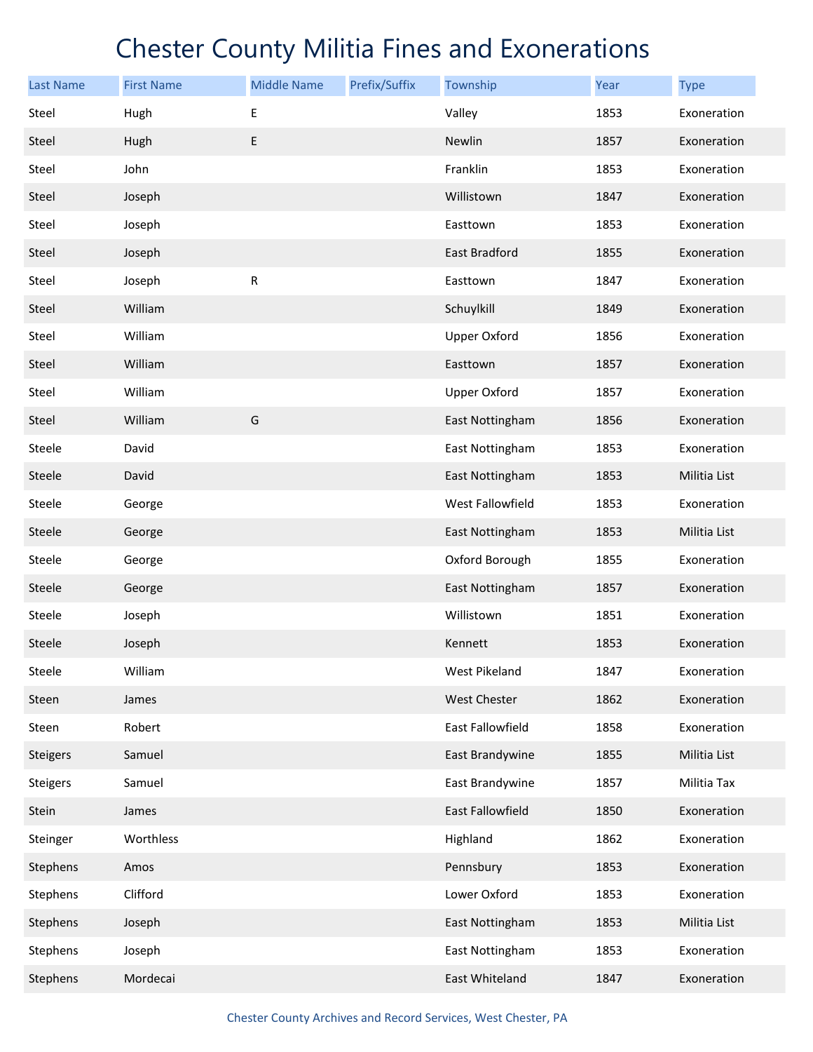# Chester County Militia Fines and Exonerations

| Last Name | First Name | Middle Name | Prefix/Suffix | Township | Year | Type |
|---|---|---|---|---|---|---|
| Steel | Hugh | E | | Valley | 1853 | Exoneration |
| Steel | Hugh | E | | Newlin | 1857 | Exoneration |
| Steel | John | | | Franklin | 1853 | Exoneration |
| Steel | Joseph | | | Willistown | 1847 | Exoneration |
| Steel | Joseph | | | Easttown | 1853 | Exoneration |
| Steel | Joseph | | | East Bradford | 1855 | Exoneration |
| Steel | Joseph | R | | Easttown | 1847 | Exoneration |
| Steel | William | | | Schuylkill | 1849 | Exoneration |
| Steel | William | | | Upper Oxford | 1856 | Exoneration |
| Steel | William | | | Easttown | 1857 | Exoneration |
| Steel | William | | | Upper Oxford | 1857 | Exoneration |
| Steel | William | G | | East Nottingham | 1856 | Exoneration |
| Steele | David | | | East Nottingham | 1853 | Exoneration |
| Steele | David | | | East Nottingham | 1853 | Militia List |
| Steele | George | | | West Fallowfield | 1853 | Exoneration |
| Steele | George | | | East Nottingham | 1853 | Militia List |
| Steele | George | | | Oxford Borough | 1855 | Exoneration |
| Steele | George | | | East Nottingham | 1857 | Exoneration |
| Steele | Joseph | | | Willistown | 1851 | Exoneration |
| Steele | Joseph | | | Kennett | 1853 | Exoneration |
| Steele | William | | | West Pikeland | 1847 | Exoneration |
| Steen | James | | | West Chester | 1862 | Exoneration |
| Steen | Robert | | | East Fallowfield | 1858 | Exoneration |
| Steigers | Samuel | | | East Brandywine | 1855 | Militia List |
| Steigers | Samuel | | | East Brandywine | 1857 | Militia Tax |
| Stein | James | | | East Fallowfield | 1850 | Exoneration |
| Steinger | Worthless | | | Highland | 1862 | Exoneration |
| Stephens | Amos | | | Pennsbury | 1853 | Exoneration |
| Stephens | Clifford | | | Lower Oxford | 1853 | Exoneration |
| Stephens | Joseph | | | East Nottingham | 1853 | Militia List |
| Stephens | Joseph | | | East Nottingham | 1853 | Exoneration |
| Stephens | Mordecai | | | East Whiteland | 1847 | Exoneration |

Chester County Archives and Record Services, West Chester, PA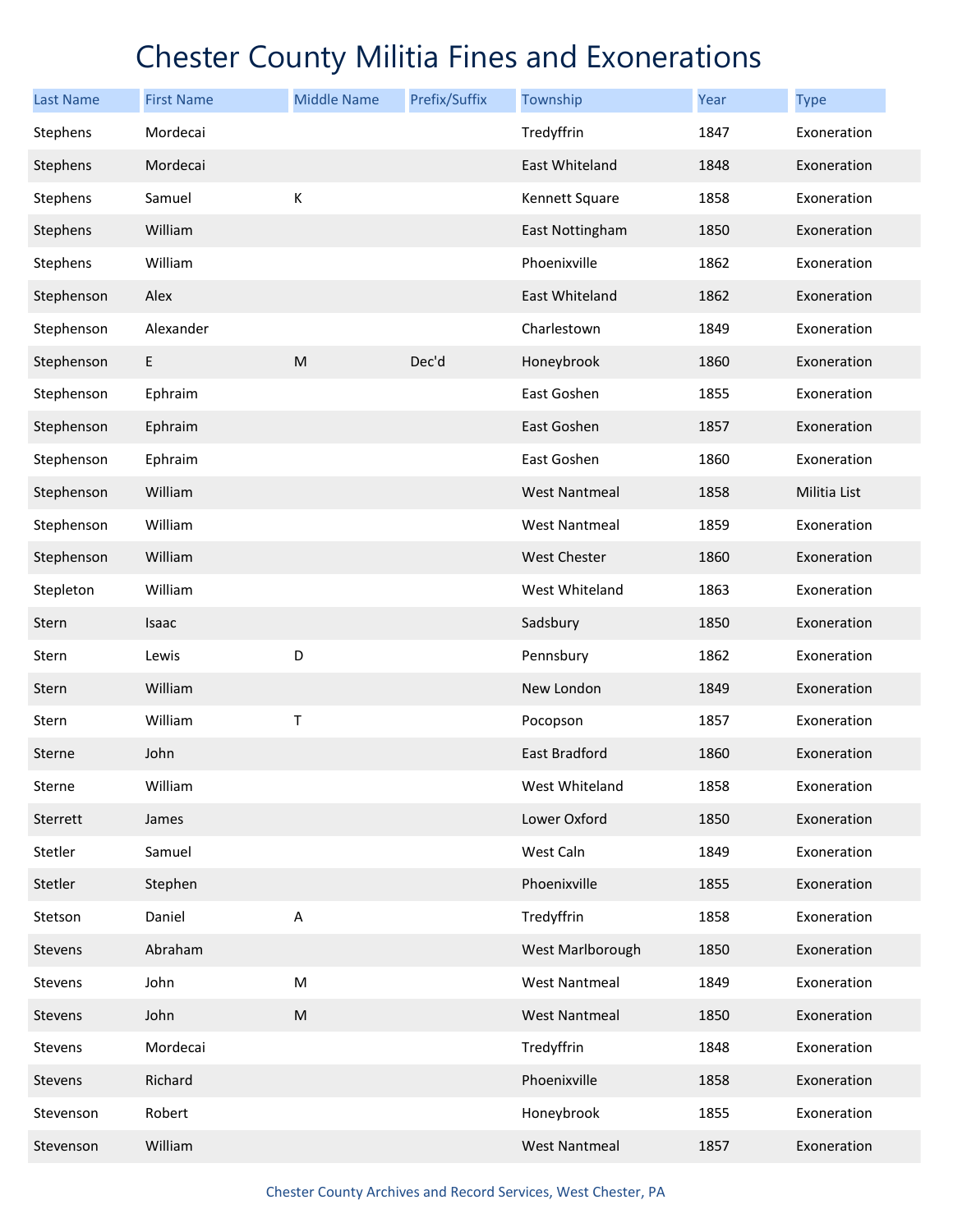# Chester County Militia Fines and Exonerations

| Last Name | First Name | Middle Name | Prefix/Suffix | Township | Year | Type |
|---|---|---|---|---|---|---|
| Stephens | Mordecai | | | Tredyffrin | 1847 | Exoneration |
| Stephens | Mordecai | | | East Whiteland | 1848 | Exoneration |
| Stephens | Samuel | K | | Kennett Square | 1858 | Exoneration |
| Stephens | William | | | East Nottingham | 1850 | Exoneration |
| Stephens | William | | | Phoenixville | 1862 | Exoneration |
| Stephenson | Alex | | | East Whiteland | 1862 | Exoneration |
| Stephenson | Alexander | | | Charlestown | 1849 | Exoneration |
| Stephenson | E | M | Dec'd | Honeybrook | 1860 | Exoneration |
| Stephenson | Ephraim | | | East Goshen | 1855 | Exoneration |
| Stephenson | Ephraim | | | East Goshen | 1857 | Exoneration |
| Stephenson | Ephraim | | | East Goshen | 1860 | Exoneration |
| Stephenson | William | | | West Nantmeal | 1858 | Militia List |
| Stephenson | William | | | West Nantmeal | 1859 | Exoneration |
| Stephenson | William | | | West Chester | 1860 | Exoneration |
| Stepleton | William | | | West Whiteland | 1863 | Exoneration |
| Stern | Isaac | | | Sadsbury | 1850 | Exoneration |
| Stern | Lewis | D | | Pennsbury | 1862 | Exoneration |
| Stern | William | | | New London | 1849 | Exoneration |
| Stern | William | T | | Pocopson | 1857 | Exoneration |
| Sterne | John | | | East Bradford | 1860 | Exoneration |
| Sterne | William | | | West Whiteland | 1858 | Exoneration |
| Sterrett | James | | | Lower Oxford | 1850 | Exoneration |
| Stetler | Samuel | | | West Caln | 1849 | Exoneration |
| Stetler | Stephen | | | Phoenixville | 1855 | Exoneration |
| Stetson | Daniel | A | | Tredyffrin | 1858 | Exoneration |
| Stevens | Abraham | | | West Marlborough | 1850 | Exoneration |
| Stevens | John | M | | West Nantmeal | 1849 | Exoneration |
| Stevens | John | M | | West Nantmeal | 1850 | Exoneration |
| Stevens | Mordecai | | | Tredyffrin | 1848 | Exoneration |
| Stevens | Richard | | | Phoenixville | 1858 | Exoneration |
| Stevenson | Robert | | | Honeybrook | 1855 | Exoneration |
| Stevenson | William | | | West Nantmeal | 1857 | Exoneration |

Chester County Archives and Record Services, West Chester, PA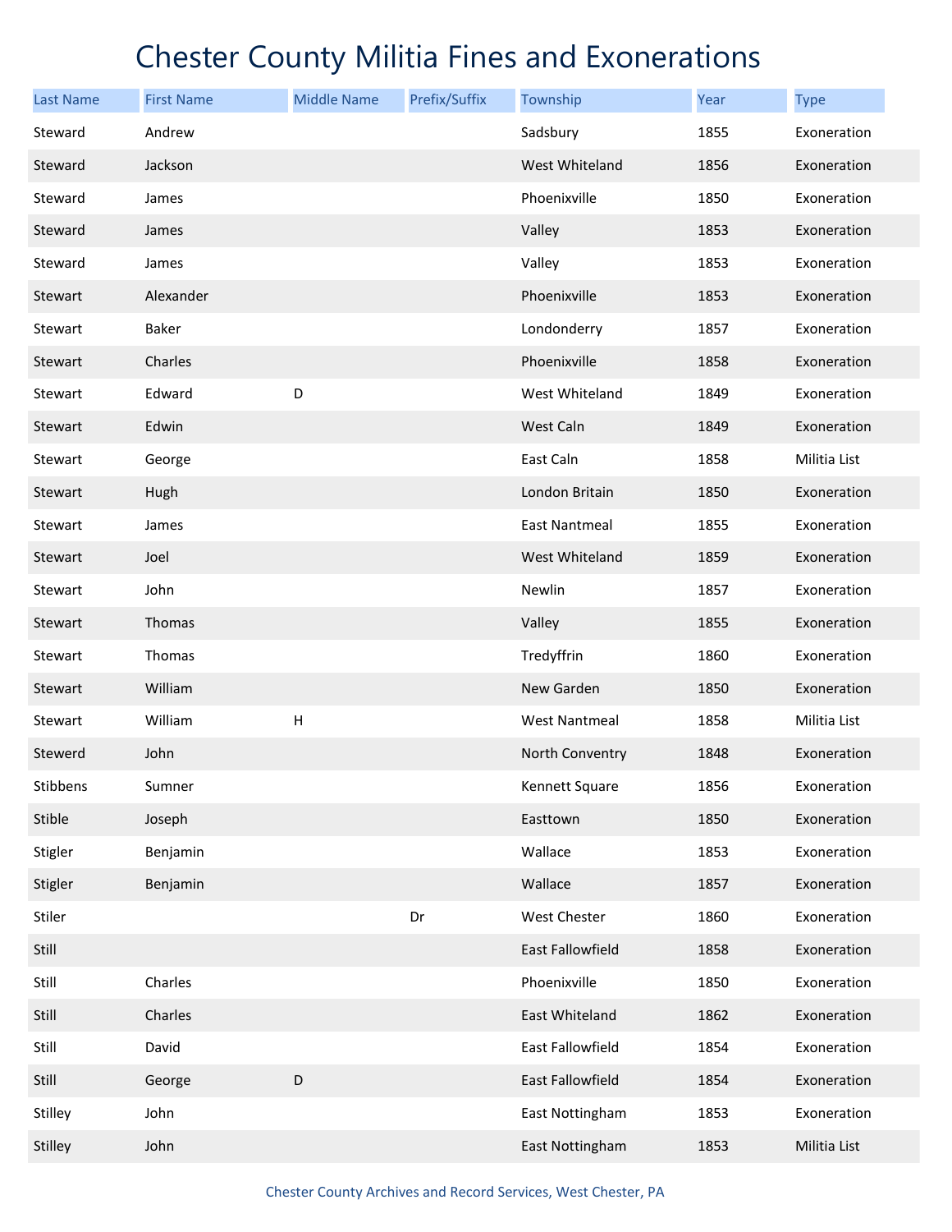# Chester County Militia Fines and Exonerations

| Last Name | First Name | Middle Name | Prefix/Suffix | Township | Year | Type |
|---|---|---|---|---|---|---|
| Steward | Andrew | | | Sadsbury | 1855 | Exoneration |
| Steward | Jackson | | | West Whiteland | 1856 | Exoneration |
| Steward | James | | | Phoenixville | 1850 | Exoneration |
| Steward | James | | | Valley | 1853 | Exoneration |
| Steward | James | | | Valley | 1853 | Exoneration |
| Stewart | Alexander | | | Phoenixville | 1853 | Exoneration |
| Stewart | Baker | | | Londonderry | 1857 | Exoneration |
| Stewart | Charles | | | Phoenixville | 1858 | Exoneration |
| Stewart | Edward | D | | West Whiteland | 1849 | Exoneration |
| Stewart | Edwin | | | West Caln | 1849 | Exoneration |
| Stewart | George | | | East Caln | 1858 | Militia List |
| Stewart | Hugh | | | London Britain | 1850 | Exoneration |
| Stewart | James | | | East Nantmeal | 1855 | Exoneration |
| Stewart | Joel | | | West Whiteland | 1859 | Exoneration |
| Stewart | John | | | Newlin | 1857 | Exoneration |
| Stewart | Thomas | | | Valley | 1855 | Exoneration |
| Stewart | Thomas | | | Tredyffrin | 1860 | Exoneration |
| Stewart | William | | | New Garden | 1850 | Exoneration |
| Stewart | William | H | | West Nantmeal | 1858 | Militia List |
| Stewerd | John | | | North Conventry | 1848 | Exoneration |
| Stibbens | Sumner | | | Kennett Square | 1856 | Exoneration |
| Stible | Joseph | | | Easttown | 1850 | Exoneration |
| Stigler | Benjamin | | | Wallace | 1853 | Exoneration |
| Stigler | Benjamin | | | Wallace | 1857 | Exoneration |
| Stiler | | | Dr | West Chester | 1860 | Exoneration |
| Still | | | | East Fallowfield | 1858 | Exoneration |
| Still | Charles | | | Phoenixville | 1850 | Exoneration |
| Still | Charles | | | East Whiteland | 1862 | Exoneration |
| Still | David | | | East Fallowfield | 1854 | Exoneration |
| Still | George | D | | East Fallowfield | 1854 | Exoneration |
| Stilley | John | | | East Nottingham | 1853 | Exoneration |
| Stilley | John | | | East Nottingham | 1853 | Militia List |

Chester County Archives and Record Services, West Chester, PA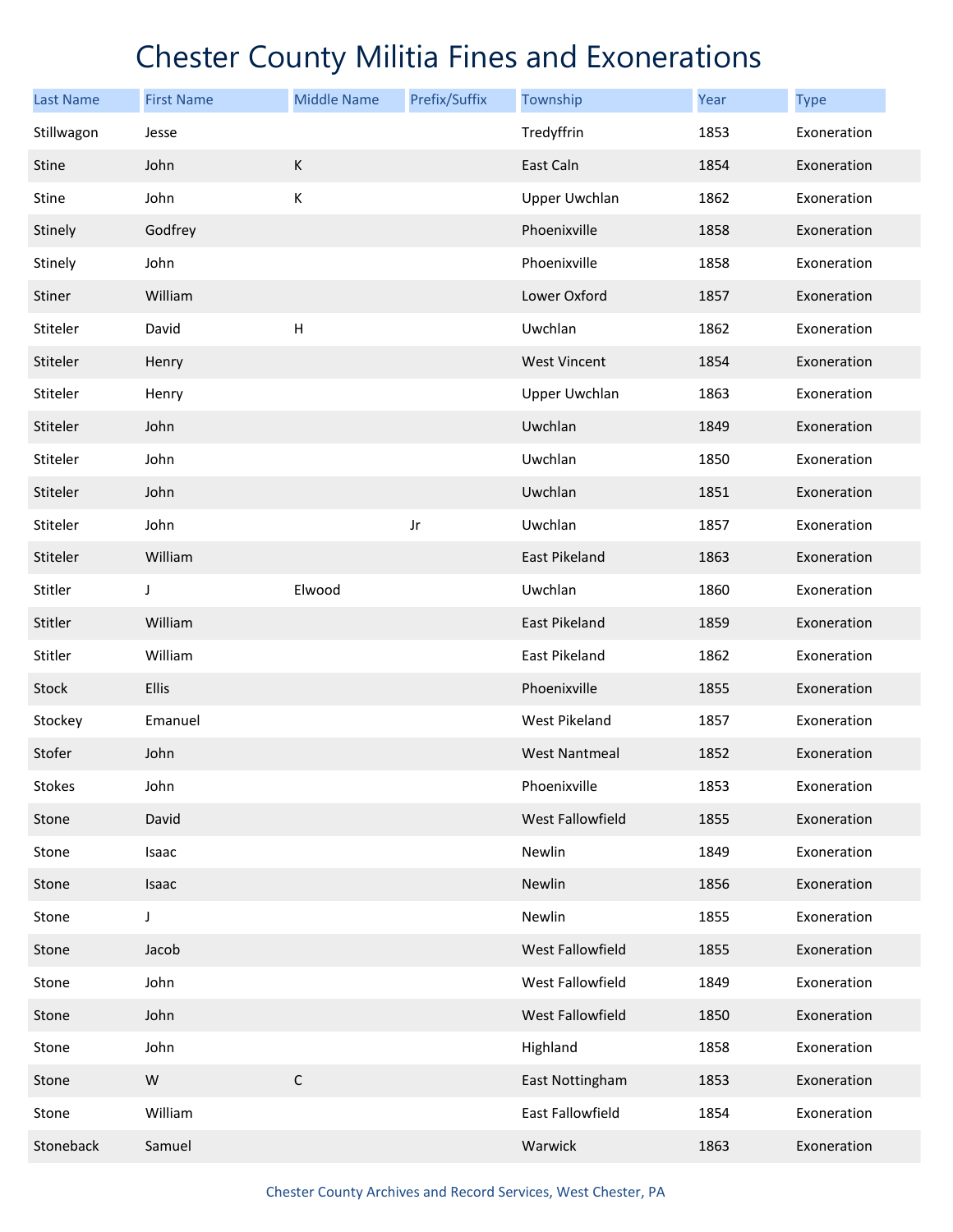# Chester County Militia Fines and Exonerations

| Last Name | First Name | Middle Name | Prefix/Suffix | Township | Year | Type |
|---|---|---|---|---|---|---|
| Stillwagon | Jesse | | | Tredyffrin | 1853 | Exoneration |
| Stine | John | K | | East Caln | 1854 | Exoneration |
| Stine | John | K | | Upper Uwchlan | 1862 | Exoneration |
| Stinely | Godfrey | | | Phoenixville | 1858 | Exoneration |
| Stinely | John | | | Phoenixville | 1858 | Exoneration |
| Stiner | William | | | Lower Oxford | 1857 | Exoneration |
| Stiteler | David | H | | Uwchlan | 1862 | Exoneration |
| Stiteler | Henry | | | West Vincent | 1854 | Exoneration |
| Stiteler | Henry | | | Upper Uwchlan | 1863 | Exoneration |
| Stiteler | John | | | Uwchlan | 1849 | Exoneration |
| Stiteler | John | | | Uwchlan | 1850 | Exoneration |
| Stiteler | John | | | Uwchlan | 1851 | Exoneration |
| Stiteler | John | | Jr | Uwchlan | 1857 | Exoneration |
| Stiteler | William | | | East Pikeland | 1863 | Exoneration |
| Stitler | J | Elwood | | Uwchlan | 1860 | Exoneration |
| Stitler | William | | | East Pikeland | 1859 | Exoneration |
| Stitler | William | | | East Pikeland | 1862 | Exoneration |
| Stock | Ellis | | | Phoenixville | 1855 | Exoneration |
| Stockey | Emanuel | | | West Pikeland | 1857 | Exoneration |
| Stofer | John | | | West Nantmeal | 1852 | Exoneration |
| Stokes | John | | | Phoenixville | 1853 | Exoneration |
| Stone | David | | | West Fallowfield | 1855 | Exoneration |
| Stone | Isaac | | | Newlin | 1849 | Exoneration |
| Stone | Isaac | | | Newlin | 1856 | Exoneration |
| Stone | J | | | Newlin | 1855 | Exoneration |
| Stone | Jacob | | | West Fallowfield | 1855 | Exoneration |
| Stone | John | | | West Fallowfield | 1849 | Exoneration |
| Stone | John | | | West Fallowfield | 1850 | Exoneration |
| Stone | John | | | Highland | 1858 | Exoneration |
| Stone | W | C | | East Nottingham | 1853 | Exoneration |
| Stone | William | | | East Fallowfield | 1854 | Exoneration |
| Stoneback | Samuel | | | Warwick | 1863 | Exoneration |

Chester County Archives and Record Services, West Chester, PA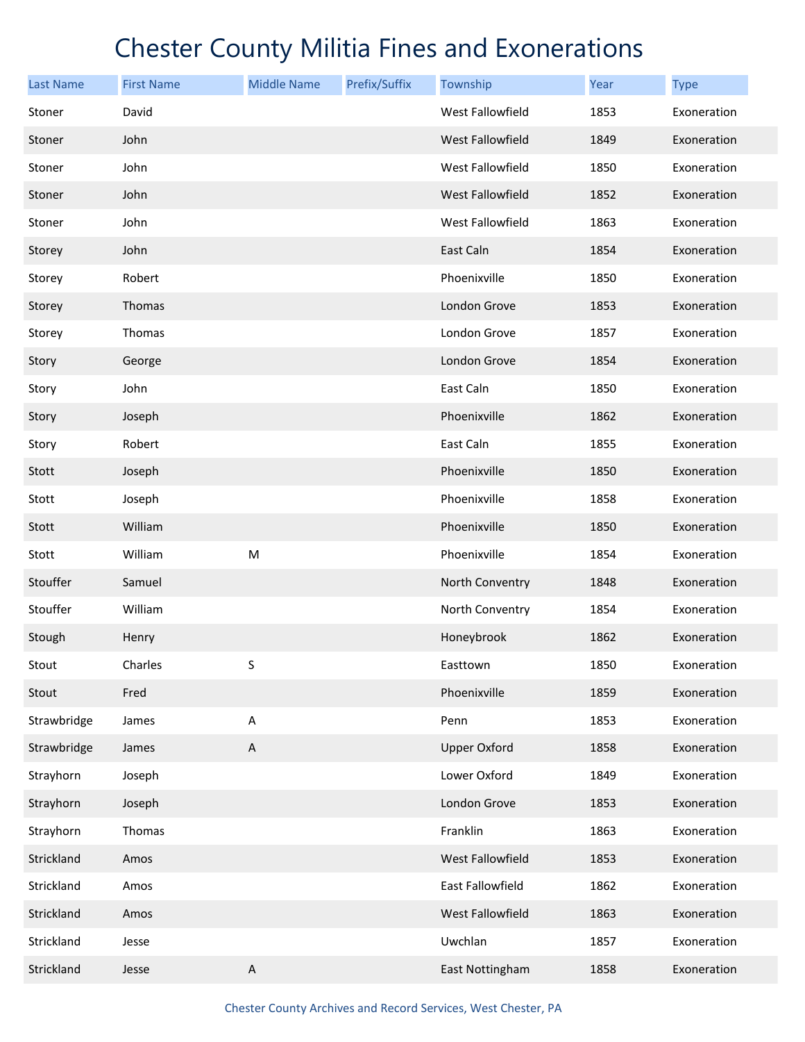# Chester County Militia Fines and Exonerations

| Last Name | First Name | Middle Name | Prefix/Suffix | Township | Year | Type |
|---|---|---|---|---|---|---|
| Stoner | David | | | West Fallowfield | 1853 | Exoneration |
| Stoner | John | | | West Fallowfield | 1849 | Exoneration |
| Stoner | John | | | West Fallowfield | 1850 | Exoneration |
| Stoner | John | | | West Fallowfield | 1852 | Exoneration |
| Stoner | John | | | West Fallowfield | 1863 | Exoneration |
| Storey | John | | | East Caln | 1854 | Exoneration |
| Storey | Robert | | | Phoenixville | 1850 | Exoneration |
| Storey | Thomas | | | London Grove | 1853 | Exoneration |
| Storey | Thomas | | | London Grove | 1857 | Exoneration |
| Story | George | | | London Grove | 1854 | Exoneration |
| Story | John | | | East Caln | 1850 | Exoneration |
| Story | Joseph | | | Phoenixville | 1862 | Exoneration |
| Story | Robert | | | East Caln | 1855 | Exoneration |
| Stott | Joseph | | | Phoenixville | 1850 | Exoneration |
| Stott | Joseph | | | Phoenixville | 1858 | Exoneration |
| Stott | William | | | Phoenixville | 1850 | Exoneration |
| Stott | William | M | | Phoenixville | 1854 | Exoneration |
| Stouffer | Samuel | | | North Conventry | 1848 | Exoneration |
| Stouffer | William | | | North Conventry | 1854 | Exoneration |
| Stough | Henry | | | Honeybrook | 1862 | Exoneration |
| Stout | Charles | S | | Easttown | 1850 | Exoneration |
| Stout | Fred | | | Phoenixville | 1859 | Exoneration |
| Strawbridge | James | A | | Penn | 1853 | Exoneration |
| Strawbridge | James | A | | Upper Oxford | 1858 | Exoneration |
| Strayhorn | Joseph | | | Lower Oxford | 1849 | Exoneration |
| Strayhorn | Joseph | | | London Grove | 1853 | Exoneration |
| Strayhorn | Thomas | | | Franklin | 1863 | Exoneration |
| Strickland | Amos | | | West Fallowfield | 1853 | Exoneration |
| Strickland | Amos | | | East Fallowfield | 1862 | Exoneration |
| Strickland | Amos | | | West Fallowfield | 1863 | Exoneration |
| Strickland | Jesse | | | Uwchlan | 1857 | Exoneration |
| Strickland | Jesse | A | | East Nottingham | 1858 | Exoneration |

Chester County Archives and Record Services, West Chester, PA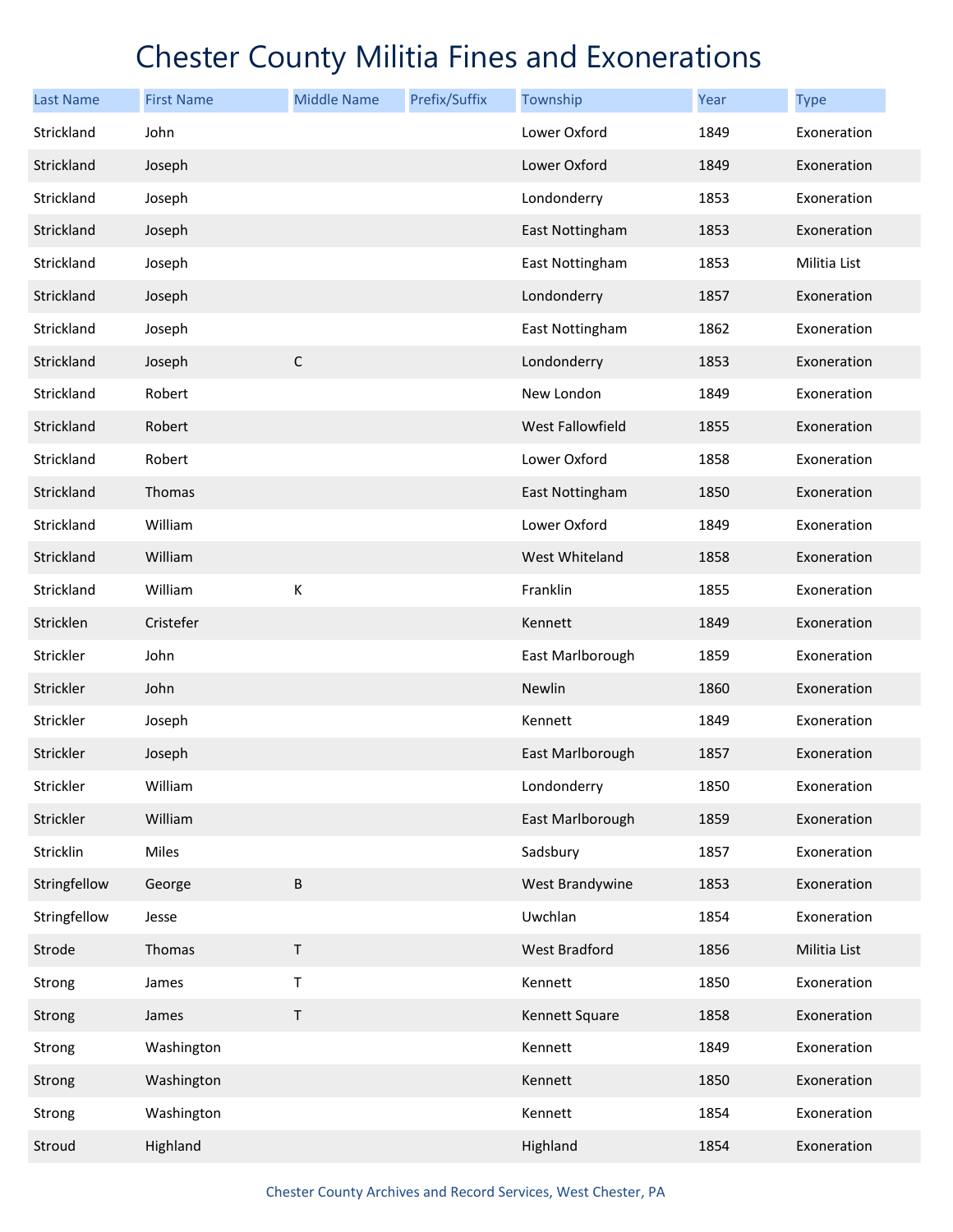# Chester County Militia Fines and Exonerations

| Last Name | First Name | Middle Name | Prefix/Suffix | Township | Year | Type |
|---|---|---|---|---|---|---|
| Strickland | John | | | Lower Oxford | 1849 | Exoneration |
| Strickland | Joseph | | | Lower Oxford | 1849 | Exoneration |
| Strickland | Joseph | | | Londonderry | 1853 | Exoneration |
| Strickland | Joseph | | | East Nottingham | 1853 | Exoneration |
| Strickland | Joseph | | | East Nottingham | 1853 | Militia List |
| Strickland | Joseph | | | Londonderry | 1857 | Exoneration |
| Strickland | Joseph | | | East Nottingham | 1862 | Exoneration |
| Strickland | Joseph | C | | Londonderry | 1853 | Exoneration |
| Strickland | Robert | | | New London | 1849 | Exoneration |
| Strickland | Robert | | | West Fallowfield | 1855 | Exoneration |
| Strickland | Robert | | | Lower Oxford | 1858 | Exoneration |
| Strickland | Thomas | | | East Nottingham | 1850 | Exoneration |
| Strickland | William | | | Lower Oxford | 1849 | Exoneration |
| Strickland | William | | | West Whiteland | 1858 | Exoneration |
| Strickland | William | K | | Franklin | 1855 | Exoneration |
| Stricklen | Cristefer | | | Kennett | 1849 | Exoneration |
| Strickler | John | | | East Marlborough | 1859 | Exoneration |
| Strickler | John | | | Newlin | 1860 | Exoneration |
| Strickler | Joseph | | | Kennett | 1849 | Exoneration |
| Strickler | Joseph | | | East Marlborough | 1857 | Exoneration |
| Strickler | William | | | Londonderry | 1850 | Exoneration |
| Strickler | William | | | East Marlborough | 1859 | Exoneration |
| Stricklin | Miles | | | Sadsbury | 1857 | Exoneration |
| Stringfellow | George | B | | West Brandywine | 1853 | Exoneration |
| Stringfellow | Jesse | | | Uwchlan | 1854 | Exoneration |
| Strode | Thomas | T | | West Bradford | 1856 | Militia List |
| Strong | James | T | | Kennett | 1850 | Exoneration |
| Strong | James | T | | Kennett Square | 1858 | Exoneration |
| Strong | Washington | | | Kennett | 1849 | Exoneration |
| Strong | Washington | | | Kennett | 1850 | Exoneration |
| Strong | Washington | | | Kennett | 1854 | Exoneration |
| Stroud | Highland | | | Highland | 1854 | Exoneration |

Chester County Archives and Record Services, West Chester, PA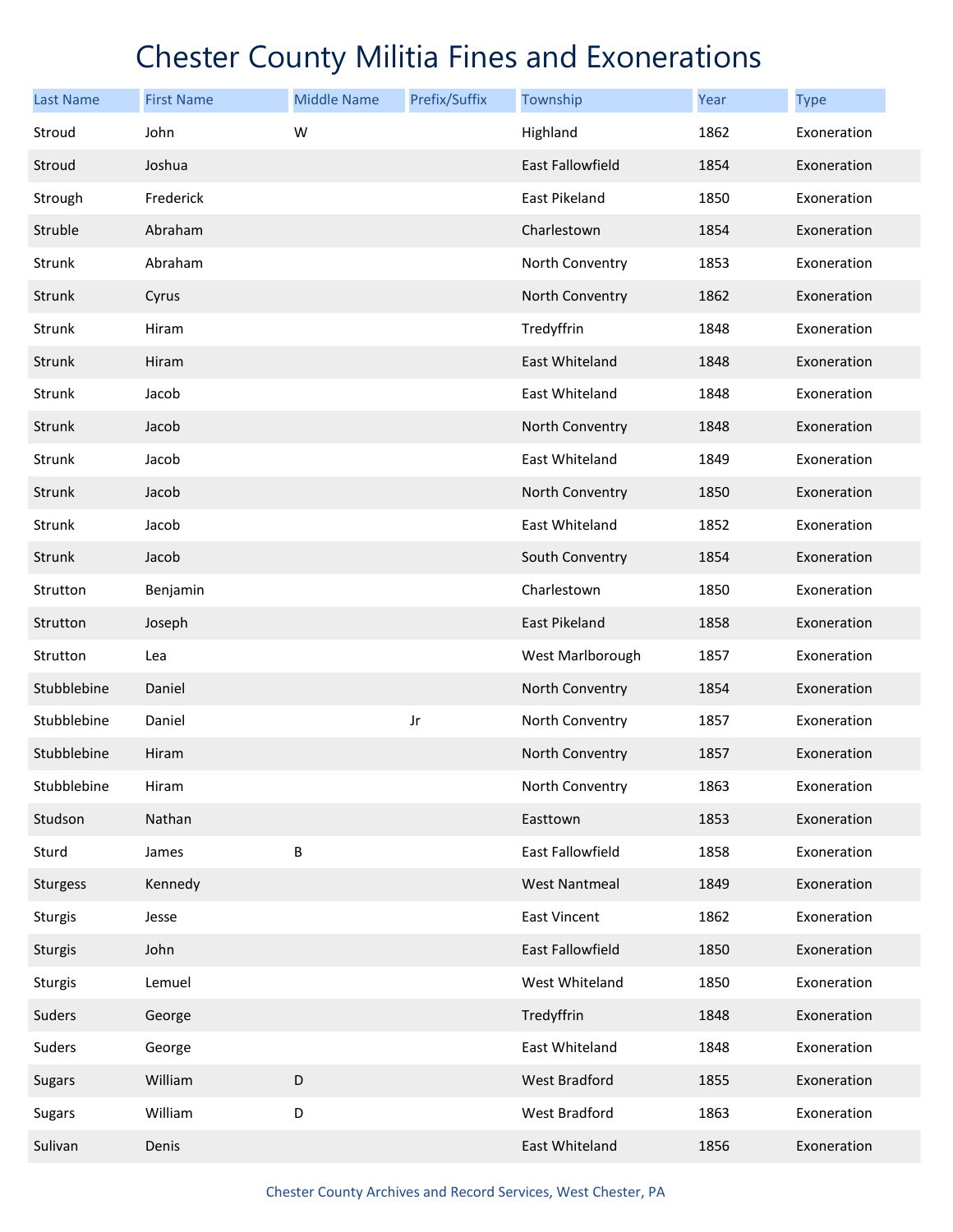# Chester County Militia Fines and Exonerations

| Last Name | First Name | Middle Name | Prefix/Suffix | Township | Year | Type |
|---|---|---|---|---|---|---|
| Stroud | John | W | | Highland | 1862 | Exoneration |
| Stroud | Joshua | | | East Fallowfield | 1854 | Exoneration |
| Strough | Frederick | | | East Pikeland | 1850 | Exoneration |
| Struble | Abraham | | | Charlestown | 1854 | Exoneration |
| Strunk | Abraham | | | North Conventry | 1853 | Exoneration |
| Strunk | Cyrus | | | North Conventry | 1862 | Exoneration |
| Strunk | Hiram | | | Tredyffrin | 1848 | Exoneration |
| Strunk | Hiram | | | East Whiteland | 1848 | Exoneration |
| Strunk | Jacob | | | East Whiteland | 1848 | Exoneration |
| Strunk | Jacob | | | North Conventry | 1848 | Exoneration |
| Strunk | Jacob | | | East Whiteland | 1849 | Exoneration |
| Strunk | Jacob | | | North Conventry | 1850 | Exoneration |
| Strunk | Jacob | | | East Whiteland | 1852 | Exoneration |
| Strunk | Jacob | | | South Conventry | 1854 | Exoneration |
| Strutton | Benjamin | | | Charlestown | 1850 | Exoneration |
| Strutton | Joseph | | | East Pikeland | 1858 | Exoneration |
| Strutton | Lea | | | West Marlborough | 1857 | Exoneration |
| Stubblebine | Daniel | | | North Conventry | 1854 | Exoneration |
| Stubblebine | Daniel | | Jr | North Conventry | 1857 | Exoneration |
| Stubblebine | Hiram | | | North Conventry | 1857 | Exoneration |
| Stubblebine | Hiram | | | North Conventry | 1863 | Exoneration |
| Studson | Nathan | | | Easttown | 1853 | Exoneration |
| Sturd | James | B | | East Fallowfield | 1858 | Exoneration |
| Sturgess | Kennedy | | | West Nantmeal | 1849 | Exoneration |
| Sturgis | Jesse | | | East Vincent | 1862 | Exoneration |
| Sturgis | John | | | East Fallowfield | 1850 | Exoneration |
| Sturgis | Lemuel | | | West Whiteland | 1850 | Exoneration |
| Suders | George | | | Tredyffrin | 1848 | Exoneration |
| Suders | George | | | East Whiteland | 1848 | Exoneration |
| Sugars | William | D | | West Bradford | 1855 | Exoneration |
| Sugars | William | D | | West Bradford | 1863 | Exoneration |
| Sulivan | Denis | | | East Whiteland | 1856 | Exoneration |

Chester County Archives and Record Services, West Chester, PA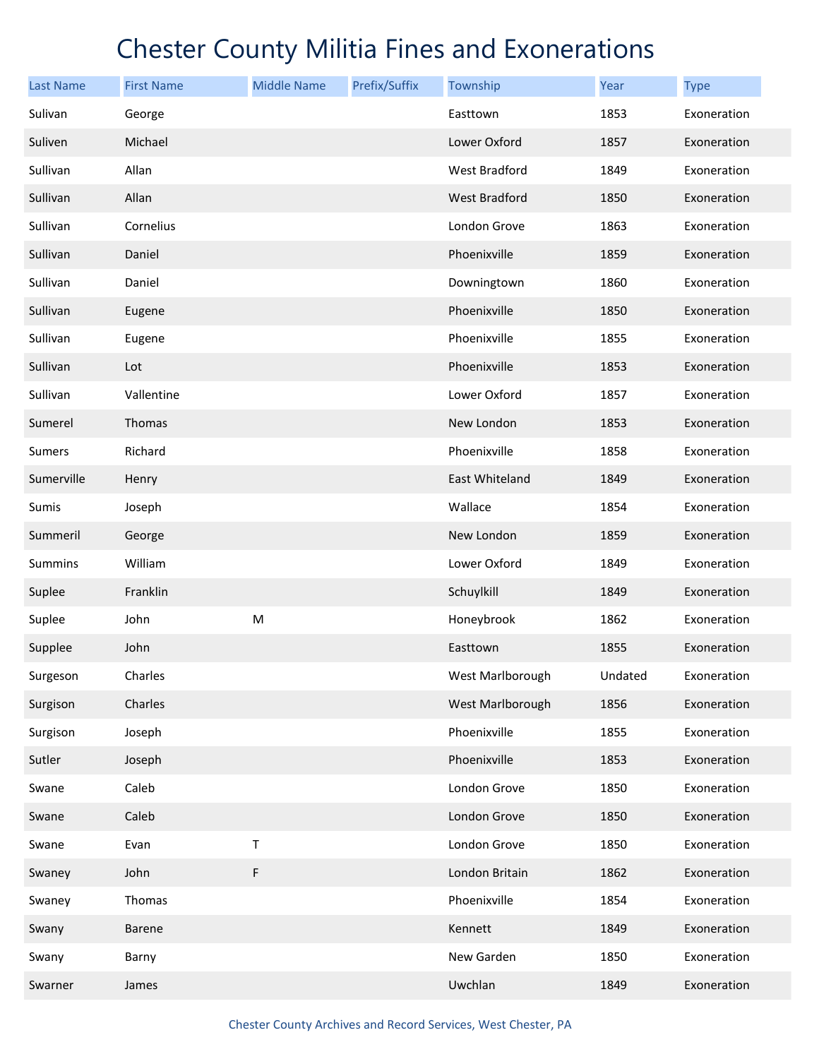# Chester County Militia Fines and Exonerations

| Last Name | First Name | Middle Name | Prefix/Suffix | Township | Year | Type |
|---|---|---|---|---|---|---|
| Sulivan | George | | | Easttown | 1853 | Exoneration |
| Suliven | Michael | | | Lower Oxford | 1857 | Exoneration |
| Sullivan | Allan | | | West Bradford | 1849 | Exoneration |
| Sullivan | Allan | | | West Bradford | 1850 | Exoneration |
| Sullivan | Cornelius | | | London Grove | 1863 | Exoneration |
| Sullivan | Daniel | | | Phoenixville | 1859 | Exoneration |
| Sullivan | Daniel | | | Downingtown | 1860 | Exoneration |
| Sullivan | Eugene | | | Phoenixville | 1850 | Exoneration |
| Sullivan | Eugene | | | Phoenixville | 1855 | Exoneration |
| Sullivan | Lot | | | Phoenixville | 1853 | Exoneration |
| Sullivan | Vallentine | | | Lower Oxford | 1857 | Exoneration |
| Sumerel | Thomas | | | New London | 1853 | Exoneration |
| Sumers | Richard | | | Phoenixville | 1858 | Exoneration |
| Sumerville | Henry | | | East Whiteland | 1849 | Exoneration |
| Sumis | Joseph | | | Wallace | 1854 | Exoneration |
| Summeril | George | | | New London | 1859 | Exoneration |
| Summins | William | | | Lower Oxford | 1849 | Exoneration |
| Suplee | Franklin | | | Schuylkill | 1849 | Exoneration |
| Suplee | John | M | | Honeybrook | 1862 | Exoneration |
| Supplee | John | | | Easttown | 1855 | Exoneration |
| Surgeson | Charles | | | West Marlborough | Undated | Exoneration |
| Surgison | Charles | | | West Marlborough | 1856 | Exoneration |
| Surgison | Joseph | | | Phoenixville | 1855 | Exoneration |
| Sutler | Joseph | | | Phoenixville | 1853 | Exoneration |
| Swane | Caleb | | | London Grove | 1850 | Exoneration |
| Swane | Caleb | | | London Grove | 1850 | Exoneration |
| Swane | Evan | T | | London Grove | 1850 | Exoneration |
| Swaney | John | F | | London Britain | 1862 | Exoneration |
| Swaney | Thomas | | | Phoenixville | 1854 | Exoneration |
| Swany | Barene | | | Kennett | 1849 | Exoneration |
| Swany | Barny | | | New Garden | 1850 | Exoneration |
| Swarner | James | | | Uwchlan | 1849 | Exoneration |

Chester County Archives and Record Services, West Chester, PA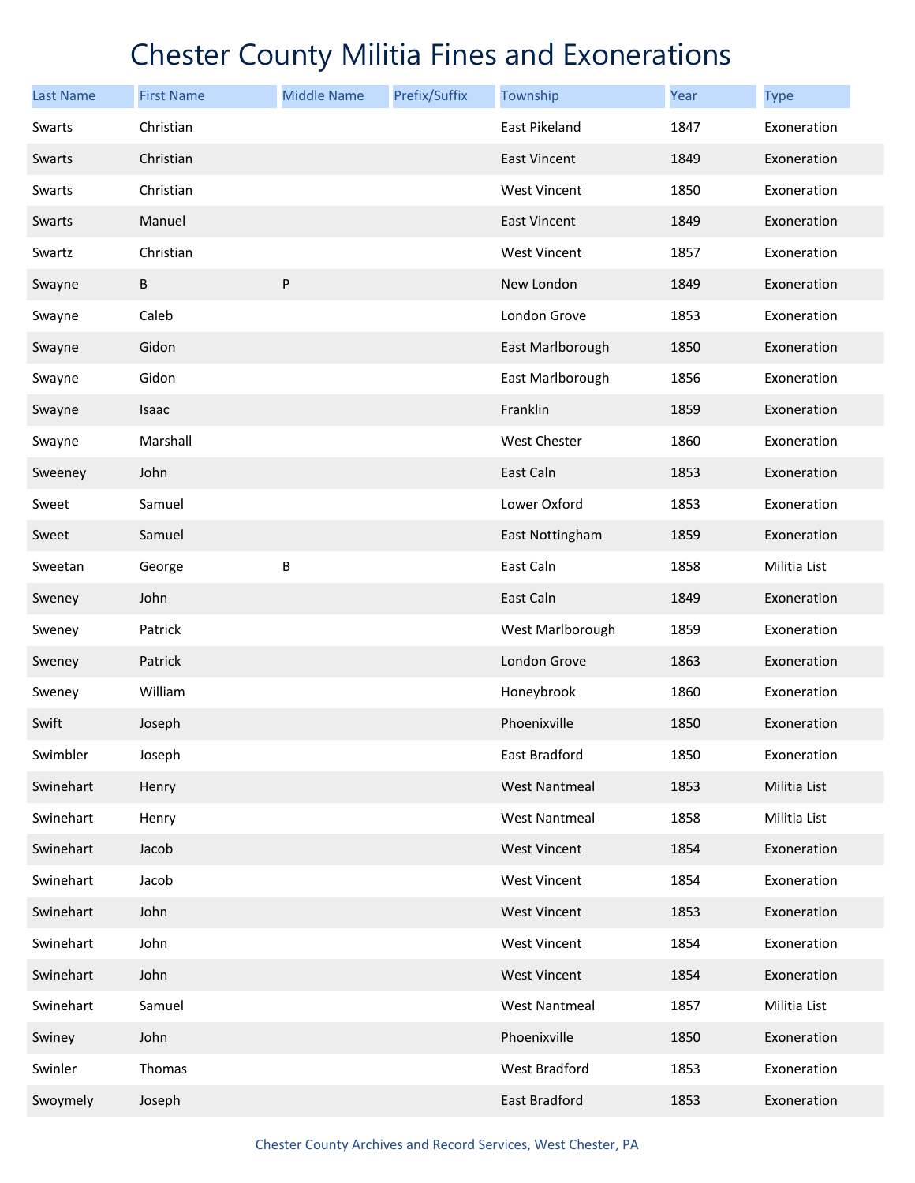# Chester County Militia Fines and Exonerations

| Last Name | First Name | Middle Name | Prefix/Suffix | Township | Year | Type |
|---|---|---|---|---|---|---|
| Swarts | Christian | | | East Pikeland | 1847 | Exoneration |
| Swarts | Christian | | | East Vincent | 1849 | Exoneration |
| Swarts | Christian | | | West Vincent | 1850 | Exoneration |
| Swarts | Manuel | | | East Vincent | 1849 | Exoneration |
| Swartz | Christian | | | West Vincent | 1857 | Exoneration |
| Swayne | B | P | | New London | 1849 | Exoneration |
| Swayne | Caleb | | | London Grove | 1853 | Exoneration |
| Swayne | Gidon | | | East Marlborough | 1850 | Exoneration |
| Swayne | Gidon | | | East Marlborough | 1856 | Exoneration |
| Swayne | Isaac | | | Franklin | 1859 | Exoneration |
| Swayne | Marshall | | | West Chester | 1860 | Exoneration |
| Sweeney | John | | | East Caln | 1853 | Exoneration |
| Sweet | Samuel | | | Lower Oxford | 1853 | Exoneration |
| Sweet | Samuel | | | East Nottingham | 1859 | Exoneration |
| Sweetan | George | B | | East Caln | 1858 | Militia List |
| Sweney | John | | | East Caln | 1849 | Exoneration |
| Sweney | Patrick | | | West Marlborough | 1859 | Exoneration |
| Sweney | Patrick | | | London Grove | 1863 | Exoneration |
| Sweney | William | | | Honeybrook | 1860 | Exoneration |
| Swift | Joseph | | | Phoenixville | 1850 | Exoneration |
| Swimbler | Joseph | | | East Bradford | 1850 | Exoneration |
| Swinehart | Henry | | | West Nantmeal | 1853 | Militia List |
| Swinehart | Henry | | | West Nantmeal | 1858 | Militia List |
| Swinehart | Jacob | | | West Vincent | 1854 | Exoneration |
| Swinehart | Jacob | | | West Vincent | 1854 | Exoneration |
| Swinehart | John | | | West Vincent | 1853 | Exoneration |
| Swinehart | John | | | West Vincent | 1854 | Exoneration |
| Swinehart | John | | | West Vincent | 1854 | Exoneration |
| Swinehart | Samuel | | | West Nantmeal | 1857 | Militia List |
| Swiney | John | | | Phoenixville | 1850 | Exoneration |
| Swinler | Thomas | | | West Bradford | 1853 | Exoneration |
| Swoymely | Joseph | | | East Bradford | 1853 | Exoneration |

Chester County Archives and Record Services, West Chester, PA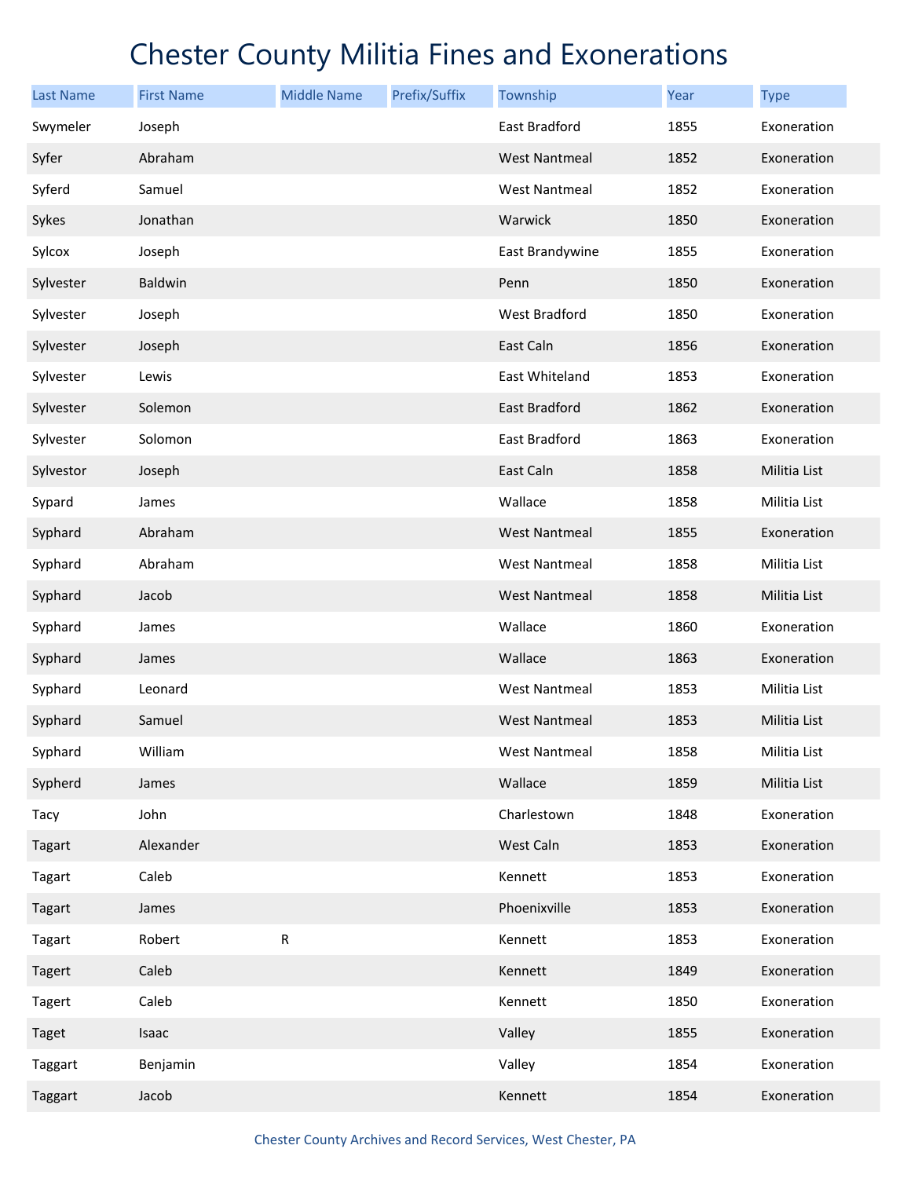# Chester County Militia Fines and Exonerations

| Last Name | First Name | Middle Name | Prefix/Suffix | Township | Year | Type |
|---|---|---|---|---|---|---|
| Swymeler | Joseph | | | East Bradford | 1855 | Exoneration |
| Syfer | Abraham | | | West Nantmeal | 1852 | Exoneration |
| Syferd | Samuel | | | West Nantmeal | 1852 | Exoneration |
| Sykes | Jonathan | | | Warwick | 1850 | Exoneration |
| Sylcox | Joseph | | | East Brandywine | 1855 | Exoneration |
| Sylvester | Baldwin | | | Penn | 1850 | Exoneration |
| Sylvester | Joseph | | | West Bradford | 1850 | Exoneration |
| Sylvester | Joseph | | | East Caln | 1856 | Exoneration |
| Sylvester | Lewis | | | East Whiteland | 1853 | Exoneration |
| Sylvester | Solemon | | | East Bradford | 1862 | Exoneration |
| Sylvester | Solomon | | | East Bradford | 1863 | Exoneration |
| Sylvestor | Joseph | | | East Caln | 1858 | Militia List |
| Sypard | James | | | Wallace | 1858 | Militia List |
| Syphard | Abraham | | | West Nantmeal | 1855 | Exoneration |
| Syphard | Abraham | | | West Nantmeal | 1858 | Militia List |
| Syphard | Jacob | | | West Nantmeal | 1858 | Militia List |
| Syphard | James | | | Wallace | 1860 | Exoneration |
| Syphard | James | | | Wallace | 1863 | Exoneration |
| Syphard | Leonard | | | West Nantmeal | 1853 | Militia List |
| Syphard | Samuel | | | West Nantmeal | 1853 | Militia List |
| Syphard | William | | | West Nantmeal | 1858 | Militia List |
| Sypherd | James | | | Wallace | 1859 | Militia List |
| Tacy | John | | | Charlestown | 1848 | Exoneration |
| Tagart | Alexander | | | West Caln | 1853 | Exoneration |
| Tagart | Caleb | | | Kennett | 1853 | Exoneration |
| Tagart | James | | | Phoenixville | 1853 | Exoneration |
| Tagart | Robert | R | | Kennett | 1853 | Exoneration |
| Tagert | Caleb | | | Kennett | 1849 | Exoneration |
| Tagert | Caleb | | | Kennett | 1850 | Exoneration |
| Taget | Isaac | | | Valley | 1855 | Exoneration |
| Taggart | Benjamin | | | Valley | 1854 | Exoneration |
| Taggart | Jacob | | | Kennett | 1854 | Exoneration |

Chester County Archives and Record Services, West Chester, PA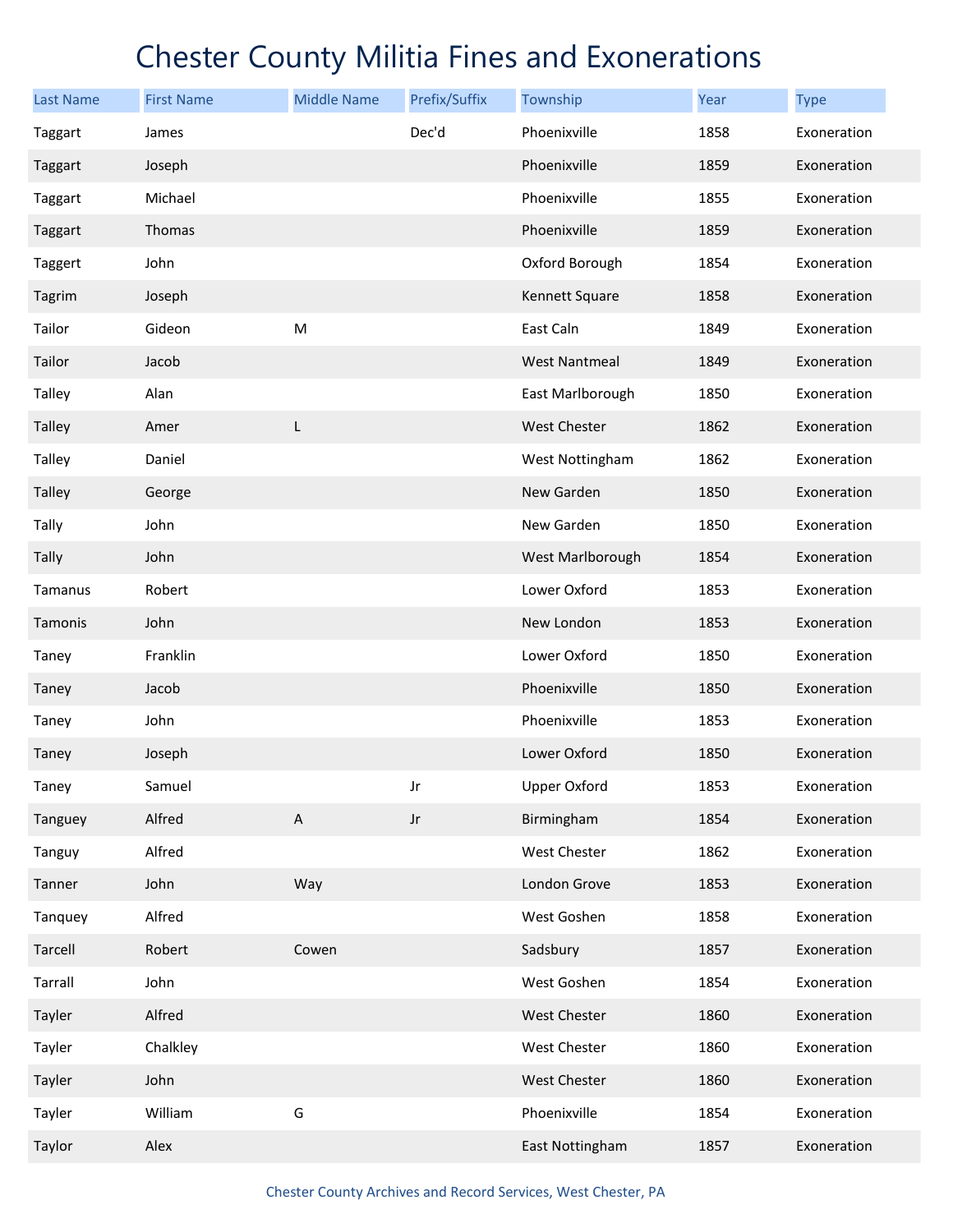# Chester County Militia Fines and Exonerations

| Last Name | First Name | Middle Name | Prefix/Suffix | Township | Year | Type |
|---|---|---|---|---|---|---|
| Taggart | James | | Dec'd | Phoenixville | 1858 | Exoneration |
| Taggart | Joseph | | | Phoenixville | 1859 | Exoneration |
| Taggart | Michael | | | Phoenixville | 1855 | Exoneration |
| Taggart | Thomas | | | Phoenixville | 1859 | Exoneration |
| Taggert | John | | | Oxford Borough | 1854 | Exoneration |
| Tagrim | Joseph | | | Kennett Square | 1858 | Exoneration |
| Tailor | Gideon | M | | East Caln | 1849 | Exoneration |
| Tailor | Jacob | | | West Nantmeal | 1849 | Exoneration |
| Talley | Alan | | | East Marlborough | 1850 | Exoneration |
| Talley | Amer | L | | West Chester | 1862 | Exoneration |
| Talley | Daniel | | | West Nottingham | 1862 | Exoneration |
| Talley | George | | | New Garden | 1850 | Exoneration |
| Tally | John | | | New Garden | 1850 | Exoneration |
| Tally | John | | | West Marlborough | 1854 | Exoneration |
| Tamanus | Robert | | | Lower Oxford | 1853 | Exoneration |
| Tamonis | John | | | New London | 1853 | Exoneration |
| Taney | Franklin | | | Lower Oxford | 1850 | Exoneration |
| Taney | Jacob | | | Phoenixville | 1850 | Exoneration |
| Taney | John | | | Phoenixville | 1853 | Exoneration |
| Taney | Joseph | | | Lower Oxford | 1850 | Exoneration |
| Taney | Samuel | | Jr | Upper Oxford | 1853 | Exoneration |
| Tanguey | Alfred | A | Jr | Birmingham | 1854 | Exoneration |
| Tanguy | Alfred | | | West Chester | 1862 | Exoneration |
| Tanner | John | Way | | London Grove | 1853 | Exoneration |
| Tanquey | Alfred | | | West Goshen | 1858 | Exoneration |
| Tarcell | Robert | Cowen | | Sadsbury | 1857 | Exoneration |
| Tarrall | John | | | West Goshen | 1854 | Exoneration |
| Tayler | Alfred | | | West Chester | 1860 | Exoneration |
| Tayler | Chalkley | | | West Chester | 1860 | Exoneration |
| Tayler | John | | | West Chester | 1860 | Exoneration |
| Tayler | William | G | | Phoenixville | 1854 | Exoneration |
| Taylor | Alex | | | East Nottingham | 1857 | Exoneration |

Chester County Archives and Record Services, West Chester, PA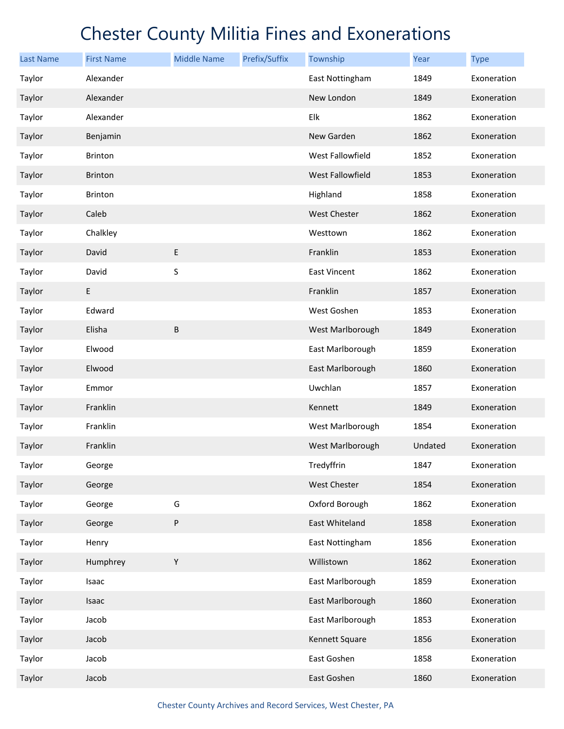# Chester County Militia Fines and Exonerations

| Last Name | First Name | Middle Name | Prefix/Suffix | Township | Year | Type |
|---|---|---|---|---|---|---|
| Taylor | Alexander | | | East Nottingham | 1849 | Exoneration |
| Taylor | Alexander | | | New London | 1849 | Exoneration |
| Taylor | Alexander | | | Elk | 1862 | Exoneration |
| Taylor | Benjamin | | | New Garden | 1862 | Exoneration |
| Taylor | Brinton | | | West Fallowfield | 1852 | Exoneration |
| Taylor | Brinton | | | West Fallowfield | 1853 | Exoneration |
| Taylor | Brinton | | | Highland | 1858 | Exoneration |
| Taylor | Caleb | | | West Chester | 1862 | Exoneration |
| Taylor | Chalkley | | | Westtown | 1862 | Exoneration |
| Taylor | David | E | | Franklin | 1853 | Exoneration |
| Taylor | David | S | | East Vincent | 1862 | Exoneration |
| Taylor | E | | | Franklin | 1857 | Exoneration |
| Taylor | Edward | | | West Goshen | 1853 | Exoneration |
| Taylor | Elisha | B | | West Marlborough | 1849 | Exoneration |
| Taylor | Elwood | | | East Marlborough | 1859 | Exoneration |
| Taylor | Elwood | | | East Marlborough | 1860 | Exoneration |
| Taylor | Emmor | | | Uwchlan | 1857 | Exoneration |
| Taylor | Franklin | | | Kennett | 1849 | Exoneration |
| Taylor | Franklin | | | West Marlborough | 1854 | Exoneration |
| Taylor | Franklin | | | West Marlborough | Undated | Exoneration |
| Taylor | George | | | Tredyffrin | 1847 | Exoneration |
| Taylor | George | | | West Chester | 1854 | Exoneration |
| Taylor | George | G | | Oxford Borough | 1862 | Exoneration |
| Taylor | George | P | | East Whiteland | 1858 | Exoneration |
| Taylor | Henry | | | East Nottingham | 1856 | Exoneration |
| Taylor | Humphrey | Y | | Willistown | 1862 | Exoneration |
| Taylor | Isaac | | | East Marlborough | 1859 | Exoneration |
| Taylor | Isaac | | | East Marlborough | 1860 | Exoneration |
| Taylor | Jacob | | | East Marlborough | 1853 | Exoneration |
| Taylor | Jacob | | | Kennett Square | 1856 | Exoneration |
| Taylor | Jacob | | | East Goshen | 1858 | Exoneration |
| Taylor | Jacob | | | East Goshen | 1860 | Exoneration |

Chester County Archives and Record Services, West Chester, PA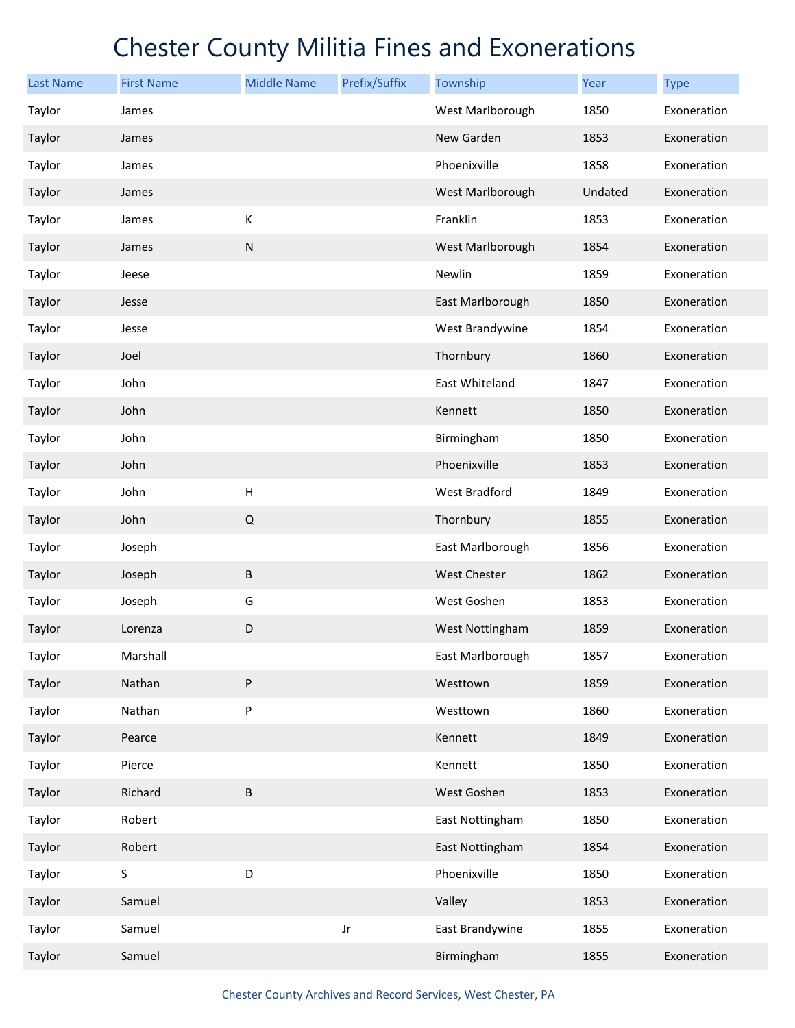# Chester County Militia Fines and Exonerations

| Last Name | First Name | Middle Name | Prefix/Suffix | Township | Year | Type |
|---|---|---|---|---|---|---|
| Taylor | James | | | West Marlborough | 1850 | Exoneration |
| Taylor | James | | | New Garden | 1853 | Exoneration |
| Taylor | James | | | Phoenixville | 1858 | Exoneration |
| Taylor | James | | | West Marlborough | Undated | Exoneration |
| Taylor | James | K | | Franklin | 1853 | Exoneration |
| Taylor | James | N | | West Marlborough | 1854 | Exoneration |
| Taylor | Jeese | | | Newlin | 1859 | Exoneration |
| Taylor | Jesse | | | East Marlborough | 1850 | Exoneration |
| Taylor | Jesse | | | West Brandywine | 1854 | Exoneration |
| Taylor | Joel | | | Thornbury | 1860 | Exoneration |
| Taylor | John | | | East Whiteland | 1847 | Exoneration |
| Taylor | John | | | Kennett | 1850 | Exoneration |
| Taylor | John | | | Birmingham | 1850 | Exoneration |
| Taylor | John | | | Phoenixville | 1853 | Exoneration |
| Taylor | John | H | | West Bradford | 1849 | Exoneration |
| Taylor | John | Q | | Thornbury | 1855 | Exoneration |
| Taylor | Joseph | | | East Marlborough | 1856 | Exoneration |
| Taylor | Joseph | B | | West Chester | 1862 | Exoneration |
| Taylor | Joseph | G | | West Goshen | 1853 | Exoneration |
| Taylor | Lorenza | D | | West Nottingham | 1859 | Exoneration |
| Taylor | Marshall | | | East Marlborough | 1857 | Exoneration |
| Taylor | Nathan | P | | Westtown | 1859 | Exoneration |
| Taylor | Nathan | P | | Westtown | 1860 | Exoneration |
| Taylor | Pearce | | | Kennett | 1849 | Exoneration |
| Taylor | Pierce | | | Kennett | 1850 | Exoneration |
| Taylor | Richard | B | | West Goshen | 1853 | Exoneration |
| Taylor | Robert | | | East Nottingham | 1850 | Exoneration |
| Taylor | Robert | | | East Nottingham | 1854 | Exoneration |
| Taylor | S | D | | Phoenixville | 1850 | Exoneration |
| Taylor | Samuel | | | Valley | 1853 | Exoneration |
| Taylor | Samuel | | Jr | East Brandywine | 1855 | Exoneration |
| Taylor | Samuel | | | Birmingham | 1855 | Exoneration |

Chester County Archives and Record Services, West Chester, PA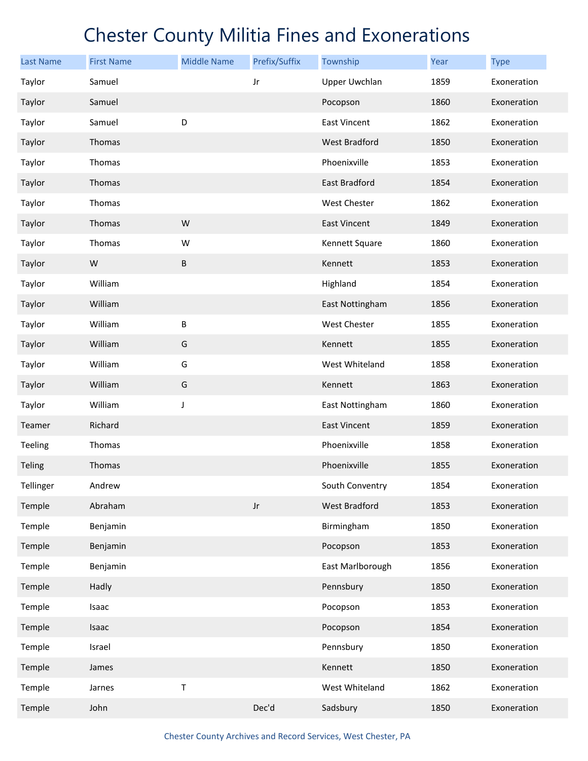# Chester County Militia Fines and Exonerations

| Last Name | First Name | Middle Name | Prefix/Suffix | Township | Year | Type |
|---|---|---|---|---|---|---|
| Taylor | Samuel | | Jr | Upper Uwchlan | 1859 | Exoneration |
| Taylor | Samuel | | | Pocopson | 1860 | Exoneration |
| Taylor | Samuel | D | | East Vincent | 1862 | Exoneration |
| Taylor | Thomas | | | West Bradford | 1850 | Exoneration |
| Taylor | Thomas | | | Phoenixville | 1853 | Exoneration |
| Taylor | Thomas | | | East Bradford | 1854 | Exoneration |
| Taylor | Thomas | | | West Chester | 1862 | Exoneration |
| Taylor | Thomas | W | | East Vincent | 1849 | Exoneration |
| Taylor | Thomas | W | | Kennett Square | 1860 | Exoneration |
| Taylor | W | B | | Kennett | 1853 | Exoneration |
| Taylor | William | | | Highland | 1854 | Exoneration |
| Taylor | William | | | East Nottingham | 1856 | Exoneration |
| Taylor | William | B | | West Chester | 1855 | Exoneration |
| Taylor | William | G | | Kennett | 1855 | Exoneration |
| Taylor | William | G | | West Whiteland | 1858 | Exoneration |
| Taylor | William | G | | Kennett | 1863 | Exoneration |
| Taylor | William | J | | East Nottingham | 1860 | Exoneration |
| Teamer | Richard | | | East Vincent | 1859 | Exoneration |
| Teeling | Thomas | | | Phoenixville | 1858 | Exoneration |
| Teling | Thomas | | | Phoenixville | 1855 | Exoneration |
| Tellinger | Andrew | | | South Conventry | 1854 | Exoneration |
| Temple | Abraham | | Jr | West Bradford | 1853 | Exoneration |
| Temple | Benjamin | | | Birmingham | 1850 | Exoneration |
| Temple | Benjamin | | | Pocopson | 1853 | Exoneration |
| Temple | Benjamin | | | East Marlborough | 1856 | Exoneration |
| Temple | Hadly | | | Pennsbury | 1850 | Exoneration |
| Temple | Isaac | | | Pocopson | 1853 | Exoneration |
| Temple | Isaac | | | Pocopson | 1854 | Exoneration |
| Temple | Israel | | | Pennsbury | 1850 | Exoneration |
| Temple | James | | | Kennett | 1850 | Exoneration |
| Temple | Jarnes | T | | West Whiteland | 1862 | Exoneration |
| Temple | John | | Dec'd | Sadsbury | 1850 | Exoneration |

Chester County Archives and Record Services, West Chester, PA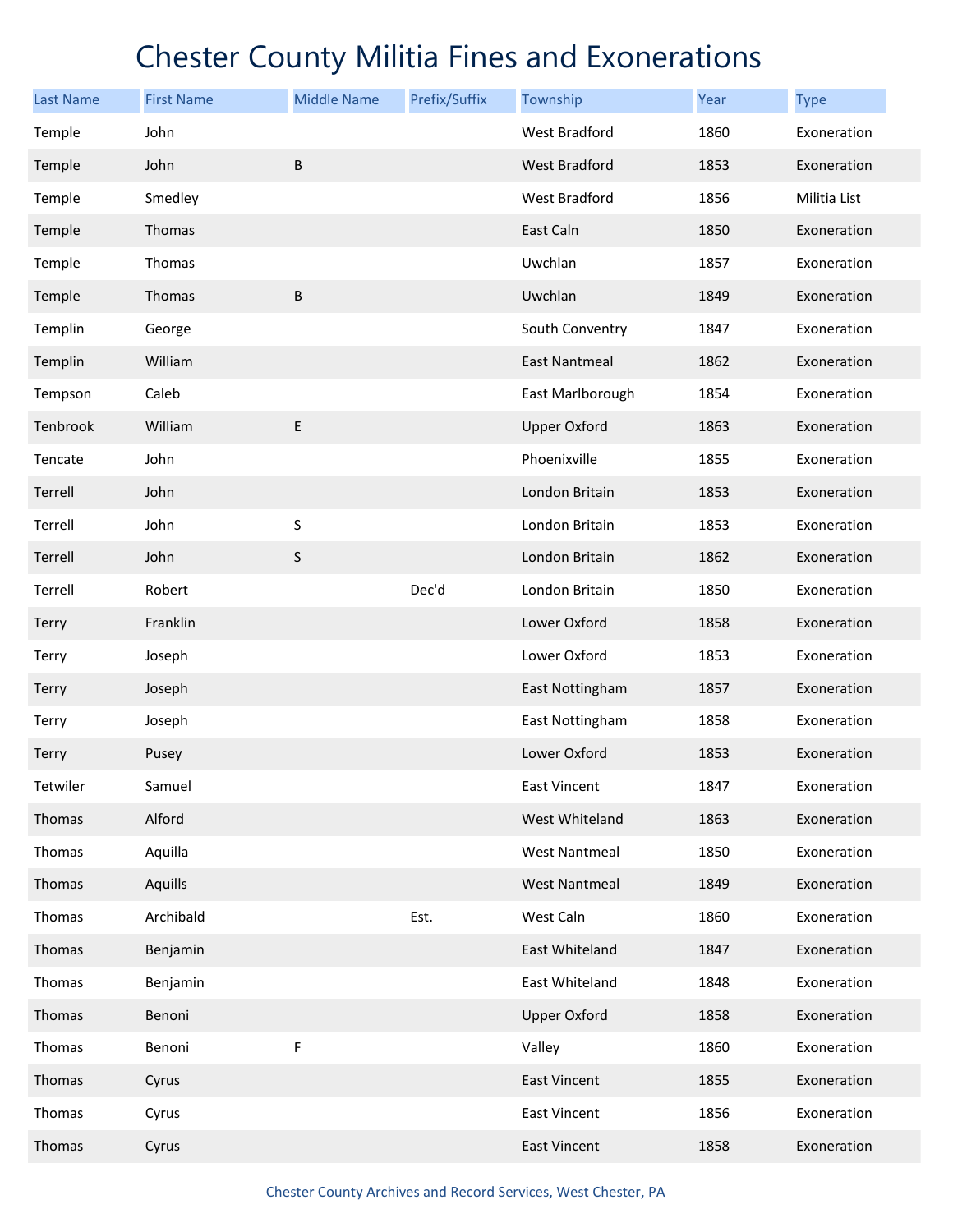# Chester County Militia Fines and Exonerations

| Last Name | First Name | Middle Name | Prefix/Suffix | Township | Year | Type |
|---|---|---|---|---|---|---|
| Temple | John | | | West Bradford | 1860 | Exoneration |
| Temple | John | B | | West Bradford | 1853 | Exoneration |
| Temple | Smedley | | | West Bradford | 1856 | Militia List |
| Temple | Thomas | | | East Caln | 1850 | Exoneration |
| Temple | Thomas | | | Uwchlan | 1857 | Exoneration |
| Temple | Thomas | B | | Uwchlan | 1849 | Exoneration |
| Templin | George | | | South Conventry | 1847 | Exoneration |
| Templin | William | | | East Nantmeal | 1862 | Exoneration |
| Tempson | Caleb | | | East Marlborough | 1854 | Exoneration |
| Tenbrook | William | E | | Upper Oxford | 1863 | Exoneration |
| Tencate | John | | | Phoenixville | 1855 | Exoneration |
| Terrell | John | | | London Britain | 1853 | Exoneration |
| Terrell | John | S | | London Britain | 1853 | Exoneration |
| Terrell | John | S | | London Britain | 1862 | Exoneration |
| Terrell | Robert | | Dec'd | London Britain | 1850 | Exoneration |
| Terry | Franklin | | | Lower Oxford | 1858 | Exoneration |
| Terry | Joseph | | | Lower Oxford | 1853 | Exoneration |
| Terry | Joseph | | | East Nottingham | 1857 | Exoneration |
| Terry | Joseph | | | East Nottingham | 1858 | Exoneration |
| Terry | Pusey | | | Lower Oxford | 1853 | Exoneration |
| Tetwiler | Samuel | | | East Vincent | 1847 | Exoneration |
| Thomas | Alford | | | West Whiteland | 1863 | Exoneration |
| Thomas | Aquilla | | | West Nantmeal | 1850 | Exoneration |
| Thomas | Aquills | | | West Nantmeal | 1849 | Exoneration |
| Thomas | Archibald | | Est. | West Caln | 1860 | Exoneration |
| Thomas | Benjamin | | | East Whiteland | 1847 | Exoneration |
| Thomas | Benjamin | | | East Whiteland | 1848 | Exoneration |
| Thomas | Benoni | | | Upper Oxford | 1858 | Exoneration |
| Thomas | Benoni | F | | Valley | 1860 | Exoneration |
| Thomas | Cyrus | | | East Vincent | 1855 | Exoneration |
| Thomas | Cyrus | | | East Vincent | 1856 | Exoneration |
| Thomas | Cyrus | | | East Vincent | 1858 | Exoneration |

Chester County Archives and Record Services, West Chester, PA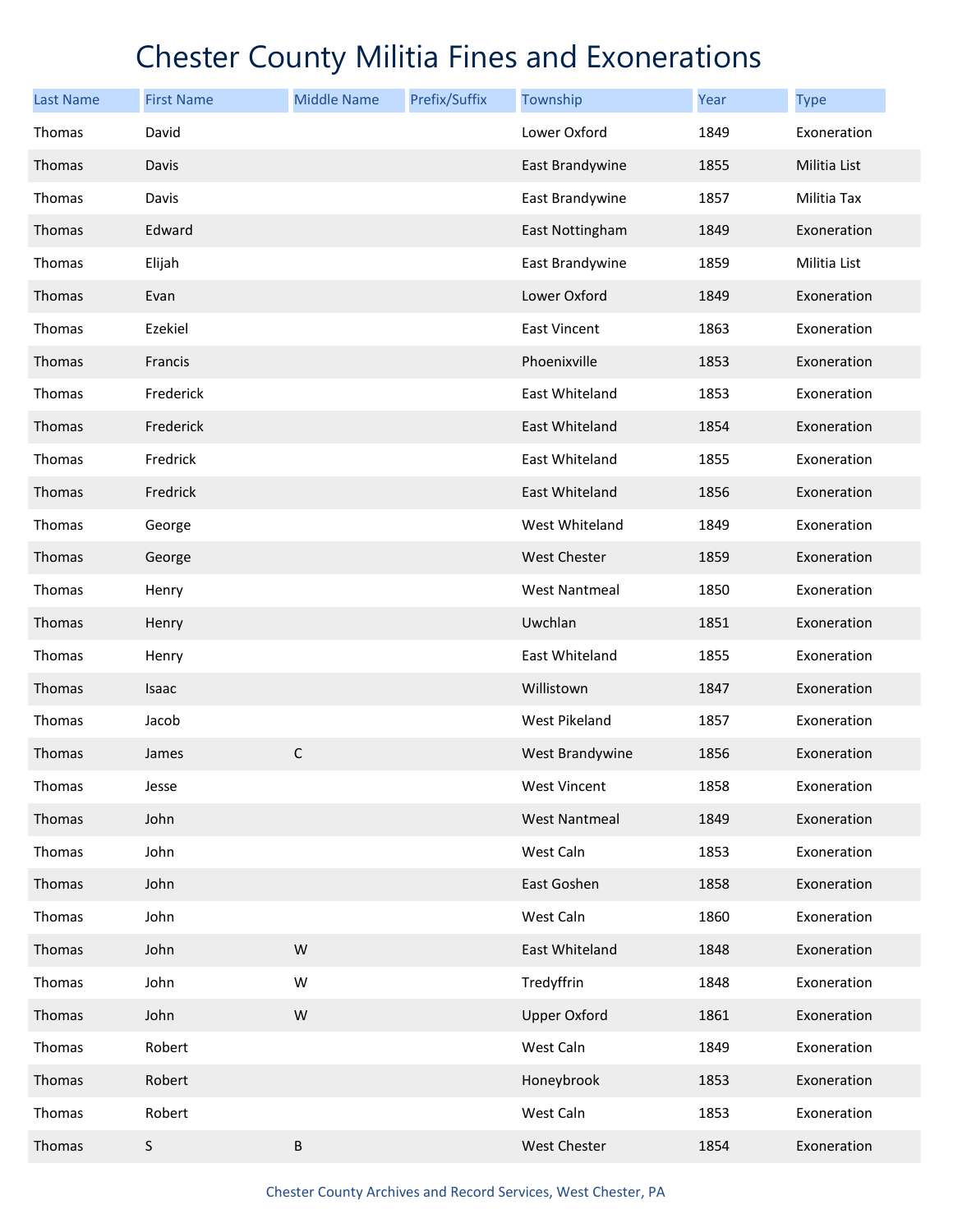# Chester County Militia Fines and Exonerations

| Last Name | First Name | Middle Name | Prefix/Suffix | Township | Year | Type |
|---|---|---|---|---|---|---|
| Thomas | David | | | Lower Oxford | 1849 | Exoneration |
| Thomas | Davis | | | East Brandywine | 1855 | Militia List |
| Thomas | Davis | | | East Brandywine | 1857 | Militia Tax |
| Thomas | Edward | | | East Nottingham | 1849 | Exoneration |
| Thomas | Elijah | | | East Brandywine | 1859 | Militia List |
| Thomas | Evan | | | Lower Oxford | 1849 | Exoneration |
| Thomas | Ezekiel | | | East Vincent | 1863 | Exoneration |
| Thomas | Francis | | | Phoenixville | 1853 | Exoneration |
| Thomas | Frederick | | | East Whiteland | 1853 | Exoneration |
| Thomas | Frederick | | | East Whiteland | 1854 | Exoneration |
| Thomas | Fredrick | | | East Whiteland | 1855 | Exoneration |
| Thomas | Fredrick | | | East Whiteland | 1856 | Exoneration |
| Thomas | George | | | West Whiteland | 1849 | Exoneration |
| Thomas | George | | | West Chester | 1859 | Exoneration |
| Thomas | Henry | | | West Nantmeal | 1850 | Exoneration |
| Thomas | Henry | | | Uwchlan | 1851 | Exoneration |
| Thomas | Henry | | | East Whiteland | 1855 | Exoneration |
| Thomas | Isaac | | | Willistown | 1847 | Exoneration |
| Thomas | Jacob | | | West Pikeland | 1857 | Exoneration |
| Thomas | James | C | | West Brandywine | 1856 | Exoneration |
| Thomas | Jesse | | | West Vincent | 1858 | Exoneration |
| Thomas | John | | | West Nantmeal | 1849 | Exoneration |
| Thomas | John | | | West Caln | 1853 | Exoneration |
| Thomas | John | | | East Goshen | 1858 | Exoneration |
| Thomas | John | | | West Caln | 1860 | Exoneration |
| Thomas | John | W | | East Whiteland | 1848 | Exoneration |
| Thomas | John | W | | Tredyffrin | 1848 | Exoneration |
| Thomas | John | W | | Upper Oxford | 1861 | Exoneration |
| Thomas | Robert | | | West Caln | 1849 | Exoneration |
| Thomas | Robert | | | Honeybrook | 1853 | Exoneration |
| Thomas | Robert | | | West Caln | 1853 | Exoneration |
| Thomas | S | B | | West Chester | 1854 | Exoneration |

Chester County Archives and Record Services, West Chester, PA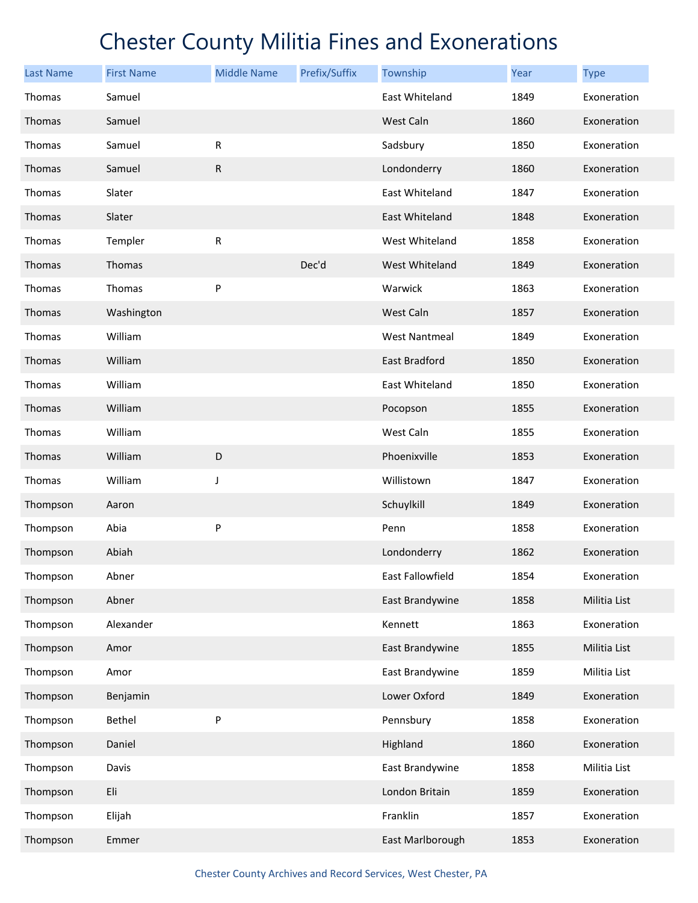# Chester County Militia Fines and Exonerations

| Last Name | First Name | Middle Name | Prefix/Suffix | Township | Year | Type |
|---|---|---|---|---|---|---|
| Thomas | Samuel | | | East Whiteland | 1849 | Exoneration |
| Thomas | Samuel | | | West Caln | 1860 | Exoneration |
| Thomas | Samuel | R | | Sadsbury | 1850 | Exoneration |
| Thomas | Samuel | R | | Londonderry | 1860 | Exoneration |
| Thomas | Slater | | | East Whiteland | 1847 | Exoneration |
| Thomas | Slater | | | East Whiteland | 1848 | Exoneration |
| Thomas | Templer | R | | West Whiteland | 1858 | Exoneration |
| Thomas | Thomas | | Dec'd | West Whiteland | 1849 | Exoneration |
| Thomas | Thomas | P | | Warwick | 1863 | Exoneration |
| Thomas | Washington | | | West Caln | 1857 | Exoneration |
| Thomas | William | | | West Nantmeal | 1849 | Exoneration |
| Thomas | William | | | East Bradford | 1850 | Exoneration |
| Thomas | William | | | East Whiteland | 1850 | Exoneration |
| Thomas | William | | | Pocopson | 1855 | Exoneration |
| Thomas | William | | | West Caln | 1855 | Exoneration |
| Thomas | William | D | | Phoenixville | 1853 | Exoneration |
| Thomas | William | J | | Willistown | 1847 | Exoneration |
| Thompson | Aaron | | | Schuylkill | 1849 | Exoneration |
| Thompson | Abia | P | | Penn | 1858 | Exoneration |
| Thompson | Abiah | | | Londonderry | 1862 | Exoneration |
| Thompson | Abner | | | East Fallowfield | 1854 | Exoneration |
| Thompson | Abner | | | East Brandywine | 1858 | Militia List |
| Thompson | Alexander | | | Kennett | 1863 | Exoneration |
| Thompson | Amor | | | East Brandywine | 1855 | Militia List |
| Thompson | Amor | | | East Brandywine | 1859 | Militia List |
| Thompson | Benjamin | | | Lower Oxford | 1849 | Exoneration |
| Thompson | Bethel | P | | Pennsbury | 1858 | Exoneration |
| Thompson | Daniel | | | Highland | 1860 | Exoneration |
| Thompson | Davis | | | East Brandywine | 1858 | Militia List |
| Thompson | Eli | | | London Britain | 1859 | Exoneration |
| Thompson | Elijah | | | Franklin | 1857 | Exoneration |
| Thompson | Emmer | | | East Marlborough | 1853 | Exoneration |

Chester County Archives and Record Services, West Chester, PA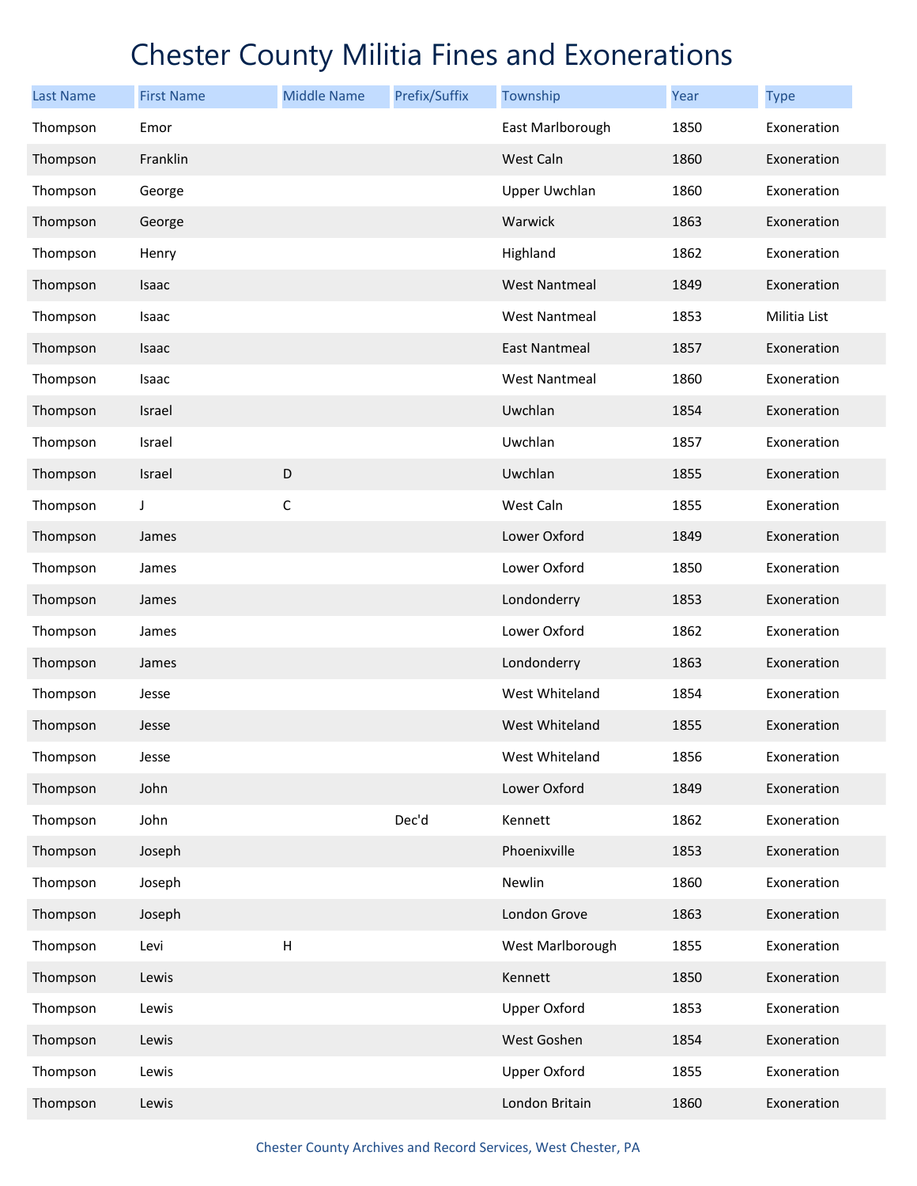# Chester County Militia Fines and Exonerations

| Last Name | First Name | Middle Name | Prefix/Suffix | Township | Year | Type |
|---|---|---|---|---|---|---|
| Thompson | Emor | | | East Marlborough | 1850 | Exoneration |
| Thompson | Franklin | | | West Caln | 1860 | Exoneration |
| Thompson | George | | | Upper Uwchlan | 1860 | Exoneration |
| Thompson | George | | | Warwick | 1863 | Exoneration |
| Thompson | Henry | | | Highland | 1862 | Exoneration |
| Thompson | Isaac | | | West Nantmeal | 1849 | Exoneration |
| Thompson | Isaac | | | West Nantmeal | 1853 | Militia List |
| Thompson | Isaac | | | East Nantmeal | 1857 | Exoneration |
| Thompson | Isaac | | | West Nantmeal | 1860 | Exoneration |
| Thompson | Israel | | | Uwchlan | 1854 | Exoneration |
| Thompson | Israel | | | Uwchlan | 1857 | Exoneration |
| Thompson | Israel | D | | Uwchlan | 1855 | Exoneration |
| Thompson | J | C | | West Caln | 1855 | Exoneration |
| Thompson | James | | | Lower Oxford | 1849 | Exoneration |
| Thompson | James | | | Lower Oxford | 1850 | Exoneration |
| Thompson | James | | | Londonderry | 1853 | Exoneration |
| Thompson | James | | | Lower Oxford | 1862 | Exoneration |
| Thompson | James | | | Londonderry | 1863 | Exoneration |
| Thompson | Jesse | | | West Whiteland | 1854 | Exoneration |
| Thompson | Jesse | | | West Whiteland | 1855 | Exoneration |
| Thompson | Jesse | | | West Whiteland | 1856 | Exoneration |
| Thompson | John | | | Lower Oxford | 1849 | Exoneration |
| Thompson | John | | Dec'd | Kennett | 1862 | Exoneration |
| Thompson | Joseph | | | Phoenixville | 1853 | Exoneration |
| Thompson | Joseph | | | Newlin | 1860 | Exoneration |
| Thompson | Joseph | | | London Grove | 1863 | Exoneration |
| Thompson | Levi | H | | West Marlborough | 1855 | Exoneration |
| Thompson | Lewis | | | Kennett | 1850 | Exoneration |
| Thompson | Lewis | | | Upper Oxford | 1853 | Exoneration |
| Thompson | Lewis | | | West Goshen | 1854 | Exoneration |
| Thompson | Lewis | | | Upper Oxford | 1855 | Exoneration |
| Thompson | Lewis | | | London Britain | 1860 | Exoneration |

Chester County Archives and Record Services, West Chester, PA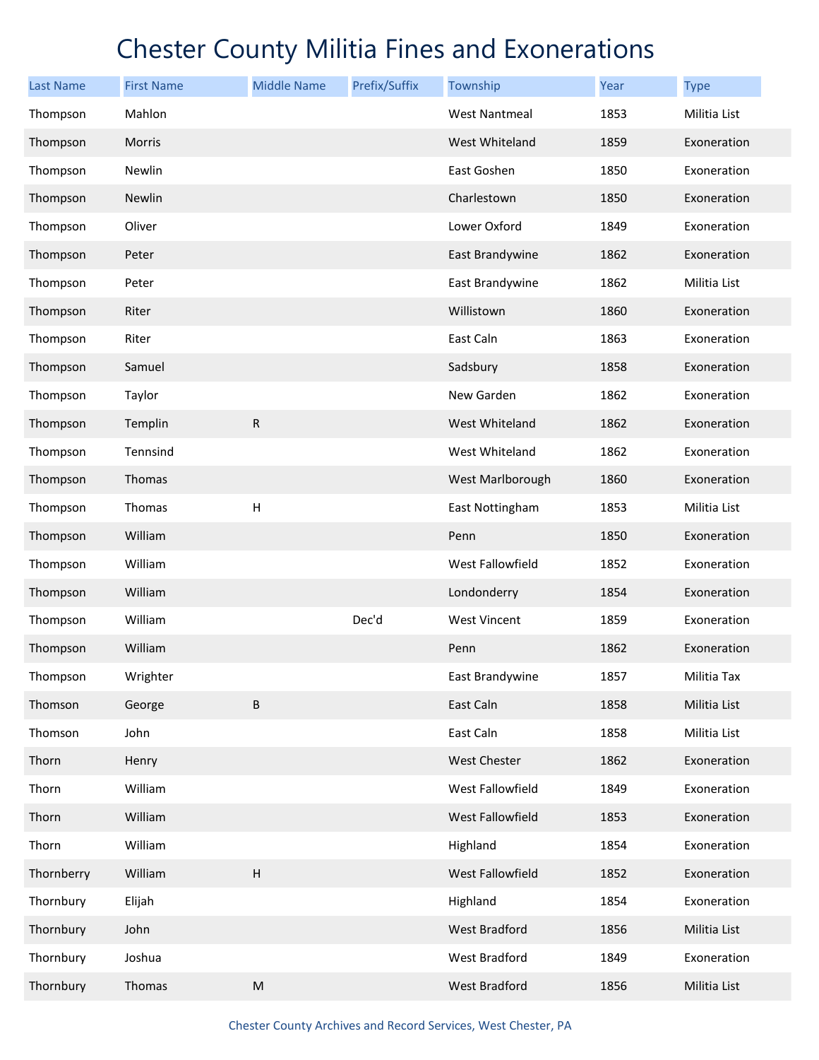# Chester County Militia Fines and Exonerations

| Last Name | First Name | Middle Name | Prefix/Suffix | Township | Year | Type |
|---|---|---|---|---|---|---|
| Thompson | Mahlon | | | West Nantmeal | 1853 | Militia List |
| Thompson | Morris | | | West Whiteland | 1859 | Exoneration |
| Thompson | Newlin | | | East Goshen | 1850 | Exoneration |
| Thompson | Newlin | | | Charlestown | 1850 | Exoneration |
| Thompson | Oliver | | | Lower Oxford | 1849 | Exoneration |
| Thompson | Peter | | | East Brandywine | 1862 | Exoneration |
| Thompson | Peter | | | East Brandywine | 1862 | Militia List |
| Thompson | Riter | | | Willistown | 1860 | Exoneration |
| Thompson | Riter | | | East Caln | 1863 | Exoneration |
| Thompson | Samuel | | | Sadsbury | 1858 | Exoneration |
| Thompson | Taylor | | | New Garden | 1862 | Exoneration |
| Thompson | Templin | R | | West Whiteland | 1862 | Exoneration |
| Thompson | Tennsind | | | West Whiteland | 1862 | Exoneration |
| Thompson | Thomas | | | West Marlborough | 1860 | Exoneration |
| Thompson | Thomas | H | | East Nottingham | 1853 | Militia List |
| Thompson | William | | | Penn | 1850 | Exoneration |
| Thompson | William | | | West Fallowfield | 1852 | Exoneration |
| Thompson | William | | | Londonderry | 1854 | Exoneration |
| Thompson | William | | Dec'd | West Vincent | 1859 | Exoneration |
| Thompson | William | | | Penn | 1862 | Exoneration |
| Thompson | Wrighter | | | East Brandywine | 1857 | Militia Tax |
| Thomson | George | B | | East Caln | 1858 | Militia List |
| Thomson | John | | | East Caln | 1858 | Militia List |
| Thorn | Henry | | | West Chester | 1862 | Exoneration |
| Thorn | William | | | West Fallowfield | 1849 | Exoneration |
| Thorn | William | | | West Fallowfield | 1853 | Exoneration |
| Thorn | William | | | Highland | 1854 | Exoneration |
| Thornberry | William | H | | West Fallowfield | 1852 | Exoneration |
| Thornbury | Elijah | | | Highland | 1854 | Exoneration |
| Thornbury | John | | | West Bradford | 1856 | Militia List |
| Thornbury | Joshua | | | West Bradford | 1849 | Exoneration |
| Thornbury | Thomas | M | | West Bradford | 1856 | Militia List |

Chester County Archives and Record Services, West Chester, PA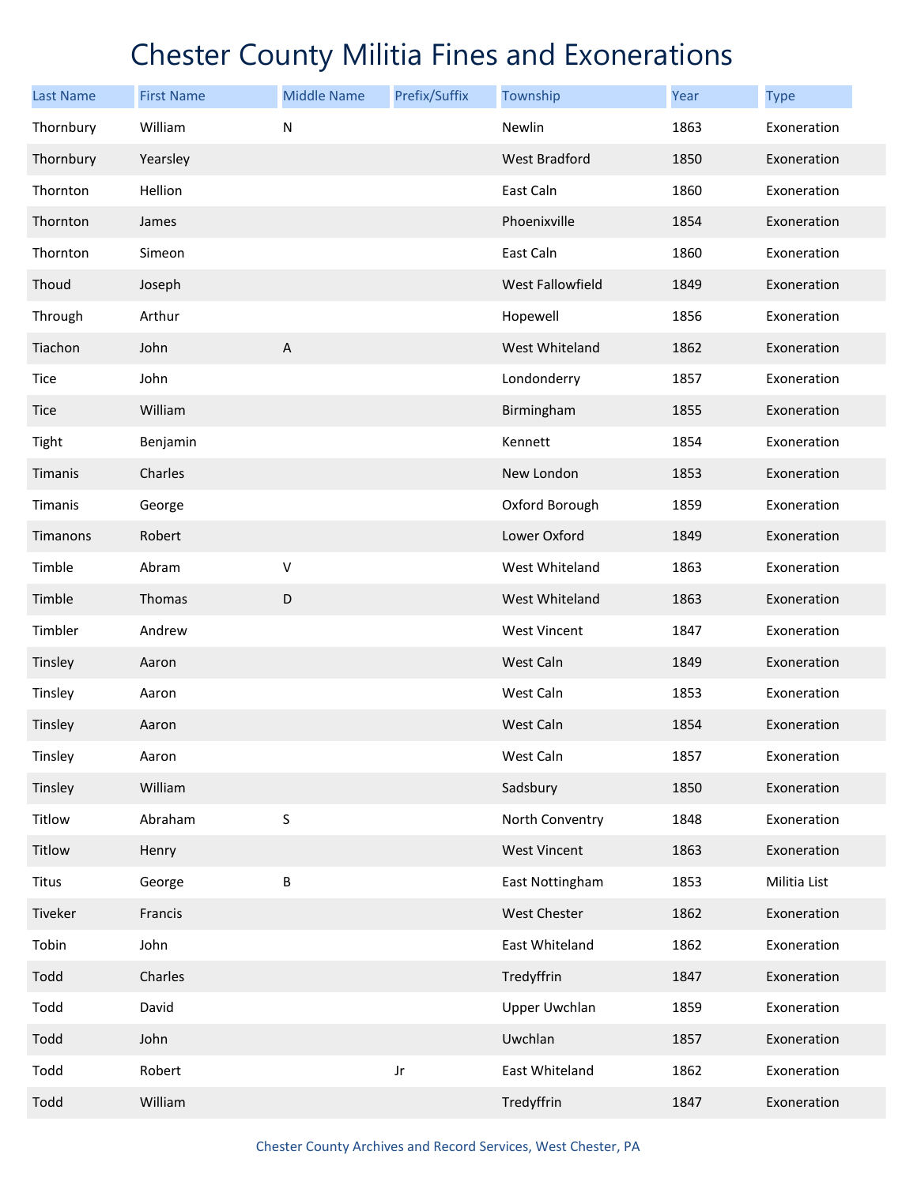# Chester County Militia Fines and Exonerations

| Last Name | First Name | Middle Name | Prefix/Suffix | Township | Year | Type |
|---|---|---|---|---|---|---|
| Thornbury | William | N | | Newlin | 1863 | Exoneration |
| Thornbury | Yearsley | | | West Bradford | 1850 | Exoneration |
| Thornton | Hellion | | | East Caln | 1860 | Exoneration |
| Thornton | James | | | Phoenixville | 1854 | Exoneration |
| Thornton | Simeon | | | East Caln | 1860 | Exoneration |
| Thoud | Joseph | | | West Fallowfield | 1849 | Exoneration |
| Through | Arthur | | | Hopewell | 1856 | Exoneration |
| Tiachon | John | A | | West Whiteland | 1862 | Exoneration |
| Tice | John | | | Londonderry | 1857 | Exoneration |
| Tice | William | | | Birmingham | 1855 | Exoneration |
| Tight | Benjamin | | | Kennett | 1854 | Exoneration |
| Timanis | Charles | | | New London | 1853 | Exoneration |
| Timanis | George | | | Oxford Borough | 1859 | Exoneration |
| Timanons | Robert | | | Lower Oxford | 1849 | Exoneration |
| Timble | Abram | V | | West Whiteland | 1863 | Exoneration |
| Timble | Thomas | D | | West Whiteland | 1863 | Exoneration |
| Timbler | Andrew | | | West Vincent | 1847 | Exoneration |
| Tinsley | Aaron | | | West Caln | 1849 | Exoneration |
| Tinsley | Aaron | | | West Caln | 1853 | Exoneration |
| Tinsley | Aaron | | | West Caln | 1854 | Exoneration |
| Tinsley | Aaron | | | West Caln | 1857 | Exoneration |
| Tinsley | William | | | Sadsbury | 1850 | Exoneration |
| Titlow | Abraham | S | | North Conventry | 1848 | Exoneration |
| Titlow | Henry | | | West Vincent | 1863 | Exoneration |
| Titus | George | B | | East Nottingham | 1853 | Militia List |
| Tiveker | Francis | | | West Chester | 1862 | Exoneration |
| Tobin | John | | | East Whiteland | 1862 | Exoneration |
| Todd | Charles | | | Tredyffrin | 1847 | Exoneration |
| Todd | David | | | Upper Uwchlan | 1859 | Exoneration |
| Todd | John | | | Uwchlan | 1857 | Exoneration |
| Todd | Robert | | Jr | East Whiteland | 1862 | Exoneration |
| Todd | William | | | Tredyffrin | 1847 | Exoneration |

Chester County Archives and Record Services, West Chester, PA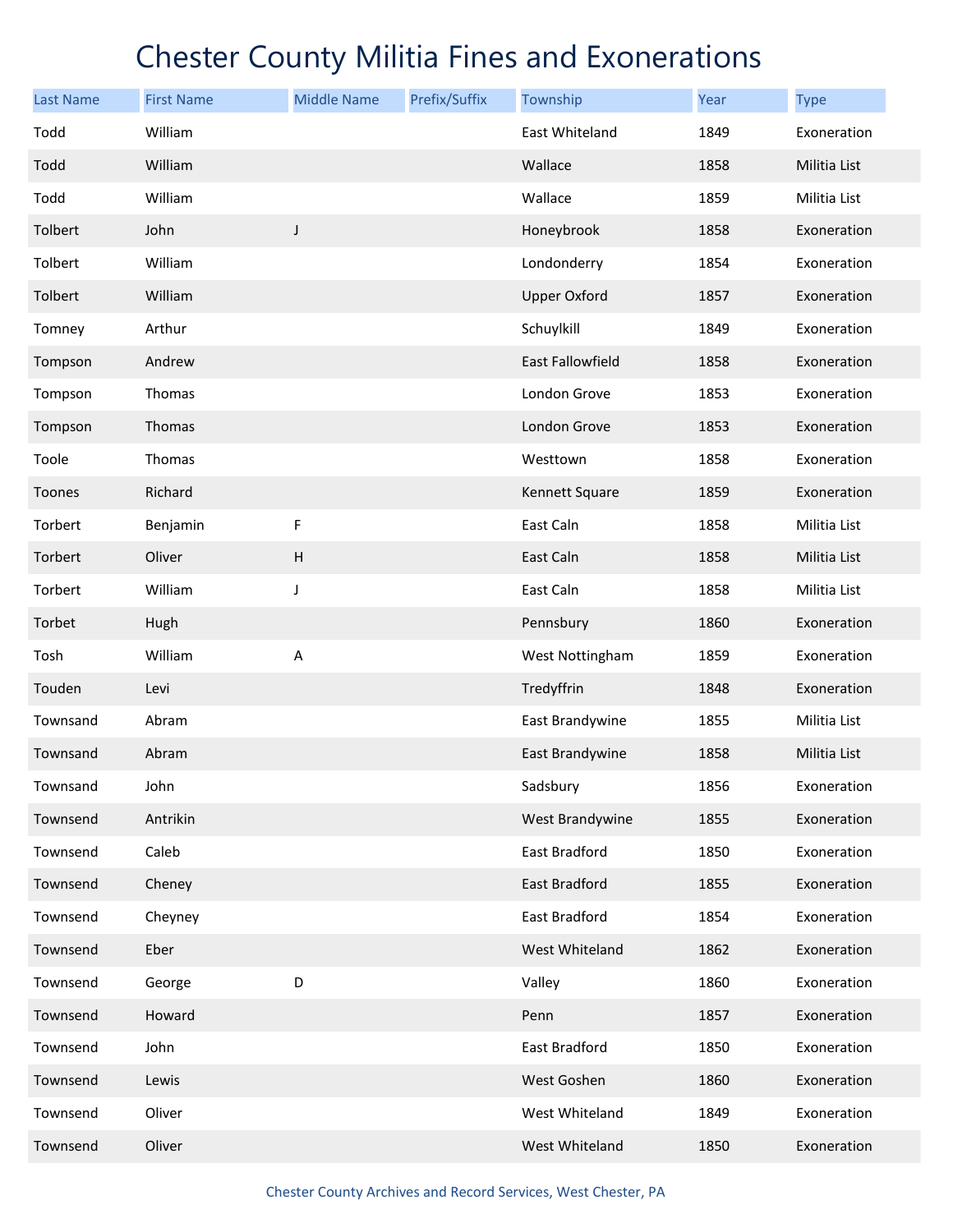# Chester County Militia Fines and Exonerations

| Last Name | First Name | Middle Name | Prefix/Suffix | Township | Year | Type |
|---|---|---|---|---|---|---|
| Todd | William | | | East Whiteland | 1849 | Exoneration |
| Todd | William | | | Wallace | 1858 | Militia List |
| Todd | William | | | Wallace | 1859 | Militia List |
| Tolbert | John | J | | Honeybrook | 1858 | Exoneration |
| Tolbert | William | | | Londonderry | 1854 | Exoneration |
| Tolbert | William | | | Upper Oxford | 1857 | Exoneration |
| Tomney | Arthur | | | Schuylkill | 1849 | Exoneration |
| Tompson | Andrew | | | East Fallowfield | 1858 | Exoneration |
| Tompson | Thomas | | | London Grove | 1853 | Exoneration |
| Tompson | Thomas | | | London Grove | 1853 | Exoneration |
| Toole | Thomas | | | Westtown | 1858 | Exoneration |
| Toones | Richard | | | Kennett Square | 1859 | Exoneration |
| Torbert | Benjamin | F | | East Caln | 1858 | Militia List |
| Torbert | Oliver | H | | East Caln | 1858 | Militia List |
| Torbert | William | J | | East Caln | 1858 | Militia List |
| Torbet | Hugh | | | Pennsbury | 1860 | Exoneration |
| Tosh | William | A | | West Nottingham | 1859 | Exoneration |
| Touden | Levi | | | Tredyffrin | 1848 | Exoneration |
| Townsand | Abram | | | East Brandywine | 1855 | Militia List |
| Townsand | Abram | | | East Brandywine | 1858 | Militia List |
| Townsand | John | | | Sadsbury | 1856 | Exoneration |
| Townsend | Antrikin | | | West Brandywine | 1855 | Exoneration |
| Townsend | Caleb | | | East Bradford | 1850 | Exoneration |
| Townsend | Cheney | | | East Bradford | 1855 | Exoneration |
| Townsend | Cheyney | | | East Bradford | 1854 | Exoneration |
| Townsend | Eber | | | West Whiteland | 1862 | Exoneration |
| Townsend | George | D | | Valley | 1860 | Exoneration |
| Townsend | Howard | | | Penn | 1857 | Exoneration |
| Townsend | John | | | East Bradford | 1850 | Exoneration |
| Townsend | Lewis | | | West Goshen | 1860 | Exoneration |
| Townsend | Oliver | | | West Whiteland | 1849 | Exoneration |
| Townsend | Oliver | | | West Whiteland | 1850 | Exoneration |

Chester County Archives and Record Services, West Chester, PA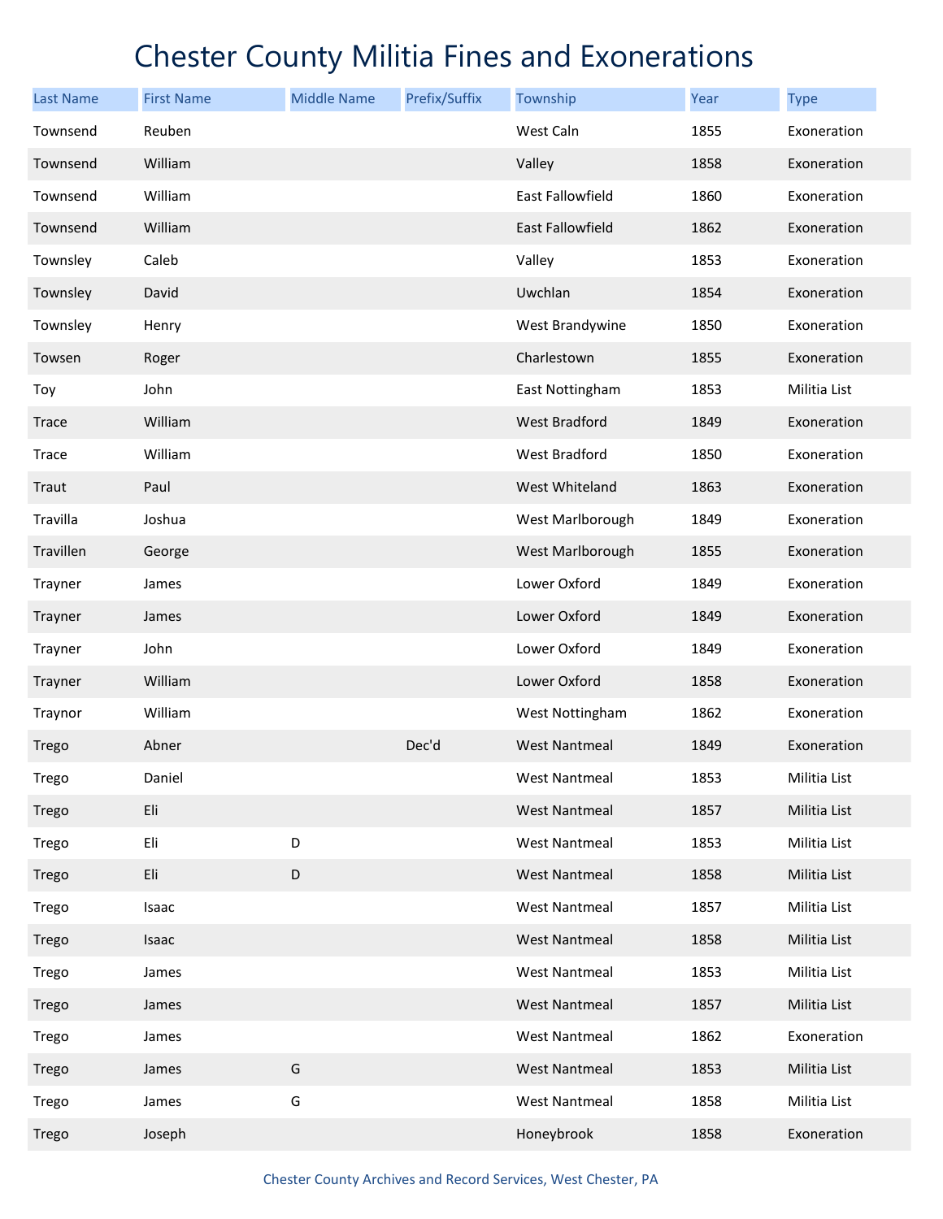# Chester County Militia Fines and Exonerations

| Last Name | First Name | Middle Name | Prefix/Suffix | Township | Year | Type |
|---|---|---|---|---|---|---|
| Townsend | Reuben | | | West Caln | 1855 | Exoneration |
| Townsend | William | | | Valley | 1858 | Exoneration |
| Townsend | William | | | East Fallowfield | 1860 | Exoneration |
| Townsend | William | | | East Fallowfield | 1862 | Exoneration |
| Townsley | Caleb | | | Valley | 1853 | Exoneration |
| Townsley | David | | | Uwchlan | 1854 | Exoneration |
| Townsley | Henry | | | West Brandywine | 1850 | Exoneration |
| Towsen | Roger | | | Charlestown | 1855 | Exoneration |
| Toy | John | | | East Nottingham | 1853 | Militia List |
| Trace | William | | | West Bradford | 1849 | Exoneration |
| Trace | William | | | West Bradford | 1850 | Exoneration |
| Traut | Paul | | | West Whiteland | 1863 | Exoneration |
| Travilla | Joshua | | | West Marlborough | 1849 | Exoneration |
| Travillen | George | | | West Marlborough | 1855 | Exoneration |
| Trayner | James | | | Lower Oxford | 1849 | Exoneration |
| Trayner | James | | | Lower Oxford | 1849 | Exoneration |
| Trayner | John | | | Lower Oxford | 1849 | Exoneration |
| Trayner | William | | | Lower Oxford | 1858 | Exoneration |
| Traynor | William | | | West Nottingham | 1862 | Exoneration |
| Trego | Abner | | Dec'd | West Nantmeal | 1849 | Exoneration |
| Trego | Daniel | | | West Nantmeal | 1853 | Militia List |
| Trego | Eli | | | West Nantmeal | 1857 | Militia List |
| Trego | Eli | D | | West Nantmeal | 1853 | Militia List |
| Trego | Eli | D | | West Nantmeal | 1858 | Militia List |
| Trego | Isaac | | | West Nantmeal | 1857 | Militia List |
| Trego | Isaac | | | West Nantmeal | 1858 | Militia List |
| Trego | James | | | West Nantmeal | 1853 | Militia List |
| Trego | James | | | West Nantmeal | 1857 | Militia List |
| Trego | James | | | West Nantmeal | 1862 | Exoneration |
| Trego | James | G | | West Nantmeal | 1853 | Militia List |
| Trego | James | G | | West Nantmeal | 1858 | Militia List |
| Trego | Joseph | | | Honeybrook | 1858 | Exoneration |

Chester County Archives and Record Services, West Chester, PA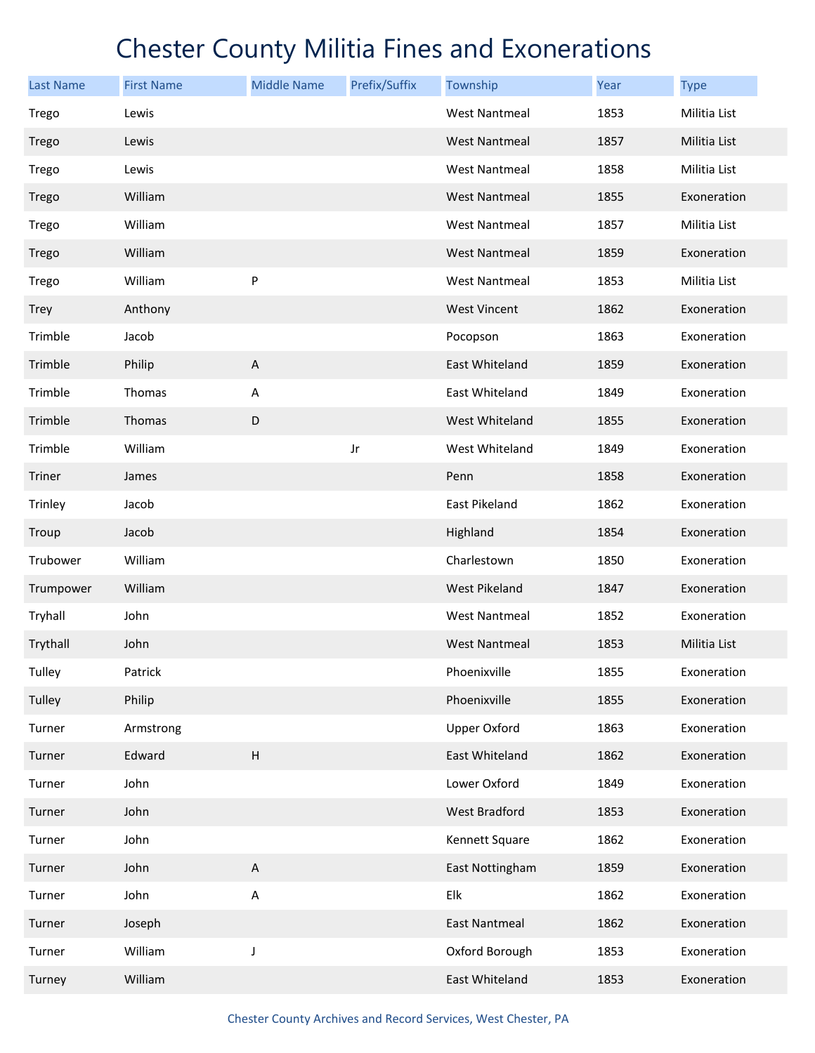# Chester County Militia Fines and Exonerations

| Last Name | First Name | Middle Name | Prefix/Suffix | Township | Year | Type |
|---|---|---|---|---|---|---|
| Trego | Lewis | | | West Nantmeal | 1853 | Militia List |
| Trego | Lewis | | | West Nantmeal | 1857 | Militia List |
| Trego | Lewis | | | West Nantmeal | 1858 | Militia List |
| Trego | William | | | West Nantmeal | 1855 | Exoneration |
| Trego | William | | | West Nantmeal | 1857 | Militia List |
| Trego | William | | | West Nantmeal | 1859 | Exoneration |
| Trego | William | P | | West Nantmeal | 1853 | Militia List |
| Trey | Anthony | | | West Vincent | 1862 | Exoneration |
| Trimble | Jacob | | | Pocopson | 1863 | Exoneration |
| Trimble | Philip | A | | East Whiteland | 1859 | Exoneration |
| Trimble | Thomas | A | | East Whiteland | 1849 | Exoneration |
| Trimble | Thomas | D | | West Whiteland | 1855 | Exoneration |
| Trimble | William | | Jr | West Whiteland | 1849 | Exoneration |
| Triner | James | | | Penn | 1858 | Exoneration |
| Trinley | Jacob | | | East Pikeland | 1862 | Exoneration |
| Troup | Jacob | | | Highland | 1854 | Exoneration |
| Trubower | William | | | Charlestown | 1850 | Exoneration |
| Trumpower | William | | | West Pikeland | 1847 | Exoneration |
| Tryhall | John | | | West Nantmeal | 1852 | Exoneration |
| Trythall | John | | | West Nantmeal | 1853 | Militia List |
| Tulley | Patrick | | | Phoenixville | 1855 | Exoneration |
| Tulley | Philip | | | Phoenixville | 1855 | Exoneration |
| Turner | Armstrong | | | Upper Oxford | 1863 | Exoneration |
| Turner | Edward | H | | East Whiteland | 1862 | Exoneration |
| Turner | John | | | Lower Oxford | 1849 | Exoneration |
| Turner | John | | | West Bradford | 1853 | Exoneration |
| Turner | John | | | Kennett Square | 1862 | Exoneration |
| Turner | John | A | | East Nottingham | 1859 | Exoneration |
| Turner | John | A | | Elk | 1862 | Exoneration |
| Turner | Joseph | | | East Nantmeal | 1862 | Exoneration |
| Turner | William | J | | Oxford Borough | 1853 | Exoneration |
| Turney | William | | | East Whiteland | 1853 | Exoneration |

Chester County Archives and Record Services, West Chester, PA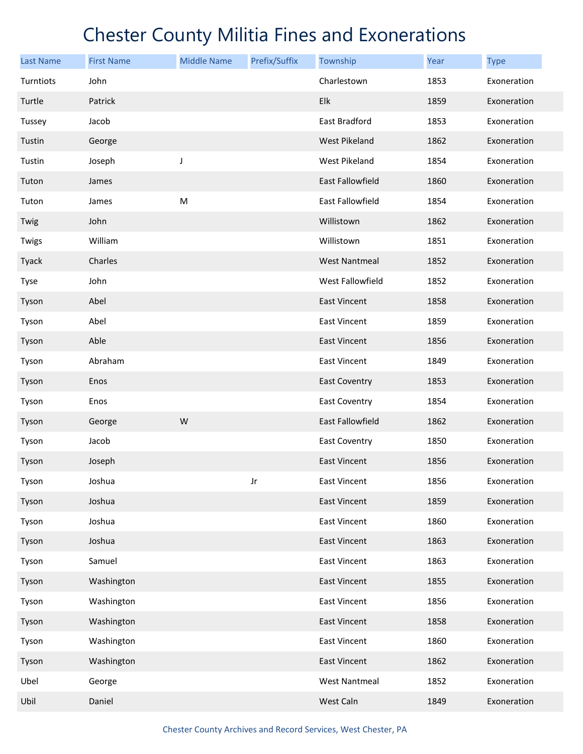# Chester County Militia Fines and Exonerations

| Last Name | First Name | Middle Name | Prefix/Suffix | Township | Year | Type |
|---|---|---|---|---|---|---|
| Turntiots | John | | | Charlestown | 1853 | Exoneration |
| Turtle | Patrick | | | Elk | 1859 | Exoneration |
| Tussey | Jacob | | | East Bradford | 1853 | Exoneration |
| Tustin | George | | | West Pikeland | 1862 | Exoneration |
| Tustin | Joseph | J | | West Pikeland | 1854 | Exoneration |
| Tuton | James | | | East Fallowfield | 1860 | Exoneration |
| Tuton | James | M | | East Fallowfield | 1854 | Exoneration |
| Twig | John | | | Willistown | 1862 | Exoneration |
| Twigs | William | | | Willistown | 1851 | Exoneration |
| Tyack | Charles | | | West Nantmeal | 1852 | Exoneration |
| Tyse | John | | | West Fallowfield | 1852 | Exoneration |
| Tyson | Abel | | | East Vincent | 1858 | Exoneration |
| Tyson | Abel | | | East Vincent | 1859 | Exoneration |
| Tyson | Able | | | East Vincent | 1856 | Exoneration |
| Tyson | Abraham | | | East Vincent | 1849 | Exoneration |
| Tyson | Enos | | | East Coventry | 1853 | Exoneration |
| Tyson | Enos | | | East Coventry | 1854 | Exoneration |
| Tyson | George | W | | East Fallowfield | 1862 | Exoneration |
| Tyson | Jacob | | | East Coventry | 1850 | Exoneration |
| Tyson | Joseph | | | East Vincent | 1856 | Exoneration |
| Tyson | Joshua | | Jr | East Vincent | 1856 | Exoneration |
| Tyson | Joshua | | | East Vincent | 1859 | Exoneration |
| Tyson | Joshua | | | East Vincent | 1860 | Exoneration |
| Tyson | Joshua | | | East Vincent | 1863 | Exoneration |
| Tyson | Samuel | | | East Vincent | 1863 | Exoneration |
| Tyson | Washington | | | East Vincent | 1855 | Exoneration |
| Tyson | Washington | | | East Vincent | 1856 | Exoneration |
| Tyson | Washington | | | East Vincent | 1858 | Exoneration |
| Tyson | Washington | | | East Vincent | 1860 | Exoneration |
| Tyson | Washington | | | East Vincent | 1862 | Exoneration |
| Ubel | George | | | West Nantmeal | 1852 | Exoneration |
| Ubil | Daniel | | | West Caln | 1849 | Exoneration |

Chester County Archives and Record Services, West Chester, PA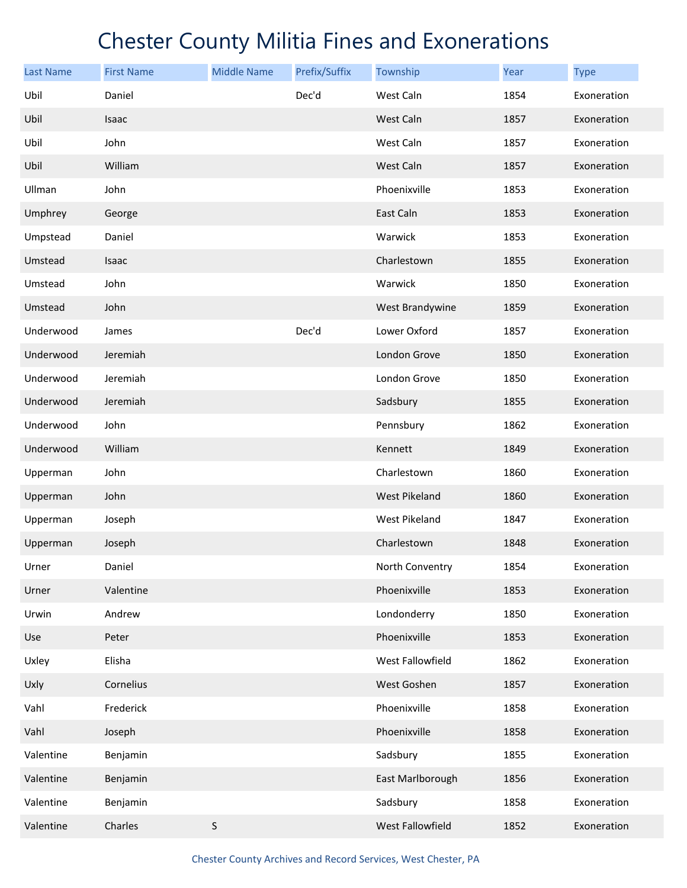# Chester County Militia Fines and Exonerations

| Last Name | First Name | Middle Name | Prefix/Suffix | Township | Year | Type |
|---|---|---|---|---|---|---|
| Ubil | Daniel | | Dec'd | West Caln | 1854 | Exoneration |
| Ubil | Isaac | | | West Caln | 1857 | Exoneration |
| Ubil | John | | | West Caln | 1857 | Exoneration |
| Ubil | William | | | West Caln | 1857 | Exoneration |
| Ullman | John | | | Phoenixville | 1853 | Exoneration |
| Umphrey | George | | | East Caln | 1853 | Exoneration |
| Umpstead | Daniel | | | Warwick | 1853 | Exoneration |
| Umstead | Isaac | | | Charlestown | 1855 | Exoneration |
| Umstead | John | | | Warwick | 1850 | Exoneration |
| Umstead | John | | | West Brandywine | 1859 | Exoneration |
| Underwood | James | | Dec'd | Lower Oxford | 1857 | Exoneration |
| Underwood | Jeremiah | | | London Grove | 1850 | Exoneration |
| Underwood | Jeremiah | | | London Grove | 1850 | Exoneration |
| Underwood | Jeremiah | | | Sadsbury | 1855 | Exoneration |
| Underwood | John | | | Pennsbury | 1862 | Exoneration |
| Underwood | William | | | Kennett | 1849 | Exoneration |
| Upperman | John | | | Charlestown | 1860 | Exoneration |
| Upperman | John | | | West Pikeland | 1860 | Exoneration |
| Upperman | Joseph | | | West Pikeland | 1847 | Exoneration |
| Upperman | Joseph | | | Charlestown | 1848 | Exoneration |
| Urner | Daniel | | | North Conventry | 1854 | Exoneration |
| Urner | Valentine | | | Phoenixville | 1853 | Exoneration |
| Urwin | Andrew | | | Londonderry | 1850 | Exoneration |
| Use | Peter | | | Phoenixville | 1853 | Exoneration |
| Uxley | Elisha | | | West Fallowfield | 1862 | Exoneration |
| Uxly | Cornelius | | | West Goshen | 1857 | Exoneration |
| Vahl | Frederick | | | Phoenixville | 1858 | Exoneration |
| Vahl | Joseph | | | Phoenixville | 1858 | Exoneration |
| Valentine | Benjamin | | | Sadsbury | 1855 | Exoneration |
| Valentine | Benjamin | | | East Marlborough | 1856 | Exoneration |
| Valentine | Benjamin | | | Sadsbury | 1858 | Exoneration |
| Valentine | Charles | S | | West Fallowfield | 1852 | Exoneration |

Chester County Archives and Record Services, West Chester, PA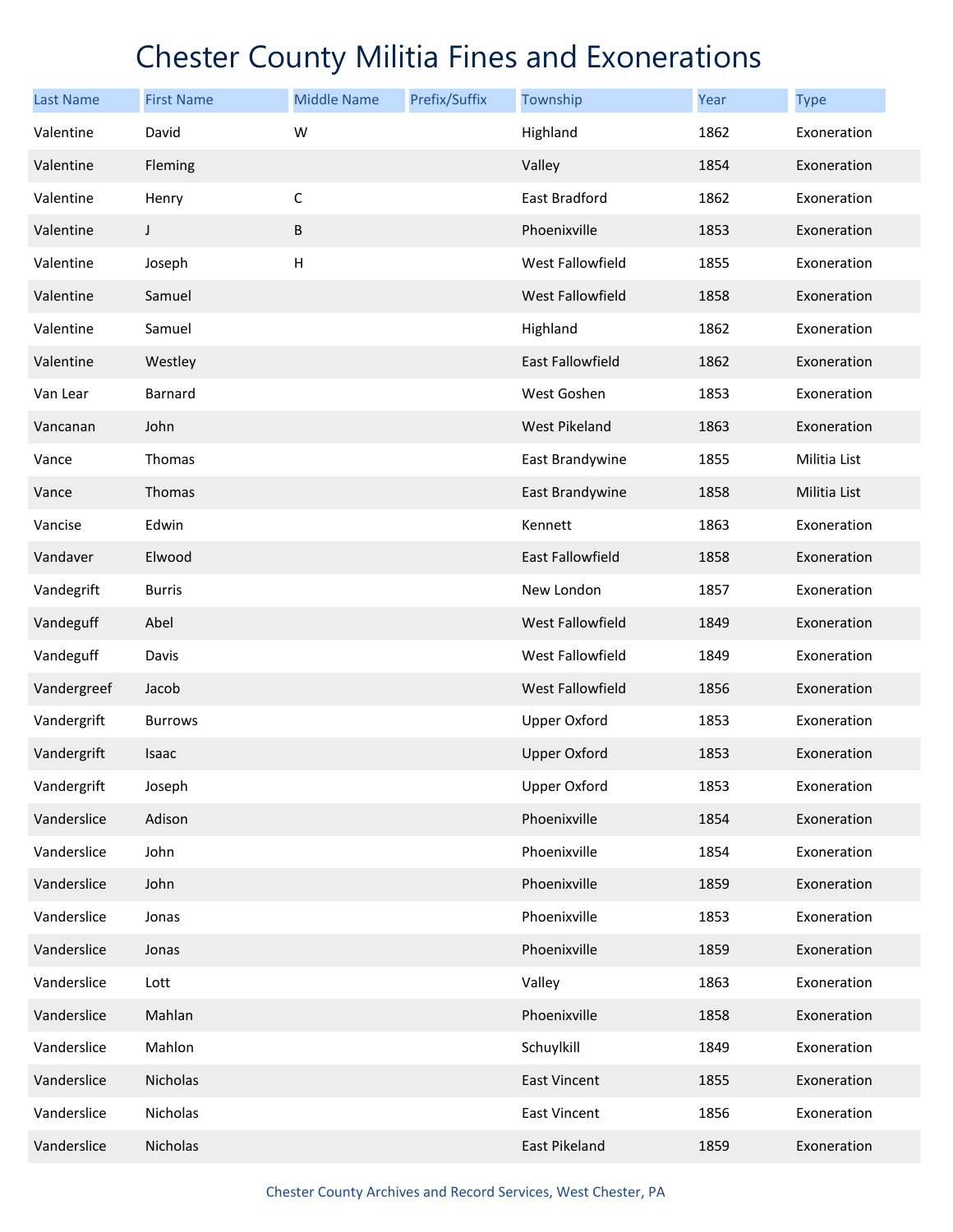# Chester County Militia Fines and Exonerations

| Last Name | First Name | Middle Name | Prefix/Suffix | Township | Year | Type |
| --- | --- | --- | --- | --- | --- | --- |
| Valentine | David | W | | Highland | 1862 | Exoneration |
| Valentine | Fleming | | | Valley | 1854 | Exoneration |
| Valentine | Henry | C | | East Bradford | 1862 | Exoneration |
| Valentine | J | B | | Phoenixville | 1853 | Exoneration |
| Valentine | Joseph | H | | West Fallowfield | 1855 | Exoneration |
| Valentine | Samuel | | | West Fallowfield | 1858 | Exoneration |
| Valentine | Samuel | | | Highland | 1862 | Exoneration |
| Valentine | Westley | | | East Fallowfield | 1862 | Exoneration |
| Van Lear | Barnard | | | West Goshen | 1853 | Exoneration |
| Vancanan | John | | | West Pikeland | 1863 | Exoneration |
| Vance | Thomas | | | East Brandywine | 1855 | Militia List |
| Vance | Thomas | | | East Brandywine | 1858 | Militia List |
| Vancise | Edwin | | | Kennett | 1863 | Exoneration |
| Vandaver | Elwood | | | East Fallowfield | 1858 | Exoneration |
| Vandegrift | Burris | | | New London | 1857 | Exoneration |
| Vandeguff | Abel | | | West Fallowfield | 1849 | Exoneration |
| Vandeguff | Davis | | | West Fallowfield | 1849 | Exoneration |
| Vandergreef | Jacob | | | West Fallowfield | 1856 | Exoneration |
| Vandergrift | Burrows | | | Upper Oxford | 1853 | Exoneration |
| Vandergrift | Isaac | | | Upper Oxford | 1853 | Exoneration |
| Vandergrift | Joseph | | | Upper Oxford | 1853 | Exoneration |
| Vanderslice | Adison | | | Phoenixville | 1854 | Exoneration |
| Vanderslice | John | | | Phoenixville | 1854 | Exoneration |
| Vanderslice | John | | | Phoenixville | 1859 | Exoneration |
| Vanderslice | Jonas | | | Phoenixville | 1853 | Exoneration |
| Vanderslice | Jonas | | | Phoenixville | 1859 | Exoneration |
| Vanderslice | Lott | | | Valley | 1863 | Exoneration |
| Vanderslice | Mahlan | | | Phoenixville | 1858 | Exoneration |
| Vanderslice | Mahlon | | | Schuylkill | 1849 | Exoneration |
| Vanderslice | Nicholas | | | East Vincent | 1855 | Exoneration |
| Vanderslice | Nicholas | | | East Vincent | 1856 | Exoneration |
| Vanderslice | Nicholas | | | East Pikeland | 1859 | Exoneration |

Chester County Archives and Record Services, West Chester, PA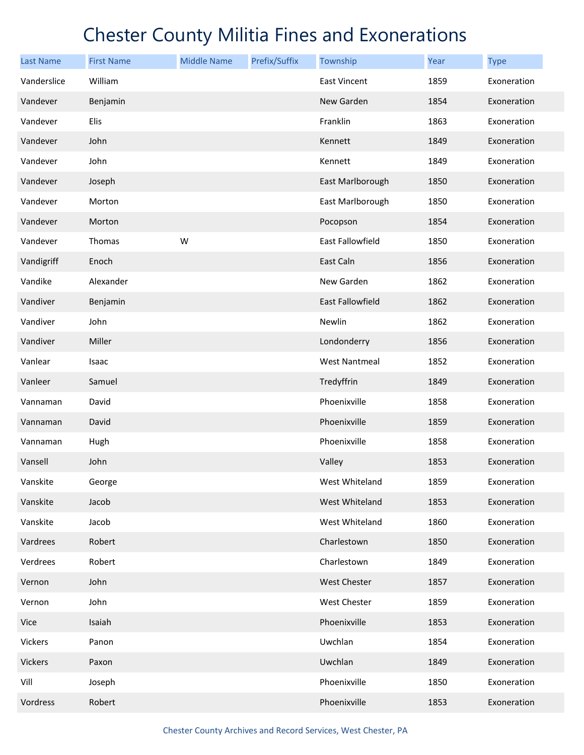# Chester County Militia Fines and Exonerations

| Last Name | First Name | Middle Name | Prefix/Suffix | Township | Year | Type |
|---|---|---|---|---|---|---|
| Vanderslice | William | | | East Vincent | 1859 | Exoneration |
| Vandever | Benjamin | | | New Garden | 1854 | Exoneration |
| Vandever | Elis | | | Franklin | 1863 | Exoneration |
| Vandever | John | | | Kennett | 1849 | Exoneration |
| Vandever | John | | | Kennett | 1849 | Exoneration |
| Vandever | Joseph | | | East Marlborough | 1850 | Exoneration |
| Vandever | Morton | | | East Marlborough | 1850 | Exoneration |
| Vandever | Morton | | | Pocopson | 1854 | Exoneration |
| Vandever | Thomas | W | | East Fallowfield | 1850 | Exoneration |
| Vandigriff | Enoch | | | East Caln | 1856 | Exoneration |
| Vandike | Alexander | | | New Garden | 1862 | Exoneration |
| Vandiver | Benjamin | | | East Fallowfield | 1862 | Exoneration |
| Vandiver | John | | | Newlin | 1862 | Exoneration |
| Vandiver | Miller | | | Londonderry | 1856 | Exoneration |
| Vanlear | Isaac | | | West Nantmeal | 1852 | Exoneration |
| Vanleer | Samuel | | | Tredyffrin | 1849 | Exoneration |
| Vannaman | David | | | Phoenixville | 1858 | Exoneration |
| Vannaman | David | | | Phoenixville | 1859 | Exoneration |
| Vannaman | Hugh | | | Phoenixville | 1858 | Exoneration |
| Vansell | John | | | Valley | 1853 | Exoneration |
| Vanskite | George | | | West Whiteland | 1859 | Exoneration |
| Vanskite | Jacob | | | West Whiteland | 1853 | Exoneration |
| Vanskite | Jacob | | | West Whiteland | 1860 | Exoneration |
| Vardrees | Robert | | | Charlestown | 1850 | Exoneration |
| Verdrees | Robert | | | Charlestown | 1849 | Exoneration |
| Vernon | John | | | West Chester | 1857 | Exoneration |
| Vernon | John | | | West Chester | 1859 | Exoneration |
| Vice | Isaiah | | | Phoenixville | 1853 | Exoneration |
| Vickers | Panon | | | Uwchlan | 1854 | Exoneration |
| Vickers | Paxon | | | Uwchlan | 1849 | Exoneration |
| Vill | Joseph | | | Phoenixville | 1850 | Exoneration |
| Vordress | Robert | | | Phoenixville | 1853 | Exoneration |

Chester County Archives and Record Services, West Chester, PA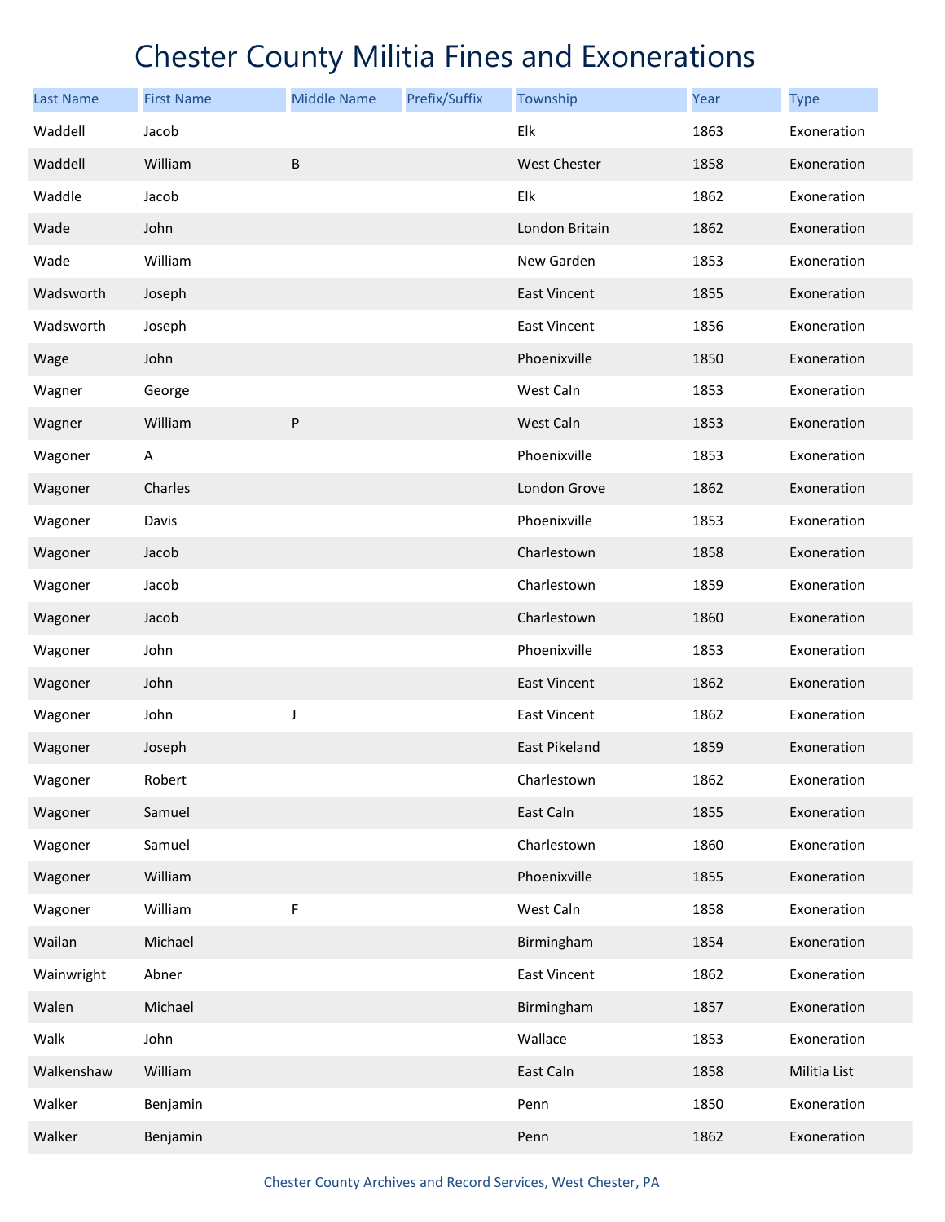# Chester County Militia Fines and Exonerations

| Last Name | First Name | Middle Name | Prefix/Suffix | Township | Year | Type |
|---|---|---|---|---|---|---|
| Waddell | Jacob | | | Elk | 1863 | Exoneration |
| Waddell | William | B | | West Chester | 1858 | Exoneration |
| Waddle | Jacob | | | Elk | 1862 | Exoneration |
| Wade | John | | | London Britain | 1862 | Exoneration |
| Wade | William | | | New Garden | 1853 | Exoneration |
| Wadsworth | Joseph | | | East Vincent | 1855 | Exoneration |
| Wadsworth | Joseph | | | East Vincent | 1856 | Exoneration |
| Wage | John | | | Phoenixville | 1850 | Exoneration |
| Wagner | George | | | West Caln | 1853 | Exoneration |
| Wagner | William | P | | West Caln | 1853 | Exoneration |
| Wagoner | A | | | Phoenixville | 1853 | Exoneration |
| Wagoner | Charles | | | London Grove | 1862 | Exoneration |
| Wagoner | Davis | | | Phoenixville | 1853 | Exoneration |
| Wagoner | Jacob | | | Charlestown | 1858 | Exoneration |
| Wagoner | Jacob | | | Charlestown | 1859 | Exoneration |
| Wagoner | Jacob | | | Charlestown | 1860 | Exoneration |
| Wagoner | John | | | Phoenixville | 1853 | Exoneration |
| Wagoner | John | | | East Vincent | 1862 | Exoneration |
| Wagoner | John | J | | East Vincent | 1862 | Exoneration |
| Wagoner | Joseph | | | East Pikeland | 1859 | Exoneration |
| Wagoner | Robert | | | Charlestown | 1862 | Exoneration |
| Wagoner | Samuel | | | East Caln | 1855 | Exoneration |
| Wagoner | Samuel | | | Charlestown | 1860 | Exoneration |
| Wagoner | William | | | Phoenixville | 1855 | Exoneration |
| Wagoner | William | F | | West Caln | 1858 | Exoneration |
| Wailan | Michael | | | Birmingham | 1854 | Exoneration |
| Wainwright | Abner | | | East Vincent | 1862 | Exoneration |
| Walen | Michael | | | Birmingham | 1857 | Exoneration |
| Walk | John | | | Wallace | 1853 | Exoneration |
| Walkenshaw | William | | | East Caln | 1858 | Militia List |
| Walker | Benjamin | | | Penn | 1850 | Exoneration |
| Walker | Benjamin | | | Penn | 1862 | Exoneration |

Chester County Archives and Record Services, West Chester, PA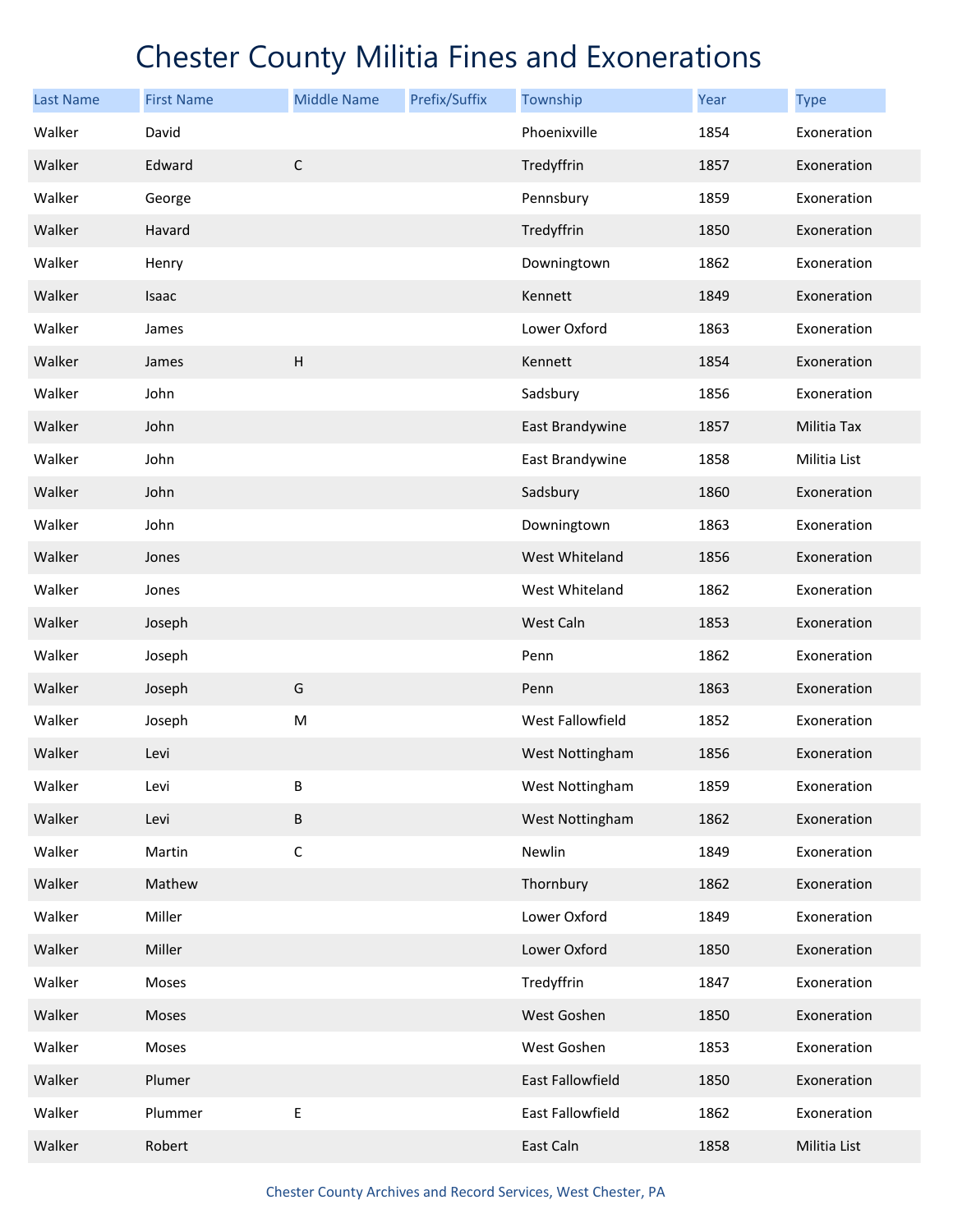# Chester County Militia Fines and Exonerations

| Last Name | First Name | Middle Name | Prefix/Suffix | Township | Year | Type |
|---|---|---|---|---|---|---|
| Walker | David | | | Phoenixville | 1854 | Exoneration |
| Walker | Edward | C | | Tredyffrin | 1857 | Exoneration |
| Walker | George | | | Pennsbury | 1859 | Exoneration |
| Walker | Havard | | | Tredyffrin | 1850 | Exoneration |
| Walker | Henry | | | Downingtown | 1862 | Exoneration |
| Walker | Isaac | | | Kennett | 1849 | Exoneration |
| Walker | James | | | Lower Oxford | 1863 | Exoneration |
| Walker | James | H | | Kennett | 1854 | Exoneration |
| Walker | John | | | Sadsbury | 1856 | Exoneration |
| Walker | John | | | East Brandywine | 1857 | Militia Tax |
| Walker | John | | | East Brandywine | 1858 | Militia List |
| Walker | John | | | Sadsbury | 1860 | Exoneration |
| Walker | John | | | Downingtown | 1863 | Exoneration |
| Walker | Jones | | | West Whiteland | 1856 | Exoneration |
| Walker | Jones | | | West Whiteland | 1862 | Exoneration |
| Walker | Joseph | | | West Caln | 1853 | Exoneration |
| Walker | Joseph | | | Penn | 1862 | Exoneration |
| Walker | Joseph | G | | Penn | 1863 | Exoneration |
| Walker | Joseph | M | | West Fallowfield | 1852 | Exoneration |
| Walker | Levi | | | West Nottingham | 1856 | Exoneration |
| Walker | Levi | B | | West Nottingham | 1859 | Exoneration |
| Walker | Levi | B | | West Nottingham | 1862 | Exoneration |
| Walker | Martin | C | | Newlin | 1849 | Exoneration |
| Walker | Mathew | | | Thornbury | 1862 | Exoneration |
| Walker | Miller | | | Lower Oxford | 1849 | Exoneration |
| Walker | Miller | | | Lower Oxford | 1850 | Exoneration |
| Walker | Moses | | | Tredyffrin | 1847 | Exoneration |
| Walker | Moses | | | West Goshen | 1850 | Exoneration |
| Walker | Moses | | | West Goshen | 1853 | Exoneration |
| Walker | Plumer | | | East Fallowfield | 1850 | Exoneration |
| Walker | Plummer | E | | East Fallowfield | 1862 | Exoneration |
| Walker | Robert | | | East Caln | 1858 | Militia List |

Chester County Archives and Record Services, West Chester, PA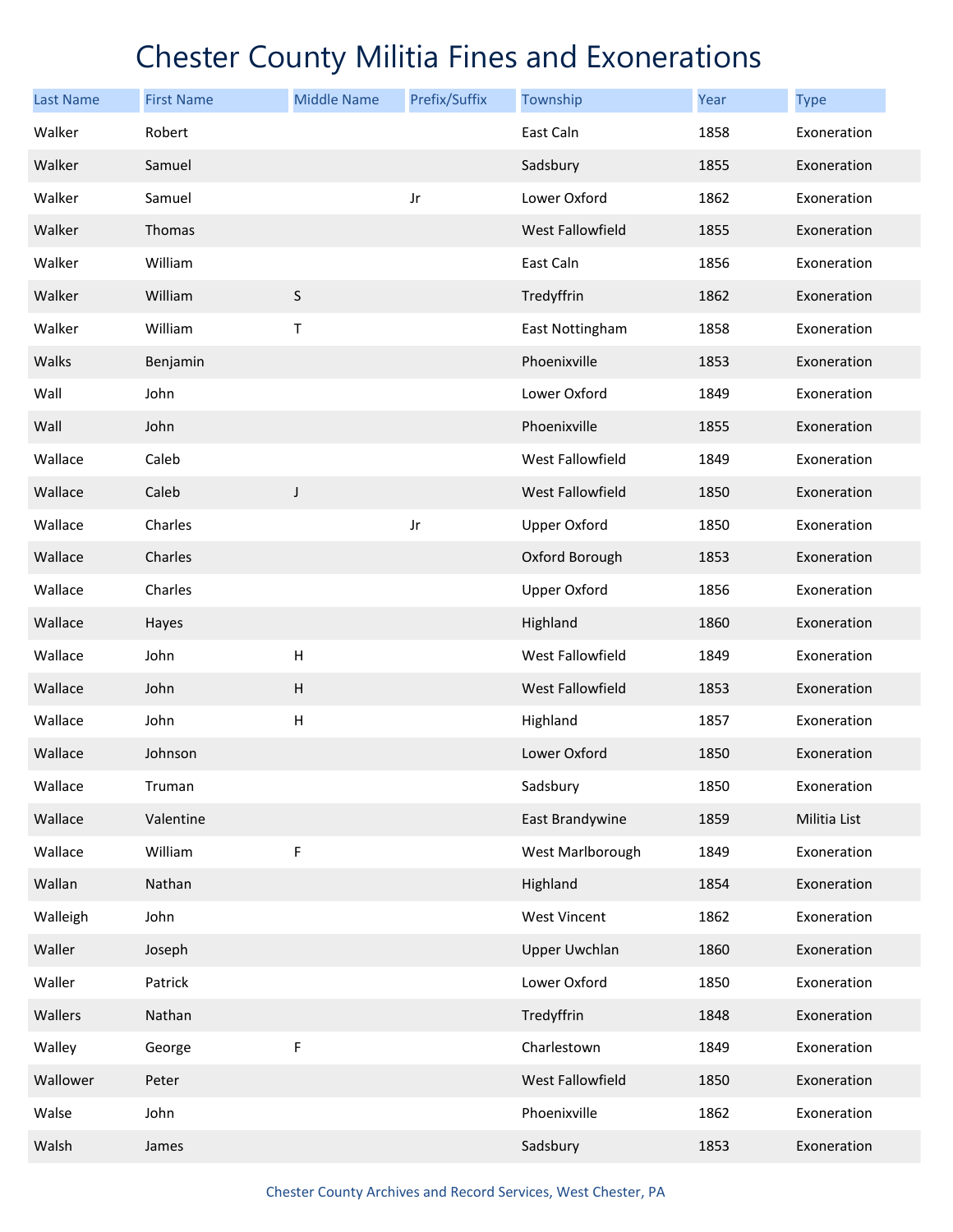# Chester County Militia Fines and Exonerations

| Last Name | First Name | Middle Name | Prefix/Suffix | Township | Year | Type |
|---|---|---|---|---|---|---|
| Walker | Robert | | | East Caln | 1858 | Exoneration |
| Walker | Samuel | | | Sadsbury | 1855 | Exoneration |
| Walker | Samuel | | Jr | Lower Oxford | 1862 | Exoneration |
| Walker | Thomas | | | West Fallowfield | 1855 | Exoneration |
| Walker | William | | | East Caln | 1856 | Exoneration |
| Walker | William | S | | Tredyffrin | 1862 | Exoneration |
| Walker | William | T | | East Nottingham | 1858 | Exoneration |
| Walks | Benjamin | | | Phoenixville | 1853 | Exoneration |
| Wall | John | | | Lower Oxford | 1849 | Exoneration |
| Wall | John | | | Phoenixville | 1855 | Exoneration |
| Wallace | Caleb | | | West Fallowfield | 1849 | Exoneration |
| Wallace | Caleb | J | | West Fallowfield | 1850 | Exoneration |
| Wallace | Charles | | Jr | Upper Oxford | 1850 | Exoneration |
| Wallace | Charles | | | Oxford Borough | 1853 | Exoneration |
| Wallace | Charles | | | Upper Oxford | 1856 | Exoneration |
| Wallace | Hayes | | | Highland | 1860 | Exoneration |
| Wallace | John | H | | West Fallowfield | 1849 | Exoneration |
| Wallace | John | H | | West Fallowfield | 1853 | Exoneration |
| Wallace | John | H | | Highland | 1857 | Exoneration |
| Wallace | Johnson | | | Lower Oxford | 1850 | Exoneration |
| Wallace | Truman | | | Sadsbury | 1850 | Exoneration |
| Wallace | Valentine | | | East Brandywine | 1859 | Militia List |
| Wallace | William | F | | West Marlborough | 1849 | Exoneration |
| Wallan | Nathan | | | Highland | 1854 | Exoneration |
| Walleigh | John | | | West Vincent | 1862 | Exoneration |
| Waller | Joseph | | | Upper Uwchlan | 1860 | Exoneration |
| Waller | Patrick | | | Lower Oxford | 1850 | Exoneration |
| Wallers | Nathan | | | Tredyffrin | 1848 | Exoneration |
| Walley | George | F | | Charlestown | 1849 | Exoneration |
| Wallower | Peter | | | West Fallowfield | 1850 | Exoneration |
| Walse | John | | | Phoenixville | 1862 | Exoneration |
| Walsh | James | | | Sadsbury | 1853 | Exoneration |

Chester County Archives and Record Services, West Chester, PA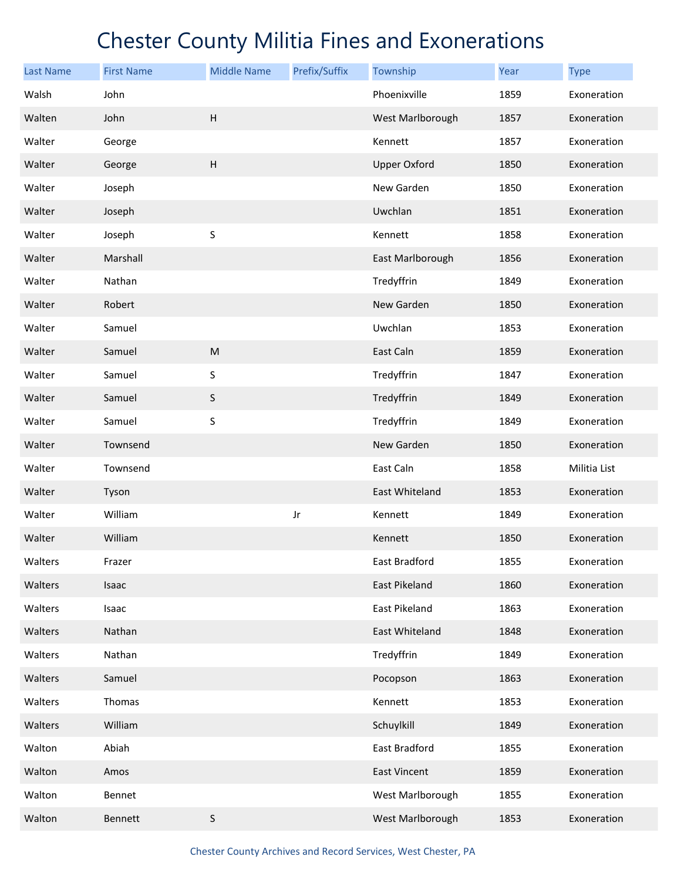# Chester County Militia Fines and Exonerations

| Last Name | First Name | Middle Name | Prefix/Suffix | Township | Year | Type |
|---|---|---|---|---|---|---|
| Walsh | John | | | Phoenixville | 1859 | Exoneration |
| Walten | John | H | | West Marlborough | 1857 | Exoneration |
| Walter | George | | | Kennett | 1857 | Exoneration |
| Walter | George | H | | Upper Oxford | 1850 | Exoneration |
| Walter | Joseph | | | New Garden | 1850 | Exoneration |
| Walter | Joseph | | | Uwchlan | 1851 | Exoneration |
| Walter | Joseph | S | | Kennett | 1858 | Exoneration |
| Walter | Marshall | | | East Marlborough | 1856 | Exoneration |
| Walter | Nathan | | | Tredyffrin | 1849 | Exoneration |
| Walter | Robert | | | New Garden | 1850 | Exoneration |
| Walter | Samuel | | | Uwchlan | 1853 | Exoneration |
| Walter | Samuel | M | | East Caln | 1859 | Exoneration |
| Walter | Samuel | S | | Tredyffrin | 1847 | Exoneration |
| Walter | Samuel | S | | Tredyffrin | 1849 | Exoneration |
| Walter | Samuel | S | | Tredyffrin | 1849 | Exoneration |
| Walter | Townsend | | | New Garden | 1850 | Exoneration |
| Walter | Townsend | | | East Caln | 1858 | Militia List |
| Walter | Tyson | | | East Whiteland | 1853 | Exoneration |
| Walter | William | | Jr | Kennett | 1849 | Exoneration |
| Walter | William | | | Kennett | 1850 | Exoneration |
| Walters | Frazer | | | East Bradford | 1855 | Exoneration |
| Walters | Isaac | | | East Pikeland | 1860 | Exoneration |
| Walters | Isaac | | | East Pikeland | 1863 | Exoneration |
| Walters | Nathan | | | East Whiteland | 1848 | Exoneration |
| Walters | Nathan | | | Tredyffrin | 1849 | Exoneration |
| Walters | Samuel | | | Pocopson | 1863 | Exoneration |
| Walters | Thomas | | | Kennett | 1853 | Exoneration |
| Walters | William | | | Schuylkill | 1849 | Exoneration |
| Walton | Abiah | | | East Bradford | 1855 | Exoneration |
| Walton | Amos | | | East Vincent | 1859 | Exoneration |
| Walton | Bennet | | | West Marlborough | 1855 | Exoneration |
| Walton | Bennett | S | | West Marlborough | 1853 | Exoneration |

Chester County Archives and Record Services, West Chester, PA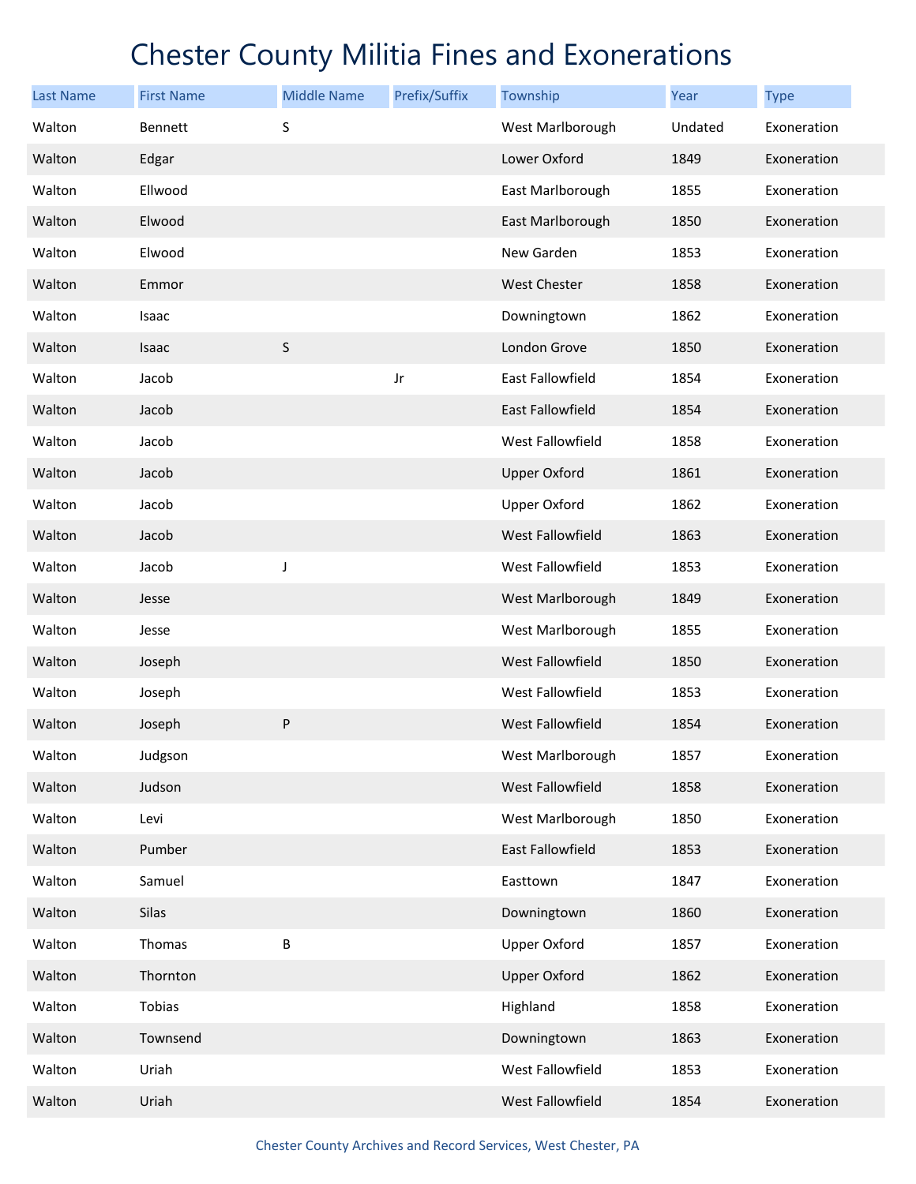# Chester County Militia Fines and Exonerations

| Last Name | First Name | Middle Name | Prefix/Suffix | Township | Year | Type |
|---|---|---|---|---|---|---|
| Walton | Bennett | S | | West Marlborough | Undated | Exoneration |
| Walton | Edgar | | | Lower Oxford | 1849 | Exoneration |
| Walton | Ellwood | | | East Marlborough | 1855 | Exoneration |
| Walton | Elwood | | | East Marlborough | 1850 | Exoneration |
| Walton | Elwood | | | New Garden | 1853 | Exoneration |
| Walton | Emmor | | | West Chester | 1858 | Exoneration |
| Walton | Isaac | | | Downingtown | 1862 | Exoneration |
| Walton | Isaac | S | | London Grove | 1850 | Exoneration |
| Walton | Jacob | | Jr | East Fallowfield | 1854 | Exoneration |
| Walton | Jacob | | | East Fallowfield | 1854 | Exoneration |
| Walton | Jacob | | | West Fallowfield | 1858 | Exoneration |
| Walton | Jacob | | | Upper Oxford | 1861 | Exoneration |
| Walton | Jacob | | | Upper Oxford | 1862 | Exoneration |
| Walton | Jacob | | | West Fallowfield | 1863 | Exoneration |
| Walton | Jacob | J | | West Fallowfield | 1853 | Exoneration |
| Walton | Jesse | | | West Marlborough | 1849 | Exoneration |
| Walton | Jesse | | | West Marlborough | 1855 | Exoneration |
| Walton | Joseph | | | West Fallowfield | 1850 | Exoneration |
| Walton | Joseph | | | West Fallowfield | 1853 | Exoneration |
| Walton | Joseph | P | | West Fallowfield | 1854 | Exoneration |
| Walton | Judgson | | | West Marlborough | 1857 | Exoneration |
| Walton | Judson | | | West Fallowfield | 1858 | Exoneration |
| Walton | Levi | | | West Marlborough | 1850 | Exoneration |
| Walton | Pumber | | | East Fallowfield | 1853 | Exoneration |
| Walton | Samuel | | | Easttown | 1847 | Exoneration |
| Walton | Silas | | | Downingtown | 1860 | Exoneration |
| Walton | Thomas | B | | Upper Oxford | 1857 | Exoneration |
| Walton | Thornton | | | Upper Oxford | 1862 | Exoneration |
| Walton | Tobias | | | Highland | 1858 | Exoneration |
| Walton | Townsend | | | Downingtown | 1863 | Exoneration |
| Walton | Uriah | | | West Fallowfield | 1853 | Exoneration |
| Walton | Uriah | | | West Fallowfield | 1854 | Exoneration |

Chester County Archives and Record Services, West Chester, PA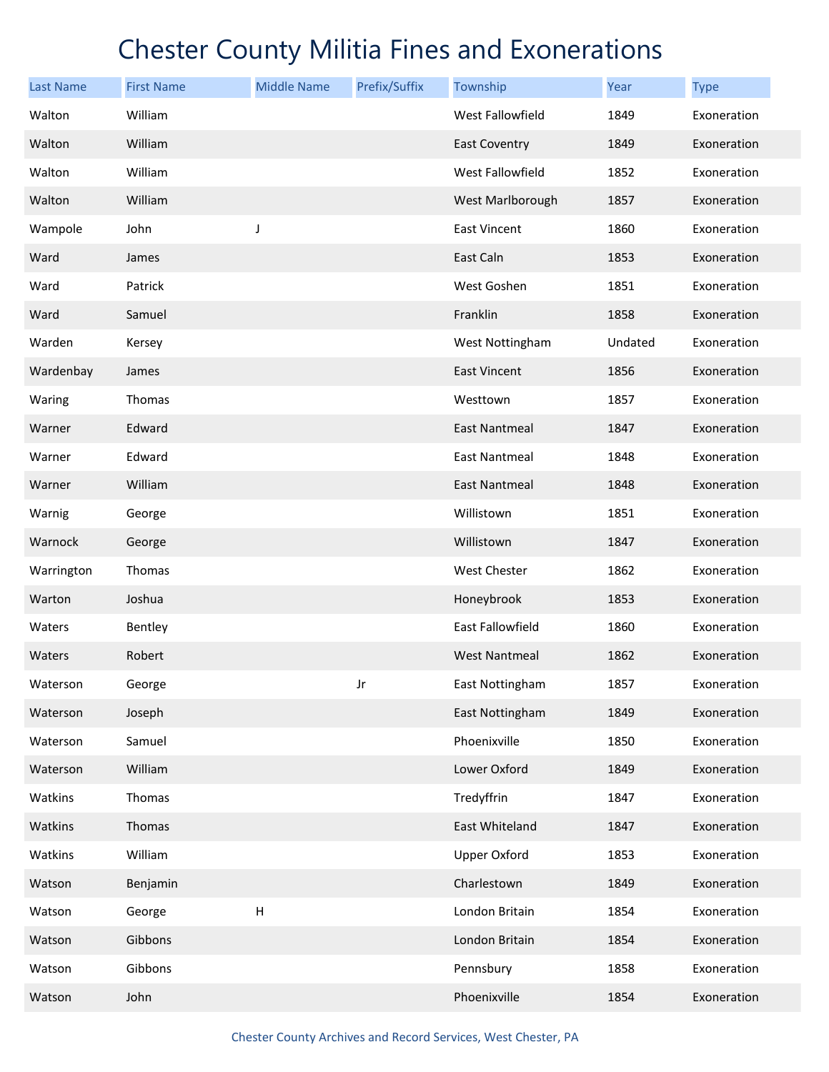# Chester County Militia Fines and Exonerations

| Last Name | First Name | Middle Name | Prefix/Suffix | Township | Year | Type |
|---|---|---|---|---|---|---|
| Walton | William | | | West Fallowfield | 1849 | Exoneration |
| Walton | William | | | East Coventry | 1849 | Exoneration |
| Walton | William | | | West Fallowfield | 1852 | Exoneration |
| Walton | William | | | West Marlborough | 1857 | Exoneration |
| Wampole | John | J | | East Vincent | 1860 | Exoneration |
| Ward | James | | | East Caln | 1853 | Exoneration |
| Ward | Patrick | | | West Goshen | 1851 | Exoneration |
| Ward | Samuel | | | Franklin | 1858 | Exoneration |
| Warden | Kersey | | | West Nottingham | Undated | Exoneration |
| Wardenbay | James | | | East Vincent | 1856 | Exoneration |
| Waring | Thomas | | | Westtown | 1857 | Exoneration |
| Warner | Edward | | | East Nantmeal | 1847 | Exoneration |
| Warner | Edward | | | East Nantmeal | 1848 | Exoneration |
| Warner | William | | | East Nantmeal | 1848 | Exoneration |
| Warnig | George | | | Willistown | 1851 | Exoneration |
| Warnock | George | | | Willistown | 1847 | Exoneration |
| Warrington | Thomas | | | West Chester | 1862 | Exoneration |
| Warton | Joshua | | | Honeybrook | 1853 | Exoneration |
| Waters | Bentley | | | East Fallowfield | 1860 | Exoneration |
| Waters | Robert | | | West Nantmeal | 1862 | Exoneration |
| Waterson | George | | Jr | East Nottingham | 1857 | Exoneration |
| Waterson | Joseph | | | East Nottingham | 1849 | Exoneration |
| Waterson | Samuel | | | Phoenixville | 1850 | Exoneration |
| Waterson | William | | | Lower Oxford | 1849 | Exoneration |
| Watkins | Thomas | | | Tredyffrin | 1847 | Exoneration |
| Watkins | Thomas | | | East Whiteland | 1847 | Exoneration |
| Watkins | William | | | Upper Oxford | 1853 | Exoneration |
| Watson | Benjamin | | | Charlestown | 1849 | Exoneration |
| Watson | George | H | | London Britain | 1854 | Exoneration |
| Watson | Gibbons | | | London Britain | 1854 | Exoneration |
| Watson | Gibbons | | | Pennsbury | 1858 | Exoneration |
| Watson | John | | | Phoenixville | 1854 | Exoneration |

Chester County Archives and Record Services, West Chester, PA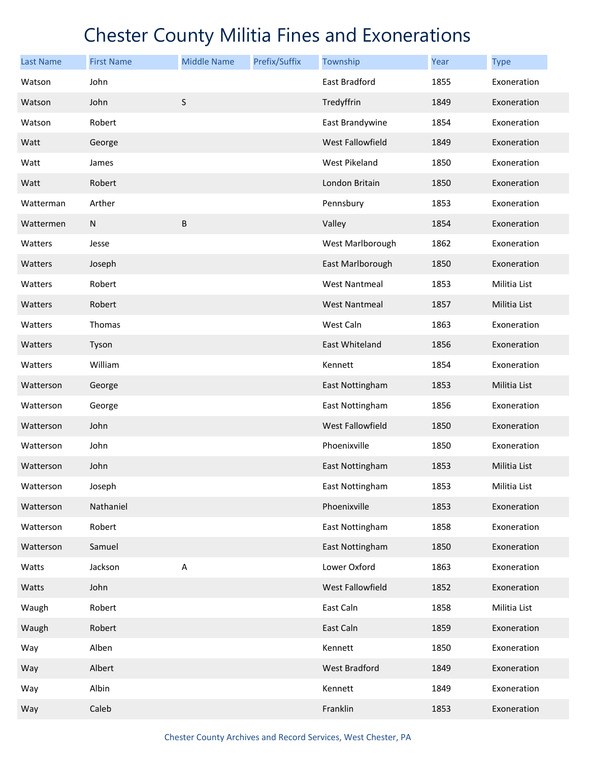# Chester County Militia Fines and Exonerations

| Last Name | First Name | Middle Name | Prefix/Suffix | Township | Year | Type |
|---|---|---|---|---|---|---|
| Watson | John | | | East Bradford | 1855 | Exoneration |
| Watson | John | S | | Tredyffrin | 1849 | Exoneration |
| Watson | Robert | | | East Brandywine | 1854 | Exoneration |
| Watt | George | | | West Fallowfield | 1849 | Exoneration |
| Watt | James | | | West Pikeland | 1850 | Exoneration |
| Watt | Robert | | | London Britain | 1850 | Exoneration |
| Watterman | Arther | | | Pennsbury | 1853 | Exoneration |
| Wattermen | N | B | | Valley | 1854 | Exoneration |
| Watters | Jesse | | | West Marlborough | 1862 | Exoneration |
| Watters | Joseph | | | East Marlborough | 1850 | Exoneration |
| Watters | Robert | | | West Nantmeal | 1853 | Militia List |
| Watters | Robert | | | West Nantmeal | 1857 | Militia List |
| Watters | Thomas | | | West Caln | 1863 | Exoneration |
| Watters | Tyson | | | East Whiteland | 1856 | Exoneration |
| Watters | William | | | Kennett | 1854 | Exoneration |
| Watterson | George | | | East Nottingham | 1853 | Militia List |
| Watterson | George | | | East Nottingham | 1856 | Exoneration |
| Watterson | John | | | West Fallowfield | 1850 | Exoneration |
| Watterson | John | | | Phoenixville | 1850 | Exoneration |
| Watterson | John | | | East Nottingham | 1853 | Militia List |
| Watterson | Joseph | | | East Nottingham | 1853 | Militia List |
| Watterson | Nathaniel | | | Phoenixville | 1853 | Exoneration |
| Watterson | Robert | | | East Nottingham | 1858 | Exoneration |
| Watterson | Samuel | | | East Nottingham | 1850 | Exoneration |
| Watts | Jackson | A | | Lower Oxford | 1863 | Exoneration |
| Watts | John | | | West Fallowfield | 1852 | Exoneration |
| Waugh | Robert | | | East Caln | 1858 | Militia List |
| Waugh | Robert | | | East Caln | 1859 | Exoneration |
| Way | Alben | | | Kennett | 1850 | Exoneration |
| Way | Albert | | | West Bradford | 1849 | Exoneration |
| Way | Albin | | | Kennett | 1849 | Exoneration |
| Way | Caleb | | | Franklin | 1853 | Exoneration |

Chester County Archives and Record Services, West Chester, PA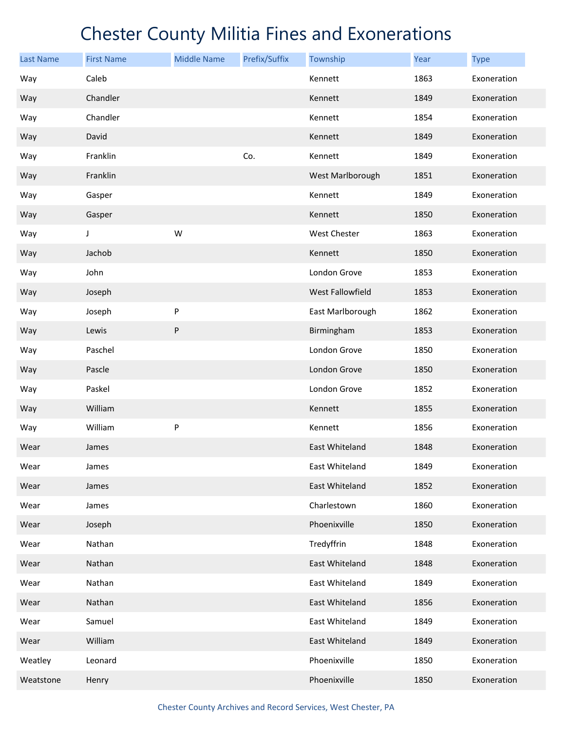# Chester County Militia Fines and Exonerations

| Last Name | First Name | Middle Name | Prefix/Suffix | Township | Year | Type |
|---|---|---|---|---|---|---|
| Way | Caleb | | | Kennett | 1863 | Exoneration |
| Way | Chandler | | | Kennett | 1849 | Exoneration |
| Way | Chandler | | | Kennett | 1854 | Exoneration |
| Way | David | | | Kennett | 1849 | Exoneration |
| Way | Franklin | | Co. | Kennett | 1849 | Exoneration |
| Way | Franklin | | | West Marlborough | 1851 | Exoneration |
| Way | Gasper | | | Kennett | 1849 | Exoneration |
| Way | Gasper | | | Kennett | 1850 | Exoneration |
| Way | J | W | | West Chester | 1863 | Exoneration |
| Way | Jachob | | | Kennett | 1850 | Exoneration |
| Way | John | | | London Grove | 1853 | Exoneration |
| Way | Joseph | | | West Fallowfield | 1853 | Exoneration |
| Way | Joseph | P | | East Marlborough | 1862 | Exoneration |
| Way | Lewis | P | | Birmingham | 1853 | Exoneration |
| Way | Paschel | | | London Grove | 1850 | Exoneration |
| Way | Pascle | | | London Grove | 1850 | Exoneration |
| Way | Paskel | | | London Grove | 1852 | Exoneration |
| Way | William | | | Kennett | 1855 | Exoneration |
| Way | William | P | | Kennett | 1856 | Exoneration |
| Wear | James | | | East Whiteland | 1848 | Exoneration |
| Wear | James | | | East Whiteland | 1849 | Exoneration |
| Wear | James | | | East Whiteland | 1852 | Exoneration |
| Wear | James | | | Charlestown | 1860 | Exoneration |
| Wear | Joseph | | | Phoenixville | 1850 | Exoneration |
| Wear | Nathan | | | Tredyffrin | 1848 | Exoneration |
| Wear | Nathan | | | East Whiteland | 1848 | Exoneration |
| Wear | Nathan | | | East Whiteland | 1849 | Exoneration |
| Wear | Nathan | | | East Whiteland | 1856 | Exoneration |
| Wear | Samuel | | | East Whiteland | 1849 | Exoneration |
| Wear | William | | | East Whiteland | 1849 | Exoneration |
| Weatley | Leonard | | | Phoenixville | 1850 | Exoneration |
| Weatstone | Henry | | | Phoenixville | 1850 | Exoneration |

Chester County Archives and Record Services, West Chester, PA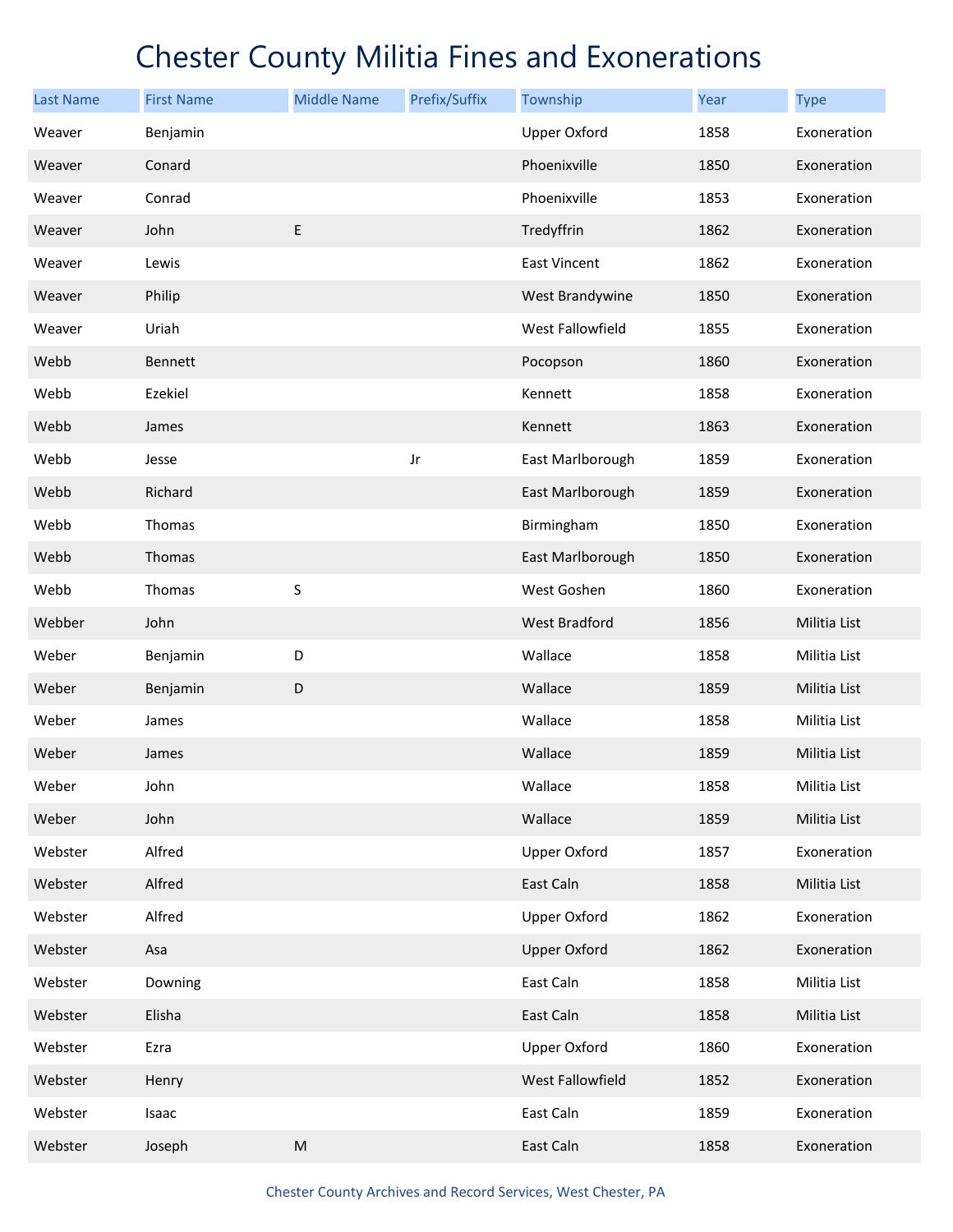# Chester County Militia Fines and Exonerations

| Last Name | First Name | Middle Name | Prefix/Suffix | Township | Year | Type |
|---|---|---|---|---|---|---|
| Weaver | Benjamin | | | Upper Oxford | 1858 | Exoneration |
| Weaver | Conard | | | Phoenixville | 1850 | Exoneration |
| Weaver | Conrad | | | Phoenixville | 1853 | Exoneration |
| Weaver | John | E | | Tredyffrin | 1862 | Exoneration |
| Weaver | Lewis | | | East Vincent | 1862 | Exoneration |
| Weaver | Philip | | | West Brandywine | 1850 | Exoneration |
| Weaver | Uriah | | | West Fallowfield | 1855 | Exoneration |
| Webb | Bennett | | | Pocopson | 1860 | Exoneration |
| Webb | Ezekiel | | | Kennett | 1858 | Exoneration |
| Webb | James | | | Kennett | 1863 | Exoneration |
| Webb | Jesse | | Jr | East Marlborough | 1859 | Exoneration |
| Webb | Richard | | | East Marlborough | 1859 | Exoneration |
| Webb | Thomas | | | Birmingham | 1850 | Exoneration |
| Webb | Thomas | | | East Marlborough | 1850 | Exoneration |
| Webb | Thomas | S | | West Goshen | 1860 | Exoneration |
| Webber | John | | | West Bradford | 1856 | Militia List |
| Weber | Benjamin | D | | Wallace | 1858 | Militia List |
| Weber | Benjamin | D | | Wallace | 1859 | Militia List |
| Weber | James | | | Wallace | 1858 | Militia List |
| Weber | James | | | Wallace | 1859 | Militia List |
| Weber | John | | | Wallace | 1858 | Militia List |
| Weber | John | | | Wallace | 1859 | Militia List |
| Webster | Alfred | | | Upper Oxford | 1857 | Exoneration |
| Webster | Alfred | | | East Caln | 1858 | Militia List |
| Webster | Alfred | | | Upper Oxford | 1862 | Exoneration |
| Webster | Asa | | | Upper Oxford | 1862 | Exoneration |
| Webster | Downing | | | East Caln | 1858 | Militia List |
| Webster | Elisha | | | East Caln | 1858 | Militia List |
| Webster | Ezra | | | Upper Oxford | 1860 | Exoneration |
| Webster | Henry | | | West Fallowfield | 1852 | Exoneration |
| Webster | Isaac | | | East Caln | 1859 | Exoneration |
| Webster | Joseph | M | | East Caln | 1858 | Exoneration |

Chester County Archives and Record Services, West Chester, PA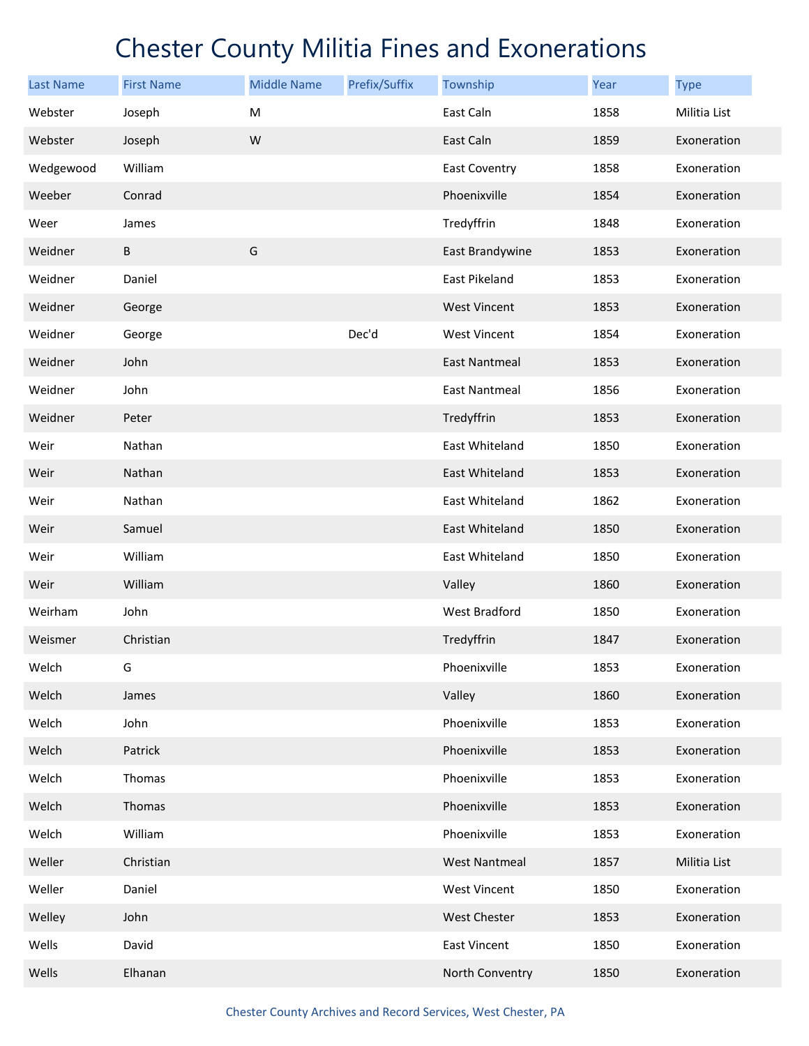# Chester County Militia Fines and Exonerations

| Last Name | First Name | Middle Name | Prefix/Suffix | Township | Year | Type |
|---|---|---|---|---|---|---|
| Webster | Joseph | M | | East Caln | 1858 | Militia List |
| Webster | Joseph | W | | East Caln | 1859 | Exoneration |
| Wedgewood | William | | | East Coventry | 1858 | Exoneration |
| Weeber | Conrad | | | Phoenixville | 1854 | Exoneration |
| Weer | James | | | Tredyffrin | 1848 | Exoneration |
| Weidner | B | G | | East Brandywine | 1853 | Exoneration |
| Weidner | Daniel | | | East Pikeland | 1853 | Exoneration |
| Weidner | George | | | West Vincent | 1853 | Exoneration |
| Weidner | George | | Dec'd | West Vincent | 1854 | Exoneration |
| Weidner | John | | | East Nantmeal | 1853 | Exoneration |
| Weidner | John | | | East Nantmeal | 1856 | Exoneration |
| Weidner | Peter | | | Tredyffrin | 1853 | Exoneration |
| Weir | Nathan | | | East Whiteland | 1850 | Exoneration |
| Weir | Nathan | | | East Whiteland | 1853 | Exoneration |
| Weir | Nathan | | | East Whiteland | 1862 | Exoneration |
| Weir | Samuel | | | East Whiteland | 1850 | Exoneration |
| Weir | William | | | East Whiteland | 1850 | Exoneration |
| Weir | William | | | Valley | 1860 | Exoneration |
| Weirham | John | | | West Bradford | 1850 | Exoneration |
| Weismer | Christian | | | Tredyffrin | 1847 | Exoneration |
| Welch | G | | | Phoenixville | 1853 | Exoneration |
| Welch | James | | | Valley | 1860 | Exoneration |
| Welch | John | | | Phoenixville | 1853 | Exoneration |
| Welch | Patrick | | | Phoenixville | 1853 | Exoneration |
| Welch | Thomas | | | Phoenixville | 1853 | Exoneration |
| Welch | Thomas | | | Phoenixville | 1853 | Exoneration |
| Welch | William | | | Phoenixville | 1853 | Exoneration |
| Weller | Christian | | | West Nantmeal | 1857 | Militia List |
| Weller | Daniel | | | West Vincent | 1850 | Exoneration |
| Welley | John | | | West Chester | 1853 | Exoneration |
| Wells | David | | | East Vincent | 1850 | Exoneration |
| Wells | Elhanan | | | North Conventry | 1850 | Exoneration |

Chester County Archives and Record Services, West Chester, PA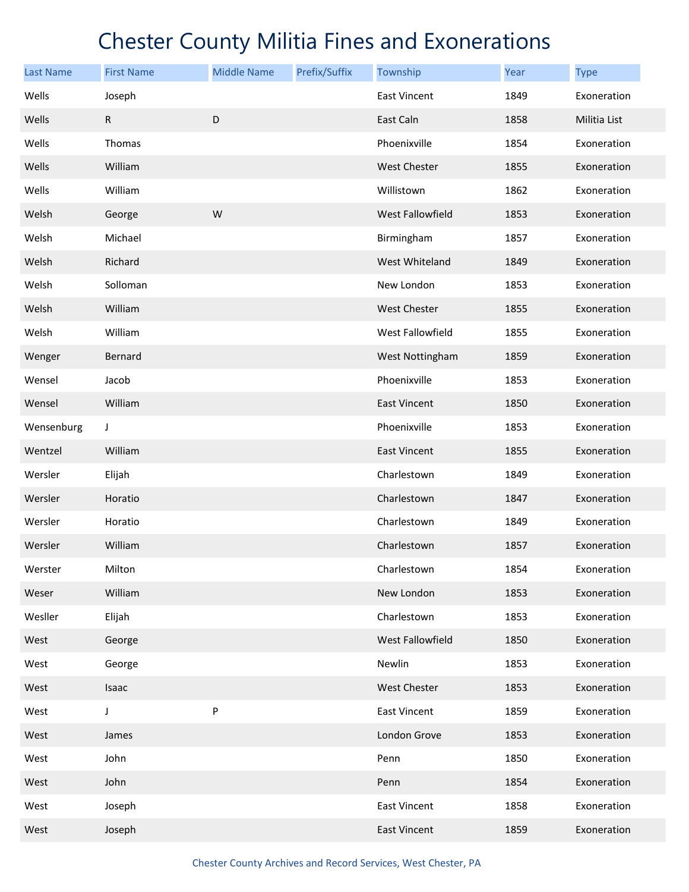# Chester County Militia Fines and Exonerations

| Last Name | First Name | Middle Name | Prefix/Suffix | Township | Year | Type |
|---|---|---|---|---|---|---|
| Wells | Joseph | | | East Vincent | 1849 | Exoneration |
| Wells | R | D | | East Caln | 1858 | Militia List |
| Wells | Thomas | | | Phoenixville | 1854 | Exoneration |
| Wells | William | | | West Chester | 1855 | Exoneration |
| Wells | William | | | Willistown | 1862 | Exoneration |
| Welsh | George | W | | West Fallowfield | 1853 | Exoneration |
| Welsh | Michael | | | Birmingham | 1857 | Exoneration |
| Welsh | Richard | | | West Whiteland | 1849 | Exoneration |
| Welsh | Solloman | | | New London | 1853 | Exoneration |
| Welsh | William | | | West Chester | 1855 | Exoneration |
| Welsh | William | | | West Fallowfield | 1855 | Exoneration |
| Wenger | Bernard | | | West Nottingham | 1859 | Exoneration |
| Wensel | Jacob | | | Phoenixville | 1853 | Exoneration |
| Wensel | William | | | East Vincent | 1850 | Exoneration |
| Wensenburg | J | | | Phoenixville | 1853 | Exoneration |
| Wentzel | William | | | East Vincent | 1855 | Exoneration |
| Wersler | Elijah | | | Charlestown | 1849 | Exoneration |
| Wersler | Horatio | | | Charlestown | 1847 | Exoneration |
| Wersler | Horatio | | | Charlestown | 1849 | Exoneration |
| Wersler | William | | | Charlestown | 1857 | Exoneration |
| Werster | Milton | | | Charlestown | 1854 | Exoneration |
| Weser | William | | | New London | 1853 | Exoneration |
| Wesller | Elijah | | | Charlestown | 1853 | Exoneration |
| West | George | | | West Fallowfield | 1850 | Exoneration |
| West | George | | | Newlin | 1853 | Exoneration |
| West | Isaac | | | West Chester | 1853 | Exoneration |
| West | J | P | | East Vincent | 1859 | Exoneration |
| West | James | | | London Grove | 1853 | Exoneration |
| West | John | | | Penn | 1850 | Exoneration |
| West | John | | | Penn | 1854 | Exoneration |
| West | Joseph | | | East Vincent | 1858 | Exoneration |
| West | Joseph | | | East Vincent | 1859 | Exoneration |

Chester County Archives and Record Services, West Chester, PA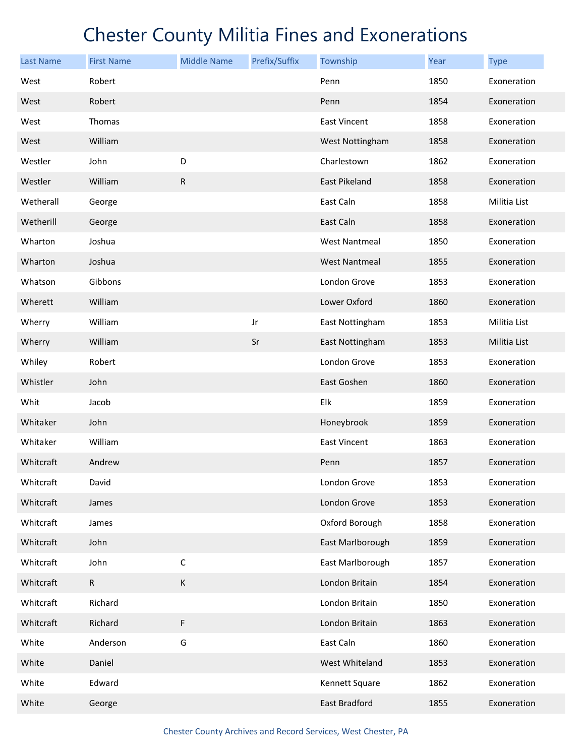# Chester County Militia Fines and Exonerations

| Last Name | First Name | Middle Name | Prefix/Suffix | Township | Year | Type |
|---|---|---|---|---|---|---|
| West | Robert | | | Penn | 1850 | Exoneration |
| West | Robert | | | Penn | 1854 | Exoneration |
| West | Thomas | | | East Vincent | 1858 | Exoneration |
| West | William | | | West Nottingham | 1858 | Exoneration |
| Westler | John | D | | Charlestown | 1862 | Exoneration |
| Westler | William | R | | East Pikeland | 1858 | Exoneration |
| Wetherall | George | | | East Caln | 1858 | Militia List |
| Wetherill | George | | | East Caln | 1858 | Exoneration |
| Wharton | Joshua | | | West Nantmeal | 1850 | Exoneration |
| Wharton | Joshua | | | West Nantmeal | 1855 | Exoneration |
| Whatson | Gibbons | | | London Grove | 1853 | Exoneration |
| Wherett | William | | | Lower Oxford | 1860 | Exoneration |
| Wherry | William | | Jr | East Nottingham | 1853 | Militia List |
| Wherry | William | | Sr | East Nottingham | 1853 | Militia List |
| Whiley | Robert | | | London Grove | 1853 | Exoneration |
| Whistler | John | | | East Goshen | 1860 | Exoneration |
| Whit | Jacob | | | Elk | 1859 | Exoneration |
| Whitaker | John | | | Honeybrook | 1859 | Exoneration |
| Whitaker | William | | | East Vincent | 1863 | Exoneration |
| Whitcraft | Andrew | | | Penn | 1857 | Exoneration |
| Whitcraft | David | | | London Grove | 1853 | Exoneration |
| Whitcraft | James | | | London Grove | 1853 | Exoneration |
| Whitcraft | James | | | Oxford Borough | 1858 | Exoneration |
| Whitcraft | John | | | East Marlborough | 1859 | Exoneration |
| Whitcraft | John | C | | East Marlborough | 1857 | Exoneration |
| Whitcraft | R | K | | London Britain | 1854 | Exoneration |
| Whitcraft | Richard | | | London Britain | 1850 | Exoneration |
| Whitcraft | Richard | F | | London Britain | 1863 | Exoneration |
| White | Anderson | G | | East Caln | 1860 | Exoneration |
| White | Daniel | | | West Whiteland | 1853 | Exoneration |
| White | Edward | | | Kennett Square | 1862 | Exoneration |
| White | George | | | East Bradford | 1855 | Exoneration |

Chester County Archives and Record Services, West Chester, PA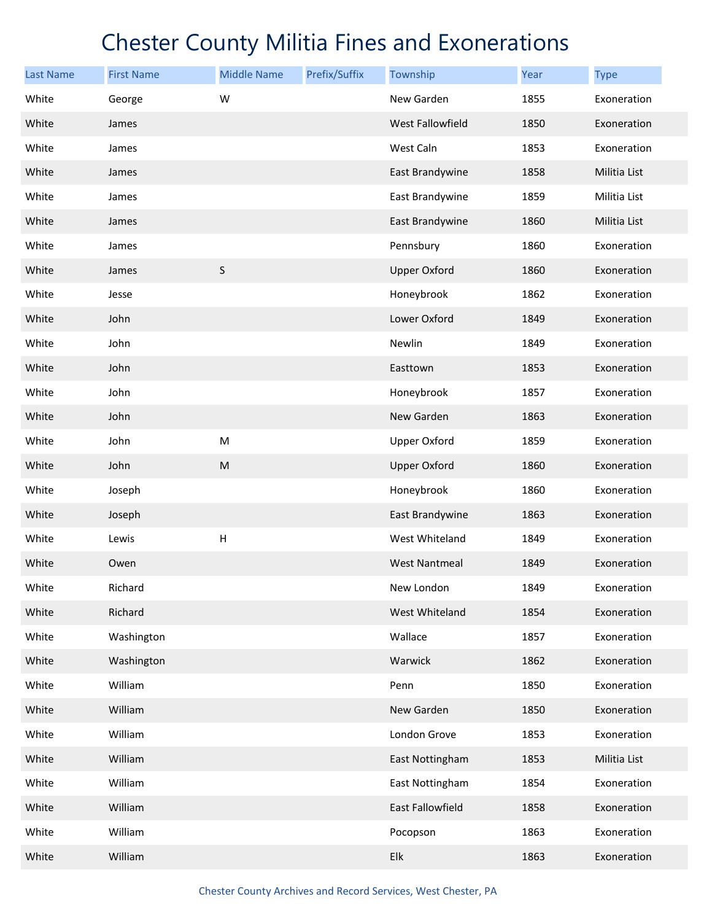# Chester County Militia Fines and Exonerations

| Last Name | First Name | Middle Name | Prefix/Suffix | Township | Year | Type |
|---|---|---|---|---|---|---|
| White | George | W | | New Garden | 1855 | Exoneration |
| White | James | | | West Fallowfield | 1850 | Exoneration |
| White | James | | | West Caln | 1853 | Exoneration |
| White | James | | | East Brandywine | 1858 | Militia List |
| White | James | | | East Brandywine | 1859 | Militia List |
| White | James | | | East Brandywine | 1860 | Militia List |
| White | James | | | Pennsbury | 1860 | Exoneration |
| White | James | S | | Upper Oxford | 1860 | Exoneration |
| White | Jesse | | | Honeybrook | 1862 | Exoneration |
| White | John | | | Lower Oxford | 1849 | Exoneration |
| White | John | | | Newlin | 1849 | Exoneration |
| White | John | | | Easttown | 1853 | Exoneration |
| White | John | | | Honeybrook | 1857 | Exoneration |
| White | John | | | New Garden | 1863 | Exoneration |
| White | John | M | | Upper Oxford | 1859 | Exoneration |
| White | John | M | | Upper Oxford | 1860 | Exoneration |
| White | Joseph | | | Honeybrook | 1860 | Exoneration |
| White | Joseph | | | East Brandywine | 1863 | Exoneration |
| White | Lewis | H | | West Whiteland | 1849 | Exoneration |
| White | Owen | | | West Nantmeal | 1849 | Exoneration |
| White | Richard | | | New London | 1849 | Exoneration |
| White | Richard | | | West Whiteland | 1854 | Exoneration |
| White | Washington | | | Wallace | 1857 | Exoneration |
| White | Washington | | | Warwick | 1862 | Exoneration |
| White | William | | | Penn | 1850 | Exoneration |
| White | William | | | New Garden | 1850 | Exoneration |
| White | William | | | London Grove | 1853 | Exoneration |
| White | William | | | East Nottingham | 1853 | Militia List |
| White | William | | | East Nottingham | 1854 | Exoneration |
| White | William | | | East Fallowfield | 1858 | Exoneration |
| White | William | | | Pocopson | 1863 | Exoneration |
| White | William | | | Elk | 1863 | Exoneration |

Chester County Archives and Record Services, West Chester, PA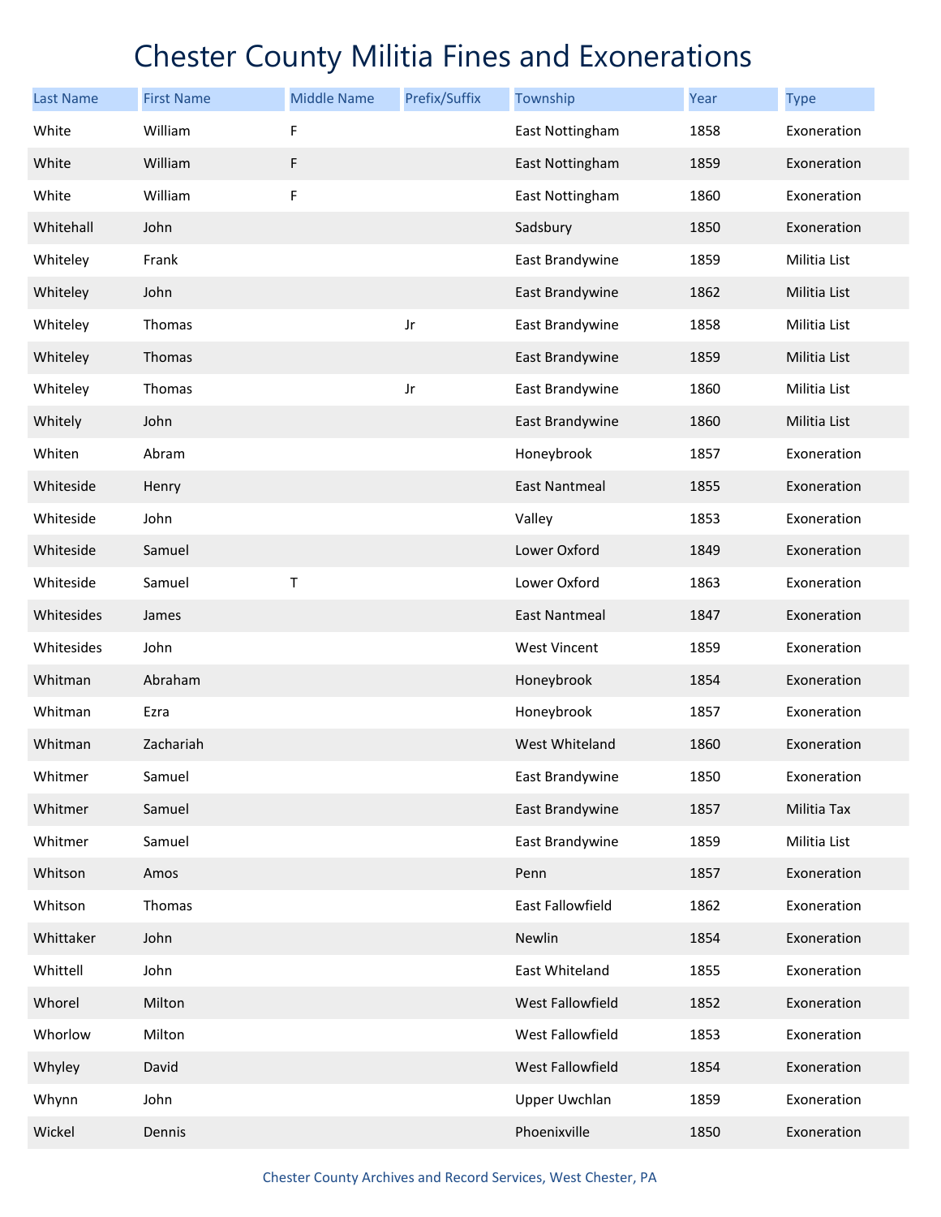# Chester County Militia Fines and Exonerations

| Last Name | First Name | Middle Name | Prefix/Suffix | Township | Year | Type |
|---|---|---|---|---|---|---|
| White | William | F | | East Nottingham | 1858 | Exoneration |
| White | William | F | | East Nottingham | 1859 | Exoneration |
| White | William | F | | East Nottingham | 1860 | Exoneration |
| Whitehall | John | | | Sadsbury | 1850 | Exoneration |
| Whiteley | Frank | | | East Brandywine | 1859 | Militia List |
| Whiteley | John | | | East Brandywine | 1862 | Militia List |
| Whiteley | Thomas | | Jr | East Brandywine | 1858 | Militia List |
| Whiteley | Thomas | | | East Brandywine | 1859 | Militia List |
| Whiteley | Thomas | | Jr | East Brandywine | 1860 | Militia List |
| Whitely | John | | | East Brandywine | 1860 | Militia List |
| Whiten | Abram | | | Honeybrook | 1857 | Exoneration |
| Whiteside | Henry | | | East Nantmeal | 1855 | Exoneration |
| Whiteside | John | | | Valley | 1853 | Exoneration |
| Whiteside | Samuel | | | Lower Oxford | 1849 | Exoneration |
| Whiteside | Samuel | T | | Lower Oxford | 1863 | Exoneration |
| Whitesides | James | | | East Nantmeal | 1847 | Exoneration |
| Whitesides | John | | | West Vincent | 1859 | Exoneration |
| Whitman | Abraham | | | Honeybrook | 1854 | Exoneration |
| Whitman | Ezra | | | Honeybrook | 1857 | Exoneration |
| Whitman | Zachariah | | | West Whiteland | 1860 | Exoneration |
| Whitmer | Samuel | | | East Brandywine | 1850 | Exoneration |
| Whitmer | Samuel | | | East Brandywine | 1857 | Militia Tax |
| Whitmer | Samuel | | | East Brandywine | 1859 | Militia List |
| Whitson | Amos | | | Penn | 1857 | Exoneration |
| Whitson | Thomas | | | East Fallowfield | 1862 | Exoneration |
| Whittaker | John | | | Newlin | 1854 | Exoneration |
| Whittell | John | | | East Whiteland | 1855 | Exoneration |
| Whorel | Milton | | | West Fallowfield | 1852 | Exoneration |
| Whorlow | Milton | | | West Fallowfield | 1853 | Exoneration |
| Whyley | David | | | West Fallowfield | 1854 | Exoneration |
| Whynn | John | | | Upper Uwchlan | 1859 | Exoneration |
| Wickel | Dennis | | | Phoenixville | 1850 | Exoneration |

Chester County Archives and Record Services, West Chester, PA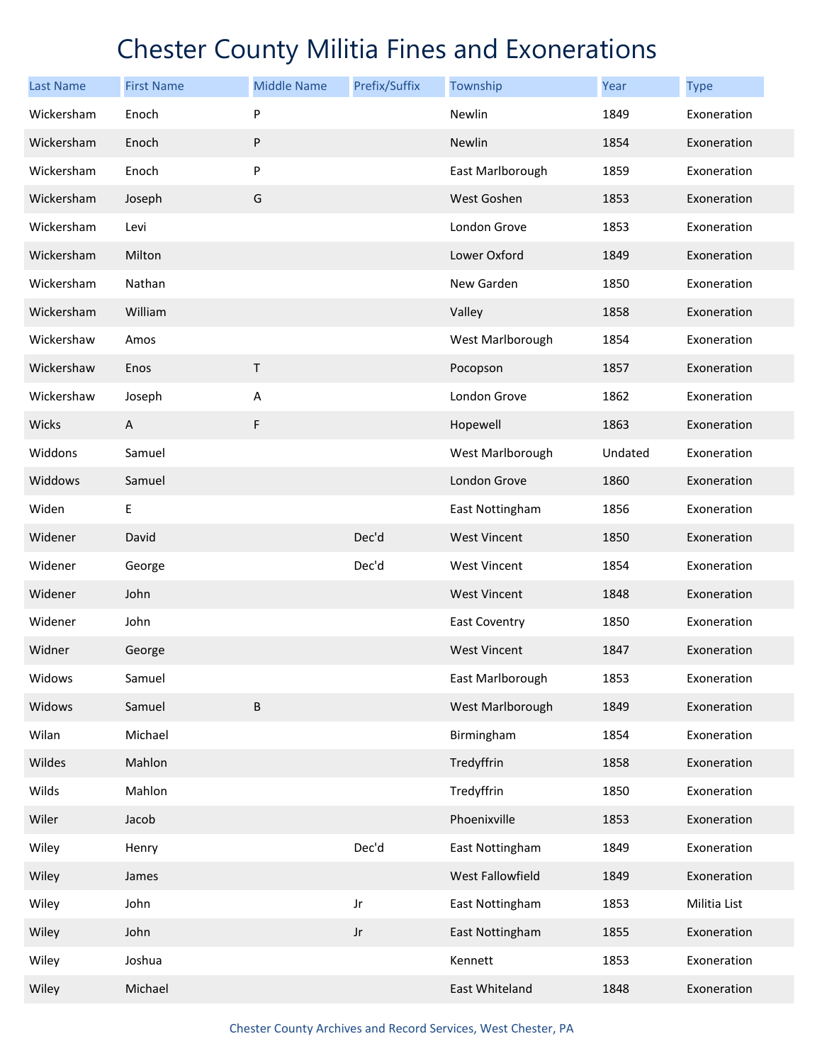# Chester County Militia Fines and Exonerations

| Last Name | First Name | Middle Name | Prefix/Suffix | Township | Year | Type |
|---|---|---|---|---|---|---|
| Wickersham | Enoch | P | | Newlin | 1849 | Exoneration |
| Wickersham | Enoch | P | | Newlin | 1854 | Exoneration |
| Wickersham | Enoch | P | | East Marlborough | 1859 | Exoneration |
| Wickersham | Joseph | G | | West Goshen | 1853 | Exoneration |
| Wickersham | Levi | | | London Grove | 1853 | Exoneration |
| Wickersham | Milton | | | Lower Oxford | 1849 | Exoneration |
| Wickersham | Nathan | | | New Garden | 1850 | Exoneration |
| Wickersham | William | | | Valley | 1858 | Exoneration |
| Wickershaw | Amos | | | West Marlborough | 1854 | Exoneration |
| Wickershaw | Enos | T | | Pocopson | 1857 | Exoneration |
| Wickershaw | Joseph | A | | London Grove | 1862 | Exoneration |
| Wicks | A | F | | Hopewell | 1863 | Exoneration |
| Widdons | Samuel | | | West Marlborough | Undated | Exoneration |
| Widdows | Samuel | | | London Grove | 1860 | Exoneration |
| Widen | E | | | East Nottingham | 1856 | Exoneration |
| Widener | David | | Dec'd | West Vincent | 1850 | Exoneration |
| Widener | George | | Dec'd | West Vincent | 1854 | Exoneration |
| Widener | John | | | West Vincent | 1848 | Exoneration |
| Widener | John | | | East Coventry | 1850 | Exoneration |
| Widner | George | | | West Vincent | 1847 | Exoneration |
| Widows | Samuel | | | East Marlborough | 1853 | Exoneration |
| Widows | Samuel | B | | West Marlborough | 1849 | Exoneration |
| Wilan | Michael | | | Birmingham | 1854 | Exoneration |
| Wildes | Mahlon | | | Tredyffrin | 1858 | Exoneration |
| Wilds | Mahlon | | | Tredyffrin | 1850 | Exoneration |
| Wiler | Jacob | | | Phoenixville | 1853 | Exoneration |
| Wiley | Henry | | Dec'd | East Nottingham | 1849 | Exoneration |
| Wiley | James | | | West Fallowfield | 1849 | Exoneration |
| Wiley | John | | Jr | East Nottingham | 1853 | Militia List |
| Wiley | John | | Jr | East Nottingham | 1855 | Exoneration |
| Wiley | Joshua | | | Kennett | 1853 | Exoneration |
| Wiley | Michael | | | East Whiteland | 1848 | Exoneration |

Chester County Archives and Record Services, West Chester, PA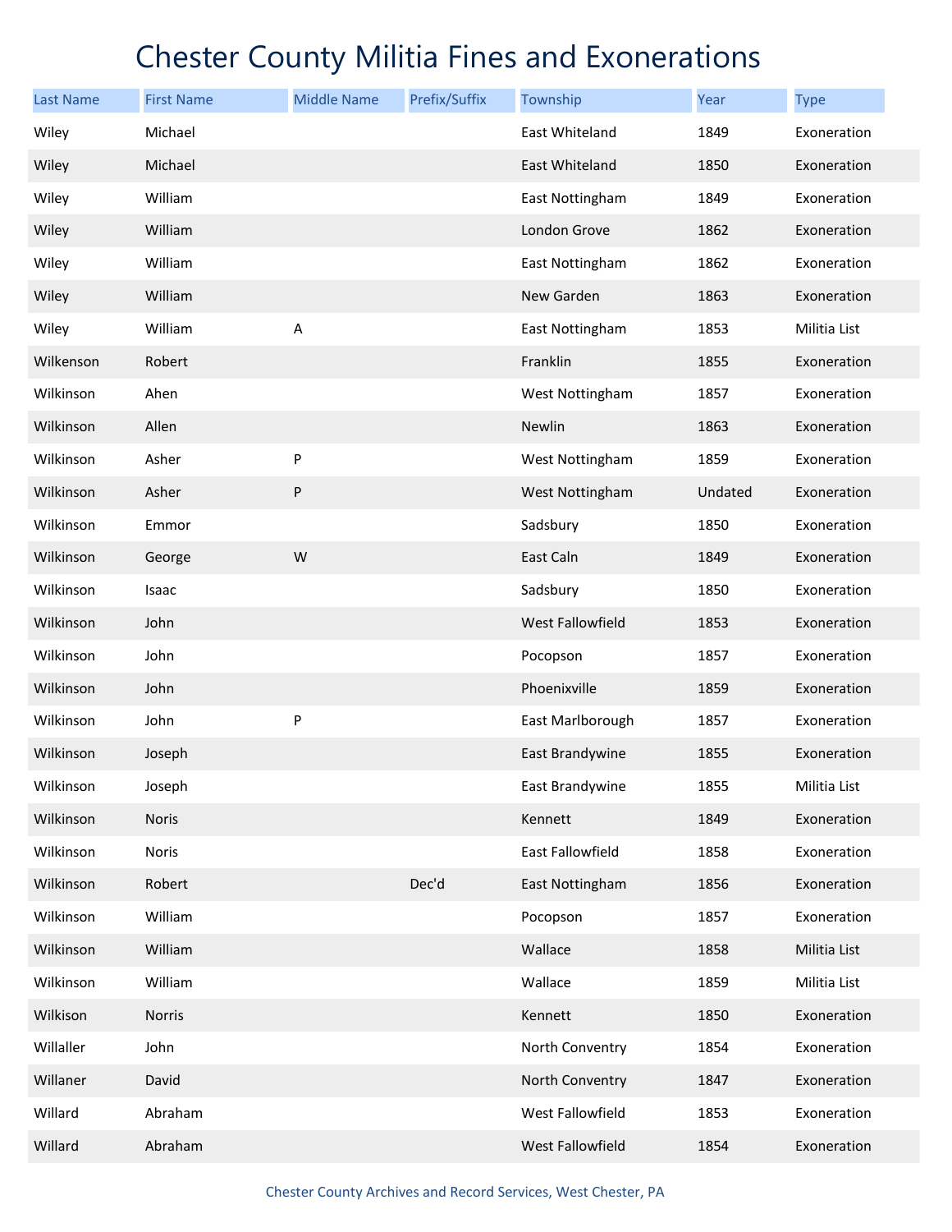# Chester County Militia Fines and Exonerations

| Last Name | First Name | Middle Name | Prefix/Suffix | Township | Year | Type |
| --- | --- | --- | --- | --- | --- | --- |
| Wiley | Michael | | | East Whiteland | 1849 | Exoneration |
| Wiley | Michael | | | East Whiteland | 1850 | Exoneration |
| Wiley | William | | | East Nottingham | 1849 | Exoneration |
| Wiley | William | | | London Grove | 1862 | Exoneration |
| Wiley | William | | | East Nottingham | 1862 | Exoneration |
| Wiley | William | | | New Garden | 1863 | Exoneration |
| Wiley | William | A | | East Nottingham | 1853 | Militia List |
| Wilkenson | Robert | | | Franklin | 1855 | Exoneration |
| Wilkinson | Ahen | | | West Nottingham | 1857 | Exoneration |
| Wilkinson | Allen | | | Newlin | 1863 | Exoneration |
| Wilkinson | Asher | P | | West Nottingham | 1859 | Exoneration |
| Wilkinson | Asher | P | | West Nottingham | Undated | Exoneration |
| Wilkinson | Emmor | | | Sadsbury | 1850 | Exoneration |
| Wilkinson | George | W | | East Caln | 1849 | Exoneration |
| Wilkinson | Isaac | | | Sadsbury | 1850 | Exoneration |
| Wilkinson | John | | | West Fallowfield | 1853 | Exoneration |
| Wilkinson | John | | | Pocopson | 1857 | Exoneration |
| Wilkinson | John | | | Phoenixville | 1859 | Exoneration |
| Wilkinson | John | P | | East Marlborough | 1857 | Exoneration |
| Wilkinson | Joseph | | | East Brandywine | 1855 | Exoneration |
| Wilkinson | Joseph | | | East Brandywine | 1855 | Militia List |
| Wilkinson | Noris | | | Kennett | 1849 | Exoneration |
| Wilkinson | Noris | | | East Fallowfield | 1858 | Exoneration |
| Wilkinson | Robert | | Dec'd | East Nottingham | 1856 | Exoneration |
| Wilkinson | William | | | Pocopson | 1857 | Exoneration |
| Wilkinson | William | | | Wallace | 1858 | Militia List |
| Wilkinson | William | | | Wallace | 1859 | Militia List |
| Wilkison | Norris | | | Kennett | 1850 | Exoneration |
| Willaller | John | | | North Conventry | 1854 | Exoneration |
| Willaner | David | | | North Conventry | 1847 | Exoneration |
| Willard | Abraham | | | West Fallowfield | 1853 | Exoneration |
| Willard | Abraham | | | West Fallowfield | 1854 | Exoneration |

Chester County Archives and Record Services, West Chester, PA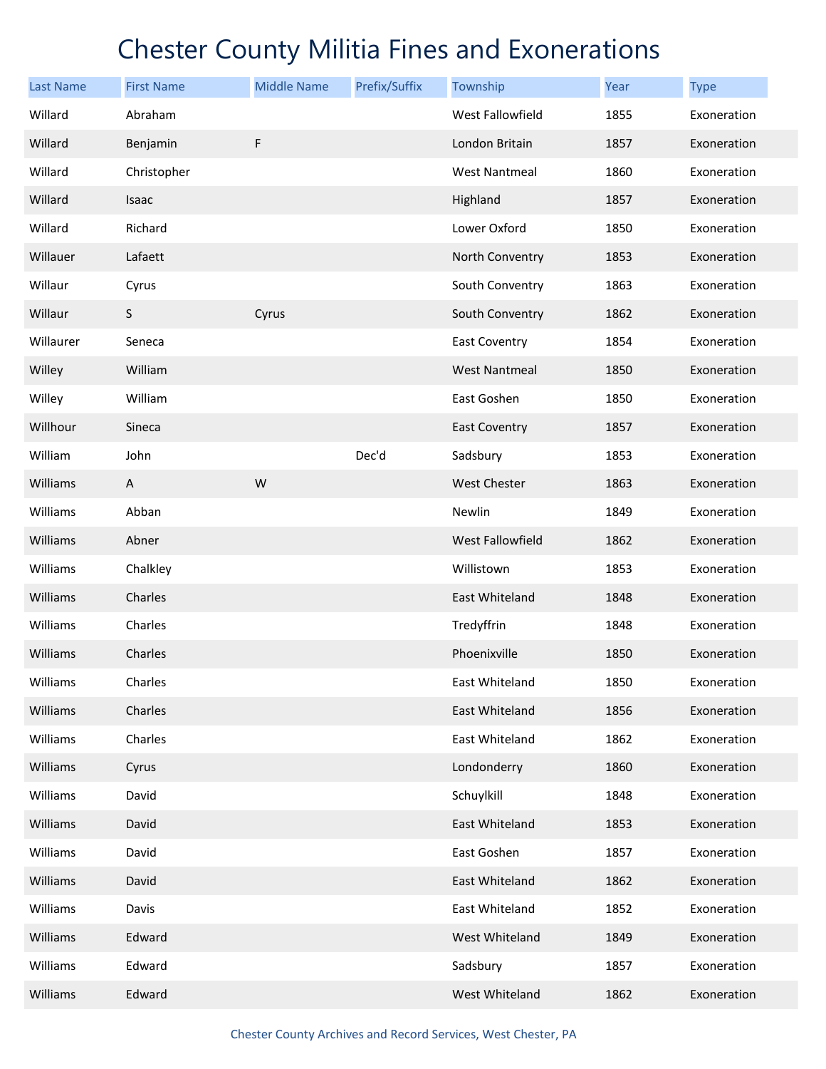# Chester County Militia Fines and Exonerations

| Last Name | First Name | Middle Name | Prefix/Suffix | Township | Year | Type |
|---|---|---|---|---|---|---|
| Willard | Abraham | | | West Fallowfield | 1855 | Exoneration |
| Willard | Benjamin | F | | London Britain | 1857 | Exoneration |
| Willard | Christopher | | | West Nantmeal | 1860 | Exoneration |
| Willard | Isaac | | | Highland | 1857 | Exoneration |
| Willard | Richard | | | Lower Oxford | 1850 | Exoneration |
| Willauer | Lafaett | | | North Conventry | 1853 | Exoneration |
| Willaur | Cyrus | | | South Conventry | 1863 | Exoneration |
| Willaur | S | Cyrus | | South Conventry | 1862 | Exoneration |
| Willaurer | Seneca | | | East Coventry | 1854 | Exoneration |
| Willey | William | | | West Nantmeal | 1850 | Exoneration |
| Willey | William | | | East Goshen | 1850 | Exoneration |
| Willhour | Sineca | | | East Coventry | 1857 | Exoneration |
| William | John | | Dec'd | Sadsbury | 1853 | Exoneration |
| Williams | A | W | | West Chester | 1863 | Exoneration |
| Williams | Abban | | | Newlin | 1849 | Exoneration |
| Williams | Abner | | | West Fallowfield | 1862 | Exoneration |
| Williams | Chalkley | | | Willistown | 1853 | Exoneration |
| Williams | Charles | | | East Whiteland | 1848 | Exoneration |
| Williams | Charles | | | Tredyffrin | 1848 | Exoneration |
| Williams | Charles | | | Phoenixville | 1850 | Exoneration |
| Williams | Charles | | | East Whiteland | 1850 | Exoneration |
| Williams | Charles | | | East Whiteland | 1856 | Exoneration |
| Williams | Charles | | | East Whiteland | 1862 | Exoneration |
| Williams | Cyrus | | | Londonderry | 1860 | Exoneration |
| Williams | David | | | Schuylkill | 1848 | Exoneration |
| Williams | David | | | East Whiteland | 1853 | Exoneration |
| Williams | David | | | East Goshen | 1857 | Exoneration |
| Williams | David | | | East Whiteland | 1862 | Exoneration |
| Williams | Davis | | | East Whiteland | 1852 | Exoneration |
| Williams | Edward | | | West Whiteland | 1849 | Exoneration |
| Williams | Edward | | | Sadsbury | 1857 | Exoneration |
| Williams | Edward | | | West Whiteland | 1862 | Exoneration |

Chester County Archives and Record Services, West Chester, PA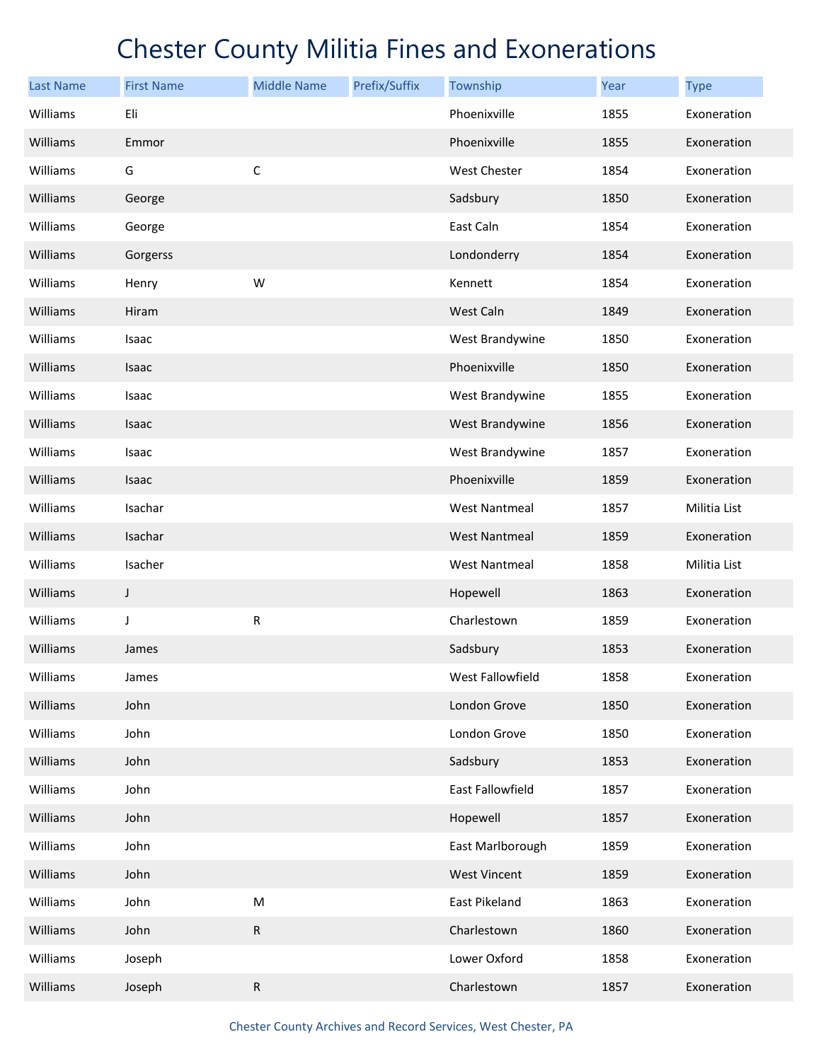# Chester County Militia Fines and Exonerations

| Last Name | First Name | Middle Name | Prefix/Suffix | Township | Year | Type |
|---|---|---|---|---|---|---|
| Williams | Eli | | | Phoenixville | 1855 | Exoneration |
| Williams | Emmor | | | Phoenixville | 1855 | Exoneration |
| Williams | G | C | | West Chester | 1854 | Exoneration |
| Williams | George | | | Sadsbury | 1850 | Exoneration |
| Williams | George | | | East Caln | 1854 | Exoneration |
| Williams | Gorgerss | | | Londonderry | 1854 | Exoneration |
| Williams | Henry | W | | Kennett | 1854 | Exoneration |
| Williams | Hiram | | | West Caln | 1849 | Exoneration |
| Williams | Isaac | | | West Brandywine | 1850 | Exoneration |
| Williams | Isaac | | | Phoenixville | 1850 | Exoneration |
| Williams | Isaac | | | West Brandywine | 1855 | Exoneration |
| Williams | Isaac | | | West Brandywine | 1856 | Exoneration |
| Williams | Isaac | | | West Brandywine | 1857 | Exoneration |
| Williams | Isaac | | | Phoenixville | 1859 | Exoneration |
| Williams | Isachar | | | West Nantmeal | 1857 | Militia List |
| Williams | Isachar | | | West Nantmeal | 1859 | Exoneration |
| Williams | Isacher | | | West Nantmeal | 1858 | Militia List |
| Williams | J | | | Hopewell | 1863 | Exoneration |
| Williams | J | R | | Charlestown | 1859 | Exoneration |
| Williams | James | | | Sadsbury | 1853 | Exoneration |
| Williams | James | | | West Fallowfield | 1858 | Exoneration |
| Williams | John | | | London Grove | 1850 | Exoneration |
| Williams | John | | | London Grove | 1850 | Exoneration |
| Williams | John | | | Sadsbury | 1853 | Exoneration |
| Williams | John | | | East Fallowfield | 1857 | Exoneration |
| Williams | John | | | Hopewell | 1857 | Exoneration |
| Williams | John | | | East Marlborough | 1859 | Exoneration |
| Williams | John | | | West Vincent | 1859 | Exoneration |
| Williams | John | M | | East Pikeland | 1863 | Exoneration |
| Williams | John | R | | Charlestown | 1860 | Exoneration |
| Williams | Joseph | | | Lower Oxford | 1858 | Exoneration |
| Williams | Joseph | R | | Charlestown | 1857 | Exoneration |

Chester County Archives and Record Services, West Chester, PA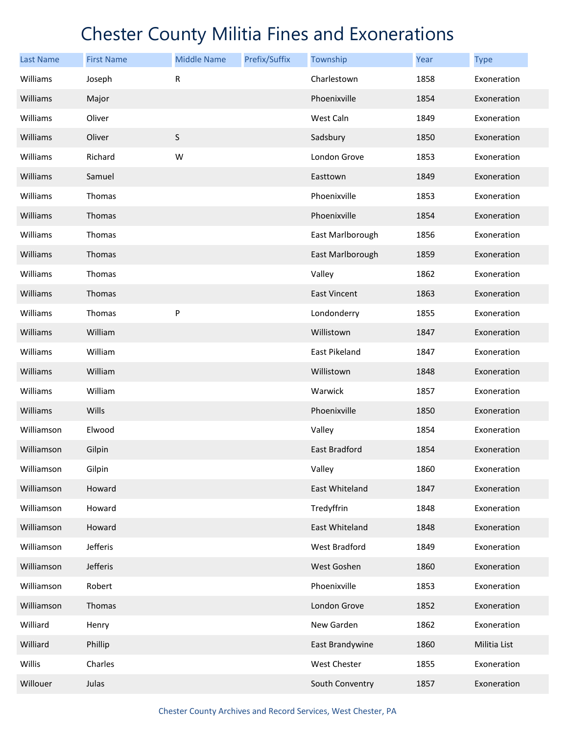# Chester County Militia Fines and Exonerations

| Last Name | First Name | Middle Name | Prefix/Suffix | Township | Year | Type |
|---|---|---|---|---|---|---|
| Williams | Joseph | R | | Charlestown | 1858 | Exoneration |
| Williams | Major | | | Phoenixville | 1854 | Exoneration |
| Williams | Oliver | | | West Caln | 1849 | Exoneration |
| Williams | Oliver | S | | Sadsbury | 1850 | Exoneration |
| Williams | Richard | W | | London Grove | 1853 | Exoneration |
| Williams | Samuel | | | Easttown | 1849 | Exoneration |
| Williams | Thomas | | | Phoenixville | 1853 | Exoneration |
| Williams | Thomas | | | Phoenixville | 1854 | Exoneration |
| Williams | Thomas | | | East Marlborough | 1856 | Exoneration |
| Williams | Thomas | | | East Marlborough | 1859 | Exoneration |
| Williams | Thomas | | | Valley | 1862 | Exoneration |
| Williams | Thomas | | | East Vincent | 1863 | Exoneration |
| Williams | Thomas | P | | Londonderry | 1855 | Exoneration |
| Williams | William | | | Willistown | 1847 | Exoneration |
| Williams | William | | | East Pikeland | 1847 | Exoneration |
| Williams | William | | | Willistown | 1848 | Exoneration |
| Williams | William | | | Warwick | 1857 | Exoneration |
| Williams | Wills | | | Phoenixville | 1850 | Exoneration |
| Williamson | Elwood | | | Valley | 1854 | Exoneration |
| Williamson | Gilpin | | | East Bradford | 1854 | Exoneration |
| Williamson | Gilpin | | | Valley | 1860 | Exoneration |
| Williamson | Howard | | | East Whiteland | 1847 | Exoneration |
| Williamson | Howard | | | Tredyffrin | 1848 | Exoneration |
| Williamson | Howard | | | East Whiteland | 1848 | Exoneration |
| Williamson | Jefferis | | | West Bradford | 1849 | Exoneration |
| Williamson | Jefferis | | | West Goshen | 1860 | Exoneration |
| Williamson | Robert | | | Phoenixville | 1853 | Exoneration |
| Williamson | Thomas | | | London Grove | 1852 | Exoneration |
| Williard | Henry | | | New Garden | 1862 | Exoneration |
| Williard | Phillip | | | East Brandywine | 1860 | Militia List |
| Willis | Charles | | | West Chester | 1855 | Exoneration |
| Willouer | Julas | | | South Conventry | 1857 | Exoneration |

Chester County Archives and Record Services, West Chester, PA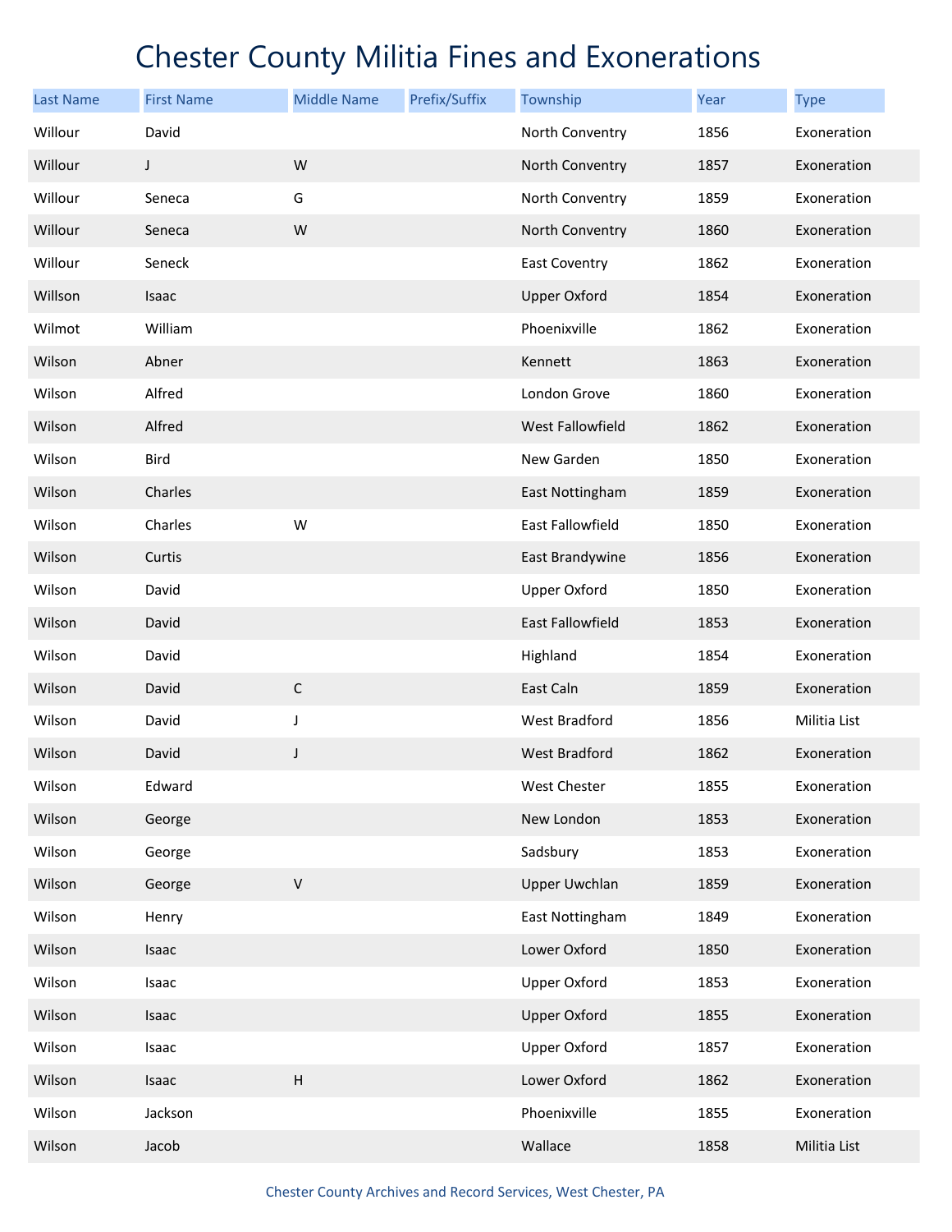# Chester County Militia Fines and Exonerations

| Last Name | First Name | Middle Name | Prefix/Suffix | Township | Year | Type |
|---|---|---|---|---|---|---|
| Willour | David | | | North Conventry | 1856 | Exoneration |
| Willour | J | W | | North Conventry | 1857 | Exoneration |
| Willour | Seneca | G | | North Conventry | 1859 | Exoneration |
| Willour | Seneca | W | | North Conventry | 1860 | Exoneration |
| Willour | Seneck | | | East Coventry | 1862 | Exoneration |
| Willson | Isaac | | | Upper Oxford | 1854 | Exoneration |
| Wilmot | William | | | Phoenixville | 1862 | Exoneration |
| Wilson | Abner | | | Kennett | 1863 | Exoneration |
| Wilson | Alfred | | | London Grove | 1860 | Exoneration |
| Wilson | Alfred | | | West Fallowfield | 1862 | Exoneration |
| Wilson | Bird | | | New Garden | 1850 | Exoneration |
| Wilson | Charles | | | East Nottingham | 1859 | Exoneration |
| Wilson | Charles | W | | East Fallowfield | 1850 | Exoneration |
| Wilson | Curtis | | | East Brandywine | 1856 | Exoneration |
| Wilson | David | | | Upper Oxford | 1850 | Exoneration |
| Wilson | David | | | East Fallowfield | 1853 | Exoneration |
| Wilson | David | | | Highland | 1854 | Exoneration |
| Wilson | David | C | | East Caln | 1859 | Exoneration |
| Wilson | David | J | | West Bradford | 1856 | Militia List |
| Wilson | David | J | | West Bradford | 1862 | Exoneration |
| Wilson | Edward | | | West Chester | 1855 | Exoneration |
| Wilson | George | | | New London | 1853 | Exoneration |
| Wilson | George | | | Sadsbury | 1853 | Exoneration |
| Wilson | George | V | | Upper Uwchlan | 1859 | Exoneration |
| Wilson | Henry | | | East Nottingham | 1849 | Exoneration |
| Wilson | Isaac | | | Lower Oxford | 1850 | Exoneration |
| Wilson | Isaac | | | Upper Oxford | 1853 | Exoneration |
| Wilson | Isaac | | | Upper Oxford | 1855 | Exoneration |
| Wilson | Isaac | | | Upper Oxford | 1857 | Exoneration |
| Wilson | Isaac | H | | Lower Oxford | 1862 | Exoneration |
| Wilson | Jackson | | | Phoenixville | 1855 | Exoneration |
| Wilson | Jacob | | | Wallace | 1858 | Militia List |

Chester County Archives and Record Services, West Chester, PA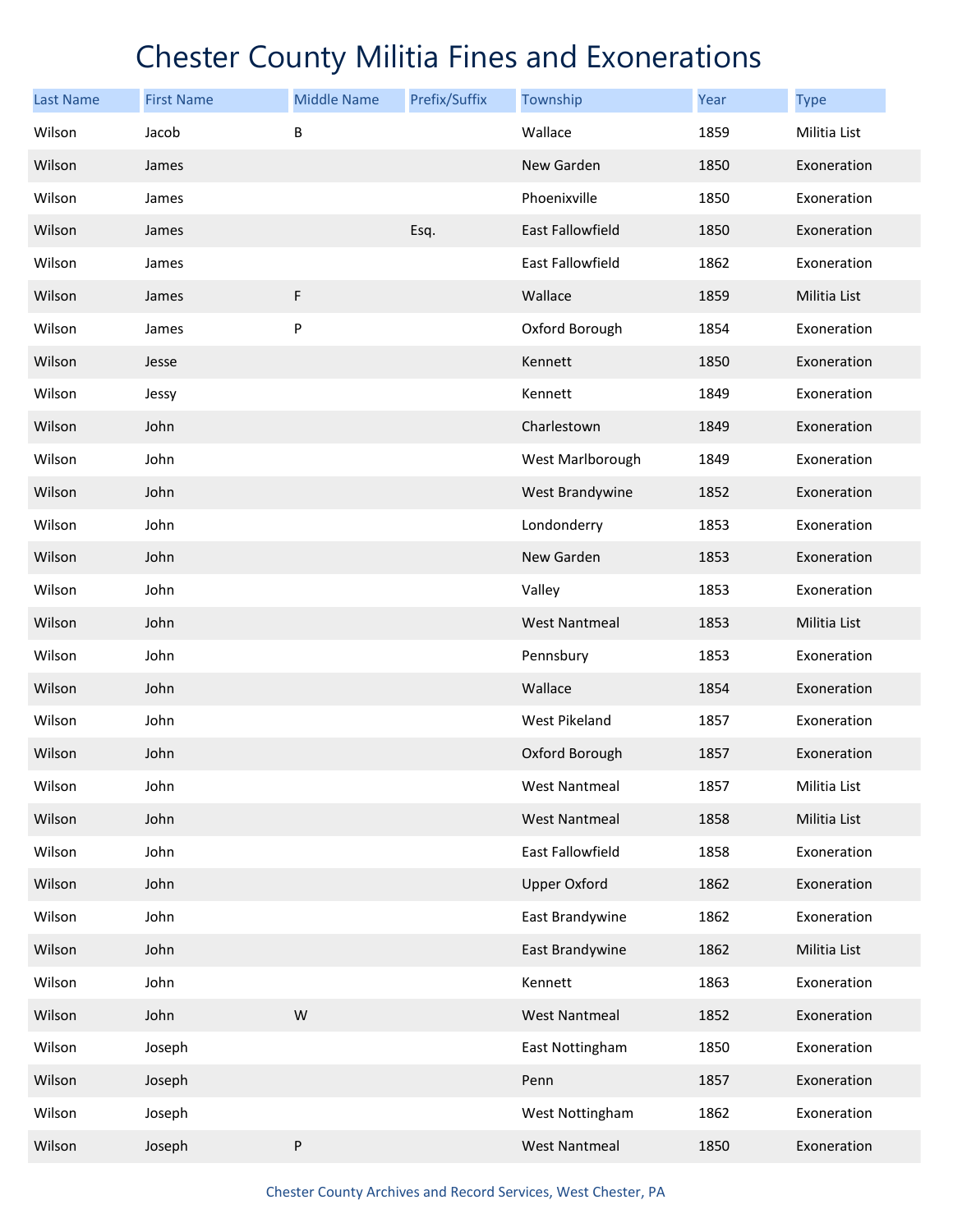# Chester County Militia Fines and Exonerations

| Last Name | First Name | Middle Name | Prefix/Suffix | Township | Year | Type |
|---|---|---|---|---|---|---|
| Wilson | Jacob | B | | Wallace | 1859 | Militia List |
| Wilson | James | | | New Garden | 1850 | Exoneration |
| Wilson | James | | | Phoenixville | 1850 | Exoneration |
| Wilson | James | | Esq. | East Fallowfield | 1850 | Exoneration |
| Wilson | James | | | East Fallowfield | 1862 | Exoneration |
| Wilson | James | F | | Wallace | 1859 | Militia List |
| Wilson | James | P | | Oxford Borough | 1854 | Exoneration |
| Wilson | Jesse | | | Kennett | 1850 | Exoneration |
| Wilson | Jessy | | | Kennett | 1849 | Exoneration |
| Wilson | John | | | Charlestown | 1849 | Exoneration |
| Wilson | John | | | West Marlborough | 1849 | Exoneration |
| Wilson | John | | | West Brandywine | 1852 | Exoneration |
| Wilson | John | | | Londonderry | 1853 | Exoneration |
| Wilson | John | | | New Garden | 1853 | Exoneration |
| Wilson | John | | | Valley | 1853 | Exoneration |
| Wilson | John | | | West Nantmeal | 1853 | Militia List |
| Wilson | John | | | Pennsbury | 1853 | Exoneration |
| Wilson | John | | | Wallace | 1854 | Exoneration |
| Wilson | John | | | West Pikeland | 1857 | Exoneration |
| Wilson | John | | | Oxford Borough | 1857 | Exoneration |
| Wilson | John | | | West Nantmeal | 1857 | Militia List |
| Wilson | John | | | West Nantmeal | 1858 | Militia List |
| Wilson | John | | | East Fallowfield | 1858 | Exoneration |
| Wilson | John | | | Upper Oxford | 1862 | Exoneration |
| Wilson | John | | | East Brandywine | 1862 | Exoneration |
| Wilson | John | | | East Brandywine | 1862 | Militia List |
| Wilson | John | | | Kennett | 1863 | Exoneration |
| Wilson | John | W | | West Nantmeal | 1852 | Exoneration |
| Wilson | Joseph | | | East Nottingham | 1850 | Exoneration |
| Wilson | Joseph | | | Penn | 1857 | Exoneration |
| Wilson | Joseph | | | West Nottingham | 1862 | Exoneration |
| Wilson | Joseph | P | | West Nantmeal | 1850 | Exoneration |

Chester County Archives and Record Services, West Chester, PA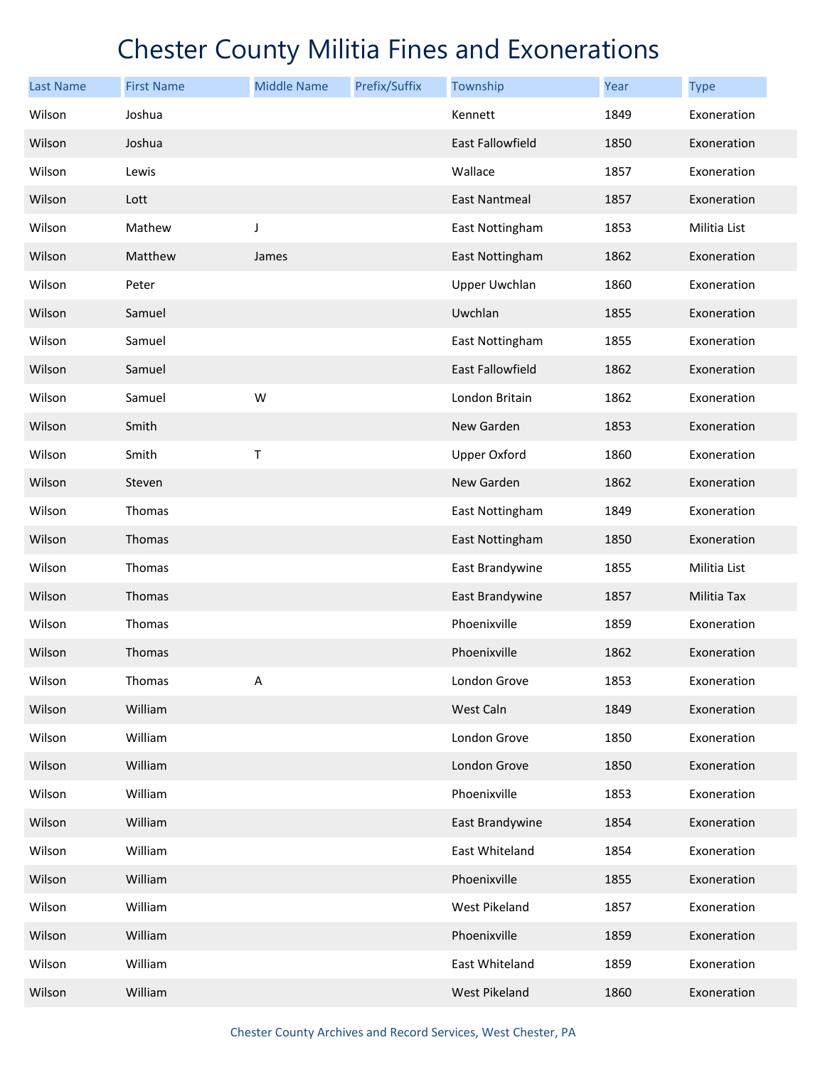# Chester County Militia Fines and Exonerations

| Last Name | First Name | Middle Name | Prefix/Suffix | Township | Year | Type |
|---|---|---|---|---|---|---|
| Wilson | Joshua | | | Kennett | 1849 | Exoneration |
| Wilson | Joshua | | | East Fallowfield | 1850 | Exoneration |
| Wilson | Lewis | | | Wallace | 1857 | Exoneration |
| Wilson | Lott | | | East Nantmeal | 1857 | Exoneration |
| Wilson | Mathew | J | | East Nottingham | 1853 | Militia List |
| Wilson | Matthew | James | | East Nottingham | 1862 | Exoneration |
| Wilson | Peter | | | Upper Uwchlan | 1860 | Exoneration |
| Wilson | Samuel | | | Uwchlan | 1855 | Exoneration |
| Wilson | Samuel | | | East Nottingham | 1855 | Exoneration |
| Wilson | Samuel | | | East Fallowfield | 1862 | Exoneration |
| Wilson | Samuel | W | | London Britain | 1862 | Exoneration |
| Wilson | Smith | | | New Garden | 1853 | Exoneration |
| Wilson | Smith | T | | Upper Oxford | 1860 | Exoneration |
| Wilson | Steven | | | New Garden | 1862 | Exoneration |
| Wilson | Thomas | | | East Nottingham | 1849 | Exoneration |
| Wilson | Thomas | | | East Nottingham | 1850 | Exoneration |
| Wilson | Thomas | | | East Brandywine | 1855 | Militia List |
| Wilson | Thomas | | | East Brandywine | 1857 | Militia Tax |
| Wilson | Thomas | | | Phoenixville | 1859 | Exoneration |
| Wilson | Thomas | | | Phoenixville | 1862 | Exoneration |
| Wilson | Thomas | A | | London Grove | 1853 | Exoneration |
| Wilson | William | | | West Caln | 1849 | Exoneration |
| Wilson | William | | | London Grove | 1850 | Exoneration |
| Wilson | William | | | London Grove | 1850 | Exoneration |
| Wilson | William | | | Phoenixville | 1853 | Exoneration |
| Wilson | William | | | East Brandywine | 1854 | Exoneration |
| Wilson | William | | | East Whiteland | 1854 | Exoneration |
| Wilson | William | | | Phoenixville | 1855 | Exoneration |
| Wilson | William | | | West Pikeland | 1857 | Exoneration |
| Wilson | William | | | Phoenixville | 1859 | Exoneration |
| Wilson | William | | | East Whiteland | 1859 | Exoneration |
| Wilson | William | | | West Pikeland | 1860 | Exoneration |

Chester County Archives and Record Services, West Chester, PA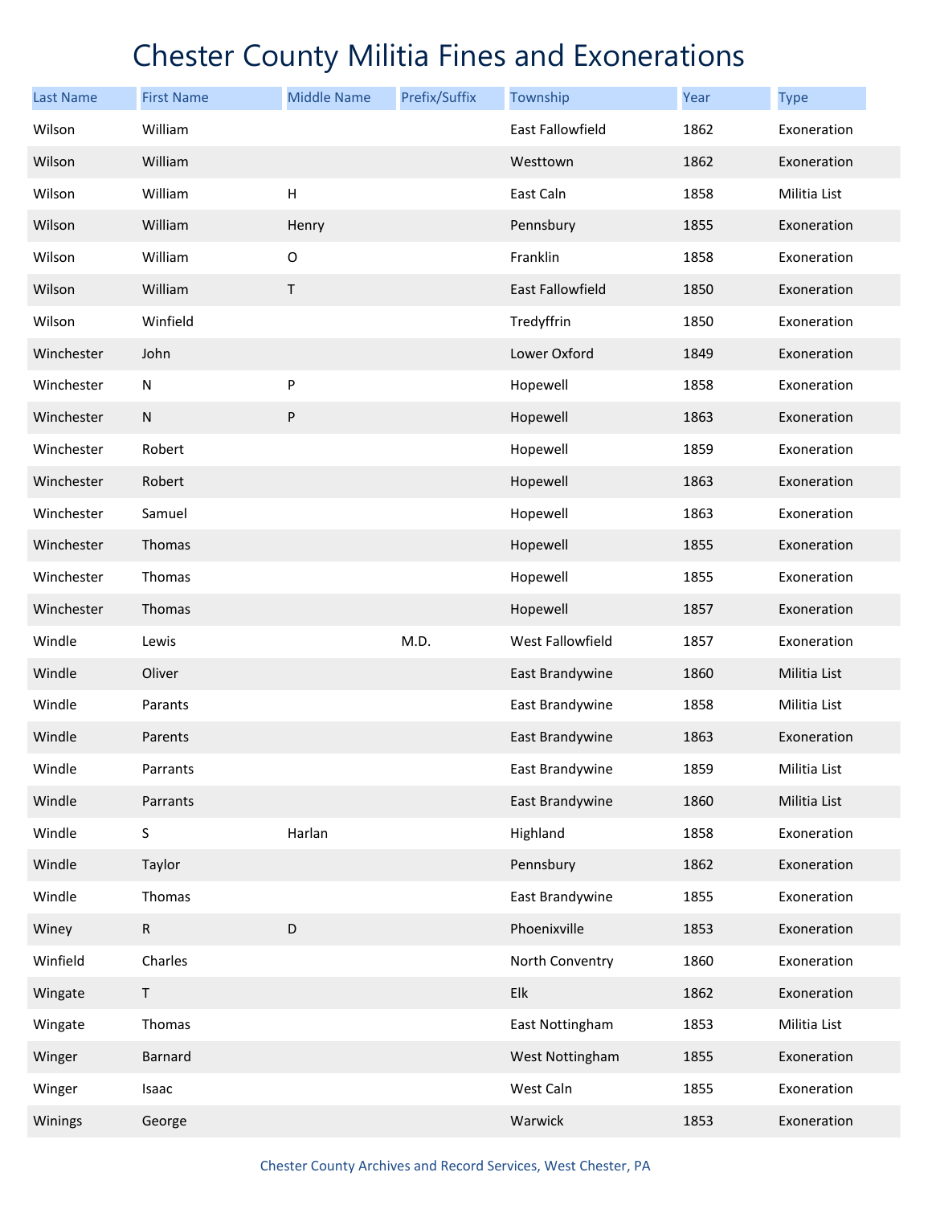# Chester County Militia Fines and Exonerations

| Last Name | First Name | Middle Name | Prefix/Suffix | Township | Year | Type |
|---|---|---|---|---|---|---|
| Wilson | William | | | East Fallowfield | 1862 | Exoneration |
| Wilson | William | | | Westtown | 1862 | Exoneration |
| Wilson | William | H | | East Caln | 1858 | Militia List |
| Wilson | William | Henry | | Pennsbury | 1855 | Exoneration |
| Wilson | William | O | | Franklin | 1858 | Exoneration |
| Wilson | William | T | | East Fallowfield | 1850 | Exoneration |
| Wilson | Winfield | | | Tredyffrin | 1850 | Exoneration |
| Winchester | John | | | Lower Oxford | 1849 | Exoneration |
| Winchester | N | P | | Hopewell | 1858 | Exoneration |
| Winchester | N | P | | Hopewell | 1863 | Exoneration |
| Winchester | Robert | | | Hopewell | 1859 | Exoneration |
| Winchester | Robert | | | Hopewell | 1863 | Exoneration |
| Winchester | Samuel | | | Hopewell | 1863 | Exoneration |
| Winchester | Thomas | | | Hopewell | 1855 | Exoneration |
| Winchester | Thomas | | | Hopewell | 1855 | Exoneration |
| Winchester | Thomas | | | Hopewell | 1857 | Exoneration |
| Windle | Lewis | | M.D. | West Fallowfield | 1857 | Exoneration |
| Windle | Oliver | | | East Brandywine | 1860 | Militia List |
| Windle | Parants | | | East Brandywine | 1858 | Militia List |
| Windle | Parents | | | East Brandywine | 1863 | Exoneration |
| Windle | Parrants | | | East Brandywine | 1859 | Militia List |
| Windle | Parrants | | | East Brandywine | 1860 | Militia List |
| Windle | S | Harlan | | Highland | 1858 | Exoneration |
| Windle | Taylor | | | Pennsbury | 1862 | Exoneration |
| Windle | Thomas | | | East Brandywine | 1855 | Exoneration |
| Winey | R | D | | Phoenixville | 1853 | Exoneration |
| Winfield | Charles | | | North Conventry | 1860 | Exoneration |
| Wingate | T | | | Elk | 1862 | Exoneration |
| Wingate | Thomas | | | East Nottingham | 1853 | Militia List |
| Winger | Barnard | | | West Nottingham | 1855 | Exoneration |
| Winger | Isaac | | | West Caln | 1855 | Exoneration |
| Winings | George | | | Warwick | 1853 | Exoneration |

Chester County Archives and Record Services, West Chester, PA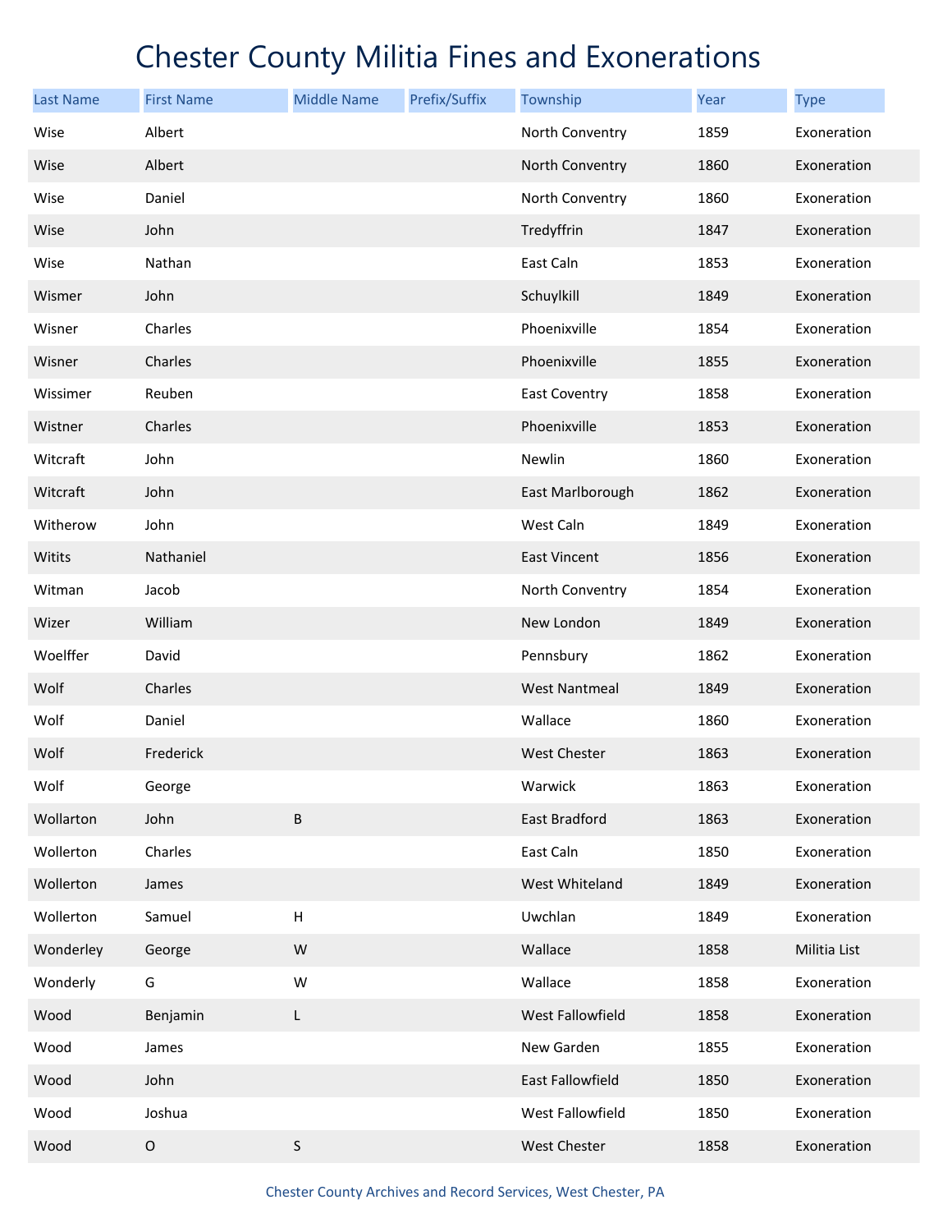# Chester County Militia Fines and Exonerations

| Last Name | First Name | Middle Name | Prefix/Suffix | Township | Year | Type |
|---|---|---|---|---|---|---|
| Wise | Albert | | | North Conventry | 1859 | Exoneration |
| Wise | Albert | | | North Conventry | 1860 | Exoneration |
| Wise | Daniel | | | North Conventry | 1860 | Exoneration |
| Wise | John | | | Tredyffrin | 1847 | Exoneration |
| Wise | Nathan | | | East Caln | 1853 | Exoneration |
| Wismer | John | | | Schuylkill | 1849 | Exoneration |
| Wisner | Charles | | | Phoenixville | 1854 | Exoneration |
| Wisner | Charles | | | Phoenixville | 1855 | Exoneration |
| Wissimer | Reuben | | | East Coventry | 1858 | Exoneration |
| Wistner | Charles | | | Phoenixville | 1853 | Exoneration |
| Witcraft | John | | | Newlin | 1860 | Exoneration |
| Witcraft | John | | | East Marlborough | 1862 | Exoneration |
| Witherow | John | | | West Caln | 1849 | Exoneration |
| Witits | Nathaniel | | | East Vincent | 1856 | Exoneration |
| Witman | Jacob | | | North Conventry | 1854 | Exoneration |
| Wizer | William | | | New London | 1849 | Exoneration |
| Woelffer | David | | | Pennsbury | 1862 | Exoneration |
| Wolf | Charles | | | West Nantmeal | 1849 | Exoneration |
| Wolf | Daniel | | | Wallace | 1860 | Exoneration |
| Wolf | Frederick | | | West Chester | 1863 | Exoneration |
| Wolf | George | | | Warwick | 1863 | Exoneration |
| Wollarton | John | B | | East Bradford | 1863 | Exoneration |
| Wollerton | Charles | | | East Caln | 1850 | Exoneration |
| Wollerton | James | | | West Whiteland | 1849 | Exoneration |
| Wollerton | Samuel | H | | Uwchlan | 1849 | Exoneration |
| Wonderley | George | W | | Wallace | 1858 | Militia List |
| Wonderly | G | W | | Wallace | 1858 | Exoneration |
| Wood | Benjamin | L | | West Fallowfield | 1858 | Exoneration |
| Wood | James | | | New Garden | 1855 | Exoneration |
| Wood | John | | | East Fallowfield | 1850 | Exoneration |
| Wood | Joshua | | | West Fallowfield | 1850 | Exoneration |
| Wood | O | S | | West Chester | 1858 | Exoneration |

Chester County Archives and Record Services, West Chester, PA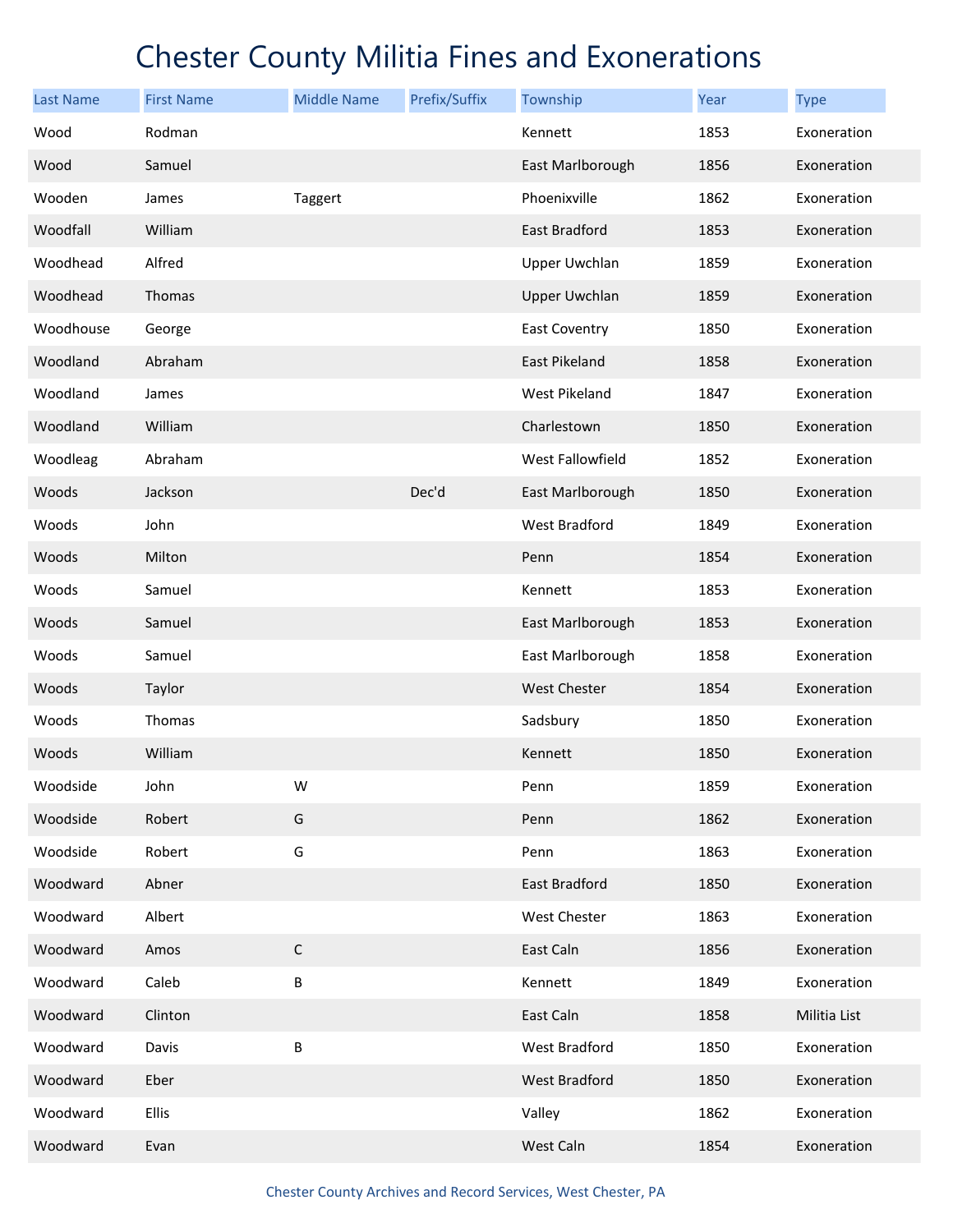# Chester County Militia Fines and Exonerations

| Last Name | First Name | Middle Name | Prefix/Suffix | Township | Year | Type |
|---|---|---|---|---|---|---|
| Wood | Rodman | | | Kennett | 1853 | Exoneration |
| Wood | Samuel | | | East Marlborough | 1856 | Exoneration |
| Wooden | James | Taggert | | Phoenixville | 1862 | Exoneration |
| Woodfall | William | | | East Bradford | 1853 | Exoneration |
| Woodhead | Alfred | | | Upper Uwchlan | 1859 | Exoneration |
| Woodhead | Thomas | | | Upper Uwchlan | 1859 | Exoneration |
| Woodhouse | George | | | East Coventry | 1850 | Exoneration |
| Woodland | Abraham | | | East Pikeland | 1858 | Exoneration |
| Woodland | James | | | West Pikeland | 1847 | Exoneration |
| Woodland | William | | | Charlestown | 1850 | Exoneration |
| Woodleag | Abraham | | | West Fallowfield | 1852 | Exoneration |
| Woods | Jackson | | Dec'd | East Marlborough | 1850 | Exoneration |
| Woods | John | | | West Bradford | 1849 | Exoneration |
| Woods | Milton | | | Penn | 1854 | Exoneration |
| Woods | Samuel | | | Kennett | 1853 | Exoneration |
| Woods | Samuel | | | East Marlborough | 1853 | Exoneration |
| Woods | Samuel | | | East Marlborough | 1858 | Exoneration |
| Woods | Taylor | | | West Chester | 1854 | Exoneration |
| Woods | Thomas | | | Sadsbury | 1850 | Exoneration |
| Woods | William | | | Kennett | 1850 | Exoneration |
| Woodside | John | W | | Penn | 1859 | Exoneration |
| Woodside | Robert | G | | Penn | 1862 | Exoneration |
| Woodside | Robert | G | | Penn | 1863 | Exoneration |
| Woodward | Abner | | | East Bradford | 1850 | Exoneration |
| Woodward | Albert | | | West Chester | 1863 | Exoneration |
| Woodward | Amos | C | | East Caln | 1856 | Exoneration |
| Woodward | Caleb | B | | Kennett | 1849 | Exoneration |
| Woodward | Clinton | | | East Caln | 1858 | Militia List |
| Woodward | Davis | B | | West Bradford | 1850 | Exoneration |
| Woodward | Eber | | | West Bradford | 1850 | Exoneration |
| Woodward | Ellis | | | Valley | 1862 | Exoneration |
| Woodward | Evan | | | West Caln | 1854 | Exoneration |

Chester County Archives and Record Services, West Chester, PA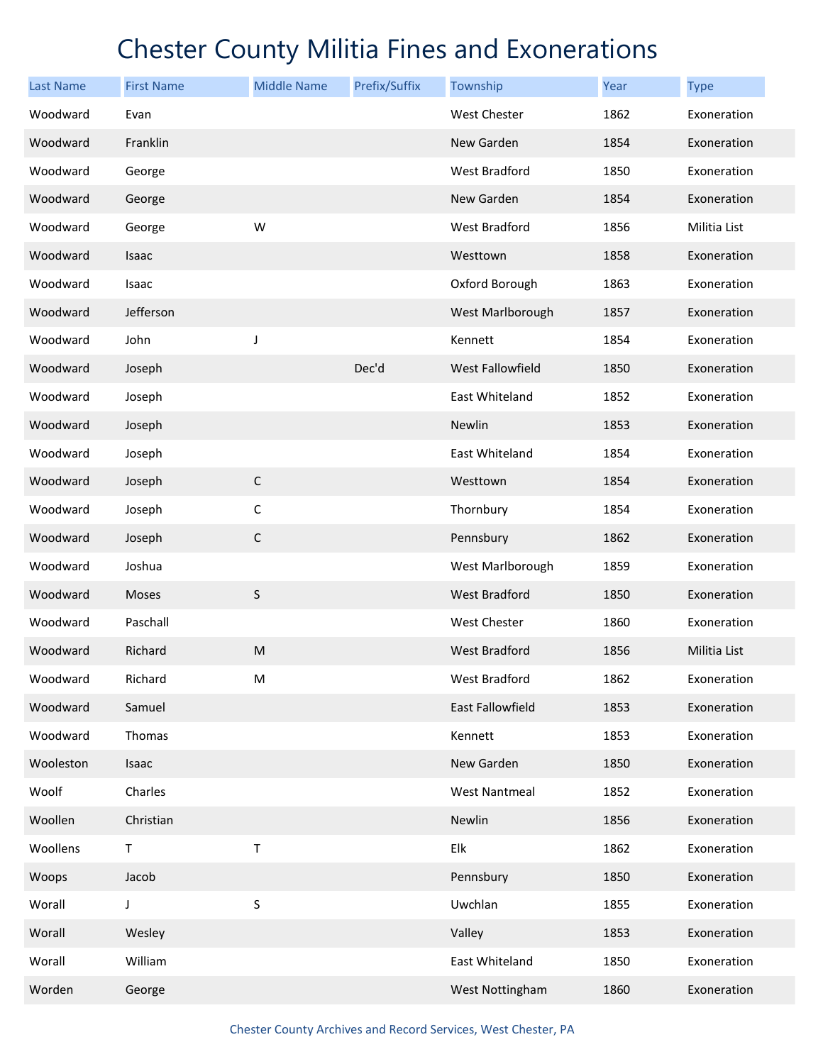# Chester County Militia Fines and Exonerations

| Last Name | First Name | Middle Name | Prefix/Suffix | Township | Year | Type |
|---|---|---|---|---|---|---|
| Woodward | Evan | | | West Chester | 1862 | Exoneration |
| Woodward | Franklin | | | New Garden | 1854 | Exoneration |
| Woodward | George | | | West Bradford | 1850 | Exoneration |
| Woodward | George | | | New Garden | 1854 | Exoneration |
| Woodward | George | W | | West Bradford | 1856 | Militia List |
| Woodward | Isaac | | | Westtown | 1858 | Exoneration |
| Woodward | Isaac | | | Oxford Borough | 1863 | Exoneration |
| Woodward | Jefferson | | | West Marlborough | 1857 | Exoneration |
| Woodward | John | J | | Kennett | 1854 | Exoneration |
| Woodward | Joseph | | Dec'd | West Fallowfield | 1850 | Exoneration |
| Woodward | Joseph | | | East Whiteland | 1852 | Exoneration |
| Woodward | Joseph | | | Newlin | 1853 | Exoneration |
| Woodward | Joseph | | | East Whiteland | 1854 | Exoneration |
| Woodward | Joseph | C | | Westtown | 1854 | Exoneration |
| Woodward | Joseph | C | | Thornbury | 1854 | Exoneration |
| Woodward | Joseph | C | | Pennsbury | 1862 | Exoneration |
| Woodward | Joshua | | | West Marlborough | 1859 | Exoneration |
| Woodward | Moses | S | | West Bradford | 1850 | Exoneration |
| Woodward | Paschall | | | West Chester | 1860 | Exoneration |
| Woodward | Richard | M | | West Bradford | 1856 | Militia List |
| Woodward | Richard | M | | West Bradford | 1862 | Exoneration |
| Woodward | Samuel | | | East Fallowfield | 1853 | Exoneration |
| Woodward | Thomas | | | Kennett | 1853 | Exoneration |
| Wooleston | Isaac | | | New Garden | 1850 | Exoneration |
| Woolf | Charles | | | West Nantmeal | 1852 | Exoneration |
| Woollen | Christian | | | Newlin | 1856 | Exoneration |
| Woollens | T | T | | Elk | 1862 | Exoneration |
| Woops | Jacob | | | Pennsbury | 1850 | Exoneration |
| Worall | J | S | | Uwchlan | 1855 | Exoneration |
| Worall | Wesley | | | Valley | 1853 | Exoneration |
| Worall | William | | | East Whiteland | 1850 | Exoneration |
| Worden | George | | | West Nottingham | 1860 | Exoneration |

Chester County Archives and Record Services, West Chester, PA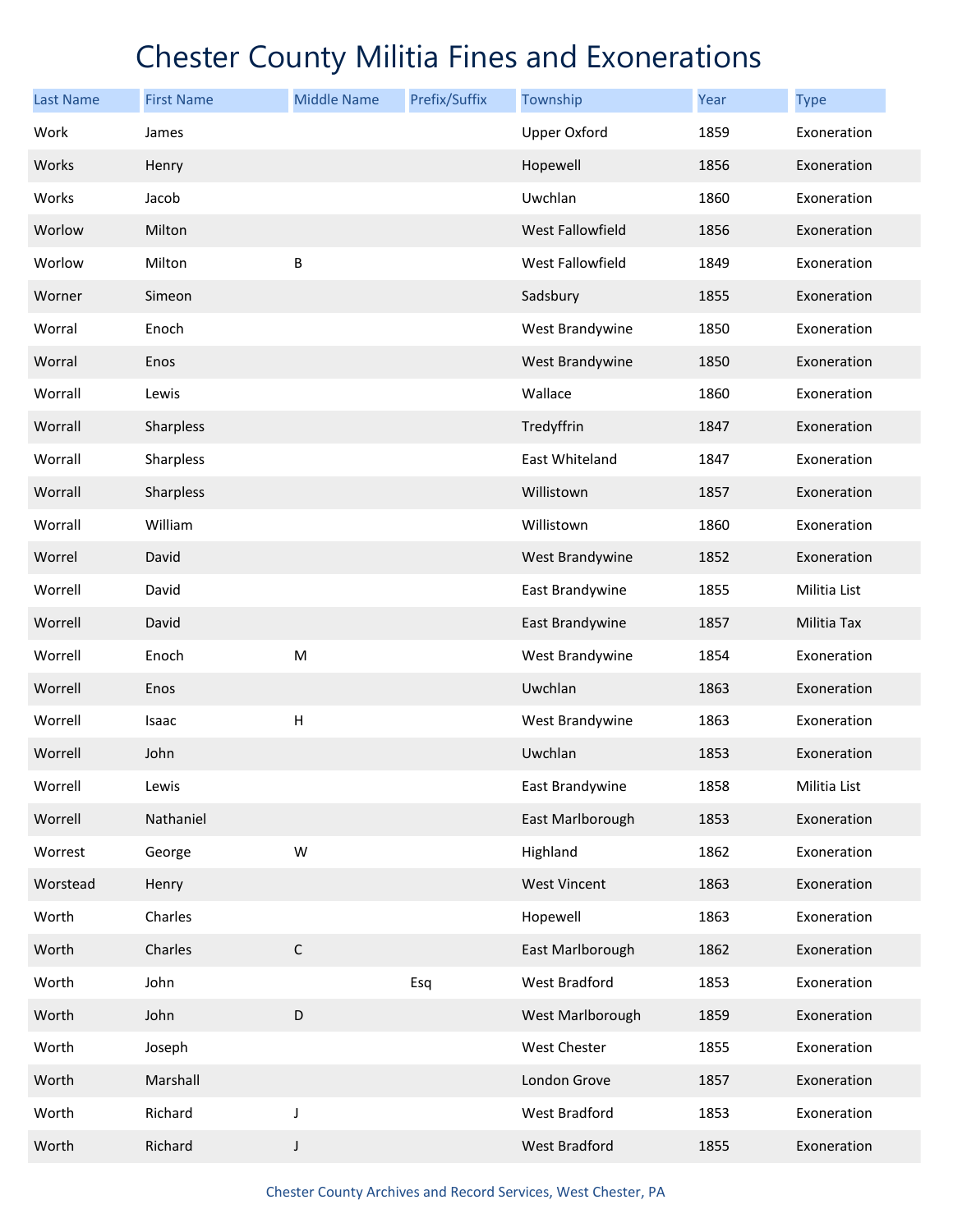# Chester County Militia Fines and Exonerations

| Last Name | First Name | Middle Name | Prefix/Suffix | Township | Year | Type |
|---|---|---|---|---|---|---|
| Work | James | | | Upper Oxford | 1859 | Exoneration |
| Works | Henry | | | Hopewell | 1856 | Exoneration |
| Works | Jacob | | | Uwchlan | 1860 | Exoneration |
| Worlow | Milton | | | West Fallowfield | 1856 | Exoneration |
| Worlow | Milton | B | | West Fallowfield | 1849 | Exoneration |
| Worner | Simeon | | | Sadsbury | 1855 | Exoneration |
| Worral | Enoch | | | West Brandywine | 1850 | Exoneration |
| Worral | Enos | | | West Brandywine | 1850 | Exoneration |
| Worrall | Lewis | | | Wallace | 1860 | Exoneration |
| Worrall | Sharpless | | | Tredyffrin | 1847 | Exoneration |
| Worrall | Sharpless | | | East Whiteland | 1847 | Exoneration |
| Worrall | Sharpless | | | Willistown | 1857 | Exoneration |
| Worrall | William | | | Willistown | 1860 | Exoneration |
| Worrel | David | | | West Brandywine | 1852 | Exoneration |
| Worrell | David | | | East Brandywine | 1855 | Militia List |
| Worrell | David | | | East Brandywine | 1857 | Militia Tax |
| Worrell | Enoch | M | | West Brandywine | 1854 | Exoneration |
| Worrell | Enos | | | Uwchlan | 1863 | Exoneration |
| Worrell | Isaac | H | | West Brandywine | 1863 | Exoneration |
| Worrell | John | | | Uwchlan | 1853 | Exoneration |
| Worrell | Lewis | | | East Brandywine | 1858 | Militia List |
| Worrell | Nathaniel | | | East Marlborough | 1853 | Exoneration |
| Worrest | George | W | | Highland | 1862 | Exoneration |
| Worstead | Henry | | | West Vincent | 1863 | Exoneration |
| Worth | Charles | | | Hopewell | 1863 | Exoneration |
| Worth | Charles | C | | East Marlborough | 1862 | Exoneration |
| Worth | John | | Esq | West Bradford | 1853 | Exoneration |
| Worth | John | D | | West Marlborough | 1859 | Exoneration |
| Worth | Joseph | | | West Chester | 1855 | Exoneration |
| Worth | Marshall | | | London Grove | 1857 | Exoneration |
| Worth | Richard | J | | West Bradford | 1853 | Exoneration |
| Worth | Richard | J | | West Bradford | 1855 | Exoneration |

Chester County Archives and Record Services, West Chester, PA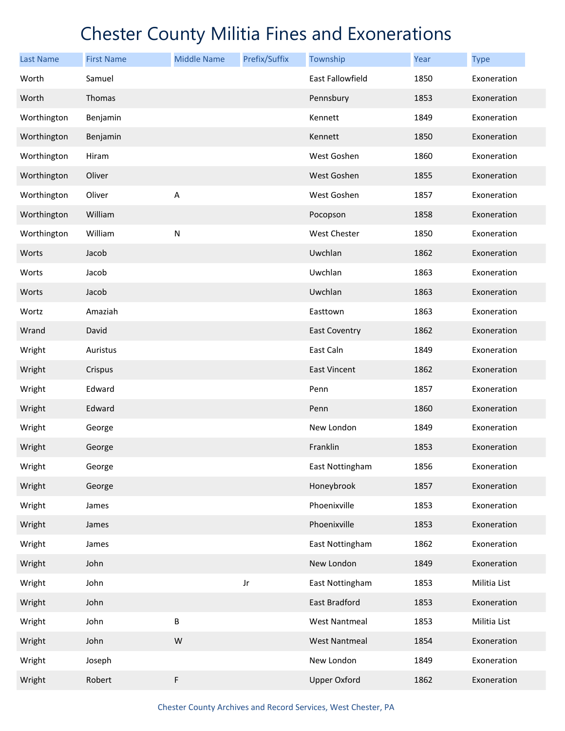# Chester County Militia Fines and Exonerations

| Last Name | First Name | Middle Name | Prefix/Suffix | Township | Year | Type |
|---|---|---|---|---|---|---|
| Worth | Samuel | | | East Fallowfield | 1850 | Exoneration |
| Worth | Thomas | | | Pennsbury | 1853 | Exoneration |
| Worthington | Benjamin | | | Kennett | 1849 | Exoneration |
| Worthington | Benjamin | | | Kennett | 1850 | Exoneration |
| Worthington | Hiram | | | West Goshen | 1860 | Exoneration |
| Worthington | Oliver | | | West Goshen | 1855 | Exoneration |
| Worthington | Oliver | A | | West Goshen | 1857 | Exoneration |
| Worthington | William | | | Pocopson | 1858 | Exoneration |
| Worthington | William | N | | West Chester | 1850 | Exoneration |
| Worts | Jacob | | | Uwchlan | 1862 | Exoneration |
| Worts | Jacob | | | Uwchlan | 1863 | Exoneration |
| Worts | Jacob | | | Uwchlan | 1863 | Exoneration |
| Wortz | Amaziah | | | Easttown | 1863 | Exoneration |
| Wrand | David | | | East Coventry | 1862 | Exoneration |
| Wright | Auristus | | | East Caln | 1849 | Exoneration |
| Wright | Crispus | | | East Vincent | 1862 | Exoneration |
| Wright | Edward | | | Penn | 1857 | Exoneration |
| Wright | Edward | | | Penn | 1860 | Exoneration |
| Wright | George | | | New London | 1849 | Exoneration |
| Wright | George | | | Franklin | 1853 | Exoneration |
| Wright | George | | | East Nottingham | 1856 | Exoneration |
| Wright | George | | | Honeybrook | 1857 | Exoneration |
| Wright | James | | | Phoenixville | 1853 | Exoneration |
| Wright | James | | | Phoenixville | 1853 | Exoneration |
| Wright | James | | | East Nottingham | 1862 | Exoneration |
| Wright | John | | | New London | 1849 | Exoneration |
| Wright | John | | Jr | East Nottingham | 1853 | Militia List |
| Wright | John | | | East Bradford | 1853 | Exoneration |
| Wright | John | B | | West Nantmeal | 1853 | Militia List |
| Wright | John | W | | West Nantmeal | 1854 | Exoneration |
| Wright | Joseph | | | New London | 1849 | Exoneration |
| Wright | Robert | F | | Upper Oxford | 1862 | Exoneration |

Chester County Archives and Record Services, West Chester, PA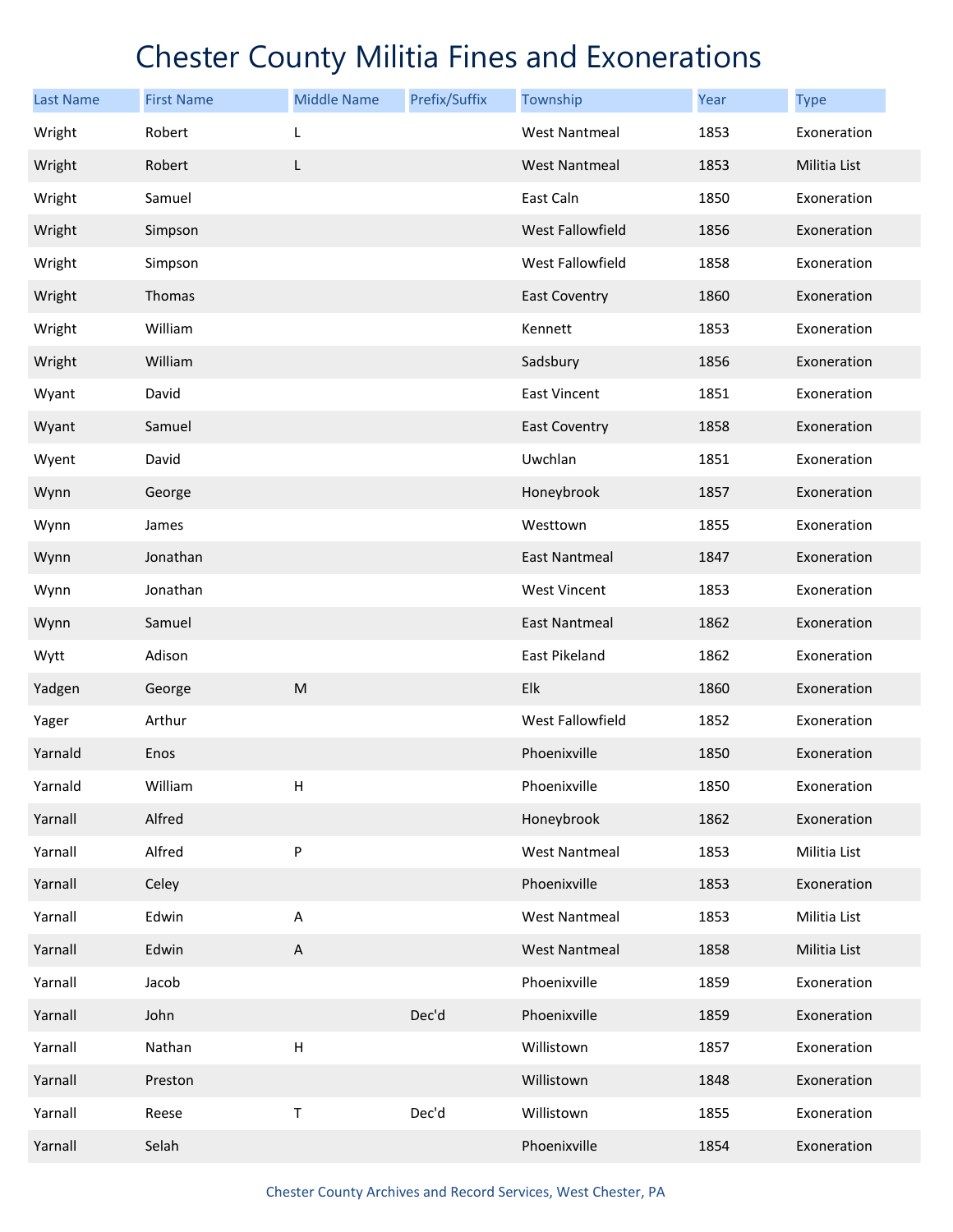# Chester County Militia Fines and Exonerations

| Last Name | First Name | Middle Name | Prefix/Suffix | Township | Year | Type |
|---|---|---|---|---|---|---|
| Wright | Robert | L | | West Nantmeal | 1853 | Exoneration |
| Wright | Robert | L | | West Nantmeal | 1853 | Militia List |
| Wright | Samuel | | | East Caln | 1850 | Exoneration |
| Wright | Simpson | | | West Fallowfield | 1856 | Exoneration |
| Wright | Simpson | | | West Fallowfield | 1858 | Exoneration |
| Wright | Thomas | | | East Coventry | 1860 | Exoneration |
| Wright | William | | | Kennett | 1853 | Exoneration |
| Wright | William | | | Sadsbury | 1856 | Exoneration |
| Wyant | David | | | East Vincent | 1851 | Exoneration |
| Wyant | Samuel | | | East Coventry | 1858 | Exoneration |
| Wyent | David | | | Uwchlan | 1851 | Exoneration |
| Wynn | George | | | Honeybrook | 1857 | Exoneration |
| Wynn | James | | | Westtown | 1855 | Exoneration |
| Wynn | Jonathan | | | East Nantmeal | 1847 | Exoneration |
| Wynn | Jonathan | | | West Vincent | 1853 | Exoneration |
| Wynn | Samuel | | | East Nantmeal | 1862 | Exoneration |
| Wytt | Adison | | | East Pikeland | 1862 | Exoneration |
| Yadgen | George | M | | Elk | 1860 | Exoneration |
| Yager | Arthur | | | West Fallowfield | 1852 | Exoneration |
| Yarnald | Enos | | | Phoenixville | 1850 | Exoneration |
| Yarnald | William | H | | Phoenixville | 1850 | Exoneration |
| Yarnall | Alfred | | | Honeybrook | 1862 | Exoneration |
| Yarnall | Alfred | P | | West Nantmeal | 1853 | Militia List |
| Yarnall | Celey | | | Phoenixville | 1853 | Exoneration |
| Yarnall | Edwin | A | | West Nantmeal | 1853 | Militia List |
| Yarnall | Edwin | A | | West Nantmeal | 1858 | Militia List |
| Yarnall | Jacob | | | Phoenixville | 1859 | Exoneration |
| Yarnall | John | | Dec'd | Phoenixville | 1859 | Exoneration |
| Yarnall | Nathan | H | | Willistown | 1857 | Exoneration |
| Yarnall | Preston | | | Willistown | 1848 | Exoneration |
| Yarnall | Reese | T | Dec'd | Willistown | 1855 | Exoneration |
| Yarnall | Selah | | | Phoenixville | 1854 | Exoneration |

Chester County Archives and Record Services, West Chester, PA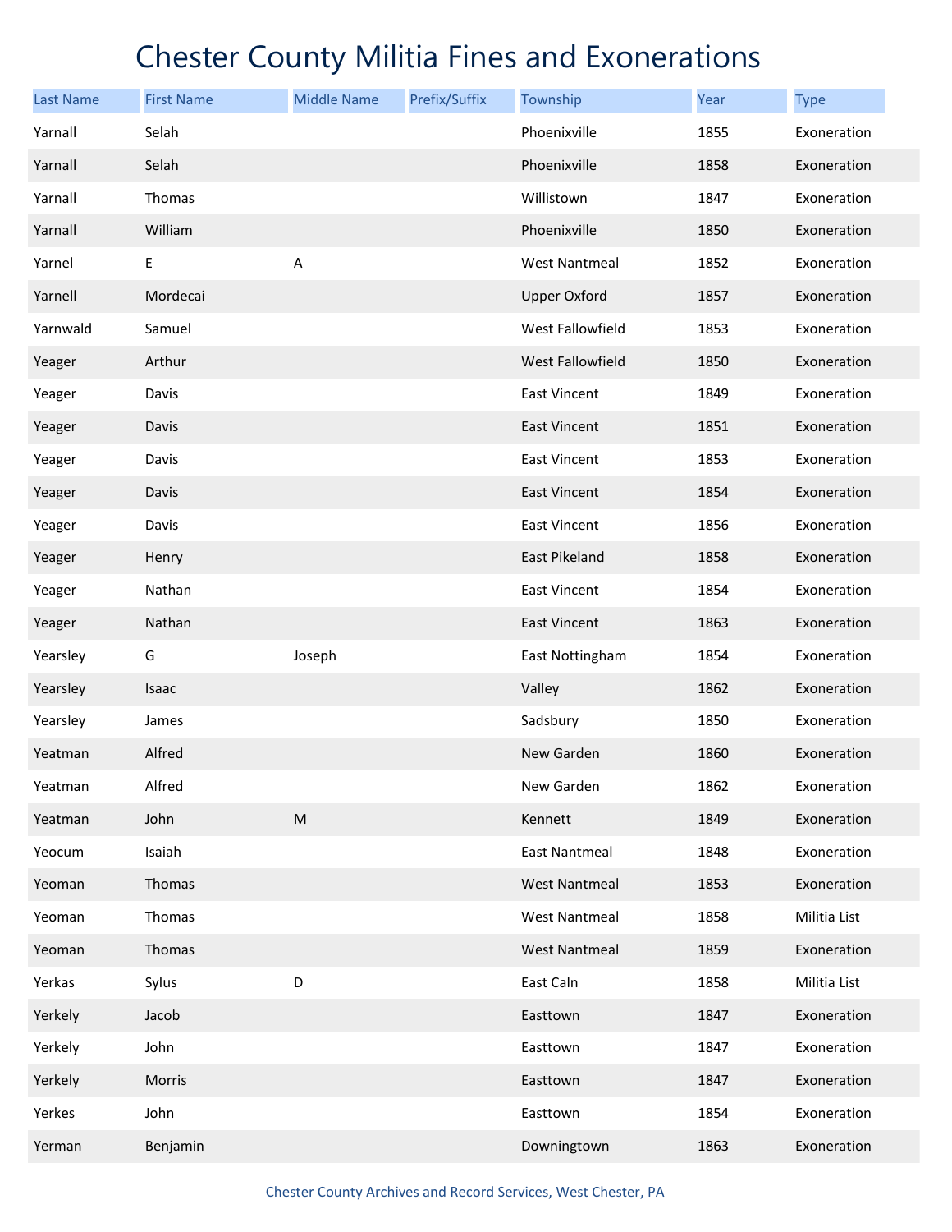# Chester County Militia Fines and Exonerations

| Last Name | First Name | Middle Name | Prefix/Suffix | Township | Year | Type |
|---|---|---|---|---|---|---|
| Yarnall | Selah | | | Phoenixville | 1855 | Exoneration |
| Yarnall | Selah | | | Phoenixville | 1858 | Exoneration |
| Yarnall | Thomas | | | Willistown | 1847 | Exoneration |
| Yarnall | William | | | Phoenixville | 1850 | Exoneration |
| Yarnel | E | A | | West Nantmeal | 1852 | Exoneration |
| Yarnell | Mordecai | | | Upper Oxford | 1857 | Exoneration |
| Yarnwald | Samuel | | | West Fallowfield | 1853 | Exoneration |
| Yeager | Arthur | | | West Fallowfield | 1850 | Exoneration |
| Yeager | Davis | | | East Vincent | 1849 | Exoneration |
| Yeager | Davis | | | East Vincent | 1851 | Exoneration |
| Yeager | Davis | | | East Vincent | 1853 | Exoneration |
| Yeager | Davis | | | East Vincent | 1854 | Exoneration |
| Yeager | Davis | | | East Vincent | 1856 | Exoneration |
| Yeager | Henry | | | East Pikeland | 1858 | Exoneration |
| Yeager | Nathan | | | East Vincent | 1854 | Exoneration |
| Yeager | Nathan | | | East Vincent | 1863 | Exoneration |
| Yearsley | G | Joseph | | East Nottingham | 1854 | Exoneration |
| Yearsley | Isaac | | | Valley | 1862 | Exoneration |
| Yearsley | James | | | Sadsbury | 1850 | Exoneration |
| Yeatman | Alfred | | | New Garden | 1860 | Exoneration |
| Yeatman | Alfred | | | New Garden | 1862 | Exoneration |
| Yeatman | John | M | | Kennett | 1849 | Exoneration |
| Yeocum | Isaiah | | | East Nantmeal | 1848 | Exoneration |
| Yeoman | Thomas | | | West Nantmeal | 1853 | Exoneration |
| Yeoman | Thomas | | | West Nantmeal | 1858 | Militia List |
| Yeoman | Thomas | | | West Nantmeal | 1859 | Exoneration |
| Yerkas | Sylus | D | | East Caln | 1858 | Militia List |
| Yerkely | Jacob | | | Easttown | 1847 | Exoneration |
| Yerkely | John | | | Easttown | 1847 | Exoneration |
| Yerkely | Morris | | | Easttown | 1847 | Exoneration |
| Yerkes | John | | | Easttown | 1854 | Exoneration |
| Yerman | Benjamin | | | Downingtown | 1863 | Exoneration |

Chester County Archives and Record Services, West Chester, PA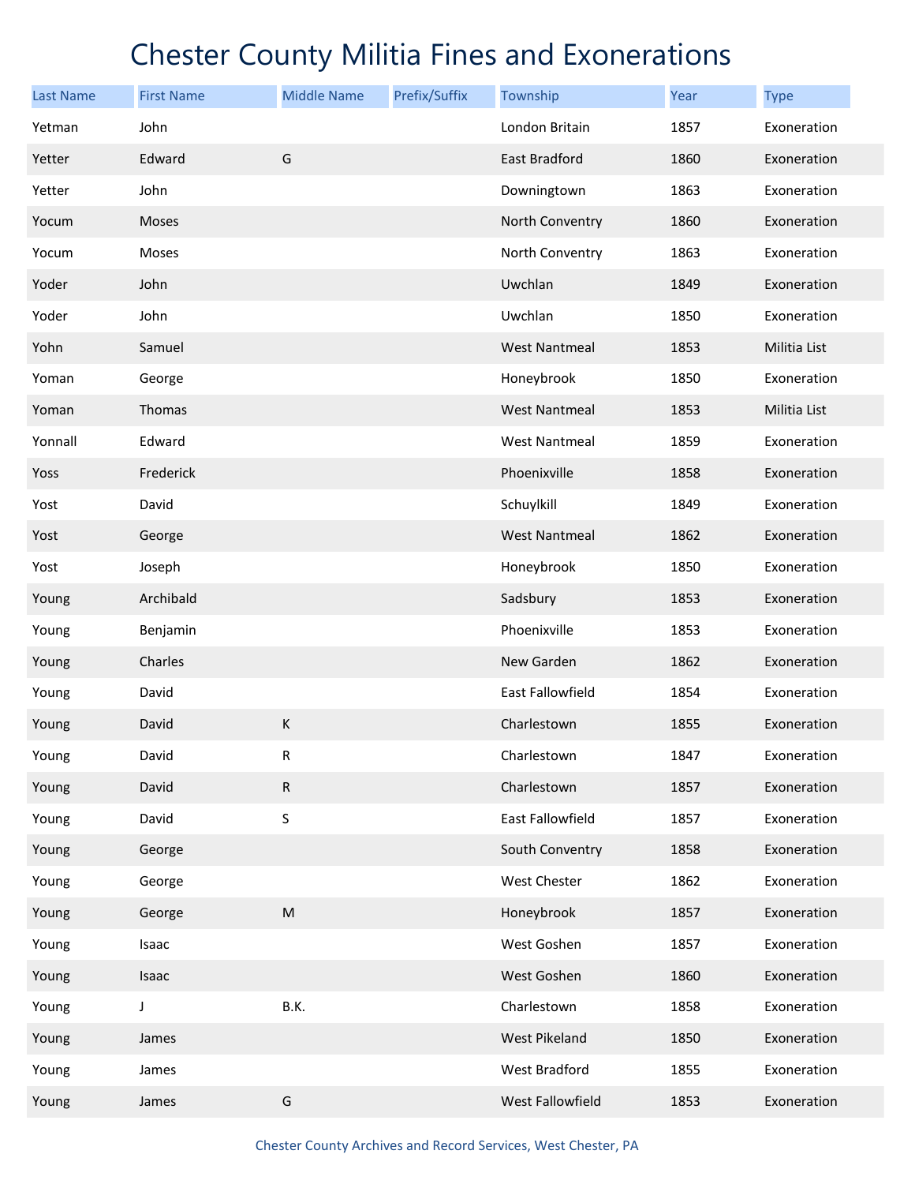# Chester County Militia Fines and Exonerations

| Last Name | First Name | Middle Name | Prefix/Suffix | Township | Year | Type |
|---|---|---|---|---|---|---|
| Yetman | John | | | London Britain | 1857 | Exoneration |
| Yetter | Edward | G | | East Bradford | 1860 | Exoneration |
| Yetter | John | | | Downingtown | 1863 | Exoneration |
| Yocum | Moses | | | North Conventry | 1860 | Exoneration |
| Yocum | Moses | | | North Conventry | 1863 | Exoneration |
| Yoder | John | | | Uwchlan | 1849 | Exoneration |
| Yoder | John | | | Uwchlan | 1850 | Exoneration |
| Yohn | Samuel | | | West Nantmeal | 1853 | Militia List |
| Yoman | George | | | Honeybrook | 1850 | Exoneration |
| Yoman | Thomas | | | West Nantmeal | 1853 | Militia List |
| Yonnall | Edward | | | West Nantmeal | 1859 | Exoneration |
| Yoss | Frederick | | | Phoenixville | 1858 | Exoneration |
| Yost | David | | | Schuylkill | 1849 | Exoneration |
| Yost | George | | | West Nantmeal | 1862 | Exoneration |
| Yost | Joseph | | | Honeybrook | 1850 | Exoneration |
| Young | Archibald | | | Sadsbury | 1853 | Exoneration |
| Young | Benjamin | | | Phoenixville | 1853 | Exoneration |
| Young | Charles | | | New Garden | 1862 | Exoneration |
| Young | David | | | East Fallowfield | 1854 | Exoneration |
| Young | David | K | | Charlestown | 1855 | Exoneration |
| Young | David | R | | Charlestown | 1847 | Exoneration |
| Young | David | R | | Charlestown | 1857 | Exoneration |
| Young | David | S | | East Fallowfield | 1857 | Exoneration |
| Young | George | | | South Conventry | 1858 | Exoneration |
| Young | George | | | West Chester | 1862 | Exoneration |
| Young | George | M | | Honeybrook | 1857 | Exoneration |
| Young | Isaac | | | West Goshen | 1857 | Exoneration |
| Young | Isaac | | | West Goshen | 1860 | Exoneration |
| Young | J | B.K. | | Charlestown | 1858 | Exoneration |
| Young | James | | | West Pikeland | 1850 | Exoneration |
| Young | James | | | West Bradford | 1855 | Exoneration |
| Young | James | G | | West Fallowfield | 1853 | Exoneration |

Chester County Archives and Record Services, West Chester, PA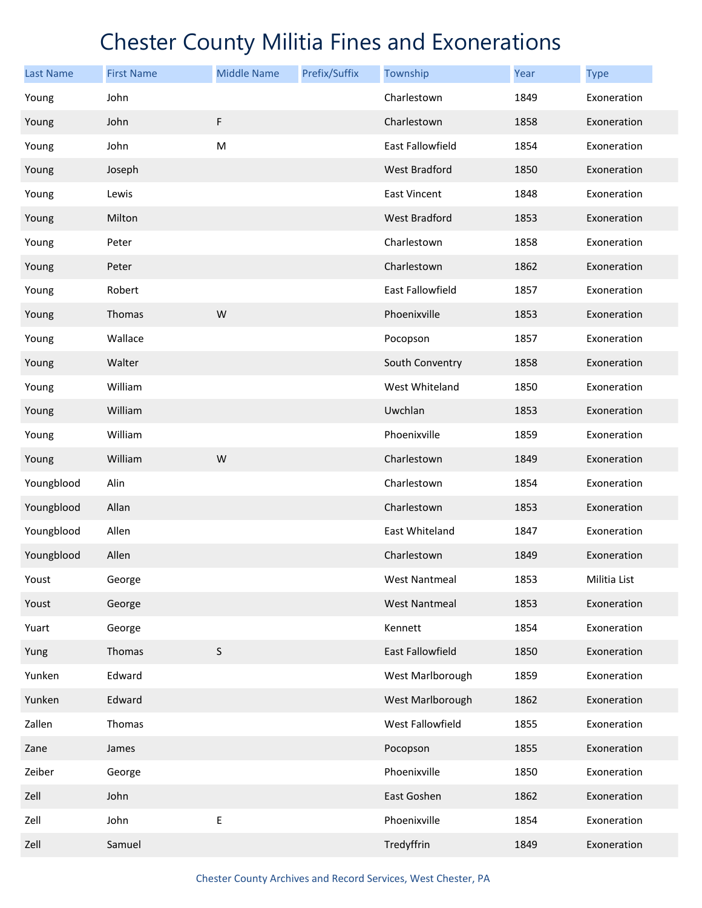# Chester County Militia Fines and Exonerations

| Last Name | First Name | Middle Name | Prefix/Suffix | Township | Year | Type |
|---|---|---|---|---|---|---|
| Young | John | | | Charlestown | 1849 | Exoneration |
| Young | John | F | | Charlestown | 1858 | Exoneration |
| Young | John | M | | East Fallowfield | 1854 | Exoneration |
| Young | Joseph | | | West Bradford | 1850 | Exoneration |
| Young | Lewis | | | East Vincent | 1848 | Exoneration |
| Young | Milton | | | West Bradford | 1853 | Exoneration |
| Young | Peter | | | Charlestown | 1858 | Exoneration |
| Young | Peter | | | Charlestown | 1862 | Exoneration |
| Young | Robert | | | East Fallowfield | 1857 | Exoneration |
| Young | Thomas | W | | Phoenixville | 1853 | Exoneration |
| Young | Wallace | | | Pocopson | 1857 | Exoneration |
| Young | Walter | | | South Conventry | 1858 | Exoneration |
| Young | William | | | West Whiteland | 1850 | Exoneration |
| Young | William | | | Uwchlan | 1853 | Exoneration |
| Young | William | | | Phoenixville | 1859 | Exoneration |
| Young | William | W | | Charlestown | 1849 | Exoneration |
| Youngblood | Alin | | | Charlestown | 1854 | Exoneration |
| Youngblood | Allan | | | Charlestown | 1853 | Exoneration |
| Youngblood | Allen | | | East Whiteland | 1847 | Exoneration |
| Youngblood | Allen | | | Charlestown | 1849 | Exoneration |
| Youst | George | | | West Nantmeal | 1853 | Militia List |
| Youst | George | | | West Nantmeal | 1853 | Exoneration |
| Yuart | George | | | Kennett | 1854 | Exoneration |
| Yung | Thomas | S | | East Fallowfield | 1850 | Exoneration |
| Yunken | Edward | | | West Marlborough | 1859 | Exoneration |
| Yunken | Edward | | | West Marlborough | 1862 | Exoneration |
| Zallen | Thomas | | | West Fallowfield | 1855 | Exoneration |
| Zane | James | | | Pocopson | 1855 | Exoneration |
| Zeiber | George | | | Phoenixville | 1850 | Exoneration |
| Zell | John | | | East Goshen | 1862 | Exoneration |
| Zell | John | E | | Phoenixville | 1854 | Exoneration |
| Zell | Samuel | | | Tredyffrin | 1849 | Exoneration |

Chester County Archives and Record Services, West Chester, PA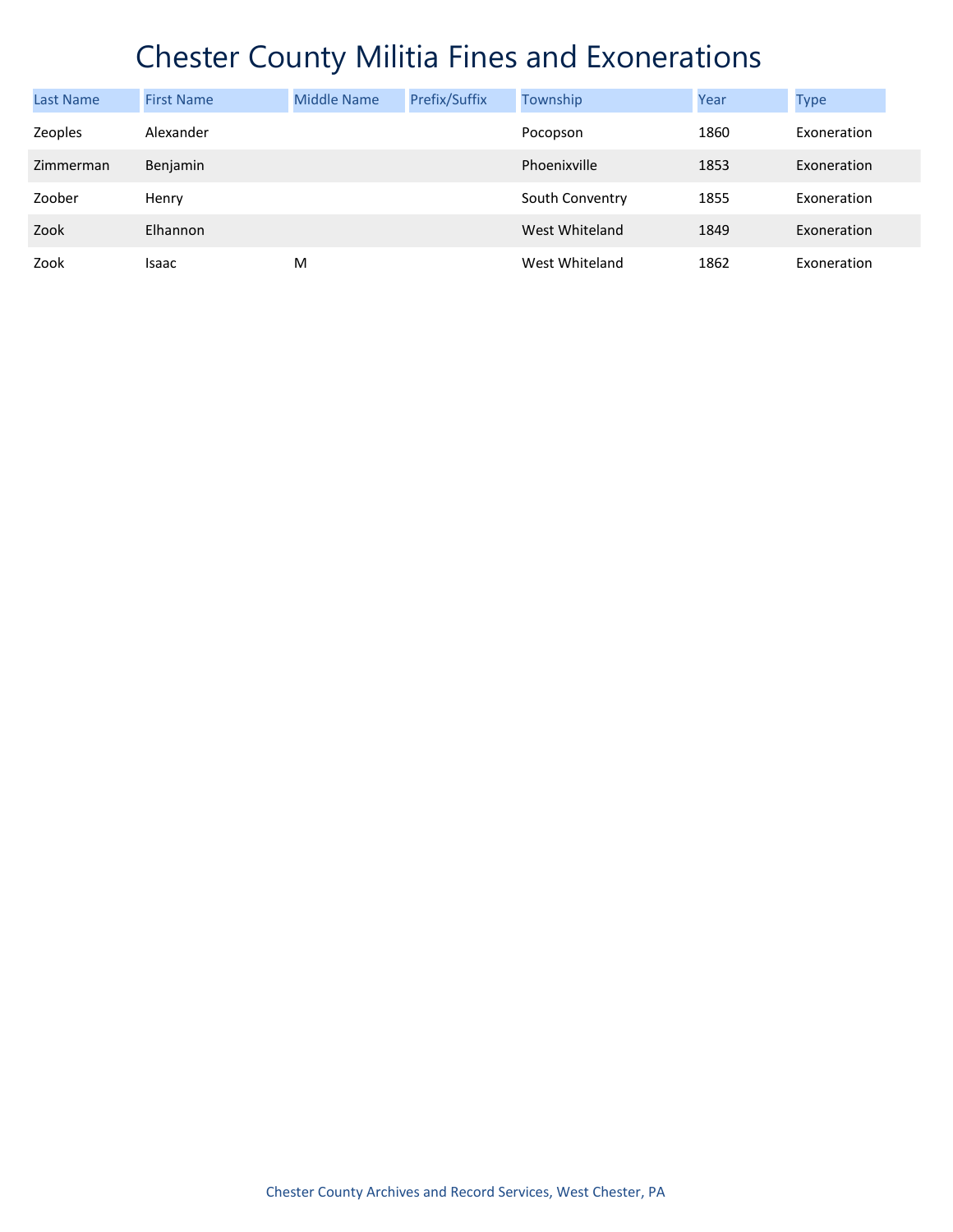# Chester County Militia Fines and Exonerations

| Last Name | First Name | Middle Name | Prefix/Suffix | Township | Year | Type |
|---|---|---|---|---|---|---|
| Zeoples | Alexander | | | Pocopson | 1860 | Exoneration |
| Zimmerman | Benjamin | | | Phoenixville | 1853 | Exoneration |
| Zoober | Henry | | | South Conventry | 1855 | Exoneration |
| Zook | Elhannon | | | West Whiteland | 1849 | Exoneration |
| Zook | Isaac | M | | West Whiteland | 1862 | Exoneration |

Chester County Archives and Record Services, West Chester, PA